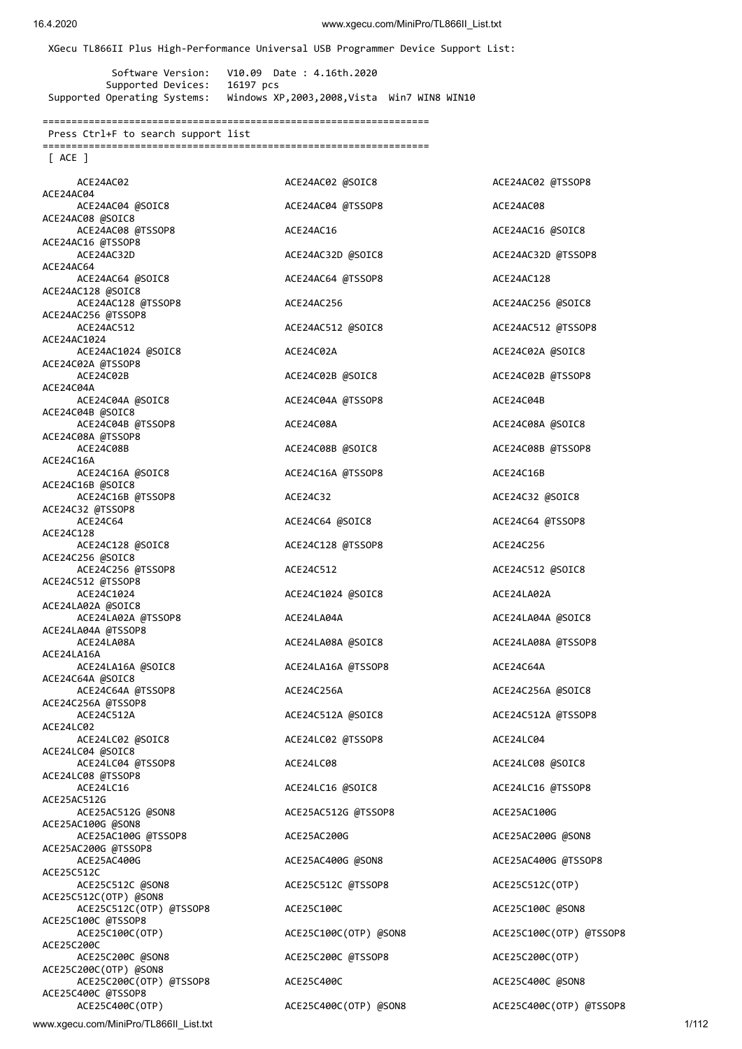XGecu TL866II Plus High-Performance Universal USB Programmer Device Support List:

```
           Software Version:   V10.09  Date : 4.16th.2020
          Supported Devices:   16197 pcs
 Supported Operating Systems:   Windows XP,2003,2008,Vista  Win7 WIN8 WIN10
```

==================================================================

Press Ctrl+F to search support list

==================================================================

[ ACE ]

```
ACE24AC02                    ACE24AC02 @SOIC8             ACE24AC02 @TSSOP8
ACE24AC04
ACE24AC04 @SOIC8             ACE24AC04 @TSSOP8            ACE24AC08
ACE24AC08 @SOIC8
ACE24AC08 @TSSOP8            ACE24AC16                    ACE24AC16 @SOIC8
ACE24AC16 @TSSOP8
ACE24AC32D                   ACE24AC32D @SOIC8            ACE24AC32D @TSSOP8
ACE24AC64
ACE24AC64 @SOIC8             ACE24AC64 @TSSOP8            ACE24AC128
ACE24AC128 @SOIC8
ACE24AC128 @TSSOP8           ACE24AC256                   ACE24AC256 @SOIC8
ACE24AC256 @TSSOP8
ACE24AC512                   ACE24AC512 @SOIC8            ACE24AC512 @TSSOP8
ACE24AC1024
ACE24AC1024 @SOIC8           ACE24C02A                    ACE24C02A @SOIC8
ACE24C02A @TSSOP8
ACE24C02B                    ACE24C02B @SOIC8             ACE24C02B @TSSOP8
ACE24C04A
ACE24C04A @SOIC8             ACE24C04A @TSSOP8            ACE24C04B
ACE24C04B @SOIC8
ACE24C04B @TSSOP8            ACE24C08A                    ACE24C08A @SOIC8
ACE24C08A @TSSOP8
ACE24C08B                    ACE24C08B @SOIC8             ACE24C08B @TSSOP8
ACE24C16A
ACE24C16A @SOIC8             ACE24C16A @TSSOP8            ACE24C16B
ACE24C16B @SOIC8
ACE24C16B @TSSOP8            ACE24C32                     ACE24C32 @SOIC8
ACE24C32 @TSSOP8
ACE24C64                     ACE24C64 @SOIC8              ACE24C64 @TSSOP8
ACE24C128
ACE24C128 @SOIC8             ACE24C128 @TSSOP8            ACE24C256
ACE24C256 @SOIC8
ACE24C256 @TSSOP8            ACE24C512                    ACE24C512 @SOIC8
ACE24C512 @TSSOP8
ACE24C1024                   ACE24C1024 @SOIC8            ACE24LA02A
ACE24LA02A @SOIC8
ACE24LA02A @TSSOP8           ACE24LA04A                   ACE24LA04A @SOIC8
ACE24LA04A @TSSOP8
ACE24LA08A                   ACE24LA08A @SOIC8            ACE24LA08A @TSSOP8
ACE24LA16A
ACE24LA16A @SOIC8            ACE24LA16A @TSSOP8           ACE24C64A
ACE24C64A @SOIC8
ACE24C64A @TSSOP8            ACE24C256A                   ACE24C256A @SOIC8
ACE24C256A @TSSOP8
ACE24C512A                   ACE24C512A @SOIC8            ACE24C512A @TSSOP8
ACE24LC02
ACE24LC02 @SOIC8             ACE24LC02 @TSSOP8            ACE24LC04
ACE24LC04 @SOIC8
ACE24LC04 @TSSOP8            ACE24LC08                    ACE24LC08 @SOIC8
ACE24LC08 @TSSOP8
ACE24LC16                    ACE24LC16 @SOIC8             ACE24LC16 @TSSOP8
ACE25AC512G
ACE25AC512G @SON8            ACE25AC512G @TSSOP8          ACE25AC100G
ACE25AC100G @SON8
ACE25AC100G @TSSOP8          ACE25AC200G                  ACE25AC200G @SON8
ACE25AC200G @TSSOP8
ACE25AC400G                  ACE25AC400G @SON8            ACE25AC400G @TSSOP8
ACE25C512C
ACE25C512C @SON8             ACE25C512C @TSSOP8           ACE25C512C(OTP)
ACE25C512C(OTP) @SON8
ACE25C512C(OTP) @TSSOP8      ACE25C100C                   ACE25C100C @SON8
ACE25C100C @TSSOP8
ACE25C100C(OTP)              ACE25C100C(OTP) @SON8        ACE25C100C(OTP) @TSSOP8
ACE25C200C
ACE25C200C @SON8             ACE25C200C @TSSOP8           ACE25C200C(OTP)
ACE25C200C(OTP) @SON8
ACE25C200C(OTP) @TSSOP8      ACE25C400C                   ACE25C400C @SON8
ACE25C400C @TSSOP8
ACE25C400C(OTP)              ACE25C400C(OTP) @SON8        ACE25C400C(OTP) @TSSOP8
```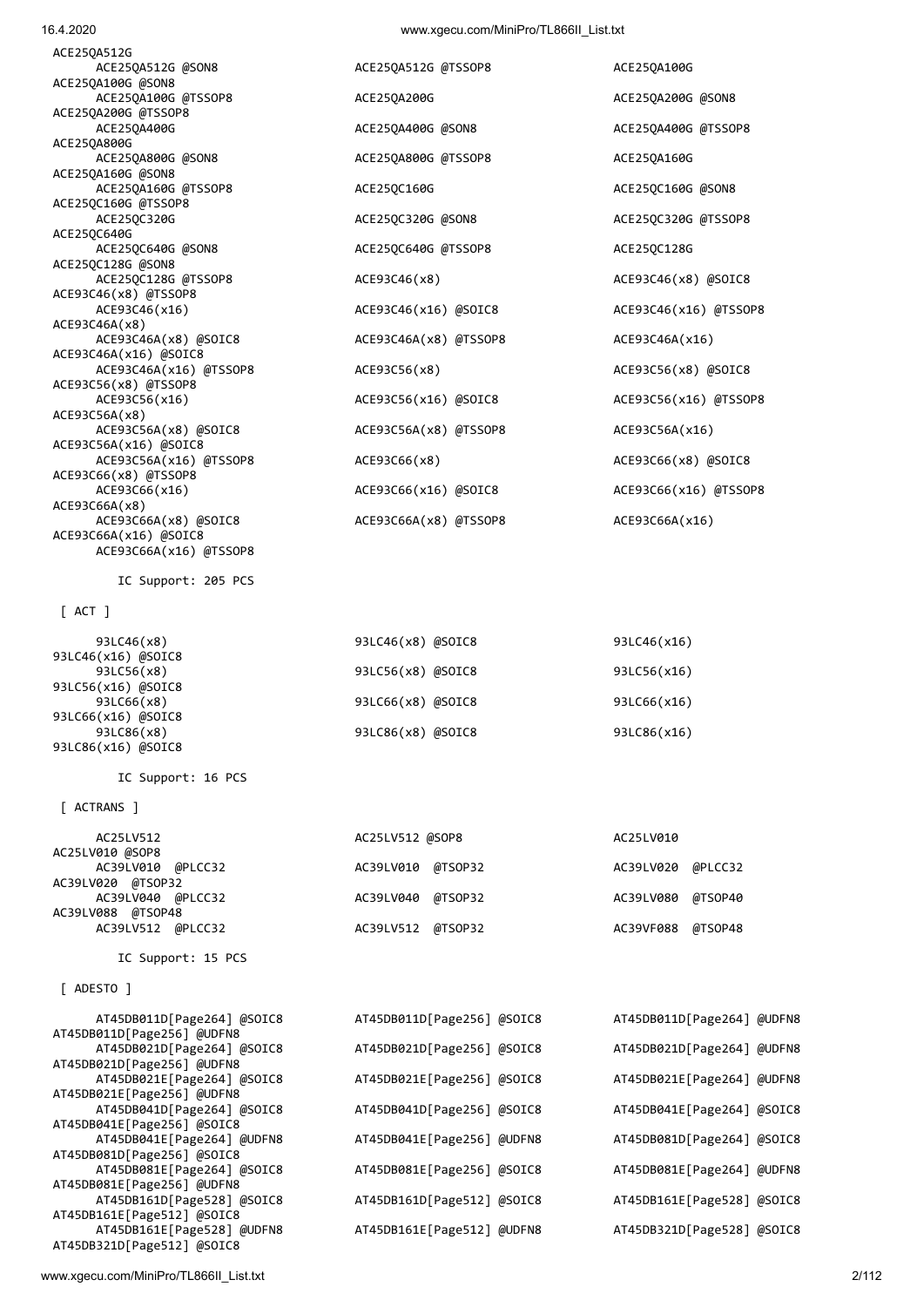ACE25QA512G
ACE25QA512G @SON8
ACE25QA512G @TSSOP8
ACE25QA100G
ACE25QA100G @SON8
ACE25QA100G @TSSOP8
ACE25QA200G
ACE25QA200G @SON8
ACE25QA200G @TSSOP8
ACE25QA400G
ACE25QA400G @SON8
ACE25QA400G @TSSOP8
ACE25QA800G
ACE25QA800G @SON8
ACE25QA800G @TSSOP8
ACE25QA160G
ACE25QA160G @SON8
ACE25QA160G @TSSOP8
ACE25QC160G
ACE25QC160G @SON8
ACE25QC160G @TSSOP8
ACE25QC320G
ACE25QC320G @SON8
ACE25QC320G @TSSOP8
ACE25QC640G
ACE25QC640G @SON8
ACE25QC640G @TSSOP8
ACE25QC128G
ACE25QC128G @SON8
ACE25QC128G @TSSOP8
ACE93C46(x8)
ACE93C46(x8) @SOIC8
ACE93C46(x8) @TSSOP8
ACE93C46(x16)
ACE93C46(x16) @SOIC8
ACE93C46(x16) @TSSOP8
ACE93C46A(x8)
ACE93C46A(x8) @SOIC8
ACE93C46A(x8) @TSSOP8
ACE93C46A(x16)
ACE93C46A(x16) @SOIC8
ACE93C46A(x16) @TSSOP8
ACE93C56(x8)
ACE93C56(x8) @SOIC8
ACE93C56(x8) @TSSOP8
ACE93C56(x16)
ACE93C56(x16) @SOIC8
ACE93C56(x16) @TSSOP8
ACE93C56A(x8)
ACE93C56A(x8) @SOIC8
ACE93C56A(x8) @TSSOP8
ACE93C56A(x16)
ACE93C56A(x16) @SOIC8
ACE93C56A(x16) @TSSOP8
ACE93C66(x8)
ACE93C66(x8) @SOIC8
ACE93C66(x8) @TSSOP8
ACE93C66(x16)
ACE93C66(x16) @SOIC8
ACE93C66(x16) @TSSOP8
ACE93C66A(x8)
ACE93C66A(x8) @SOIC8
ACE93C66A(x8) @TSSOP8
ACE93C66A(x16)
ACE93C66A(x16) @SOIC8
ACE93C66A(x16) @TSSOP8

IC Support: 205 PCS

[ ACT ]

93LC46(x8)
93LC46(x8) @SOIC8
93LC46(x16)
93LC46(x16) @SOIC8
93LC56(x8)
93LC56(x8) @SOIC8
93LC56(x16)
93LC56(x16) @SOIC8
93LC66(x8)
93LC66(x8) @SOIC8
93LC66(x16)
93LC66(x16) @SOIC8
93LC86(x8)
93LC86(x8) @SOIC8
93LC86(x16)
93LC86(x16) @SOIC8

IC Support: 16 PCS

[ ACTRANS ]

AC25LV512
AC25LV512 @SOP8
AC25LV010
AC25LV010 @SOP8
AC39LV010 @PLCC32
AC39LV010 @TSOP32
AC39LV020 @PLCC32
AC39LV020 @TSOP32
AC39LV040 @PLCC32
AC39LV040 @TSOP32
AC39LV080 @TSOP40
AC39LV088 @TSOP48
AC39LV512 @PLCC32
AC39LV512 @TSOP32
AC39VF088 @TSOP48

IC Support: 15 PCS

[ ADESTO ]

AT45DB011D[Page264] @SOIC8
AT45DB011D[Page256] @SOIC8
AT45DB011D[Page264] @UDFN8
AT45DB011D[Page256] @UDFN8
AT45DB021D[Page264] @SOIC8
AT45DB021D[Page256] @SOIC8
AT45DB021D[Page264] @UDFN8
AT45DB021D[Page256] @UDFN8
AT45DB021E[Page264] @SOIC8
AT45DB021E[Page256] @SOIC8
AT45DB021E[Page264] @UDFN8
AT45DB021E[Page256] @UDFN8
AT45DB041D[Page264] @SOIC8
AT45DB041D[Page256] @SOIC8
AT45DB041E[Page264] @SOIC8
AT45DB041E[Page256] @SOIC8
AT45DB041E[Page264] @UDFN8
AT45DB041E[Page256] @UDFN8
AT45DB081D[Page264] @SOIC8
AT45DB081D[Page256] @SOIC8
AT45DB081E[Page264] @SOIC8
AT45DB081E[Page256] @SOIC8
AT45DB081E[Page264] @UDFN8
AT45DB081E[Page256] @UDFN8
AT45DB161D[Page528] @SOIC8
AT45DB161D[Page512] @SOIC8
AT45DB161E[Page528] @SOIC8
AT45DB161E[Page512] @SOIC8
AT45DB161E[Page528] @UDFN8
AT45DB161E[Page512] @UDFN8
AT45DB321D[Page528] @SOIC8
AT45DB321D[Page512] @SOIC8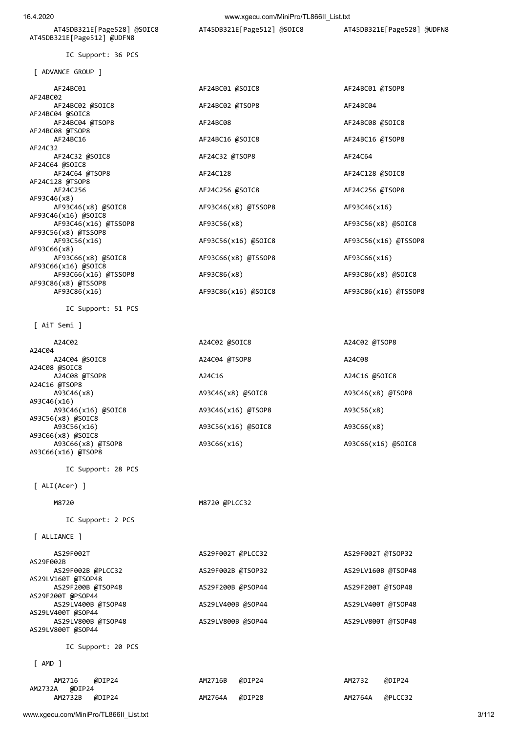AT45DB321E[Page528] @SOIC8 AT45DB321E[Page512] @SOIC8 AT45DB321E[Page528] @UDFN8
AT45DB321E[Page512] @UDFN8

IC Support: 36 PCS

[ ADVANCE GROUP ]

AF24BC01 AF24BC01 @SOIC8 AF24BC01 @TSOP8
AF24BC02
AF24BC02 @SOIC8 AF24BC02 @TSOP8 AF24BC04
AF24BC04 @SOIC8
AF24BC04 @TSOP8 AF24BC08 AF24BC08 @SOIC8
AF24BC08 @TSOP8
AF24BC16 AF24BC16 @SOIC8 AF24BC16 @TSOP8
AF24C32
AF24C32 @SOIC8 AF24C32 @TSOP8 AF24C64
AF24C64 @SOIC8
AF24C64 @TSOP8 AF24C128 AF24C128 @SOIC8
AF24C128 @TSOP8
AF24C256 AF24C256 @SOIC8 AF24C256 @TSOP8
AF93C46(x8)
AF93C46(x8) @SOIC8 AF93C46(x8) @TSSOP8 AF93C46(x16)
AF93C46(x16) @SOIC8
AF93C46(x16) @TSSOP8 AF93C56(x8) AF93C56(x8) @SOIC8
AF93C56(x8) @TSSOP8
AF93C56(x16) AF93C56(x16) @SOIC8 AF93C56(x16) @TSSOP8
AF93C66(x8)
AF93C66(x8) @SOIC8 AF93C66(x8) @TSSOP8 AF93C66(x16)
AF93C66(x16) @SOIC8
AF93C66(x16) @TSSOP8 AF93C86(x8) AF93C86(x8) @SOIC8
AF93C86(x8) @TSSOP8
AF93C86(x16) AF93C86(x16) @SOIC8 AF93C86(x16) @TSSOP8

IC Support: 51 PCS

[ AiT Semi ]

A24C02 A24C02 @SOIC8 A24C02 @TSOP8
A24C04
A24C04 @SOIC8 A24C04 @TSOP8 A24C08
A24C08 @SOIC8
A24C08 @TSOP8 A24C16 A24C16 @SOIC8
A24C16 @TSOP8
A93C46(x8) A93C46(x8) @SOIC8 A93C46(x8) @TSOP8
A93C46(x16)
A93C46(x16) @SOIC8 A93C46(x16) @TSOP8 A93C56(x8)
A93C56(x8) @SOIC8
A93C56(x16) A93C56(x16) @SOIC8 A93C66(x8)
A93C66(x8) @SOIC8
A93C66(x8) @TSOP8 A93C66(x16) A93C66(x16) @SOIC8
A93C66(x16) @TSOP8

IC Support: 28 PCS

[ ALI(Acer) ]

M8720 M8720 @PLCC32

IC Support: 2 PCS

[ ALLIANCE ]

AS29F002T AS29F002T @PLCC32 AS29F002T @TSOP32
AS29F002B
AS29F002B @PLCC32 AS29F002B @TSOP32 AS29LV160B @TSOP48
AS29LV160T @TSOP48
AS29F200B @TSOP48 AS29F200B @PSOP44 AS29F200T @TSOP48
AS29F200T @PSOP44
AS29LV400B @TSOP48 AS29LV400B @SOP44 AS29LV400T @TSOP48
AS29LV400T @SOP44
AS29LV800B @TSOP48 AS29LV800B @SOP44 AS29LV800T @TSOP48
AS29LV800T @SOP44

IC Support: 20 PCS

[ AMD ]

AM2716 @DIP24 AM2716B @DIP24 AM2732 @DIP24
AM2732A @DIP24
AM2732B @DIP24 AM2764A @DIP28 AM2764A @PLCC32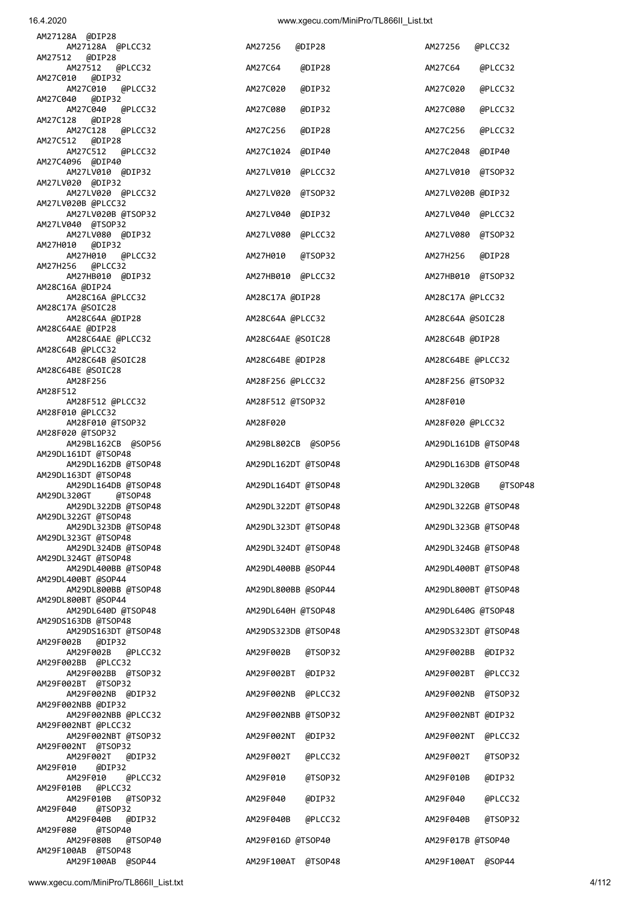```
AM27128A  @DIP28
     AM27128A  @PLCC32                  AM27256   @DIP28                    AM27256   @PLCC32
AM27512   @DIP28
     AM27512   @PLCC32                  AM27C64    @DIP28                   AM27C64    @PLCC32
AM27C010  @DIP32
     AM27C010  @PLCC32                  AM27C020   @DIP32                   AM27C020   @PLCC32
AM27C040  @DIP32
     AM27C040  @PLCC32                  AM27C080   @DIP32                   AM27C080   @PLCC32
AM27C128  @DIP28
     AM27C128  @PLCC32                  AM27C256   @DIP28                   AM27C256   @PLCC32
AM27C512  @DIP28
     AM27C512  @PLCC32                  AM27C1024 @DIP40                    AM27C2048 @DIP40
AM27C4096 @DIP40
     AM27LV010 @DIP32                   AM27LV010 @PLCC32                   AM27LV010 @TSOP32
AM27LV020 @DIP32
     AM27LV020 @PLCC32                  AM27LV020 @TSOP32                   AM27LV020B @DIP32
AM27LV020B @PLCC32
     AM27LV020B @TSOP32                 AM27LV040 @DIP32                    AM27LV040 @PLCC32
AM27LV040 @TSOP32
     AM27LV080 @DIP32                   AM27LV080 @PLCC32                   AM27LV080 @TSOP32
AM27H010  @DIP32
     AM27H010  @PLCC32                  AM27H010   @TSOP32                  AM27H256   @DIP28
AM27H256  @PLCC32
     AM27HB010 @DIP32                   AM27HB010 @PLCC32                   AM27HB010 @TSOP32
AM28C16A @DIP24
     AM28C16A @PLCC32                   AM28C17A @DIP28                     AM28C17A @PLCC32
AM28C17A @SOIC28
     AM28C64A @DIP28                    AM28C64A @PLCC32                    AM28C64A @SOIC28
AM28C64AE @DIP28
     AM28C64AE @PLCC32                  AM28C64AE @SOIC28                   AM28C64B @DIP28
AM28C64B @PLCC32
     AM28C64B @SOIC28                   AM28C64BE @DIP28                    AM28C64BE @PLCC32
AM28C64BE @SOIC28
     AM28F256                           AM28F256 @PLCC32                    AM28F256 @TSOP32
AM28F512
     AM28F512 @PLCC32                   AM28F512 @TSOP32                    AM28F010
AM28F010 @PLCC32
     AM28F010 @TSOP32                   AM28F020                            AM28F020 @PLCC32
AM28F020 @TSOP32
     AM29BL162CB  @SOP56                AM29BL802CB  @SOP56                 AM29DL161DB @TSOP48
AM29DL161DT @TSOP48
     AM29DL162DB @TSOP48                AM29DL162DT @TSOP48                 AM29DL163DB @TSOP48
AM29DL163DT @TSOP48
     AM29DL164DB @TSOP48                AM29DL164DT @TSOP48                 AM29DL320GB    @TSOP48
AM29DL320GT     @TSOP48
     AM29DL322DB @TSOP48                AM29DL322DT @TSOP48                 AM29DL322GB @TSOP48
AM29DL322GT @TSOP48
     AM29DL323DB @TSOP48                AM29DL323DT @TSOP48                 AM29DL323GB @TSOP48
AM29DL323GT @TSOP48
     AM29DL324DB @TSOP48                AM29DL324DT @TSOP48                 AM29DL324GB @TSOP48
AM29DL324GT @TSOP48
     AM29DL400BB @TSOP48                AM29DL400BB @SOP44                  AM29DL400BT @TSOP48
AM29DL400BT @SOP44
     AM29DL800BB @TSOP48                AM29DL800BB @SOP44                  AM29DL800BT @TSOP48
AM29DL800BT @SOP44
     AM29DL640D @TSOP48                 AM29DL640H @TSOP48                  AM29DL640G @TSOP48
AM29DS163DB @TSOP48
     AM29DS163DT @TSOP48                AM29DS323DB @TSOP48                 AM29DS323DT @TSOP48
AM29F002B   @DIP32
     AM29F002B   @PLCC32                AM29F002B   @TSOP32                 AM29F002BB  @DIP32
AM29F002BB  @PLCC32
     AM29F002BB  @TSOP32                AM29F002BT  @DIP32                  AM29F002BT  @PLCC32
AM29F002BT  @TSOP32
     AM29F002NB  @DIP32                 AM29F002NB  @PLCC32                 AM29F002NB  @TSOP32
AM29F002NBB @DIP32
     AM29F002NBB @PLCC32                AM29F002NBB @TSOP32                 AM29F002NBT @DIP32
AM29F002NBT @PLCC32
     AM29F002NBT @TSOP32                AM29F002NT  @DIP32                  AM29F002NT  @PLCC32
AM29F002NT  @TSOP32
     AM29F002T   @DIP32                 AM29F002T   @PLCC32                 AM29F002T   @TSOP32
AM29F010    @DIP32
     AM29F010    @PLCC32                AM29F010    @TSOP32                 AM29F010B   @DIP32
AM29F010B   @PLCC32
     AM29F010B   @TSOP32                AM29F040    @DIP32                  AM29F040    @PLCC32
AM29F040    @TSOP32
     AM29F040B   @DIP32                 AM29F040B   @PLCC32                 AM29F040B   @TSOP32
AM29F080    @TSOP40
     AM29F080B   @TSOP40                AM29F016D @TSOP40                   AM29F017B @TSOP40
AM29F100AB  @TSOP48
     AM29F100AB  @SOP44                 AM29F100AT  @TSOP48                 AM29F100AT  @SOP44
```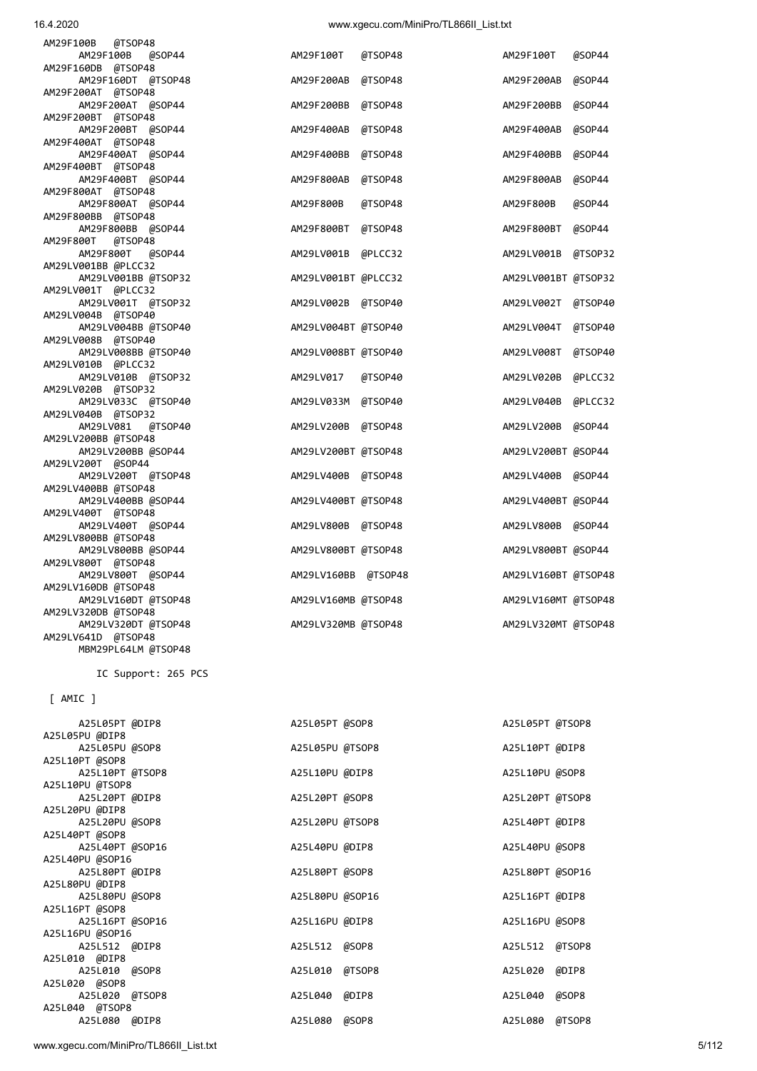```
AM29F100B   @TSOP48
      AM29F100B   @SOP44                AM29F100T   @TSOP48               AM29F100T   @SOP44
AM29F160DB  @TSOP48
      AM29F160DT  @TSOP48               AM29F200AB  @TSOP48               AM29F200AB  @SOP44
AM29F200AT  @TSOP48
      AM29F200AT  @SOP44                AM29F200BB  @TSOP48               AM29F200BB  @SOP44
AM29F200BT  @TSOP48
      AM29F200BT  @SOP44                AM29F400AB  @TSOP48               AM29F400AB  @SOP44
AM29F400AT  @TSOP48
      AM29F400AT  @SOP44                AM29F400BB  @TSOP48               AM29F400BB  @SOP44
AM29F400BT  @TSOP48
      AM29F400BT  @SOP44                AM29F800AB  @TSOP48               AM29F800AB  @SOP44
AM29F800AT  @TSOP48
      AM29F800AT  @SOP44                AM29F800B   @TSOP48               AM29F800B   @SOP44
AM29F800BB  @TSOP48
      AM29F800BB  @SOP44                AM29F800BT  @TSOP48               AM29F800BT  @SOP44
AM29F800T   @TSOP48
      AM29F800T   @SOP44                AM29LV001B  @PLCC32               AM29LV001B  @TSOP32
AM29LV001BB @PLCC32
      AM29LV001BB @TSOP32               AM29LV001BT @PLCC32               AM29LV001BT @TSOP32
AM29LV001T  @PLCC32
      AM29LV001T  @TSOP32               AM29LV002B  @TSOP40               AM29LV002T  @TSOP40
AM29LV004B  @TSOP40
      AM29LV004BB @TSOP40               AM29LV004BT @TSOP40               AM29LV004T  @TSOP40
AM29LV008B  @TSOP40
      AM29LV008BB @TSOP40               AM29LV008BT @TSOP40               AM29LV008T  @TSOP40
AM29LV010B  @PLCC32
      AM29LV010B  @TSOP32               AM29LV017   @TSOP40               AM29LV020B  @PLCC32
AM29LV020B  @TSOP32
      AM29LV033C  @TSOP40               AM29LV033M  @TSOP40               AM29LV040B  @PLCC32
AM29LV040B  @TSOP32
      AM29LV081   @TSOP40               AM29LV200B  @TSOP48               AM29LV200B  @SOP44
AM29LV200BB @TSOP48
      AM29LV200BB @SOP44                AM29LV200BT @TSOP48               AM29LV200BT @SOP44
AM29LV200T  @SOP44
      AM29LV200T  @TSOP48               AM29LV400B  @TSOP48               AM29LV400B  @SOP44
AM29LV400BB @TSOP48
      AM29LV400BB @SOP44                AM29LV400BT @TSOP48               AM29LV400BT @SOP44
AM29LV400T  @TSOP48
      AM29LV400T  @SOP44                AM29LV800B  @TSOP48               AM29LV800B  @SOP44
AM29LV800BB @TSOP48
      AM29LV800BB @SOP44                AM29LV800BT @TSOP48               AM29LV800BT @SOP44
AM29LV800T  @TSOP48
      AM29LV800T  @SOP44                AM29LV160BB  @TSOP48              AM29LV160BT @TSOP48
AM29LV160DB @TSOP48
      AM29LV160DT @TSOP48               AM29LV160MB @TSOP48               AM29LV160MT @TSOP48
AM29LV320DB @TSOP48
      AM29LV320DT @TSOP48               AM29LV320MB @TSOP48               AM29LV320MT @TSOP48
AM29LV641D  @TSOP48
      MBM29PL64LM @TSOP48

        IC Support: 265 PCS

 [ AMIC ]

      A25L05PT @DIP8                    A25L05PT @SOP8                    A25L05PT @TSOP8
A25L05PU @DIP8
      A25L05PU @SOP8                    A25L05PU @TSOP8                   A25L10PT @DIP8
A25L10PT @SOP8
      A25L10PT @TSOP8                   A25L10PU @DIP8                    A25L10PU @SOP8
A25L10PU @TSOP8
      A25L20PT @DIP8                    A25L20PT @SOP8                    A25L20PT @TSOP8
A25L20PU @DIP8
      A25L20PU @SOP8                    A25L20PU @TSOP8                   A25L40PT @DIP8
A25L40PT @SOP8
      A25L40PT @SOP16                   A25L40PU @DIP8                    A25L40PU @SOP8
A25L40PU @SOP16
      A25L80PT @DIP8                    A25L80PT @SOP8                    A25L80PT @SOP16
A25L80PU @DIP8
      A25L80PU @SOP8                    A25L80PU @SOP16                   A25L16PT @DIP8
A25L16PT @SOP8
      A25L16PT @SOP16                   A25L16PU @DIP8                    A25L16PU @SOP8
A25L16PU @SOP16
      A25L512  @DIP8                    A25L512  @SOP8                    A25L512  @TSOP8
A25L010  @DIP8
      A25L010  @SOP8                    A25L010  @TSOP8                   A25L020  @DIP8
A25L020  @SOP8
      A25L020  @TSOP8                   A25L040  @DIP8                    A25L040  @SOP8
A25L040  @TSOP8
      A25L080  @DIP8                    A25L080  @SOP8                    A25L080  @TSOP8
```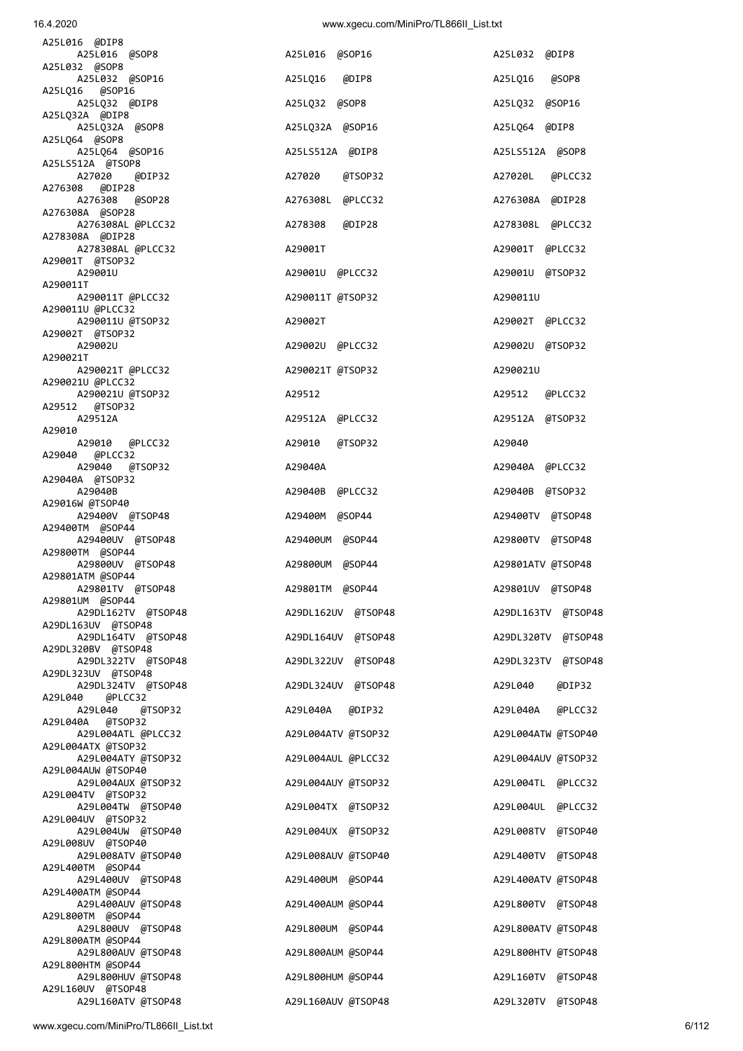```
A25L016  @DIP8
    A25L016  @SOP8                 A25L016  @SOP16               A25L032  @DIP8
A25L032  @SOP8
    A25L032  @SOP16                A25LQ16   @DIP8               A25LQ16   @SOP8
A25LQ16   @SOP16
    A25LQ32  @DIP8                 A25LQ32  @SOP8                A25LQ32  @SOP16
A25LQ32A  @DIP8
    A25LQ32A  @SOP8                A25LQ32A  @SOP16              A25LQ64  @DIP8
A25LQ64  @SOP8
    A25LQ64  @SOP16                A25LS512A  @DIP8              A25LS512A  @SOP8
A25LS512A  @TSOP8
    A27020    @DIP32               A27020    @TSOP32             A27020L   @PLCC32
A276308   @DIP28
    A276308   @SOP28               A276308L  @PLCC32             A276308A  @DIP28
A276308A  @SOP28
    A276308AL @PLCC32              A278308   @DIP28              A278308L  @PLCC32
A278308A  @DIP28
    A278308AL @PLCC32              A29001T                       A29001T  @PLCC32
A29001T  @TSOP32
    A29001U                        A29001U  @PLCC32              A29001U  @TSOP32
A290011T
    A290011T @PLCC32               A290011T @TSOP32              A290011U
A290011U @PLCC32
    A290011U @TSOP32               A29002T                       A29002T  @PLCC32
A29002T  @TSOP32
    A29002U                        A29002U  @PLCC32              A29002U  @TSOP32
A290021T
    A290021T @PLCC32               A290021T @TSOP32              A290021U
A290021U @PLCC32
    A290021U @TSOP32               A29512                        A29512   @PLCC32
A29512   @TSOP32
    A29512A                        A29512A  @PLCC32              A29512A  @TSOP32
A29010
    A29010   @PLCC32               A29010   @TSOP32              A29040
A29040   @PLCC32
    A29040   @TSOP32               A29040A                       A29040A  @PLCC32
A29040A  @TSOP32
    A29040B                        A29040B  @PLCC32              A29040B  @TSOP32
A29016W @TSOP40
    A29400V  @TSOP48               A29400M  @SOP44               A29400TV  @TSOP48
A29400TM  @SOP44
    A29400UV @TSOP48               A29400UM  @SOP44              A29800TV  @TSOP48
A29800TM  @SOP44
    A29800UV  @TSOP48              A29800UM  @SOP44              A29801ATV @TSOP48
A29801ATM @SOP44
    A29801TV  @TSOP48              A29801TM  @SOP44              A29801UV  @TSOP48
A29801UM  @SOP44
    A29DL162TV  @TSOP48            A29DL162UV  @TSOP48           A29DL163TV  @TSOP48
A29DL163UV  @TSOP48
    A29DL164TV  @TSOP48            A29DL164UV  @TSOP48           A29DL320TV  @TSOP48
A29DL320BV  @TSOP48
    A29DL322TV  @TSOP48            A29DL322UV  @TSOP48           A29DL323TV  @TSOP48
A29DL323UV  @TSOP48
    A29DL324TV  @TSOP48            A29DL324UV  @TSOP48           A29L040     @DIP32
A29L040     @PLCC32
    A29L040     @TSOP32            A29L040A    @DIP32            A29L040A    @PLCC32
A29L040A    @TSOP32
    A29L004ATL @PLCC32             A29L004ATV @TSOP32            A29L004ATW @TSOP40
A29L004ATX @TSOP32
    A29L004ATY @TSOP32             A29L004AUL @PLCC32            A29L004AUV @TSOP32
A29L004AUW @TSOP40
    A29L004AUX @TSOP32             A29L004AUY @TSOP32            A29L004TL  @PLCC32
A29L004TV  @TSOP32
    A29L004TW  @TSOP40             A29L004TX  @TSOP32            A29L004UL  @PLCC32
A29L004UV  @TSOP32
    A29L004UW  @TSOP40             A29L004UX  @TSOP32            A29L008TV  @TSOP40
A29L008UV  @TSOP40
    A29L008ATV @TSOP40             A29L008AUV @TSOP40            A29L400TV  @TSOP48
A29L400TM  @SOP44
    A29L400UV  @TSOP48             A29L400UM  @SOP44             A29L400ATV @TSOP48
A29L400ATM @SOP44
    A29L400AUV @TSOP48             A29L400AUM @SOP44             A29L800TV  @TSOP48
A29L800TM  @SOP44
    A29L800UV  @TSOP48             A29L800UM  @SOP44             A29L800ATV @TSOP48
A29L800ATM @SOP44
    A29L800AUV @TSOP48             A29L800AUM @SOP44             A29L800HTV @TSOP48
A29L800HTM @SOP44
    A29L800HUV @TSOP48             A29L800HUM @SOP44             A29L160TV  @TSOP48
A29L160UV  @TSOP48
    A29L160ATV @TSOP48             A29L160AUV @TSOP48            A29L320TV  @TSOP48
```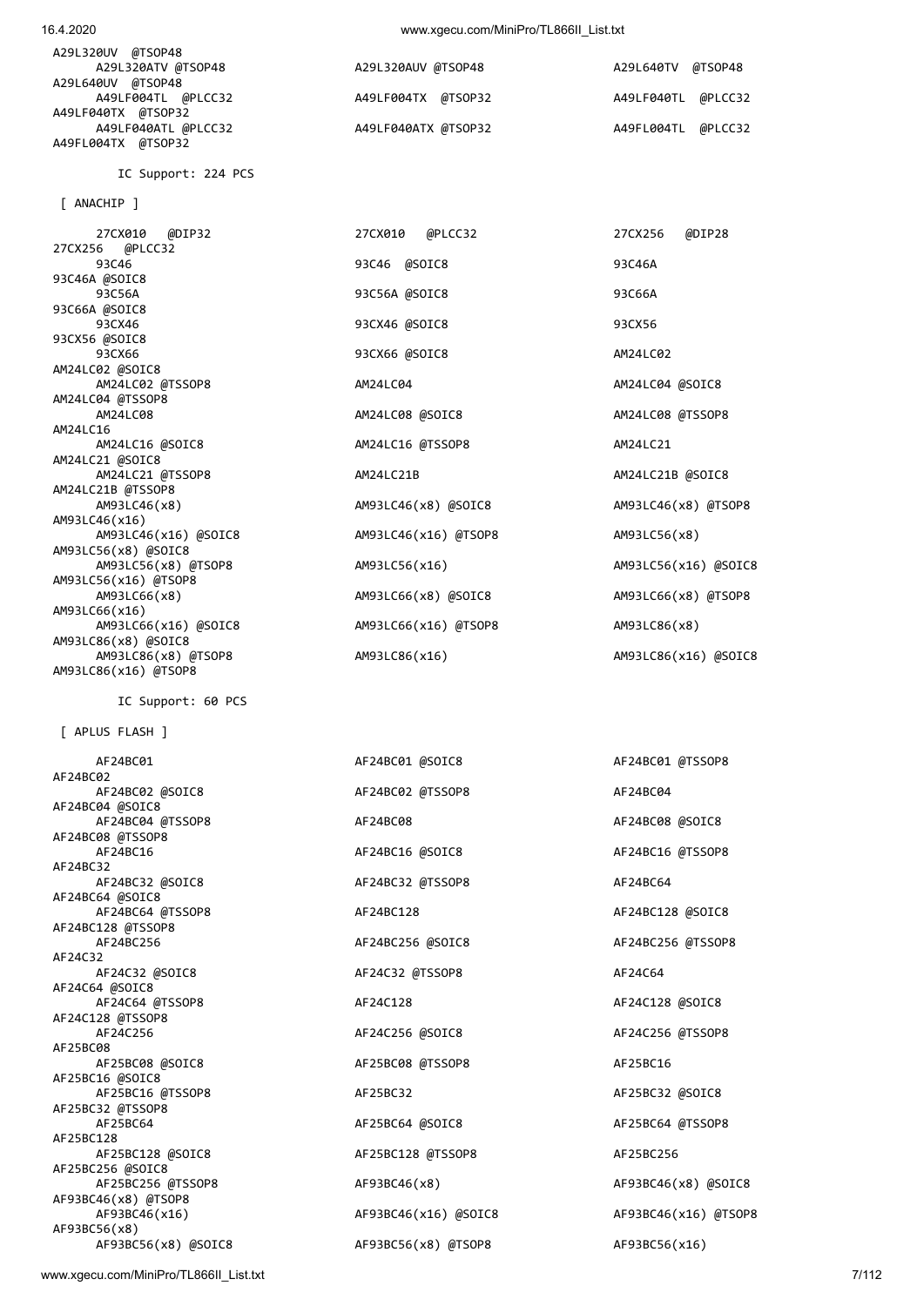```
A29L320UV  @TSOP48
     A29L320ATV @TSOP48                 A29L320AUV @TSOP48                 A29L640TV  @TSOP48
A29L640UV  @TSOP48
     A49LF004TL  @PLCC32                A49LF004TX  @TSOP32                A49LF040TL  @PLCC32
A49LF040TX  @TSOP32
     A49LF040ATL @PLCC32                A49LF040ATX @TSOP32                A49FL004TL  @PLCC32
A49FL004TX  @TSOP32

        IC Support: 224 PCS

 [ ANACHIP ]

     27CX010   @DIP32                   27CX010   @PLCC32                  27CX256   @DIP28
27CX256   @PLCC32
     93C46                              93C46  @SOIC8                      93C46A
93C46A @SOIC8
     93C56A                             93C56A @SOIC8                      93C66A
93C66A @SOIC8
     93CX46                             93CX46 @SOIC8                      93CX56
93CX56 @SOIC8
     93CX66                             93CX66 @SOIC8                      AM24LC02
AM24LC02 @SOIC8
     AM24LC02 @TSSOP8                   AM24LC04                           AM24LC04 @SOIC8
AM24LC04 @TSSOP8
     AM24LC08                           AM24LC08 @SOIC8                    AM24LC08 @TSSOP8
AM24LC16
     AM24LC16 @SOIC8                    AM24LC16 @TSSOP8                   AM24LC21
AM24LC21 @SOIC8
     AM24LC21 @TSSOP8                   AM24LC21B                          AM24LC21B @SOIC8
AM24LC21B @TSSOP8
     AM93LC46(x8)                       AM93LC46(x8) @SOIC8                AM93LC46(x8) @TSOP8
AM93LC46(x16)
     AM93LC46(x16) @SOIC8               AM93LC46(x16) @TSOP8               AM93LC56(x8)
AM93LC56(x8) @SOIC8
     AM93LC56(x8) @TSOP8                AM93LC56(x16)                      AM93LC56(x16) @SOIC8
AM93LC56(x16) @TSOP8
     AM93LC66(x8)                       AM93LC66(x8) @SOIC8                AM93LC66(x8) @TSOP8
AM93LC66(x16)
     AM93LC66(x16) @SOIC8               AM93LC66(x16) @TSOP8               AM93LC86(x8)
AM93LC86(x8) @SOIC8
     AM93LC86(x8) @TSOP8                AM93LC86(x16)                      AM93LC86(x16) @SOIC8
AM93LC86(x16) @TSOP8

        IC Support: 60 PCS

 [ APLUS FLASH ]

     AF24BC01                           AF24BC01 @SOIC8                    AF24BC01 @TSSOP8
AF24BC02
     AF24BC02 @SOIC8                    AF24BC02 @TSSOP8                   AF24BC04
AF24BC04 @SOIC8
     AF24BC04 @TSSOP8                   AF24BC08                           AF24BC08 @SOIC8
AF24BC08 @TSSOP8
     AF24BC16                           AF24BC16 @SOIC8                    AF24BC16 @TSSOP8
AF24BC32
     AF24BC32 @SOIC8                    AF24BC32 @TSSOP8                   AF24BC64
AF24BC64 @SOIC8
     AF24BC64 @TSSOP8                   AF24BC128                          AF24BC128 @SOIC8
AF24BC128 @TSSOP8
     AF24BC256                          AF24BC256 @SOIC8                   AF24BC256 @TSSOP8
AF24C32
     AF24C32 @SOIC8                     AF24C32 @TSSOP8                    AF24C64
AF24C64 @SOIC8
     AF24C64 @TSSOP8                    AF24C128                           AF24C128 @SOIC8
AF24C128 @TSSOP8
     AF24C256                           AF24C256 @SOIC8                    AF24C256 @TSSOP8
AF25BC08
     AF25BC08 @SOIC8                    AF25BC08 @TSSOP8                   AF25BC16
AF25BC16 @SOIC8
     AF25BC16 @TSSOP8                   AF25BC32                           AF25BC32 @SOIC8
AF25BC32 @TSSOP8
     AF25BC64                           AF25BC64 @SOIC8                    AF25BC64 @TSSOP8
AF25BC128
     AF25BC128 @SOIC8                   AF25BC128 @TSSOP8                  AF25BC256
AF25BC256 @SOIC8
     AF25BC256 @TSSOP8                  AF93BC46(x8)                       AF93BC46(x8) @SOIC8
AF93BC46(x8) @TSOP8
     AF93BC46(x16)                      AF93BC46(x16) @SOIC8               AF93BC46(x16) @TSOP8
AF93BC56(x8)
     AF93BC56(x8) @SOIC8                AF93BC56(x8) @TSOP8                AF93BC56(x16)
```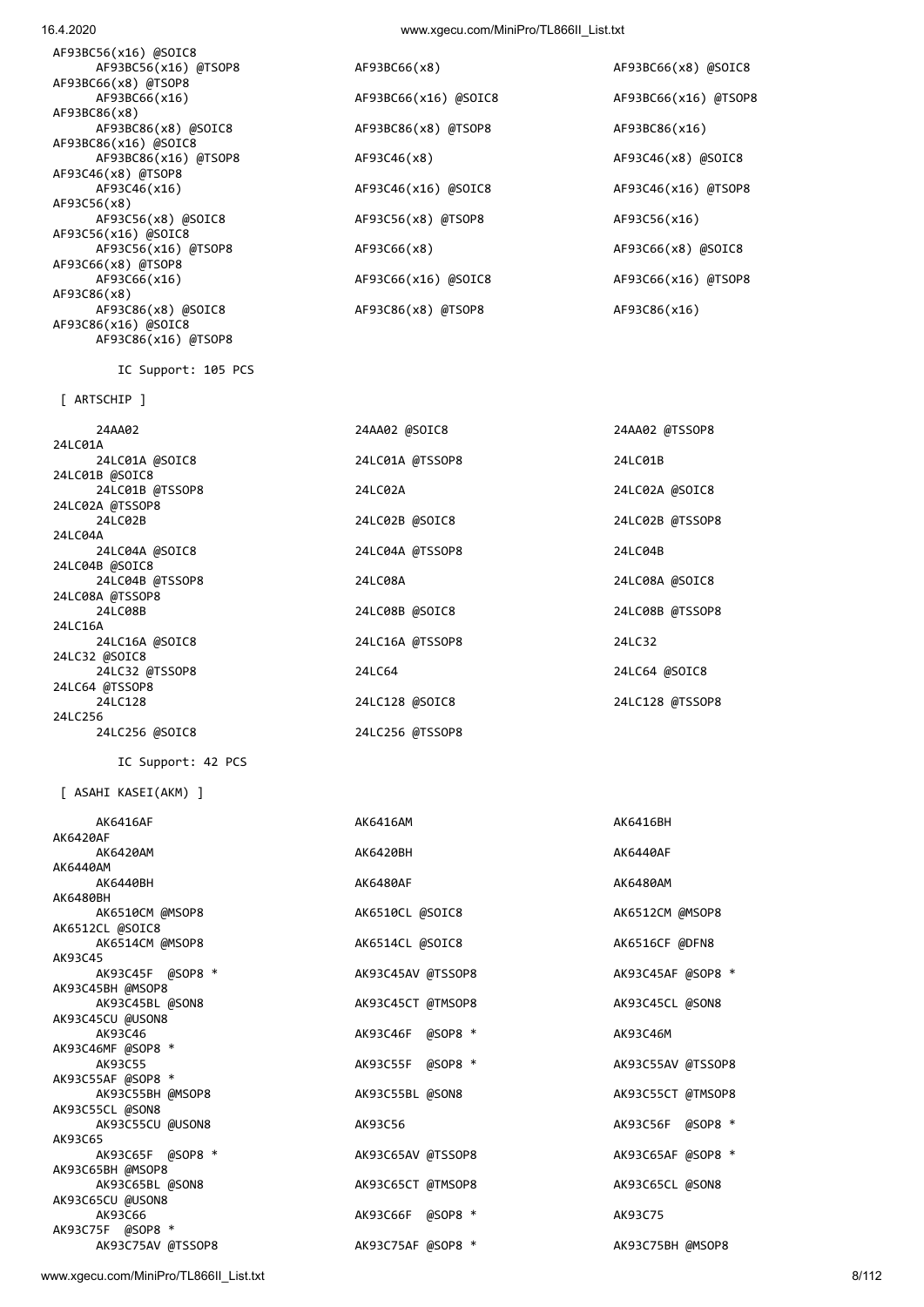AF93BC56(x16) @SOIC8
AF93BC56(x16) @TSOP8
AF93BC66(x8)
AF93BC66(x8) @SOIC8
AF93BC66(x8) @TSOP8
AF93BC66(x16)
AF93BC66(x16) @SOIC8
AF93BC66(x16) @TSOP8
AF93BC86(x8)
AF93BC86(x8) @SOIC8
AF93BC86(x8) @TSOP8
AF93BC86(x16)
AF93BC86(x16) @SOIC8
AF93BC86(x16) @TSOP8
AF93C46(x8)
AF93C46(x8) @SOIC8
AF93C46(x8) @TSOP8
AF93C46(x16)
AF93C46(x16) @SOIC8
AF93C46(x16) @TSOP8
AF93C56(x8)
AF93C56(x8) @SOIC8
AF93C56(x8) @TSOP8
AF93C56(x16)
AF93C56(x16) @SOIC8
AF93C56(x16) @TSOP8
AF93C66(x8)
AF93C66(x8) @SOIC8
AF93C66(x8) @TSOP8
AF93C66(x16)
AF93C66(x16) @SOIC8
AF93C66(x16) @TSOP8
AF93C86(x8)
AF93C86(x8) @SOIC8
AF93C86(x8) @TSOP8
AF93C86(x16)
AF93C86(x16) @SOIC8
AF93C86(x16) @TSOP8

IC Support: 105 PCS

[ ARTSCHIP ]

24AA02
24AA02 @SOIC8
24AA02 @TSSOP8
24LC01A
24LC01A @SOIC8
24LC01A @TSSOP8
24LC01B
24LC01B @SOIC8
24LC01B @TSSOP8
24LC02A
24LC02A @SOIC8
24LC02A @TSSOP8
24LC02B
24LC02B @SOIC8
24LC02B @TSSOP8
24LC04A
24LC04A @SOIC8
24LC04A @TSSOP8
24LC04B
24LC04B @SOIC8
24LC04B @TSSOP8
24LC08A
24LC08A @SOIC8
24LC08A @TSSOP8
24LC08B
24LC08B @SOIC8
24LC08B @TSSOP8
24LC16A
24LC16A @SOIC8
24LC16A @TSSOP8
24LC32
24LC32 @SOIC8
24LC32 @TSSOP8
24LC64
24LC64 @SOIC8
24LC64 @TSSOP8
24LC128
24LC128 @SOIC8
24LC128 @TSSOP8
24LC256
24LC256 @SOIC8
24LC256 @TSSOP8

IC Support: 42 PCS

[ ASAHI KASEI(AKM) ]

AK6416AF
AK6416AM
AK6416BH
AK6420AF
AK6420AM
AK6420BH
AK6440AF
AK6440AM
AK6440BH
AK6480AF
AK6480AM
AK6480BH
AK6510CM @MSOP8
AK6510CL @SOIC8
AK6512CM @MSOP8
AK6512CL @SOIC8
AK6514CM @MSOP8
AK6514CL @SOIC8
AK6516CF @DFN8
AK93C45
AK93C45F @SOP8 *
AK93C45AV @TSSOP8
AK93C45AF @SOP8 *
AK93C45BH @MSOP8
AK93C45BL @SON8
AK93C45CT @TMSOP8
AK93C45CL @SON8
AK93C45CU @USON8
AK93C46
AK93C46F @SOP8 *
AK93C46M
AK93C46MF @SOP8 *
AK93C55
AK93C55F @SOP8 *
AK93C55AV @TSSOP8
AK93C55AF @SOP8 *
AK93C55BH @MSOP8
AK93C55BL @SON8
AK93C55CT @TMSOP8
AK93C55CL @SON8
AK93C55CU @USON8
AK93C56
AK93C56F @SOP8 *
AK93C65
AK93C65F @SOP8 *
AK93C65AV @TSSOP8
AK93C65AF @SOP8 *
AK93C65BH @MSOP8
AK93C65BL @SON8
AK93C65CT @TMSOP8
AK93C65CL @SON8
AK93C65CU @USON8
AK93C66
AK93C66F @SOP8 *
AK93C75
AK93C75F @SOP8 *
AK93C75AV @TSSOP8
AK93C75AF @SOP8 *
AK93C75BH @MSOP8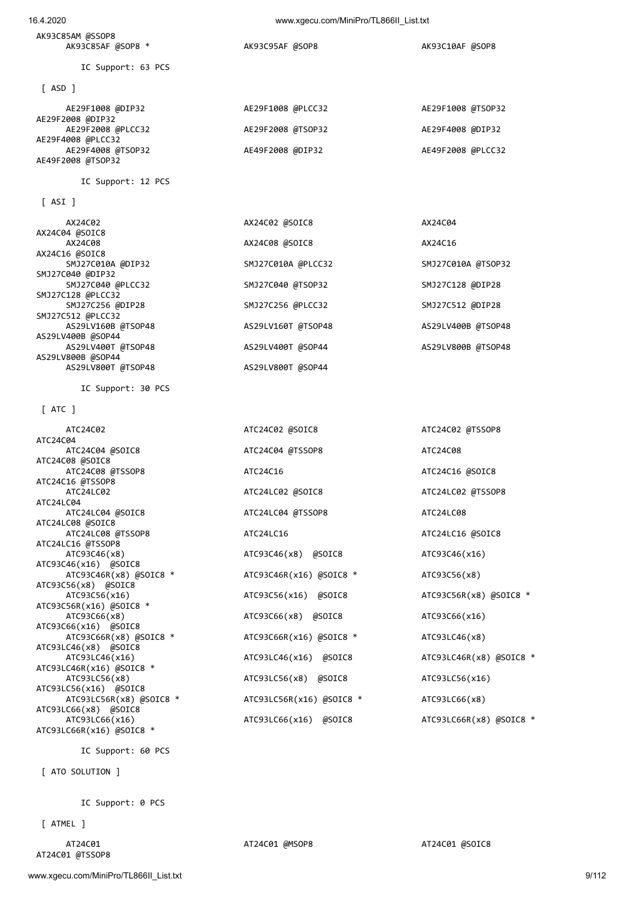AK93C85AM @SSOP8

AK93C85AF @SOP8 * AK93C95AF @SOP8 AK93C10AF @SOP8

IC Support: 63 PCS

[ ASD ]

AE29F1008 @DIP32 AE29F1008 @PLCC32 AE29F1008 @TSOP32
AE29F2008 @DIP32
AE29F2008 @PLCC32 AE29F2008 @TSOP32 AE29F4008 @DIP32
AE29F4008 @PLCC32
AE29F4008 @TSOP32 AE49F2008 @DIP32 AE49F2008 @PLCC32
AE49F2008 @TSOP32

IC Support: 12 PCS

[ ASI ]

AX24C02 AX24C02 @SOIC8 AX24C04
AX24C04 @SOIC8
AX24C08 AX24C08 @SOIC8 AX24C16
AX24C16 @SOIC8
SMJ27C010A @DIP32 SMJ27C010A @PLCC32 SMJ27C010A @TSOP32
SMJ27C040 @DIP32
SMJ27C040 @PLCC32 SMJ27C040 @TSOP32 SMJ27C128 @DIP28
SMJ27C128 @PLCC32
SMJ27C256 @DIP28 SMJ27C256 @PLCC32 SMJ27C512 @DIP28
SMJ27C512 @PLCC32
AS29LV160B @TSOP48 AS29LV160T @TSOP48 AS29LV400B @TSOP48
AS29LV400B @SOP44
AS29LV400T @TSOP48 AS29LV400T @SOP44 AS29LV800B @TSOP48
AS29LV800B @SOP44
AS29LV800T @TSOP48 AS29LV800T @SOP44

IC Support: 30 PCS

[ ATC ]

ATC24C02 ATC24C02 @SOIC8 ATC24C02 @TSSOP8
ATC24C04
ATC24C04 @SOIC8 ATC24C04 @TSSOP8 ATC24C08
ATC24C08 @SOIC8
ATC24C08 @TSSOP8 ATC24C16 ATC24C16 @SOIC8
ATC24C16 @TSSOP8
ATC24LC02 ATC24LC02 @SOIC8 ATC24LC02 @TSSOP8
ATC24LC04
ATC24LC04 @SOIC8 ATC24LC04 @TSSOP8 ATC24LC08
ATC24LC08 @SOIC8
ATC24LC08 @TSSOP8 ATC24LC16 ATC24LC16 @SOIC8
ATC24LC16 @TSSOP8
ATC93C46(x8) ATC93C46(x8) @SOIC8 ATC93C46(x16)
ATC93C46(x16) @SOIC8
ATC93C46R(x8) @SOIC8 * ATC93C46R(x16) @SOIC8 * ATC93C56(x8)
ATC93C56(x8) @SOIC8
ATC93C56(x16) ATC93C56(x16) @SOIC8 ATC93C56R(x8) @SOIC8 *
ATC93C56R(x16) @SOIC8 *
ATC93C66(x8) ATC93C66(x8) @SOIC8 ATC93C66(x16)
ATC93C66(x16) @SOIC8
ATC93C66R(x8) @SOIC8 * ATC93C66R(x16) @SOIC8 * ATC93LC46(x8)
ATC93LC46(x8) @SOIC8
ATC93LC46(x16) ATC93LC46(x16) @SOIC8 ATC93LC46R(x8) @SOIC8 *
ATC93LC46R(x16) @SOIC8 *
ATC93LC56(x8) ATC93LC56(x8) @SOIC8 ATC93LC56(x16)
ATC93LC56(x16) @SOIC8
ATC93LC56R(x8) @SOIC8 * ATC93LC56R(x16) @SOIC8 * ATC93LC66(x8)
ATC93LC66(x8) @SOIC8
ATC93LC66(x16) ATC93LC66(x16) @SOIC8 ATC93LC66R(x8) @SOIC8 *
ATC93LC66R(x16) @SOIC8 *

IC Support: 60 PCS

[ ATO SOLUTION ]

IC Support: 0 PCS

[ ATMEL ]

AT24C01 AT24C01 @MSOP8 AT24C01 @SOIC8
AT24C01 @TSSOP8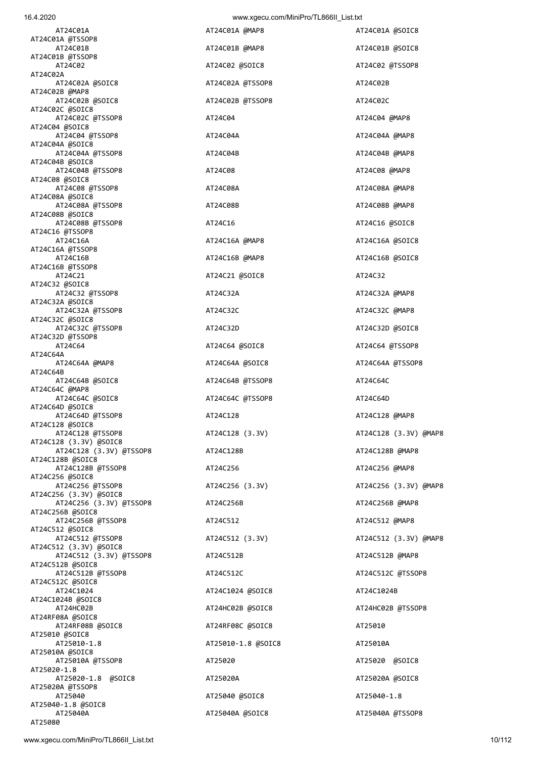```
AT24C01A                       AT24C01A @MAP8                 AT24C01A @SOIC8
AT24C01A @TSSOP8
AT24C01B                       AT24C01B @MAP8                 AT24C01B @SOIC8
AT24C01B @TSSOP8
AT24C02                        AT24C02 @SOIC8                 AT24C02 @TSSOP8
AT24C02A
AT24C02A @SOIC8                AT24C02A @TSSOP8               AT24C02B
AT24C02B @MAP8
AT24C02B @SOIC8                AT24C02B @TSSOP8               AT24C02C
AT24C02C @SOIC8
AT24C02C @TSSOP8               AT24C04                        AT24C04 @MAP8
AT24C04 @SOIC8
AT24C04 @TSSOP8                AT24C04A                       AT24C04A @MAP8
AT24C04A @SOIC8
AT24C04A @TSSOP8               AT24C04B                       AT24C04B @MAP8
AT24C04B @SOIC8
AT24C04B @TSSOP8               AT24C08                        AT24C08 @MAP8
AT24C08 @SOIC8
AT24C08 @TSSOP8                AT24C08A                       AT24C08A @MAP8
AT24C08A @SOIC8
AT24C08A @TSSOP8               AT24C08B                       AT24C08B @MAP8
AT24C08B @SOIC8
AT24C08B @TSSOP8               AT24C16                        AT24C16 @SOIC8
AT24C16 @TSSOP8
AT24C16A                       AT24C16A @MAP8                 AT24C16A @SOIC8
AT24C16A @TSSOP8
AT24C16B                       AT24C16B @MAP8                 AT24C16B @SOIC8
AT24C16B @TSSOP8
AT24C21                        AT24C21 @SOIC8                 AT24C32
AT24C32 @SOIC8
AT24C32 @TSSOP8                AT24C32A                       AT24C32A @MAP8
AT24C32A @SOIC8
AT24C32A @TSSOP8               AT24C32C                       AT24C32C @MAP8
AT24C32C @SOIC8
AT24C32C @TSSOP8               AT24C32D                       AT24C32D @SOIC8
AT24C32D @TSSOP8
AT24C64                        AT24C64 @SOIC8                 AT24C64 @TSSOP8
AT24C64A
AT24C64A @MAP8                 AT24C64A @SOIC8                AT24C64A @TSSOP8
AT24C64B
AT24C64B @SOIC8                AT24C64B @TSSOP8               AT24C64C
AT24C64C @MAP8
AT24C64C @SOIC8                AT24C64C @TSSOP8               AT24C64D
AT24C64D @SOIC8
AT24C64D @TSSOP8               AT24C128                       AT24C128 @MAP8
AT24C128 @SOIC8
AT24C128 @TSSOP8               AT24C128 (3.3V)                AT24C128 (3.3V) @MAP8
AT24C128 (3.3V) @SOIC8
AT24C128 (3.3V) @TSSOP8        AT24C128B                      AT24C128B @MAP8
AT24C128B @SOIC8
AT24C128B @TSSOP8              AT24C256                       AT24C256 @MAP8
AT24C256 @SOIC8
AT24C256 @TSSOP8               AT24C256 (3.3V)                AT24C256 (3.3V) @MAP8
AT24C256 (3.3V) @SOIC8
AT24C256 (3.3V) @TSSOP8        AT24C256B                      AT24C256B @MAP8
AT24C256B @SOIC8
AT24C256B @TSSOP8              AT24C512                       AT24C512 @MAP8
AT24C512 @SOIC8
AT24C512 @TSSOP8               AT24C512 (3.3V)                AT24C512 (3.3V) @MAP8
AT24C512 (3.3V) @SOIC8
AT24C512 (3.3V) @TSSOP8        AT24C512B                      AT24C512B @MAP8
AT24C512B @SOIC8
AT24C512B @TSSOP8              AT24C512C                      AT24C512C @TSSOP8
AT24C512C @SOIC8
AT24C1024                      AT24C1024 @SOIC8               AT24C1024B
AT24C1024B @SOIC8
AT24HC02B                      AT24HC02B @SOIC8               AT24HC02B @TSSOP8
AT24RF08A @SOIC8
AT24RF08B @SOIC8               AT24RF08C @SOIC8               AT25010
AT25010 @SOIC8
AT25010-1.8                    AT25010-1.8 @SOIC8             AT25010A
AT25010A @SOIC8
AT25010A @TSSOP8               AT25020                        AT25020  @SOIC8
AT25020-1.8
AT25020-1.8  @SOIC8            AT25020A                       AT25020A @SOIC8
AT25020A @TSSOP8
AT25040                        AT25040 @SOIC8                 AT25040-1.8
AT25040-1.8 @SOIC8
AT25040A                       AT25040A @SOIC8                AT25040A @TSSOP8
AT25080
```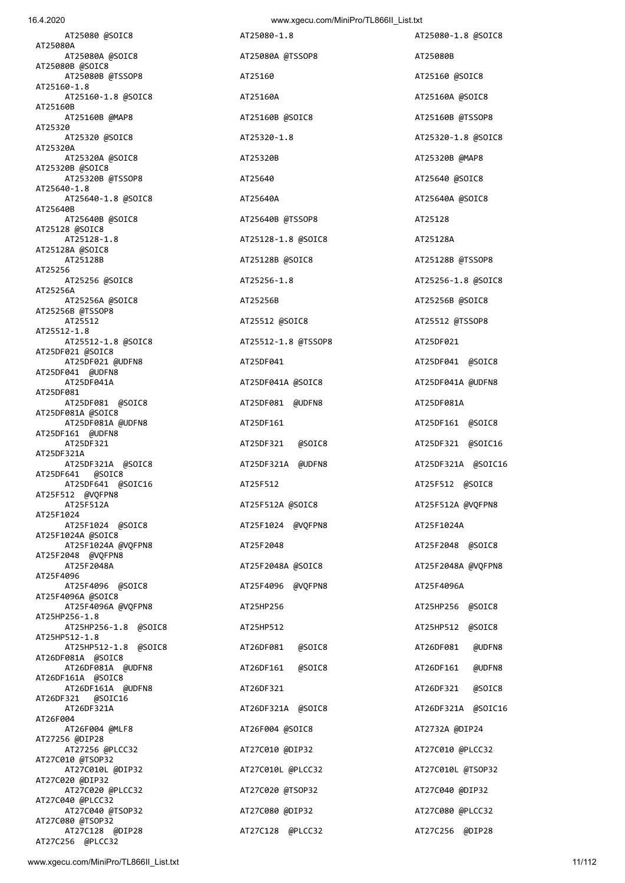```
AT25080 @SOIC8                  AT25080-1.8                     AT25080-1.8 @SOIC8
AT25080A
AT25080A @SOIC8                 AT25080A @TSSOP8                AT25080B
AT25080B @SOIC8
AT25080B @TSSOP8                AT25160                         AT25160 @SOIC8
AT25160-1.8
AT25160-1.8 @SOIC8              AT25160A                        AT25160A @SOIC8
AT25160B
AT25160B @MAP8                  AT25160B @SOIC8                 AT25160B @TSSOP8
AT25320
AT25320 @SOIC8                  AT25320-1.8                     AT25320-1.8 @SOIC8
AT25320A
AT25320A @SOIC8                 AT25320B                        AT25320B @MAP8
AT25320B @SOIC8
AT25320B @TSSOP8                AT25640                         AT25640 @SOIC8
AT25640-1.8
AT25640-1.8 @SOIC8              AT25640A                        AT25640A @SOIC8
AT25640B
AT25640B @SOIC8                 AT25640B @TSSOP8                AT25128
AT25128 @SOIC8
AT25128-1.8                     AT25128-1.8 @SOIC8              AT25128A
AT25128A @SOIC8
AT25128B                        AT25128B @SOIC8                 AT25128B @TSSOP8
AT25256
AT25256 @SOIC8                  AT25256-1.8                     AT25256-1.8 @SOIC8
AT25256A
AT25256A @SOIC8                 AT25256B                        AT25256B @SOIC8
AT25256B @TSSOP8
AT25512                         AT25512 @SOIC8                  AT25512 @TSSOP8
AT25512-1.8
AT25512-1.8 @SOIC8              AT25512-1.8 @TSSOP8             AT25DF021
AT25DF021 @SOIC8
AT25DF021 @UDFN8                AT25DF041                       AT25DF041  @SOIC8
AT25DF041  @UDFN8
AT25DF041A                      AT25DF041A @SOIC8               AT25DF041A @UDFN8
AT25DF081
AT25DF081  @SOIC8               AT25DF081  @UDFN8               AT25DF081A
AT25DF081A @SOIC8
AT25DF081A @UDFN8               AT25DF161                       AT25DF161  @SOIC8
AT25DF161  @UDFN8
AT25DF321                       AT25DF321   @SOIC8              AT25DF321  @SOIC16
AT25DF321A
AT25DF321A  @SOIC8              AT25DF321A  @UDFN8              AT25DF321A  @SOIC16
AT25DF641   @SOIC8
AT25DF641  @SOIC16              AT25F512                        AT25F512  @SOIC8
AT25F512  @VQFPN8
AT25F512A                       AT25F512A @SOIC8                AT25F512A @VQFPN8
AT25F1024
AT25F1024  @SOIC8               AT25F1024  @VQFPN8              AT25F1024A
AT25F1024A @SOIC8
AT25F1024A @VQFPN8              AT25F2048                       AT25F2048  @SOIC8
AT25F2048  @VQFPN8
AT25F2048A                      AT25F2048A @SOIC8               AT25F2048A @VQFPN8
AT25F4096
AT25F4096  @SOIC8               AT25F4096  @VQFPN8              AT25F4096A
AT25F4096A @SOIC8
AT25F4096A @VQFPN8              AT25HP256                       AT25HP256  @SOIC8
AT25HP256-1.8
AT25HP256-1.8  @SOIC8           AT25HP512                       AT25HP512  @SOIC8
AT25HP512-1.8
AT25HP512-1.8  @SOIC8           AT26DF081   @SOIC8              AT26DF081   @UDFN8
AT26DF081A  @SOIC8
AT26DF081A  @UDFN8              AT26DF161   @SOIC8              AT26DF161   @UDFN8
AT26DF161A  @SOIC8
AT26DF161A  @UDFN8              AT26DF321                       AT26DF321   @SOIC8
AT26DF321   @SOIC16
AT26DF321A                      AT26DF321A  @SOIC8              AT26DF321A  @SOIC16
AT26F004
AT26F004 @MLF8                  AT26F004 @SOIC8                 AT2732A @DIP24
AT27256 @DIP28
AT27256 @PLCC32                 AT27C010 @DIP32                 AT27C010 @PLCC32
AT27C010 @TSOP32
AT27C010L @DIP32                AT27C010L @PLCC32               AT27C010L @TSOP32
AT27C020 @DIP32
AT27C020 @PLCC32                AT27C020 @TSOP32                AT27C040 @DIP32
AT27C040 @PLCC32
AT27C040 @TSOP32                AT27C080 @DIP32                 AT27C080 @PLCC32
AT27C080 @TSOP32
AT27C128  @DIP28                AT27C128  @PLCC32               AT27C256  @DIP28
AT27C256  @PLCC32
```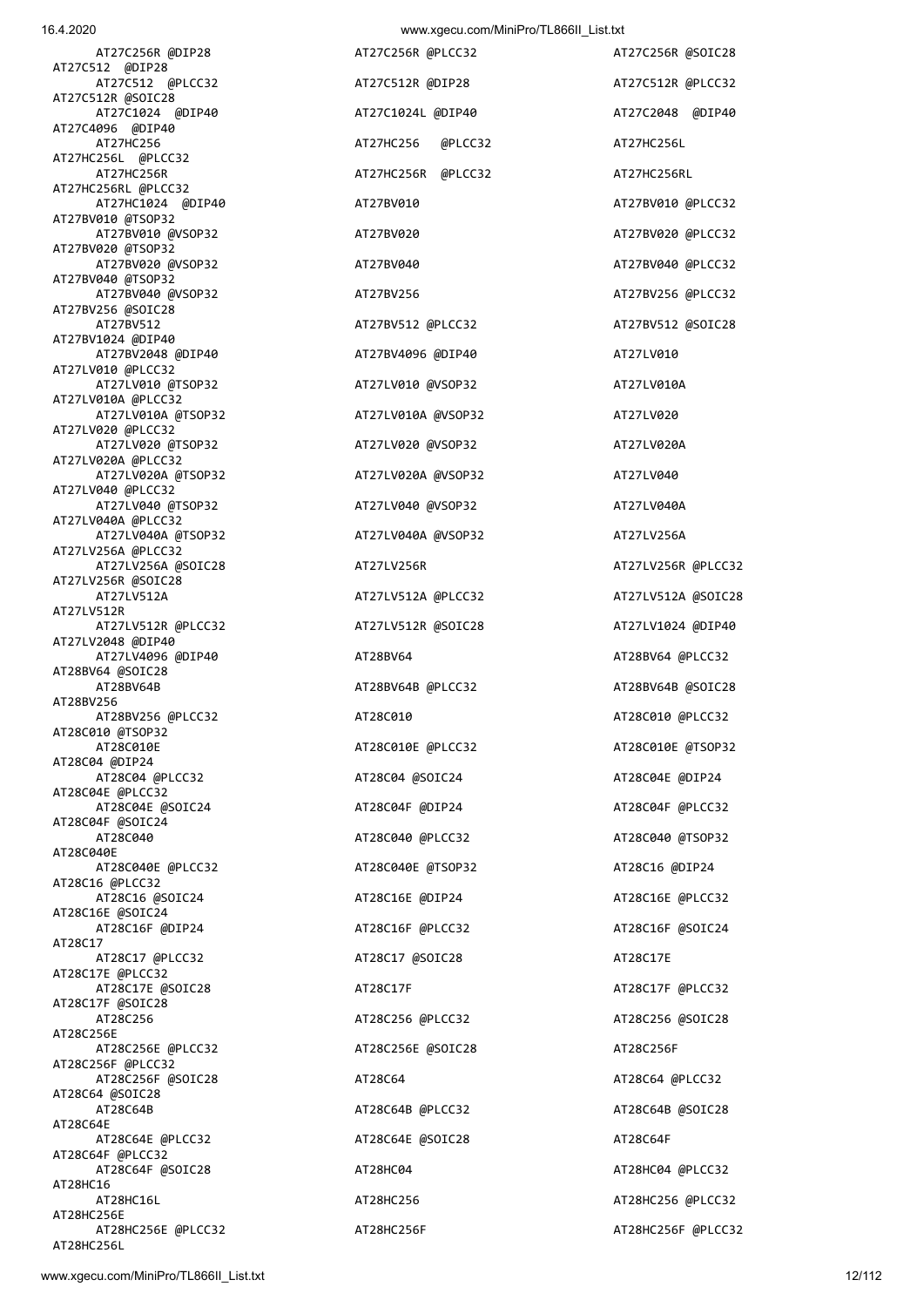AT27C256R @DIP28 AT27C256R @PLCC32 AT27C256R @SOIC28
AT27C512 @DIP28
AT27C512 @PLCC32 AT27C512R @DIP28 AT27C512R @PLCC32
AT27C512R @SOIC28
AT27C1024 @DIP40 AT27C1024L @DIP40 AT27C2048 @DIP40
AT27C4096 @DIP40
AT27HC256 AT27HC256 @PLCC32 AT27HC256L
AT27HC256L @PLCC32
AT27HC256R AT27HC256R @PLCC32 AT27HC256RL
AT27HC256RL @PLCC32
AT27HC1024 @DIP40 AT27BV010 AT27BV010 @PLCC32
AT27BV010 @TSOP32
AT27BV010 @VSOP32 AT27BV020 AT27BV020 @PLCC32
AT27BV020 @TSOP32
AT27BV020 @VSOP32 AT27BV040 AT27BV040 @PLCC32
AT27BV040 @TSOP32
AT27BV040 @VSOP32 AT27BV256 AT27BV256 @PLCC32
AT27BV256 @SOIC28
AT27BV512 AT27BV512 @PLCC32 AT27BV512 @SOIC28
AT27BV1024 @DIP40
AT27BV2048 @DIP40 AT27BV4096 @DIP40 AT27LV010
AT27LV010 @PLCC32
AT27LV010 @TSOP32 AT27LV010 @VSOP32 AT27LV010A
AT27LV010A @PLCC32
AT27LV010A @TSOP32 AT27LV010A @VSOP32 AT27LV020
AT27LV020 @PLCC32
AT27LV020 @TSOP32 AT27LV020 @VSOP32 AT27LV020A
AT27LV020A @PLCC32
AT27LV020A @TSOP32 AT27LV020A @VSOP32 AT27LV040
AT27LV040 @PLCC32
AT27LV040 @TSOP32 AT27LV040 @VSOP32 AT27LV040A
AT27LV040A @PLCC32
AT27LV040A @TSOP32 AT27LV040A @VSOP32 AT27LV256A
AT27LV256A @PLCC32
AT27LV256A @SOIC28 AT27LV256R AT27LV256R @PLCC32
AT27LV256R @SOIC28
AT27LV512A AT27LV512A @PLCC32 AT27LV512A @SOIC28
AT27LV512R
AT27LV512R @PLCC32 AT27LV512R @SOIC28 AT27LV1024 @DIP40
AT27LV2048 @DIP40
AT27LV4096 @DIP40 AT28BV64 AT28BV64 @PLCC32
AT28BV64 @SOIC28
AT28BV64B AT28BV64B @PLCC32 AT28BV64B @SOIC28
AT28BV256
AT28BV256 @PLCC32 AT28C010 AT28C010 @PLCC32
AT28C010 @TSOP32
AT28C010E AT28C010E @PLCC32 AT28C010E @TSOP32
AT28C04 @DIP24
AT28C04 @PLCC32 AT28C04 @SOIC24 AT28C04E @DIP24
AT28C04E @PLCC32
AT28C04E @SOIC24 AT28C04F @DIP24 AT28C04F @PLCC32
AT28C04F @SOIC24
AT28C040 AT28C040 @PLCC32 AT28C040 @TSOP32
AT28C040E
AT28C040E @PLCC32 AT28C040E @TSOP32 AT28C16 @DIP24
AT28C16 @PLCC32
AT28C16 @SOIC24 AT28C16E @DIP24 AT28C16E @PLCC32
AT28C16E @SOIC24
AT28C16F @DIP24 AT28C16F @PLCC32 AT28C16F @SOIC24
AT28C17
AT28C17 @PLCC32 AT28C17 @SOIC28 AT28C17E
AT28C17E @PLCC32
AT28C17E @SOIC28 AT28C17F AT28C17F @PLCC32
AT28C17F @SOIC28
AT28C256 AT28C256 @PLCC32 AT28C256 @SOIC28
AT28C256E
AT28C256E @PLCC32 AT28C256E @SOIC28 AT28C256F
AT28C256F @PLCC32
AT28C256F @SOIC28 AT28C64 AT28C64 @PLCC32
AT28C64 @SOIC28
AT28C64B AT28C64B @PLCC32 AT28C64B @SOIC28
AT28C64E
AT28C64E @PLCC32 AT28C64E @SOIC28 AT28C64F
AT28C64F @PLCC32
AT28C64F @SOIC28 AT28HC04 AT28HC04 @PLCC32
AT28HC16
AT28HC16L AT28HC256 AT28HC256 @PLCC32
AT28HC256E
AT28HC256E @PLCC32 AT28HC256F AT28HC256F @PLCC32
AT28HC256L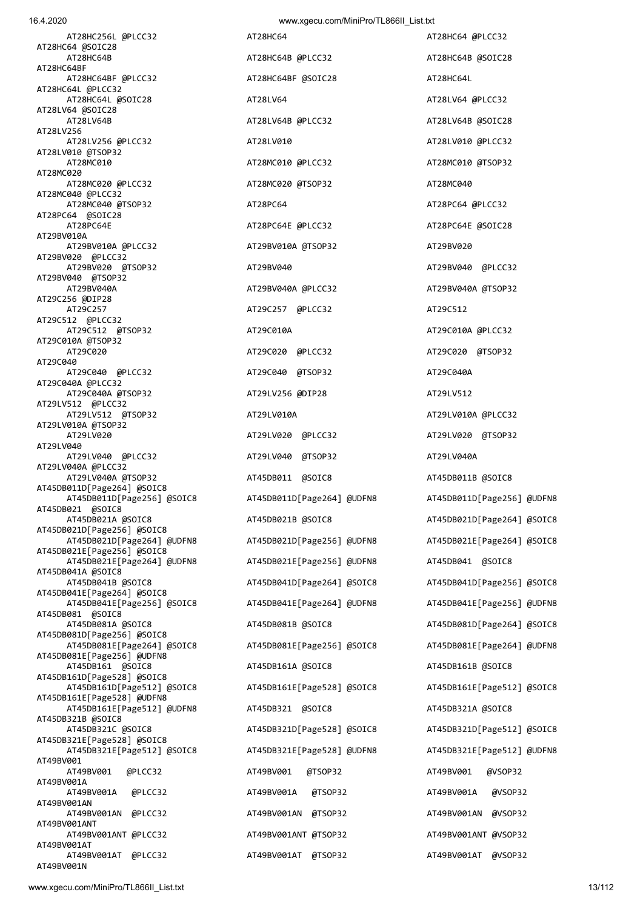```
AT28HC256L @PLCC32            AT28HC64                      AT28HC64 @PLCC32
AT28HC64 @SOIC28
AT28HC64B                     AT28HC64B @PLCC32             AT28HC64B @SOIC28
AT28HC64BF
AT28HC64BF @PLCC32            AT28HC64BF @SOIC28            AT28HC64L
AT28HC64L @PLCC32
AT28HC64L @SOIC28             AT28LV64                      AT28LV64 @PLCC32
AT28LV64 @SOIC28
AT28LV64B                     AT28LV64B @PLCC32             AT28LV64B @SOIC28
AT28LV256
AT28LV256 @PLCC32             AT28LV010                     AT28LV010 @PLCC32
AT28LV010 @TSOP32
AT28MC010                     AT28MC010 @PLCC32             AT28MC010 @TSOP32
AT28MC020
AT28MC020 @PLCC32             AT28MC020 @TSOP32             AT28MC040
AT28MC040 @PLCC32
AT28MC040 @TSOP32             AT28PC64                      AT28PC64 @PLCC32
AT28PC64  @SOIC28
AT28PC64E                     AT28PC64E @PLCC32             AT28PC64E @SOIC28
AT29BV010A
AT29BV010A @PLCC32            AT29BV010A @TSOP32            AT29BV020
AT29BV020  @PLCC32
AT29BV020  @TSOP32            AT29BV040                     AT29BV040  @PLCC32
AT29BV040  @TSOP32
AT29BV040A                    AT29BV040A @PLCC32            AT29BV040A @TSOP32
AT29C256 @DIP28
AT29C257                      AT29C257  @PLCC32             AT29C512
AT29C512  @PLCC32
AT29C512  @TSOP32             AT29C010A                     AT29C010A @PLCC32
AT29C010A @TSOP32
AT29C020                      AT29C020  @PLCC32             AT29C020  @TSOP32
AT29C040
AT29C040  @PLCC32             AT29C040  @TSOP32             AT29C040A
AT29C040A @PLCC32
AT29C040A @TSOP32             AT29LV256 @DIP28              AT29LV512
AT29LV512  @PLCC32
AT29LV512  @TSOP32            AT29LV010A                    AT29LV010A @PLCC32
AT29LV010A @TSOP32
AT29LV020                     AT29LV020  @PLCC32            AT29LV020  @TSOP32
AT29LV040
AT29LV040  @PLCC32            AT29LV040  @TSOP32            AT29LV040A
AT29LV040A @PLCC32
AT29LV040A @TSOP32            AT45DB011  @SOIC8             AT45DB011B @SOIC8
AT45DB011D[Page264] @SOIC8
AT45DB011D[Page256] @SOIC8    AT45DB011D[Page264] @UDFN8    AT45DB011D[Page256] @UDFN8
AT45DB021  @SOIC8
AT45DB021A @SOIC8             AT45DB021B @SOIC8             AT45DB021D[Page264] @SOIC8
AT45DB021D[Page256] @SOIC8
AT45DB021D[Page264] @UDFN8    AT45DB021D[Page256] @UDFN8    AT45DB021E[Page264] @SOIC8
AT45DB021E[Page256] @SOIC8
AT45DB021E[Page264] @UDFN8    AT45DB021E[Page256] @UDFN8    AT45DB041  @SOIC8
AT45DB041A @SOIC8
AT45DB041B @SOIC8             AT45DB041D[Page264] @SOIC8    AT45DB041D[Page256] @SOIC8
AT45DB041E[Page264] @SOIC8
AT45DB041E[Page256] @SOIC8    AT45DB041E[Page264] @UDFN8    AT45DB041E[Page256] @UDFN8
AT45DB081  @SOIC8
AT45DB081A @SOIC8             AT45DB081B @SOIC8             AT45DB081D[Page264] @SOIC8
AT45DB081D[Page256] @SOIC8
AT45DB081E[Page264] @SOIC8    AT45DB081E[Page256] @SOIC8    AT45DB081E[Page264] @UDFN8
AT45DB081E[Page256] @UDFN8
AT45DB161  @SOIC8             AT45DB161A @SOIC8             AT45DB161B @SOIC8
AT45DB161D[Page528] @SOIC8
AT45DB161D[Page512] @SOIC8    AT45DB161E[Page528] @SOIC8    AT45DB161E[Page512] @SOIC8
AT45DB161E[Page528] @UDFN8
AT45DB161E[Page512] @UDFN8    AT45DB321  @SOIC8             AT45DB321A @SOIC8
AT45DB321B @SOIC8
AT45DB321C @SOIC8             AT45DB321D[Page528] @SOIC8    AT45DB321D[Page512] @SOIC8
AT45DB321E[Page528] @SOIC8
AT45DB321E[Page512] @SOIC8    AT45DB321E[Page528] @UDFN8    AT45DB321E[Page512] @UDFN8
AT49BV001
AT49BV001   @PLCC32           AT49BV001   @TSOP32           AT49BV001   @VSOP32
AT49BV001A
AT49BV001A   @PLCC32          AT49BV001A   @TSOP32          AT49BV001A   @VSOP32
AT49BV001AN
AT49BV001AN  @PLCC32          AT49BV001AN  @TSOP32          AT49BV001AN  @VSOP32
AT49BV001ANT
AT49BV001ANT @PLCC32          AT49BV001ANT @TSOP32          AT49BV001ANT @VSOP32
AT49BV001AT
AT49BV001AT  @PLCC32          AT49BV001AT  @TSOP32          AT49BV001AT  @VSOP32
AT49BV001N
```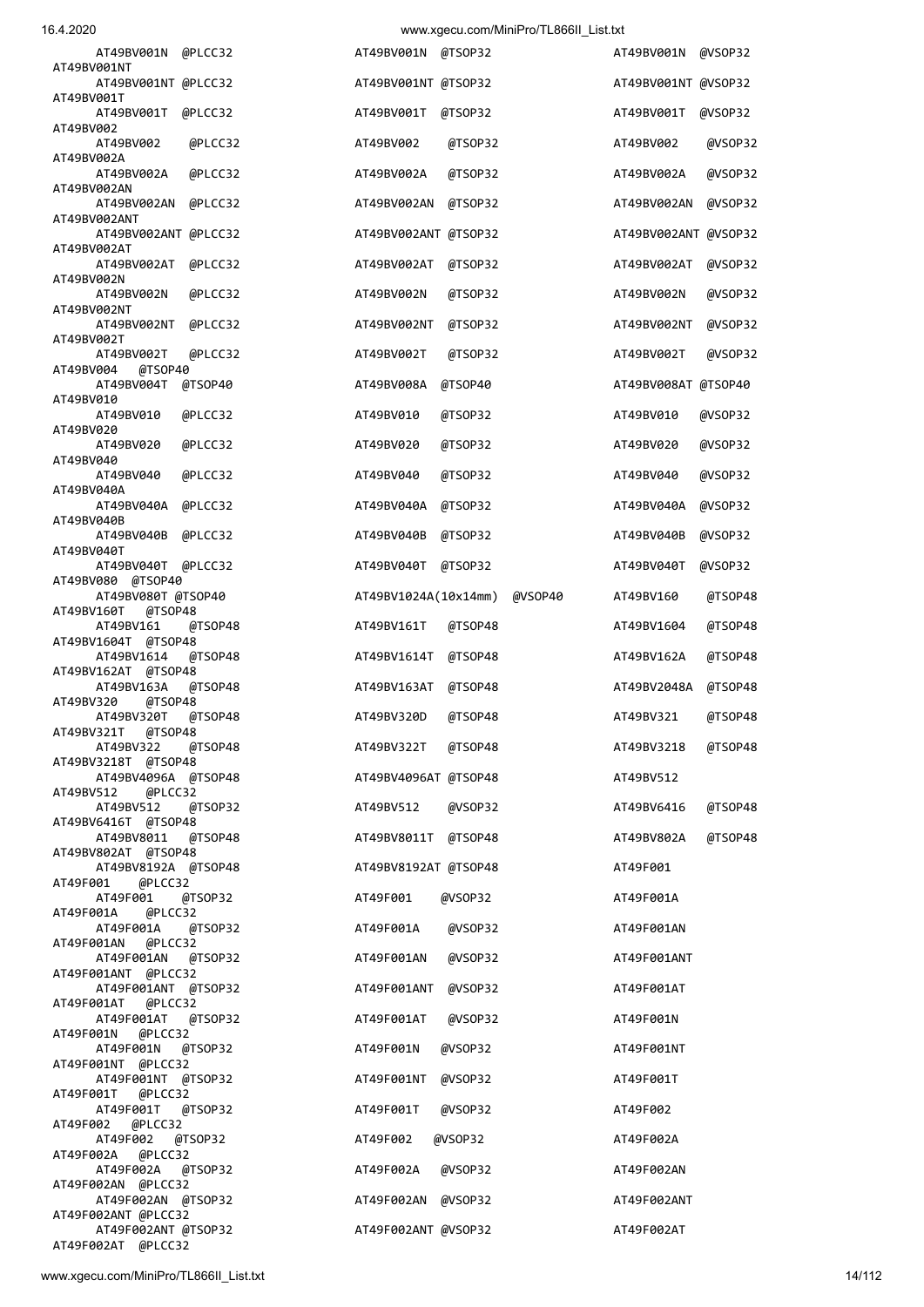```
    AT49BV001N  @PLCC32                 AT49BV001N  @TSOP32                 AT49BV001N  @VSOP32
AT49BV001NT
    AT49BV001NT @PLCC32                 AT49BV001NT @TSOP32                 AT49BV001NT @VSOP32
AT49BV001T
    AT49BV001T  @PLCC32                 AT49BV001T  @TSOP32                 AT49BV001T  @VSOP32
AT49BV002
    AT49BV002   @PLCC32                 AT49BV002   @TSOP32                 AT49BV002   @VSOP32
AT49BV002A
    AT49BV002A  @PLCC32                 AT49BV002A  @TSOP32                 AT49BV002A  @VSOP32
AT49BV002AN
    AT49BV002AN  @PLCC32                AT49BV002AN  @TSOP32                AT49BV002AN  @VSOP32
AT49BV002ANT
    AT49BV002ANT @PLCC32                AT49BV002ANT @TSOP32                AT49BV002ANT @VSOP32
AT49BV002AT
    AT49BV002AT  @PLCC32                AT49BV002AT  @TSOP32                AT49BV002AT  @VSOP32
AT49BV002N
    AT49BV002N   @PLCC32                AT49BV002N   @TSOP32                AT49BV002N   @VSOP32
AT49BV002NT
    AT49BV002NT  @PLCC32                AT49BV002NT  @TSOP32                AT49BV002NT  @VSOP32
AT49BV002T
    AT49BV002T   @PLCC32                AT49BV002T   @TSOP32                AT49BV002T   @VSOP32
AT49BV004   @TSOP40
    AT49BV004T  @TSOP40                 AT49BV008A  @TSOP40                 AT49BV008AT @TSOP40
AT49BV010
    AT49BV010   @PLCC32                 AT49BV010   @TSOP32                 AT49BV010   @VSOP32
AT49BV020
    AT49BV020   @PLCC32                 AT49BV020   @TSOP32                 AT49BV020   @VSOP32
AT49BV040
    AT49BV040   @PLCC32                 AT49BV040   @TSOP32                 AT49BV040   @VSOP32
AT49BV040A
    AT49BV040A  @PLCC32                 AT49BV040A  @TSOP32                 AT49BV040A  @VSOP32
AT49BV040B
    AT49BV040B  @PLCC32                 AT49BV040B  @TSOP32                 AT49BV040B  @VSOP32
AT49BV040T
    AT49BV040T  @PLCC32                 AT49BV040T  @TSOP32                 AT49BV040T  @VSOP32
AT49BV080  @TSOP40
    AT49BV080T @TSOP40                  AT49BV1024A(10x14mm)  @VSOP40       AT49BV160    @TSOP48
AT49BV160T   @TSOP48
    AT49BV161    @TSOP48                AT49BV161T   @TSOP48                AT49BV1604   @TSOP48
AT49BV1604T  @TSOP48
    AT49BV1614   @TSOP48                AT49BV1614T  @TSOP48                AT49BV162A   @TSOP48
AT49BV162AT  @TSOP48
    AT49BV163A   @TSOP48                AT49BV163AT  @TSOP48                AT49BV2048A  @TSOP48
AT49BV320    @TSOP48
    AT49BV320T   @TSOP48                AT49BV320D   @TSOP48                AT49BV321    @TSOP48
AT49BV321T   @TSOP48
    AT49BV322    @TSOP48                AT49BV322T   @TSOP48                AT49BV3218   @TSOP48
AT49BV3218T  @TSOP48
    AT49BV4096A  @TSOP48                AT49BV4096AT @TSOP48                AT49BV512
AT49BV512    @PLCC32
    AT49BV512    @TSOP32                AT49BV512    @VSOP32                AT49BV6416   @TSOP48
AT49BV6416T  @TSOP48
    AT49BV8011   @TSOP48                AT49BV8011T  @TSOP48                AT49BV802A   @TSOP48
AT49BV802AT  @TSOP48
    AT49BV8192A  @TSOP48                AT49BV8192AT @TSOP48                AT49F001
AT49F001    @PLCC32
    AT49F001    @TSOP32                 AT49F001    @VSOP32                 AT49F001A
AT49F001A   @PLCC32
    AT49F001A   @TSOP32                 AT49F001A   @VSOP32                 AT49F001AN
AT49F001AN  @PLCC32
    AT49F001AN  @TSOP32                 AT49F001AN  @VSOP32                 AT49F001ANT
AT49F001ANT @PLCC32
    AT49F001ANT @TSOP32                 AT49F001ANT @VSOP32                 AT49F001AT
AT49F001AT  @PLCC32
    AT49F001AT  @TSOP32                 AT49F001AT  @VSOP32                 AT49F001N
AT49F001N   @PLCC32
    AT49F001N   @TSOP32                 AT49F001N   @VSOP32                 AT49F001NT
AT49F001NT  @PLCC32
    AT49F001NT  @TSOP32                 AT49F001NT  @VSOP32                 AT49F001T
AT49F001T   @PLCC32
    AT49F001T   @TSOP32                 AT49F001T   @VSOP32                 AT49F002
AT49F002   @PLCC32
    AT49F002   @TSOP32                  AT49F002   @VSOP32                  AT49F002A
AT49F002A   @PLCC32
    AT49F002A   @TSOP32                 AT49F002A   @VSOP32                 AT49F002AN
AT49F002AN  @PLCC32
    AT49F002AN  @TSOP32                 AT49F002AN  @VSOP32                 AT49F002ANT
AT49F002ANT @PLCC32
    AT49F002ANT @TSOP32                 AT49F002ANT @VSOP32                 AT49F002AT
AT49F002AT  @PLCC32
```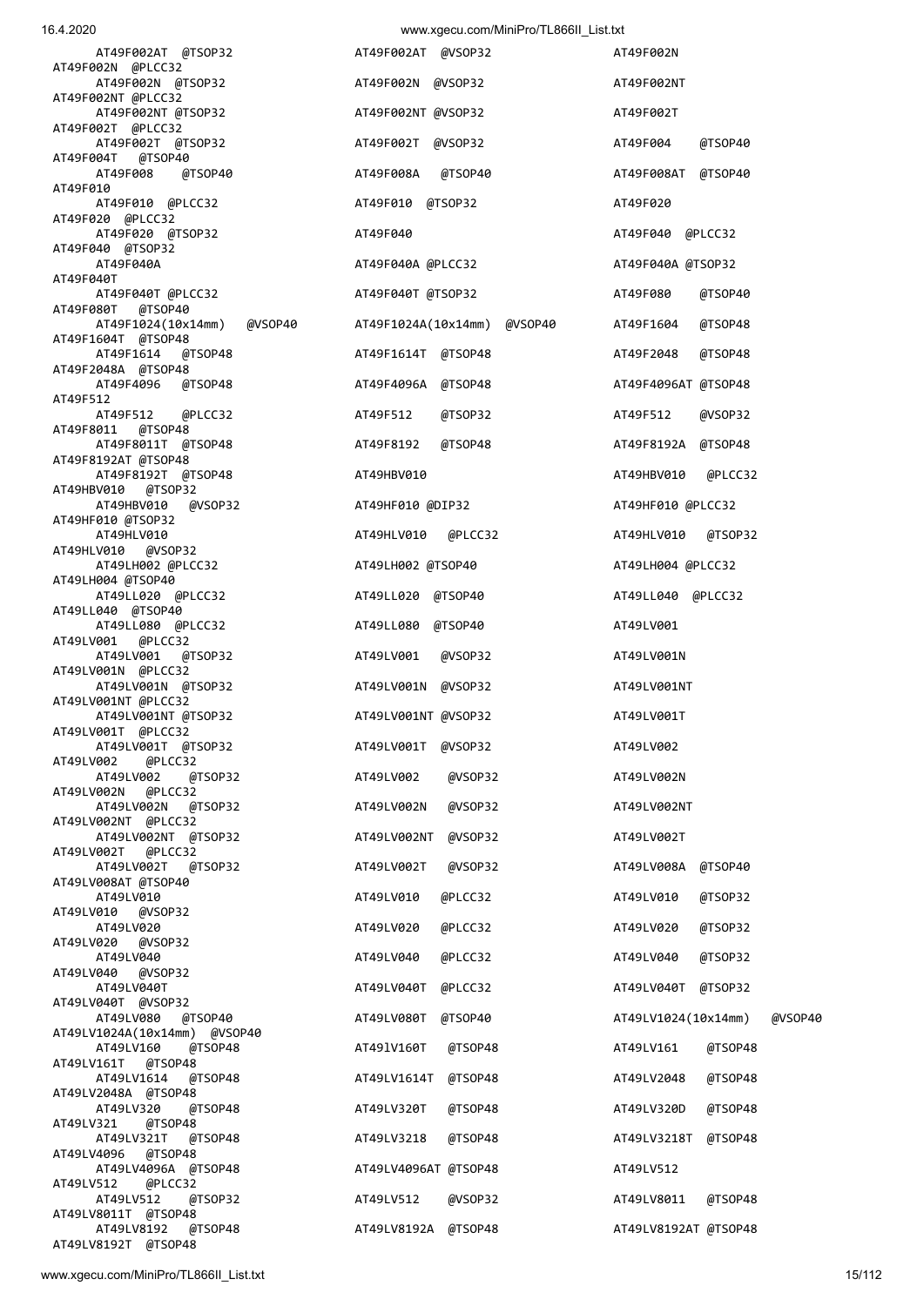```
AT49F002AT  @TSOP32              AT49F002AT  @VSOP32              AT49F002N
AT49F002N  @PLCC32
AT49F002N  @TSOP32               AT49F002N  @VSOP32               AT49F002NT
AT49F002NT @PLCC32
AT49F002NT @TSOP32               AT49F002NT @VSOP32               AT49F002T
AT49F002T  @PLCC32
AT49F002T  @TSOP32               AT49F002T  @VSOP32               AT49F004    @TSOP40
AT49F004T   @TSOP40
AT49F008    @TSOP40              AT49F008A   @TSOP40              AT49F008AT  @TSOP40
AT49F010
AT49F010  @PLCC32                AT49F010  @TSOP32                AT49F020
AT49F020  @PLCC32
AT49F020  @TSOP32                AT49F040                         AT49F040  @PLCC32
AT49F040  @TSOP32
AT49F040A                        AT49F040A @PLCC32                AT49F040A @TSOP32
AT49F040T
AT49F040T @PLCC32                AT49F040T @TSOP32                AT49F080    @TSOP40
AT49F080T   @TSOP40
AT49F1024(10x14mm)   @VSOP40     AT49F1024A(10x14mm)  @VSOP40     AT49F1604   @TSOP48
AT49F1604T  @TSOP48
AT49F1614   @TSOP48              AT49F1614T  @TSOP48              AT49F2048   @TSOP48
AT49F2048A  @TSOP48
AT49F4096   @TSOP48              AT49F4096A  @TSOP48              AT49F4096AT @TSOP48
AT49F512
AT49F512    @PLCC32              AT49F512    @TSOP32              AT49F512    @VSOP32
AT49F8011   @TSOP48
AT49F8011T  @TSOP48              AT49F8192   @TSOP48              AT49F8192A  @TSOP48
AT49F8192AT @TSOP48
AT49F8192T  @TSOP48              AT49HBV010                       AT49HBV010   @PLCC32
AT49HBV010   @TSOP32
AT49HBV010   @VSOP32             AT49HF010 @DIP32                 AT49HF010 @PLCC32
AT49HF010 @TSOP32
AT49HLV010                       AT49HLV010   @PLCC32             AT49HLV010   @TSOP32
AT49HLV010   @VSOP32
AT49LH002 @PLCC32                AT49LH002 @TSOP40                AT49LH004 @PLCC32
AT49LH004 @TSOP40
AT49LL020  @PLCC32               AT49LL020  @TSOP40               AT49LL040  @PLCC32
AT49LL040  @TSOP40
AT49LL080  @PLCC32               AT49LL080  @TSOP40               AT49LV001
AT49LV001   @PLCC32
AT49LV001   @TSOP32              AT49LV001   @VSOP32              AT49LV001N
AT49LV001N  @PLCC32
AT49LV001N  @TSOP32              AT49LV001N  @VSOP32              AT49LV001NT
AT49LV001NT @PLCC32
AT49LV001NT @TSOP32              AT49LV001NT @VSOP32              AT49LV001T
AT49LV001T  @PLCC32
AT49LV001T  @TSOP32              AT49LV001T  @VSOP32              AT49LV002
AT49LV002    @PLCC32
AT49LV002    @TSOP32             AT49LV002    @VSOP32             AT49LV002N
AT49LV002N   @PLCC32
AT49LV002N   @TSOP32             AT49LV002N   @VSOP32             AT49LV002NT
AT49LV002NT  @PLCC32
AT49LV002NT  @TSOP32             AT49LV002NT  @VSOP32             AT49LV002T
AT49LV002T   @PLCC32
AT49LV002T   @TSOP32             AT49LV002T   @VSOP32             AT49LV008A  @TSOP40
AT49LV008AT @TSOP40
AT49LV010                        AT49LV010   @PLCC32              AT49LV010   @TSOP32
AT49LV010   @VSOP32
AT49LV020                        AT49LV020   @PLCC32              AT49LV020   @TSOP32
AT49LV020   @VSOP32
AT49LV040                        AT49LV040   @PLCC32              AT49LV040   @TSOP32
AT49LV040   @VSOP32
AT49LV040T                       AT49LV040T  @PLCC32              AT49LV040T  @TSOP32
AT49LV040T  @VSOP32
AT49LV080   @TSOP40              AT49LV080T  @TSOP40              AT49LV1024(10x14mm)   @VSOP40
AT49LV1024A(10x14mm)  @VSOP40
AT49LV160    @TSOP48             AT49lV160T   @TSOP48             AT49LV161    @TSOP48
AT49LV161T   @TSOP48
AT49LV1614   @TSOP48             AT49LV1614T  @TSOP48             AT49LV2048   @TSOP48
AT49LV2048A  @TSOP48
AT49LV320    @TSOP48             AT49LV320T   @TSOP48             AT49LV320D   @TSOP48
AT49LV321    @TSOP48
AT49LV321T   @TSOP48             AT49LV3218   @TSOP48             AT49LV3218T  @TSOP48
AT49LV4096   @TSOP48
AT49LV4096A  @TSOP48             AT49LV4096AT @TSOP48             AT49LV512
AT49LV512    @PLCC32
AT49LV512    @TSOP32             AT49LV512    @VSOP32             AT49LV8011   @TSOP48
AT49LV8011T  @TSOP48
AT49LV8192   @TSOP48             AT49LV8192A  @TSOP48             AT49LV8192AT @TSOP48
AT49LV8192T  @TSOP48
```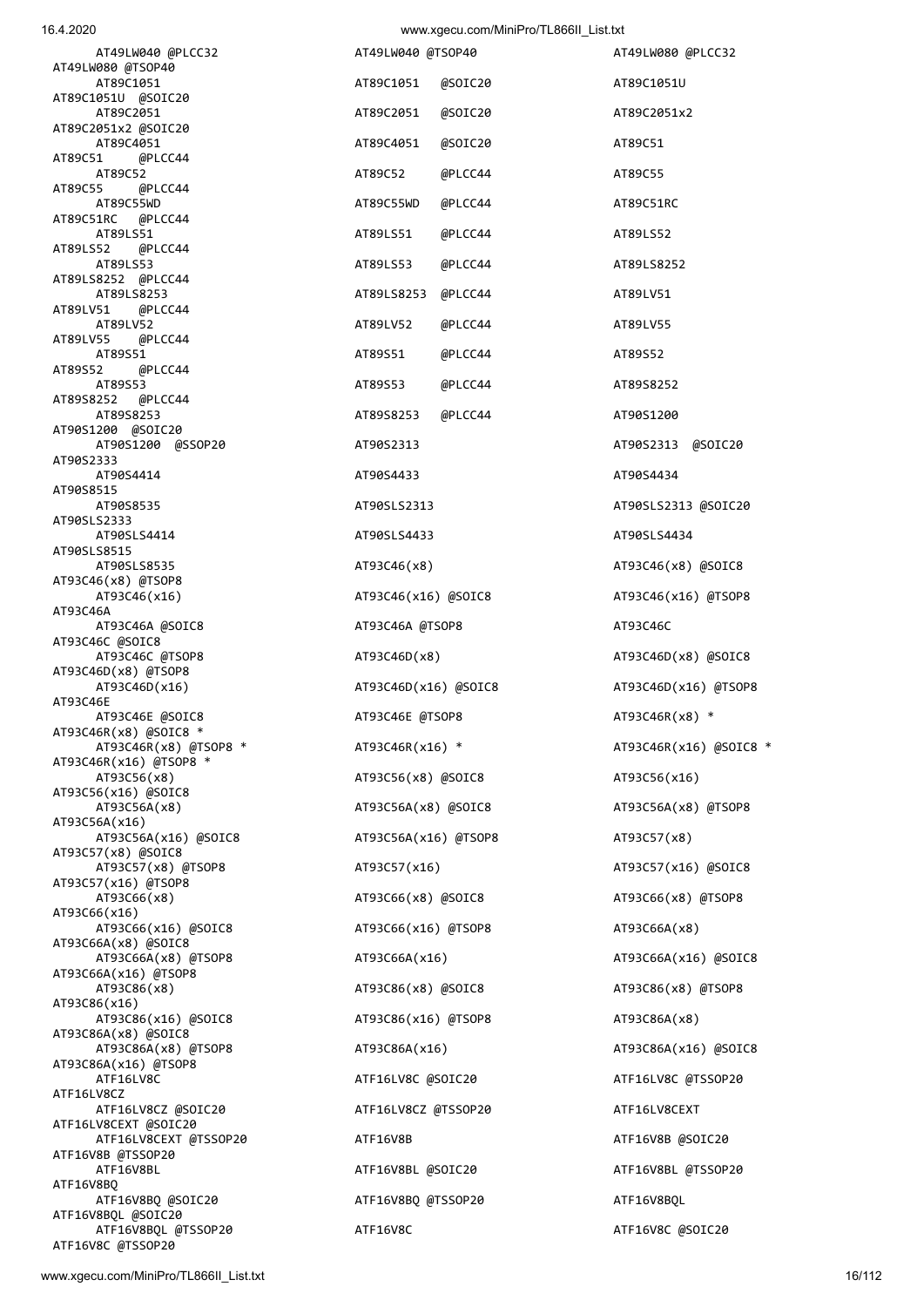```
AT49LW040 @PLCC32                AT49LW040 @TSOP40                AT49LW080 @PLCC32
AT49LW080 @TSOP40
AT89C1051                        AT89C1051   @SOIC20              AT89C1051U
AT89C1051U  @SOIC20
AT89C2051                        AT89C2051   @SOIC20              AT89C2051x2
AT89C2051x2 @SOIC20
AT89C4051                        AT89C4051   @SOIC20              AT89C51
AT89C51     @PLCC44
AT89C52                          AT89C52     @PLCC44              AT89C55
AT89C55     @PLCC44
AT89C55WD                        AT89C55WD   @PLCC44              AT89C51RC
AT89C51RC   @PLCC44
AT89LS51                         AT89LS51    @PLCC44              AT89LS52
AT89LS52    @PLCC44
AT89LS53                         AT89LS53    @PLCC44              AT89LS8252
AT89LS8252  @PLCC44
AT89LS8253                       AT89LS8253  @PLCC44              AT89LV51
AT89LV51    @PLCC44
AT89LV52                         AT89LV52    @PLCC44              AT89LV55
AT89LV55    @PLCC44
AT89S51                          AT89S51     @PLCC44              AT89S52
AT89S52     @PLCC44
AT89S53                          AT89S53     @PLCC44              AT89S8252
AT89S8252   @PLCC44
AT89S8253                        AT89S8253   @PLCC44              AT90S1200
AT90S1200  @SOIC20
AT90S1200  @SSOP20               AT90S2313                        AT90S2313  @SOIC20
AT90S2333
AT90S4414                        AT90S4433                        AT90S4434
AT90S8515
AT90S8535                        AT90SLS2313                      AT90SLS2313 @SOIC20
AT90SLS2333
AT90SLS4414                      AT90SLS4433                      AT90SLS4434
AT90SLS8515
AT90SLS8535                      AT93C46(x8)                      AT93C46(x8) @SOIC8
AT93C46(x8) @TSOP8
AT93C46(x16)                     AT93C46(x16) @SOIC8              AT93C46(x16) @TSOP8
AT93C46A
AT93C46A @SOIC8                  AT93C46A @TSOP8                  AT93C46C
AT93C46C @SOIC8
AT93C46C @TSOP8                  AT93C46D(x8)                     AT93C46D(x8) @SOIC8
AT93C46D(x8) @TSOP8
AT93C46D(x16)                    AT93C46D(x16) @SOIC8             AT93C46D(x16) @TSOP8
AT93C46E
AT93C46E @SOIC8                  AT93C46E @TSOP8                  AT93C46R(x8) *
AT93C46R(x8) @SOIC8 *
AT93C46R(x8) @TSOP8 *            AT93C46R(x16) *                  AT93C46R(x16) @SOIC8 *
AT93C46R(x16) @TSOP8 *
AT93C56(x8)                      AT93C56(x8) @SOIC8               AT93C56(x16)
AT93C56(x16) @SOIC8
AT93C56A(x8)                     AT93C56A(x8) @SOIC8              AT93C56A(x8) @TSOP8
AT93C56A(x16)
AT93C56A(x16) @SOIC8             AT93C56A(x16) @TSOP8             AT93C57(x8)
AT93C57(x8) @SOIC8
AT93C57(x8) @TSOP8               AT93C57(x16)                     AT93C57(x16) @SOIC8
AT93C57(x16) @TSOP8
AT93C66(x8)                      AT93C66(x8) @SOIC8               AT93C66(x8) @TSOP8
AT93C66(x16)
AT93C66(x16) @SOIC8              AT93C66(x16) @TSOP8              AT93C66A(x8)
AT93C66A(x8) @SOIC8
AT93C66A(x8) @TSOP8              AT93C66A(x16)                    AT93C66A(x16) @SOIC8
AT93C66A(x16) @TSOP8
AT93C86(x8)                      AT93C86(x8) @SOIC8               AT93C86(x8) @TSOP8
AT93C86(x16)
AT93C86(x16) @SOIC8              AT93C86(x16) @TSOP8              AT93C86A(x8)
AT93C86A(x8) @SOIC8
AT93C86A(x8) @TSOP8              AT93C86A(x16)                    AT93C86A(x16) @SOIC8
AT93C86A(x16) @TSOP8
ATF16LV8C                        ATF16LV8C @SOIC20                ATF16LV8C @TSSOP20
ATF16LV8CZ
ATF16LV8CZ @SOIC20               ATF16LV8CZ @TSSOP20              ATF16LV8CEXT
ATF16LV8CEXT @SOIC20
ATF16LV8CEXT @TSSOP20            ATF16V8B                         ATF16V8B @SOIC20
ATF16V8B @TSSOP20
ATF16V8BL                        ATF16V8BL @SOIC20                ATF16V8BL @TSSOP20
ATF16V8BQ
ATF16V8BQ @SOIC20                ATF16V8BQ @TSSOP20               ATF16V8BQL
ATF16V8BQL @SOIC20
ATF16V8BQL @TSSOP20              ATF16V8C                         ATF16V8C @SOIC20
ATF16V8C @TSSOP20
```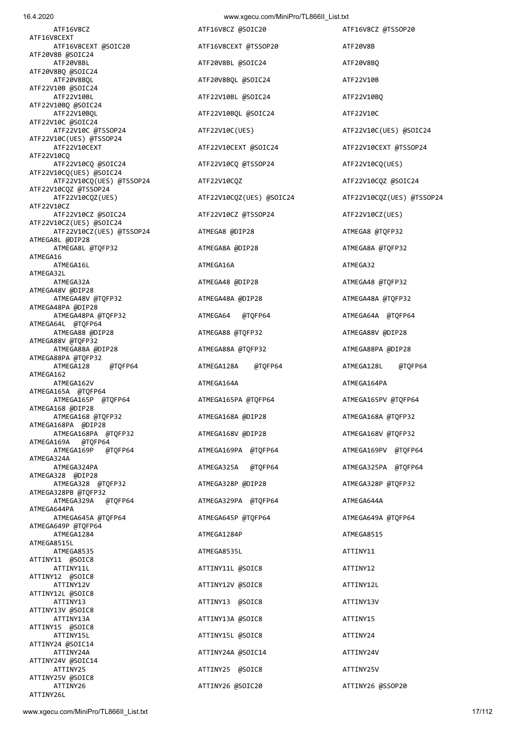```
    ATF16V8CZ                        ATF16V8CZ @SOIC20                ATF16V8CZ @TSSOP20
ATF16V8CEXT
    ATF16V8CEXT @SOIC20              ATF16V8CEXT @TSSOP20             ATF20V8B
ATF20V8B @SOIC24
    ATF20V8BL                        ATF20V8BL @SOIC24                ATF20V8BQ
ATF20V8BQ @SOIC24
    ATF20V8BQL                       ATF20V8BQL @SOIC24               ATF22V10B
ATF22V10B @SOIC24
    ATF22V10BL                       ATF22V10BL @SOIC24               ATF22V10BQ
ATF22V10BQ @SOIC24
    ATF22V10BQL                      ATF22V10BQL @SOIC24              ATF22V10C
ATF22V10C @SOIC24
    ATF22V10C @TSSOP24               ATF22V10C(UES)                   ATF22V10C(UES) @SOIC24
ATF22V10C(UES) @TSSOP24
    ATF22V10CEXT                     ATF22V10CEXT @SOIC24             ATF22V10CEXT @TSSOP24
ATF22V10CQ
    ATF22V10CQ @SOIC24               ATF22V10CQ @TSSOP24              ATF22V10CQ(UES)
ATF22V10CQ(UES) @SOIC24
    ATF22V10CQ(UES) @TSSOP24         ATF22V10CQZ                      ATF22V10CQZ @SOIC24
ATF22V10CQZ @TSSOP24
    ATF22V10CQZ(UES)                 ATF22V10CQZ(UES) @SOIC24         ATF22V10CQZ(UES) @TSSOP24
ATF22V10CZ
    ATF22V10CZ @SOIC24               ATF22V10CZ @TSSOP24              ATF22V10CZ(UES)
ATF22V10CZ(UES) @SOIC24
    ATF22V10CZ(UES) @TSSOP24         ATMEGA8 @DIP28                   ATMEGA8 @TQFP32
ATMEGA8L @DIP28
    ATMEGA8L @TQFP32                 ATMEGA8A @DIP28                  ATMEGA8A @TQFP32
ATMEGA16
    ATMEGA16L                        ATMEGA16A                        ATMEGA32
ATMEGA32L
    ATMEGA32A                        ATMEGA48 @DIP28                  ATMEGA48 @TQFP32
ATMEGA48V @DIP28
    ATMEGA48V @TQFP32                ATMEGA48A @DIP28                 ATMEGA48A @TQFP32
ATMEGA48PA @DIP28
    ATMEGA48PA @TQFP32               ATMEGA64   @TQFP64               ATMEGA64A  @TQFP64
ATMEGA64L  @TQFP64
    ATMEGA88 @DIP28                  ATMEGA88 @TQFP32                 ATMEGA88V @DIP28
ATMEGA88V @TQFP32
    ATMEGA88A @DIP28                 ATMEGA88A @TQFP32                ATMEGA88PA @DIP28
ATMEGA88PA @TQFP32
    ATMEGA128     @TQFP64            ATMEGA128A    @TQFP64            ATMEGA128L    @TQFP64
ATMEGA162
    ATMEGA162V                       ATMEGA164A                       ATMEGA164PA
ATMEGA165A  @TQFP64
    ATMEGA165P  @TQFP64              ATMEGA165PA @TQFP64              ATMEGA165PV @TQFP64
ATMEGA168 @DIP28
    ATMEGA168 @TQFP32                ATMEGA168A @DIP28                ATMEGA168A @TQFP32
ATMEGA168PA  @DIP28
    ATMEGA168PA  @TQFP32             ATMEGA168V @DIP28                ATMEGA168V @TQFP32
ATMEGA169A   @TQFP64
    ATMEGA169P   @TQFP64             ATMEGA169PA  @TQFP64             ATMEGA169PV  @TQFP64
ATMEGA324A
    ATMEGA324PA                      ATMEGA325A   @TQFP64             ATMEGA325PA  @TQFP64
ATMEGA328  @DIP28
    ATMEGA328  @TQFP32               ATMEGA328P @DIP28                ATMEGA328P @TQFP32
ATMEGA328PB @TQFP32
    ATMEGA329A   @TQFP64             ATMEGA329PA  @TQFP64             ATMEGA644A
ATMEGA644PA
    ATMEGA645A @TQFP64               ATMEGA645P @TQFP64               ATMEGA649A @TQFP64
ATMEGA649P @TQFP64
    ATMEGA1284                       ATMEGA1284P                      ATMEGA8515
ATMEGA8515L
    ATMEGA8535                       ATMEGA8535L                      ATTINY11
ATTINY11  @SOIC8
    ATTINY11L                        ATTINY11L @SOIC8                 ATTINY12
ATTINY12  @SOIC8
    ATTINY12V                        ATTINY12V @SOIC8                 ATTINY12L
ATTINY12L @SOIC8
    ATTINY13                         ATTINY13  @SOIC8                 ATTINY13V
ATTINY13V @SOIC8
    ATTINY13A                        ATTINY13A @SOIC8                 ATTINY15
ATTINY15  @SOIC8
    ATTINY15L                        ATTINY15L @SOIC8                 ATTINY24
ATTINY24 @SOIC14
    ATTINY24A                        ATTINY24A @SOIC14                ATTINY24V
ATTINY24V @SOIC14
    ATTINY25                         ATTINY25  @SOIC8                 ATTINY25V
ATTINY25V @SOIC8
    ATTINY26                         ATTINY26 @SOIC20                 ATTINY26 @SSOP20
ATTINY26L
```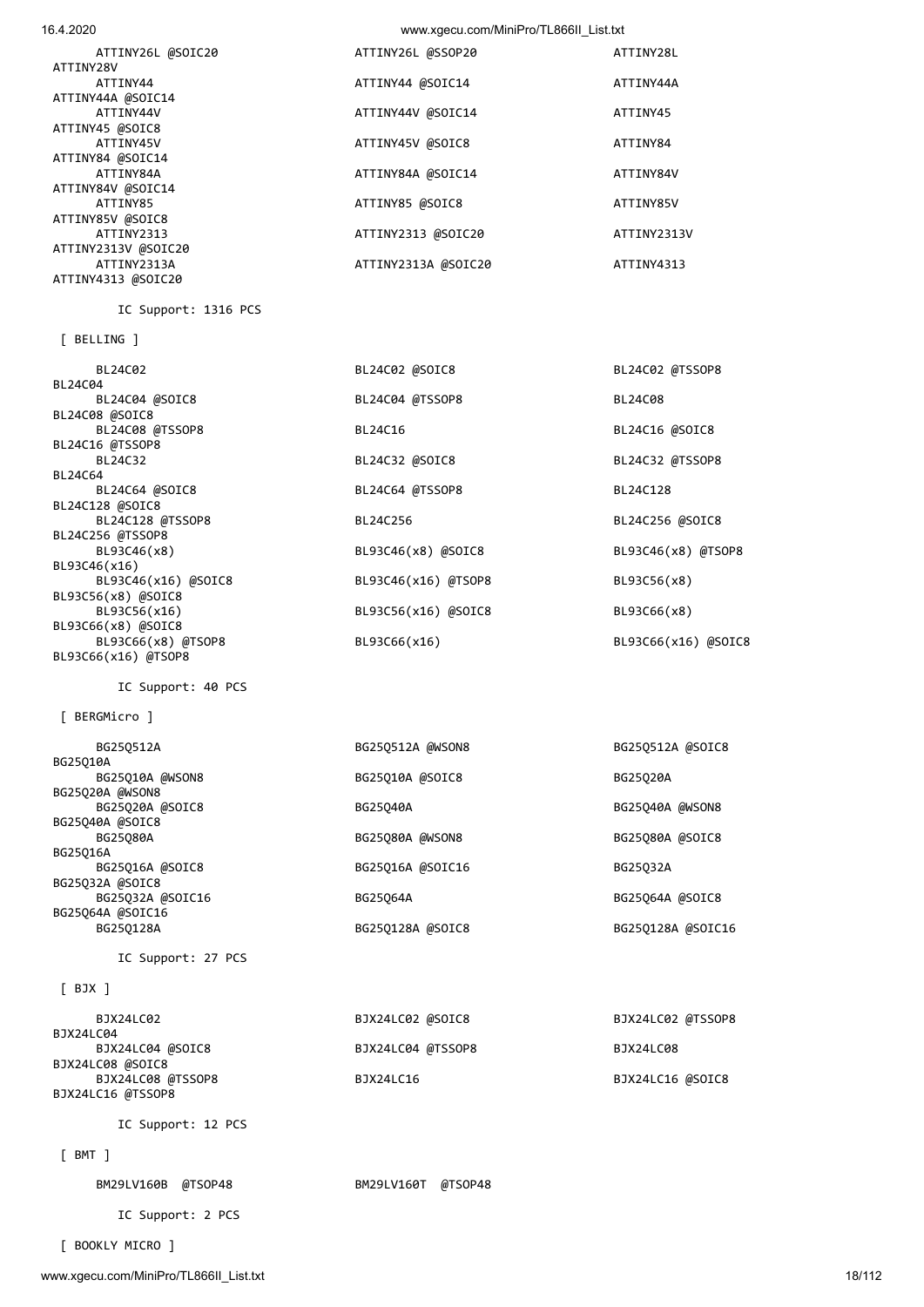ATTINY26L @SOIC20
ATTINY26L @SSOP20
ATTINY28L
ATTINY28V
ATTINY44
ATTINY44 @SOIC14
ATTINY44A
ATTINY44A @SOIC14
ATTINY44V
ATTINY44V @SOIC14
ATTINY45
ATTINY45 @SOIC8
ATTINY45V
ATTINY45V @SOIC8
ATTINY84
ATTINY84 @SOIC14
ATTINY84A
ATTINY84A @SOIC14
ATTINY84V
ATTINY84V @SOIC14
ATTINY85
ATTINY85 @SOIC8
ATTINY85V
ATTINY85V @SOIC8
ATTINY2313
ATTINY2313 @SOIC20
ATTINY2313V
ATTINY2313V @SOIC20
ATTINY2313A
ATTINY2313A @SOIC20
ATTINY4313
ATTINY4313 @SOIC20

IC Support: 1316 PCS

[ BELLING ]

BL24C02
BL24C02 @SOIC8
BL24C02 @TSSOP8
BL24C04
BL24C04 @SOIC8
BL24C04 @TSSOP8
BL24C08
BL24C08 @SOIC8
BL24C08 @TSSOP8
BL24C16
BL24C16 @SOIC8
BL24C16 @TSSOP8
BL24C32
BL24C32 @SOIC8
BL24C32 @TSSOP8
BL24C64
BL24C64 @SOIC8
BL24C64 @TSSOP8
BL24C128
BL24C128 @SOIC8
BL24C128 @TSSOP8
BL24C256
BL24C256 @SOIC8
BL24C256 @TSSOP8
BL93C46(x8)
BL93C46(x8) @SOIC8
BL93C46(x8) @TSOP8
BL93C46(x16)
BL93C46(x16) @SOIC8
BL93C46(x16) @TSOP8
BL93C56(x8)
BL93C56(x8) @SOIC8
BL93C56(x16)
BL93C56(x16) @SOIC8
BL93C66(x8)
BL93C66(x8) @SOIC8
BL93C66(x8) @TSOP8
BL93C66(x16)
BL93C66(x16) @SOIC8
BL93C66(x16) @TSOP8

IC Support: 40 PCS

[ BERGMicro ]

BG25Q512A
BG25Q512A @WSON8
BG25Q512A @SOIC8
BG25Q10A
BG25Q10A @WSON8
BG25Q10A @SOIC8
BG25Q20A
BG25Q20A @WSON8
BG25Q20A @SOIC8
BG25Q40A
BG25Q40A @WSON8
BG25Q40A @SOIC8
BG25Q80A
BG25Q80A @WSON8
BG25Q80A @SOIC8
BG25Q16A
BG25Q16A @SOIC8
BG25Q16A @SOIC16
BG25Q32A
BG25Q32A @SOIC8
BG25Q32A @SOIC16
BG25Q64A
BG25Q64A @SOIC8
BG25Q64A @SOIC16
BG25Q128A
BG25Q128A @SOIC8
BG25Q128A @SOIC16

IC Support: 27 PCS

[ BJX ]

BJX24LC02
BJX24LC02 @SOIC8
BJX24LC02 @TSSOP8
BJX24LC04
BJX24LC04 @SOIC8
BJX24LC04 @TSSOP8
BJX24LC08
BJX24LC08 @SOIC8
BJX24LC08 @TSSOP8
BJX24LC16
BJX24LC16 @SOIC8
BJX24LC16 @TSSOP8

IC Support: 12 PCS

[ BMT ]

BM29LV160B @TSOP48
BM29LV160T @TSOP48

IC Support: 2 PCS

[ BOOKLY MICRO ]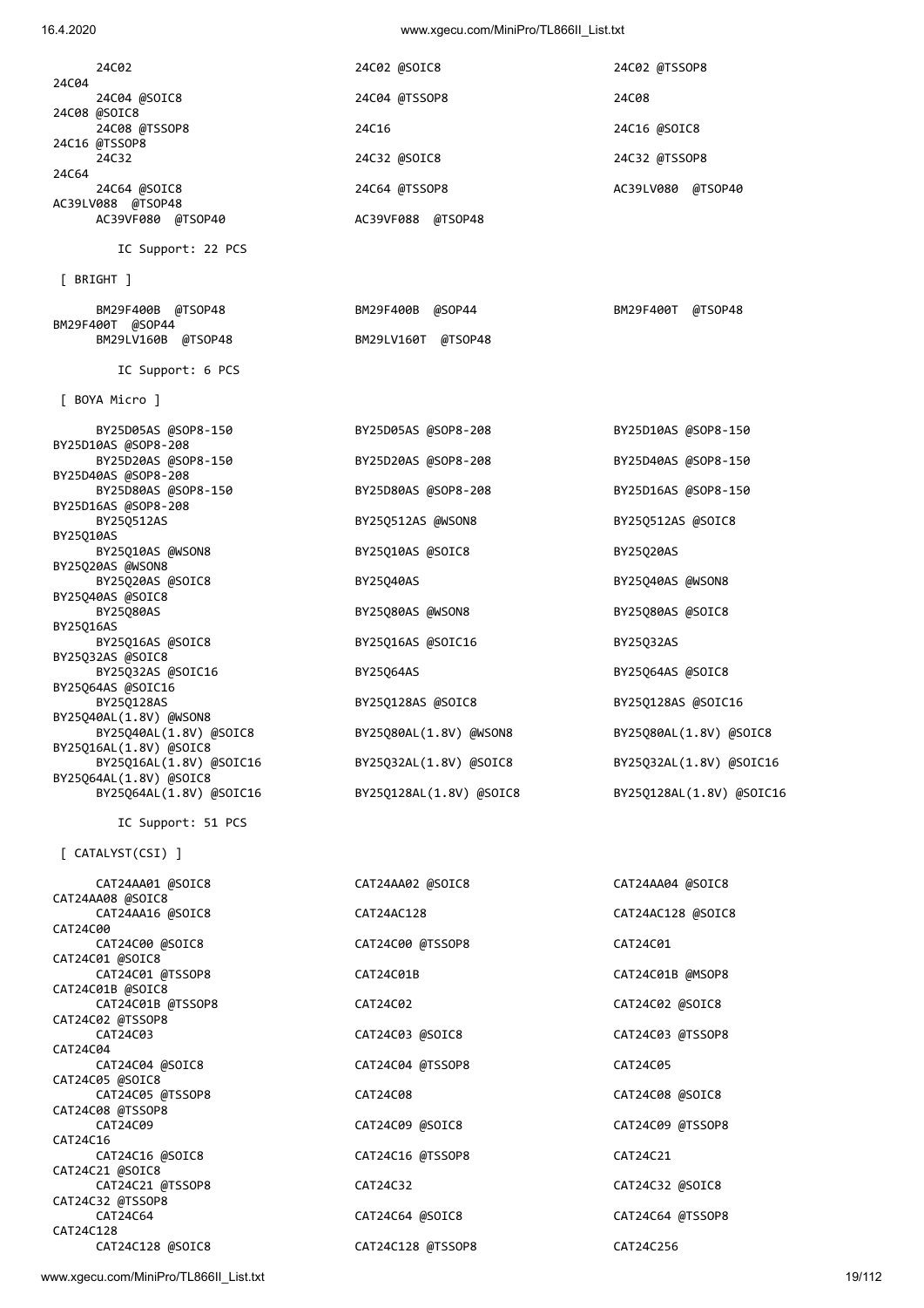```
      24C02                             24C02 @SOIC8                      24C02 @TSSOP8
24C04
      24C04 @SOIC8                      24C04 @TSSOP8                     24C08
24C08 @SOIC8
      24C08 @TSSOP8                     24C16                             24C16 @SOIC8
24C16 @TSSOP8
      24C32                             24C32 @SOIC8                      24C32 @TSSOP8
24C64
      24C64 @SOIC8                      24C64 @TSSOP8                     AC39LV080  @TSOP40
AC39LV088  @TSOP48
      AC39VF080  @TSOP40                AC39VF088  @TSOP48

        IC Support: 22 PCS

 [ BRIGHT ]

      BM29F400B  @TSOP48                BM29F400B  @SOP44                 BM29F400T  @TSOP48
BM29F400T  @SOP44
      BM29LV160B  @TSOP48               BM29LV160T  @TSOP48

        IC Support: 6 PCS

 [ BOYA Micro ]

      BY25D05AS @SOP8-150               BY25D05AS @SOP8-208               BY25D10AS @SOP8-150
BY25D10AS @SOP8-208
      BY25D20AS @SOP8-150               BY25D20AS @SOP8-208               BY25D40AS @SOP8-150
BY25D40AS @SOP8-208
      BY25D80AS @SOP8-150               BY25D80AS @SOP8-208               BY25D16AS @SOP8-150
BY25D16AS @SOP8-208
      BY25Q512AS                        BY25Q512AS @WSON8                 BY25Q512AS @SOIC8
BY25Q10AS
      BY25Q10AS @WSON8                  BY25Q10AS @SOIC8                  BY25Q20AS
BY25Q20AS @WSON8
      BY25Q20AS @SOIC8                  BY25Q40AS                         BY25Q40AS @WSON8
BY25Q40AS @SOIC8
      BY25Q80AS                         BY25Q80AS @WSON8                  BY25Q80AS @SOIC8
BY25Q16AS
      BY25Q16AS @SOIC8                  BY25Q16AS @SOIC16                 BY25Q32AS
BY25Q32AS @SOIC8
      BY25Q32AS @SOIC16                 BY25Q64AS                         BY25Q64AS @SOIC8
BY25Q64AS @SOIC16
      BY25Q128AS                        BY25Q128AS @SOIC8                 BY25Q128AS @SOIC16
BY25Q40AL(1.8V) @WSON8
      BY25Q40AL(1.8V) @SOIC8            BY25Q80AL(1.8V) @WSON8            BY25Q80AL(1.8V) @SOIC8
BY25Q16AL(1.8V) @SOIC8
      BY25Q16AL(1.8V) @SOIC16           BY25Q32AL(1.8V) @SOIC8            BY25Q32AL(1.8V) @SOIC16
BY25Q64AL(1.8V) @SOIC8
      BY25Q64AL(1.8V) @SOIC16           BY25Q128AL(1.8V) @SOIC8           BY25Q128AL(1.8V) @SOIC16

        IC Support: 51 PCS

 [ CATALYST(CSI) ]

      CAT24AA01 @SOIC8                  CAT24AA02 @SOIC8                  CAT24AA04 @SOIC8
CAT24AA08 @SOIC8
      CAT24AA16 @SOIC8                  CAT24AC128                        CAT24AC128 @SOIC8
CAT24C00
      CAT24C00 @SOIC8                   CAT24C00 @TSSOP8                  CAT24C01
CAT24C01 @SOIC8
      CAT24C01 @TSSOP8                  CAT24C01B                         CAT24C01B @MSOP8
CAT24C01B @SOIC8
      CAT24C01B @TSSOP8                 CAT24C02                          CAT24C02 @SOIC8
CAT24C02 @TSSOP8
      CAT24C03                          CAT24C03 @SOIC8                   CAT24C03 @TSSOP8
CAT24C04
      CAT24C04 @SOIC8                   CAT24C04 @TSSOP8                  CAT24C05
CAT24C05 @SOIC8
      CAT24C05 @TSSOP8                  CAT24C08                          CAT24C08 @SOIC8
CAT24C08 @TSSOP8
      CAT24C09                          CAT24C09 @SOIC8                   CAT24C09 @TSSOP8
CAT24C16
      CAT24C16 @SOIC8                   CAT24C16 @TSSOP8                  CAT24C21
CAT24C21 @SOIC8
      CAT24C21 @TSSOP8                  CAT24C32                          CAT24C32 @SOIC8
CAT24C32 @TSSOP8
      CAT24C64                          CAT24C64 @SOIC8                   CAT24C64 @TSSOP8
CAT24C128
      CAT24C128 @SOIC8                  CAT24C128 @TSSOP8                 CAT24C256
```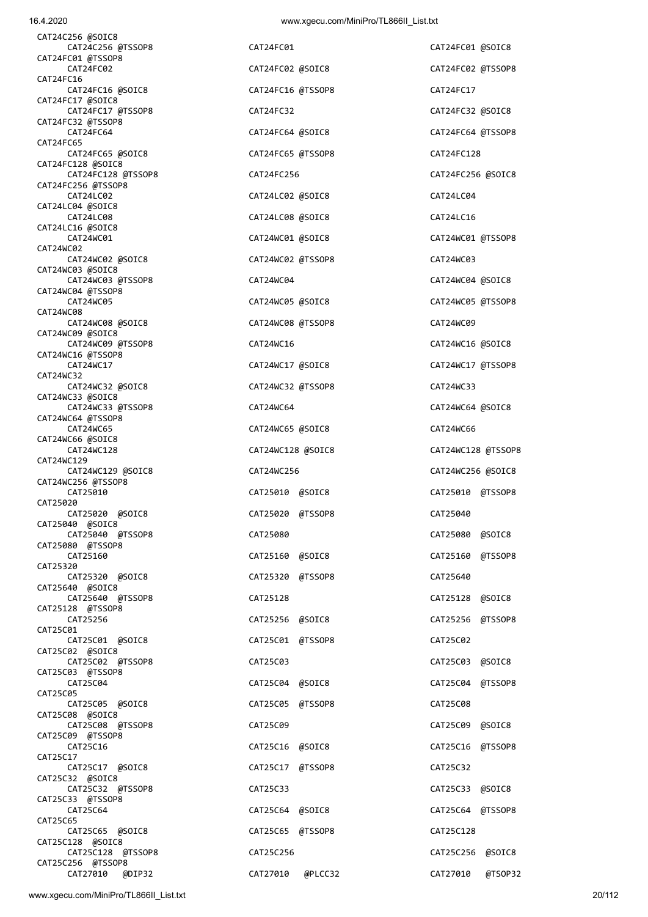CAT24C256 @SOIC8
CAT24C256 @TSSOP8
CAT24FC01
CAT24FC01 @SOIC8
CAT24FC01 @TSSOP8
CAT24FC02
CAT24FC02 @SOIC8
CAT24FC02 @TSSOP8
CAT24FC16
CAT24FC16 @SOIC8
CAT24FC16 @TSSOP8
CAT24FC17
CAT24FC17 @SOIC8
CAT24FC17 @TSSOP8
CAT24FC32
CAT24FC32 @SOIC8
CAT24FC32 @TSSOP8
CAT24FC64
CAT24FC64 @SOIC8
CAT24FC64 @TSSOP8
CAT24FC65
CAT24FC65 @SOIC8
CAT24FC65 @TSSOP8
CAT24FC128
CAT24FC128 @SOIC8
CAT24FC128 @TSSOP8
CAT24FC256
CAT24FC256 @SOIC8
CAT24FC256 @TSSOP8
CAT24LC02
CAT24LC02 @SOIC8
CAT24LC04
CAT24LC04 @SOIC8
CAT24LC08
CAT24LC08 @SOIC8
CAT24LC16
CAT24LC16 @SOIC8
CAT24WC01
CAT24WC01 @SOIC8
CAT24WC01 @TSSOP8
CAT24WC02
CAT24WC02 @SOIC8
CAT24WC02 @TSSOP8
CAT24WC03
CAT24WC03 @SOIC8
CAT24WC03 @TSSOP8
CAT24WC04
CAT24WC04 @SOIC8
CAT24WC04 @TSSOP8
CAT24WC05
CAT24WC05 @SOIC8
CAT24WC05 @TSSOP8
CAT24WC08
CAT24WC08 @SOIC8
CAT24WC08 @TSSOP8
CAT24WC09
CAT24WC09 @SOIC8
CAT24WC09 @TSSOP8
CAT24WC16
CAT24WC16 @SOIC8
CAT24WC16 @TSSOP8
CAT24WC17
CAT24WC17 @SOIC8
CAT24WC17 @TSSOP8
CAT24WC32
CAT24WC32 @SOIC8
CAT24WC32 @TSSOP8
CAT24WC33
CAT24WC33 @SOIC8
CAT24WC33 @TSSOP8
CAT24WC64
CAT24WC64 @SOIC8
CAT24WC64 @TSSOP8
CAT24WC65
CAT24WC65 @SOIC8
CAT24WC66
CAT24WC66 @SOIC8
CAT24WC128
CAT24WC128 @SOIC8
CAT24WC128 @TSSOP8
CAT24WC129
CAT24WC129 @SOIC8
CAT24WC256
CAT24WC256 @SOIC8
CAT24WC256 @TSSOP8
CAT25010
CAT25010 @SOIC8
CAT25010 @TSSOP8
CAT25020
CAT25020 @SOIC8
CAT25020 @TSSOP8
CAT25040
CAT25040 @SOIC8
CAT25040 @TSSOP8
CAT25080
CAT25080 @SOIC8
CAT25080 @TSSOP8
CAT25160
CAT25160 @SOIC8
CAT25160 @TSSOP8
CAT25320
CAT25320 @SOIC8
CAT25320 @TSSOP8
CAT25640
CAT25640 @SOIC8
CAT25640 @TSSOP8
CAT25128
CAT25128 @SOIC8
CAT25128 @TSSOP8
CAT25256
CAT25256 @SOIC8
CAT25256 @TSSOP8
CAT25C01
CAT25C01 @SOIC8
CAT25C01 @TSSOP8
CAT25C02
CAT25C02 @SOIC8
CAT25C02 @TSSOP8
CAT25C03
CAT25C03 @SOIC8
CAT25C03 @TSSOP8
CAT25C04
CAT25C04 @SOIC8
CAT25C04 @TSSOP8
CAT25C05
CAT25C05 @SOIC8
CAT25C05 @TSSOP8
CAT25C08
CAT25C08 @SOIC8
CAT25C08 @TSSOP8
CAT25C09
CAT25C09 @SOIC8
CAT25C09 @TSSOP8
CAT25C16
CAT25C16 @SOIC8
CAT25C16 @TSSOP8
CAT25C17
CAT25C17 @SOIC8
CAT25C17 @TSSOP8
CAT25C32
CAT25C32 @SOIC8
CAT25C32 @TSSOP8
CAT25C33
CAT25C33 @SOIC8
CAT25C33 @TSSOP8
CAT25C64
CAT25C64 @SOIC8
CAT25C64 @TSSOP8
CAT25C65
CAT25C65 @SOIC8
CAT25C65 @TSSOP8
CAT25C128
CAT25C128 @SOIC8
CAT25C128 @TSSOP8
CAT25C256
CAT25C256 @SOIC8
CAT25C256 @TSSOP8
CAT27010 @DIP32
CAT27010 @PLCC32
CAT27010 @TSOP32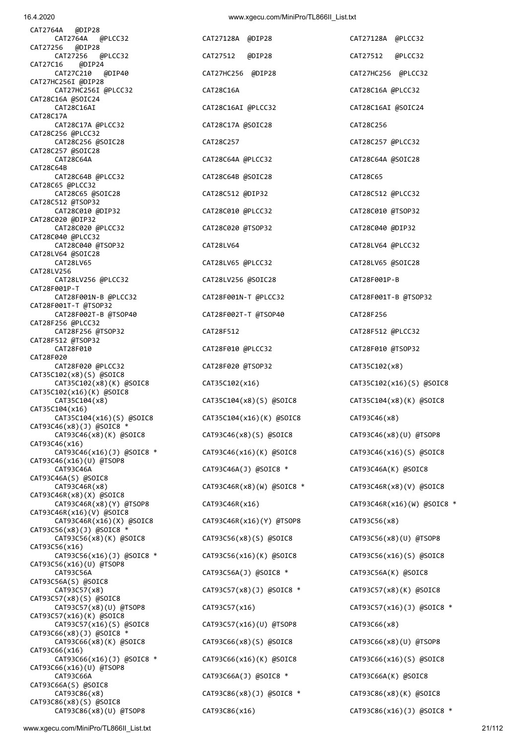```
CAT2764A   @DIP28
     CAT2764A   @PLCC32            CAT27128A  @DIP28             CAT27128A  @PLCC32
CAT27256   @DIP28
     CAT27256   @PLCC32            CAT27512   @DIP28             CAT27512   @PLCC32
CAT27C16   @DIP24
     CAT27C210  @DIP40             CAT27HC256  @DIP28            CAT27HC256  @PLCC32
CAT27HC256I @DIP28
     CAT27HC256I @PLCC32           CAT28C16A                     CAT28C16A @PLCC32
CAT28C16A @SOIC24
     CAT28C16AI                    CAT28C16AI @PLCC32            CAT28C16AI @SOIC24
CAT28C17A
     CAT28C17A @PLCC32             CAT28C17A @SOIC28             CAT28C256
CAT28C256 @PLCC32
     CAT28C256 @SOIC28             CAT28C257                     CAT28C257 @PLCC32
CAT28C257 @SOIC28
     CAT28C64A                     CAT28C64A @PLCC32             CAT28C64A @SOIC28
CAT28C64B
     CAT28C64B @PLCC32             CAT28C64B @SOIC28             CAT28C65
CAT28C65 @PLCC32
     CAT28C65 @SOIC28              CAT28C512 @DIP32              CAT28C512 @PLCC32
CAT28C512 @TSOP32
     CAT28C010 @DIP32              CAT28C010 @PLCC32             CAT28C010 @TSOP32
CAT28C020 @DIP32
     CAT28C020 @PLCC32             CAT28C020 @TSOP32             CAT28C040 @DIP32
CAT28C040 @PLCC32
     CAT28C040 @TSOP32             CAT28LV64                     CAT28LV64 @PLCC32
CAT28LV64 @SOIC28
     CAT28LV65                     CAT28LV65 @PLCC32             CAT28LV65 @SOIC28
CAT28LV256
     CAT28LV256 @PLCC32            CAT28LV256 @SOIC28            CAT28F001P-B
CAT28F001P-T
     CAT28F001N-B @PLCC32          CAT28F001N-T @PLCC32          CAT28F001T-B @TSOP32
CAT28F001T-T @TSOP32
     CAT28F002T-B @TSOP40          CAT28F002T-T @TSOP40          CAT28F256
CAT28F256 @PLCC32
     CAT28F256 @TSOP32             CAT28F512                     CAT28F512 @PLCC32
CAT28F512 @TSOP32
     CAT28F010                     CAT28F010 @PLCC32             CAT28F010 @TSOP32
CAT28F020
     CAT28F020 @PLCC32             CAT28F020 @TSOP32             CAT35C102(x8)
CAT35C102(x8)(S) @SOIC8
     CAT35C102(x8)(K) @SOIC8       CAT35C102(x16)                CAT35C102(x16)(S) @SOIC8
CAT35C102(x16)(K) @SOIC8
     CAT35C104(x8)                 CAT35C104(x8)(S) @SOIC8       CAT35C104(x8)(K) @SOIC8
CAT35C104(x16)
     CAT35C104(x16)(S) @SOIC8      CAT35C104(x16)(K) @SOIC8      CAT93C46(x8)
CAT93C46(x8)(J) @SOIC8 *
     CAT93C46(x8)(K) @SOIC8        CAT93C46(x8)(S) @SOIC8        CAT93C46(x8)(U) @TSOP8
CAT93C46(x16)
     CAT93C46(x16)(J) @SOIC8 *     CAT93C46(x16)(K) @SOIC8       CAT93C46(x16)(S) @SOIC8
CAT93C46(x16)(U) @TSOP8
     CAT93C46A                     CAT93C46A(J) @SOIC8 *         CAT93C46A(K) @SOIC8
CAT93C46A(S) @SOIC8
     CAT93C46R(x8)                 CAT93C46R(x8)(W) @SOIC8 *     CAT93C46R(x8)(V) @SOIC8
CAT93C46R(x8)(X) @SOIC8
     CAT93C46R(x8)(Y) @TSOP8       CAT93C46R(x16)                CAT93C46R(x16)(W) @SOIC8 *
CAT93C46R(x16)(V) @SOIC8
     CAT93C46R(x16)(X) @SOIC8      CAT93C46R(x16)(Y) @TSOP8      CAT93C56(x8)
CAT93C56(x8)(J) @SOIC8 *
     CAT93C56(x8)(K) @SOIC8        CAT93C56(x8)(S) @SOIC8        CAT93C56(x8)(U) @TSOP8
CAT93C56(x16)
     CAT93C56(x16)(J) @SOIC8 *     CAT93C56(x16)(K) @SOIC8       CAT93C56(x16)(S) @SOIC8
CAT93C56(x16)(U) @TSOP8
     CAT93C56A                     CAT93C56A(J) @SOIC8 *         CAT93C56A(K) @SOIC8
CAT93C56A(S) @SOIC8
     CAT93C57(x8)                  CAT93C57(x8)(J) @SOIC8 *      CAT93C57(x8)(K) @SOIC8
CAT93C57(x8)(S) @SOIC8
     CAT93C57(x8)(U) @TSOP8        CAT93C57(x16)                 CAT93C57(x16)(J) @SOIC8 *
CAT93C57(x16)(K) @SOIC8
     CAT93C57(x16)(S) @SOIC8       CAT93C57(x16)(U) @TSOP8       CAT93C66(x8)
CAT93C66(x8)(J) @SOIC8 *
     CAT93C66(x8)(K) @SOIC8        CAT93C66(x8)(S) @SOIC8        CAT93C66(x8)(U) @TSOP8
CAT93C66(x16)
     CAT93C66(x16)(J) @SOIC8 *     CAT93C66(x16)(K) @SOIC8       CAT93C66(x16)(S) @SOIC8
CAT93C66(x16)(U) @TSOP8
     CAT93C66A                     CAT93C66A(J) @SOIC8 *         CAT93C66A(K) @SOIC8
CAT93C66A(S) @SOIC8
     CAT93C86(x8)                  CAT93C86(x8)(J) @SOIC8 *      CAT93C86(x8)(K) @SOIC8
CAT93C86(x8)(S) @SOIC8
     CAT93C86(x8)(U) @TSOP8        CAT93C86(x16)                 CAT93C86(x16)(J) @SOIC8 *
```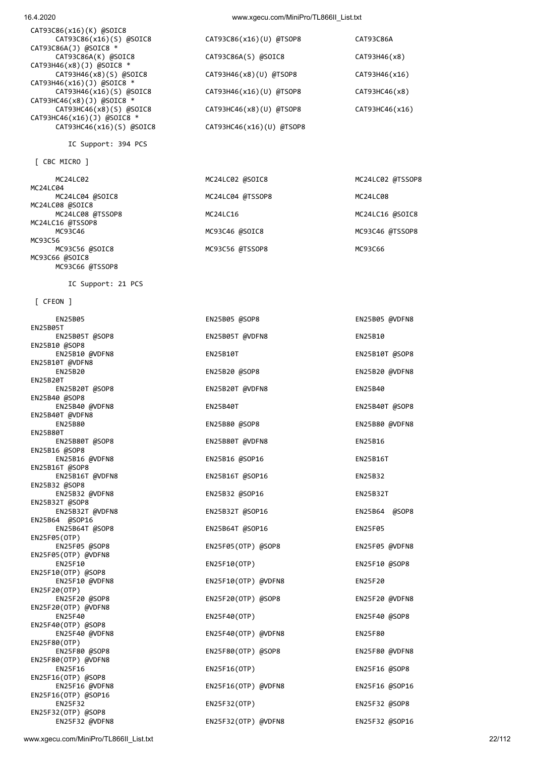```
CAT93C86(x16)(K) @SOIC8
      CAT93C86(x16)(S) @SOIC8          CAT93C86(x16)(U) @TSOP8          CAT93C86A
CAT93C86A(J) @SOIC8 *
      CAT93C86A(K) @SOIC8              CAT93C86A(S) @SOIC8              CAT93H46(x8)
CAT93H46(x8)(J) @SOIC8 *
      CAT93H46(x8)(S) @SOIC8           CAT93H46(x8)(U) @TSOP8           CAT93H46(x16)
CAT93H46(x16)(J) @SOIC8 *
      CAT93H46(x16)(S) @SOIC8          CAT93H46(x16)(U) @TSOP8          CAT93HC46(x8)
CAT93HC46(x8)(J) @SOIC8 *
      CAT93HC46(x8)(S) @SOIC8          CAT93HC46(x8)(U) @TSOP8          CAT93HC46(x16)
CAT93HC46(x16)(J) @SOIC8 *
      CAT93HC46(x16)(S) @SOIC8         CAT93HC46(x16)(U) @TSOP8

        IC Support: 394 PCS

 [ CBC MICRO ]

      MC24LC02                         MC24LC02 @SOIC8                  MC24LC02 @TSSOP8
MC24LC04
      MC24LC04 @SOIC8                  MC24LC04 @TSSOP8                 MC24LC08
MC24LC08 @SOIC8
      MC24LC08 @TSSOP8                 MC24LC16                         MC24LC16 @SOIC8
MC24LC16 @TSSOP8
      MC93C46                          MC93C46 @SOIC8                   MC93C46 @TSSOP8
MC93C56
      MC93C56 @SOIC8                   MC93C56 @TSSOP8                  MC93C66
MC93C66 @SOIC8
      MC93C66 @TSSOP8

        IC Support: 21 PCS

 [ CFEON ]

      EN25B05                          EN25B05 @SOP8                    EN25B05 @VDFN8
EN25B05T
      EN25B05T @SOP8                   EN25B05T @VDFN8                  EN25B10
EN25B10 @SOP8
      EN25B10 @VDFN8                   EN25B10T                         EN25B10T @SOP8
EN25B10T @VDFN8
      EN25B20                          EN25B20 @SOP8                    EN25B20 @VDFN8
EN25B20T
      EN25B20T @SOP8                   EN25B20T @VDFN8                  EN25B40
EN25B40 @SOP8
      EN25B40 @VDFN8                   EN25B40T                         EN25B40T @SOP8
EN25B40T @VDFN8
      EN25B80                          EN25B80 @SOP8                    EN25B80 @VDFN8
EN25B80T
      EN25B80T @SOP8                   EN25B80T @VDFN8                  EN25B16
EN25B16 @SOP8
      EN25B16 @VDFN8                   EN25B16 @SOP16                   EN25B16T
EN25B16T @SOP8
      EN25B16T @VDFN8                  EN25B16T @SOP16                  EN25B32
EN25B32 @SOP8
      EN25B32 @VDFN8                   EN25B32 @SOP16                   EN25B32T
EN25B32T @SOP8
      EN25B32T @VDFN8                  EN25B32T @SOP16                  EN25B64  @SOP8
EN25B64  @SOP16
      EN25B64T @SOP8                   EN25B64T @SOP16                  EN25F05
EN25F05(OTP)
      EN25F05 @SOP8                    EN25F05(OTP) @SOP8               EN25F05 @VDFN8
EN25F05(OTP) @VDFN8
      EN25F10                          EN25F10(OTP)                     EN25F10 @SOP8
EN25F10(OTP) @SOP8
      EN25F10 @VDFN8                   EN25F10(OTP) @VDFN8              EN25F20
EN25F20(OTP)
      EN25F20 @SOP8                    EN25F20(OTP) @SOP8               EN25F20 @VDFN8
EN25F20(OTP) @VDFN8
      EN25F40                          EN25F40(OTP)                     EN25F40 @SOP8
EN25F40(OTP) @SOP8
      EN25F40 @VDFN8                   EN25F40(OTP) @VDFN8              EN25F80
EN25F80(OTP)
      EN25F80 @SOP8                    EN25F80(OTP) @SOP8               EN25F80 @VDFN8
EN25F80(OTP) @VDFN8
      EN25F16                          EN25F16(OTP)                     EN25F16 @SOP8
EN25F16(OTP) @SOP8
      EN25F16 @VDFN8                   EN25F16(OTP) @VDFN8              EN25F16 @SOP16
EN25F16(OTP) @SOP16
      EN25F32                          EN25F32(OTP)                     EN25F32 @SOP8
EN25F32(OTP) @SOP8
      EN25F32 @VDFN8                   EN25F32(OTP) @VDFN8              EN25F32 @SOP16
```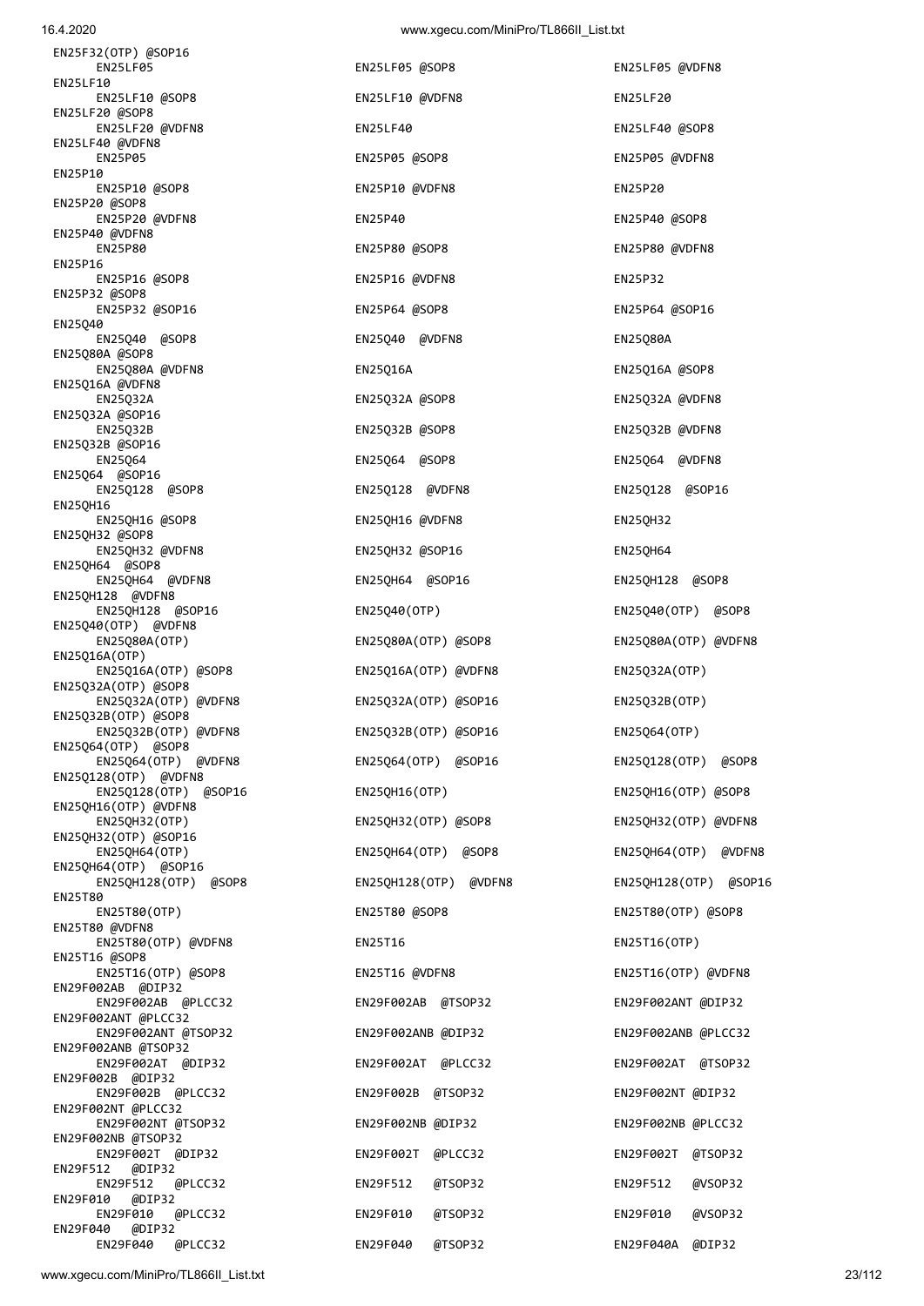EN25F32(OTP) @SOP16
EN25LF05
EN25LF05 @SOP8
EN25LF05 @VDFN8
EN25LF10
EN25LF10 @SOP8
EN25LF10 @VDFN8
EN25LF20
EN25LF20 @SOP8
EN25LF20 @VDFN8
EN25LF40
EN25LF40 @SOP8
EN25LF40 @VDFN8
EN25P05
EN25P05 @SOP8
EN25P05 @VDFN8
EN25P10
EN25P10 @SOP8
EN25P10 @VDFN8
EN25P20
EN25P20 @SOP8
EN25P20 @VDFN8
EN25P40
EN25P40 @SOP8
EN25P40 @VDFN8
EN25P80
EN25P80 @SOP8
EN25P80 @VDFN8
EN25P16
EN25P16 @SOP8
EN25P16 @VDFN8
EN25P32
EN25P32 @SOP8
EN25P32 @SOP16
EN25P64 @SOP8
EN25P64 @SOP16
EN25Q40
EN25Q40 @SOP8
EN25Q40 @VDFN8
EN25Q80A
EN25Q80A @SOP8
EN25Q80A @VDFN8
EN25Q16A
EN25Q16A @SOP8
EN25Q16A @VDFN8
EN25Q32A
EN25Q32A @SOP8
EN25Q32A @VDFN8
EN25Q32A @SOP16
EN25Q32B
EN25Q32B @SOP8
EN25Q32B @VDFN8
EN25Q32B @SOP16
EN25Q64
EN25Q64 @SOP8
EN25Q64 @VDFN8
EN25Q64 @SOP16
EN25Q128 @SOP8
EN25Q128 @VDFN8
EN25Q128 @SOP16
EN25QH16
EN25QH16 @SOP8
EN25QH16 @VDFN8
EN25QH32
EN25QH32 @SOP8
EN25QH32 @VDFN8
EN25QH32 @SOP16
EN25QH64
EN25QH64 @SOP8
EN25QH64 @VDFN8
EN25QH64 @SOP16
EN25QH128 @SOP8
EN25QH128 @VDFN8
EN25QH128 @SOP16
EN25Q40(OTP)
EN25Q40(OTP) @SOP8
EN25Q40(OTP) @VDFN8
EN25Q80A(OTP)
EN25Q80A(OTP) @SOP8
EN25Q80A(OTP) @VDFN8
EN25Q16A(OTP)
EN25Q16A(OTP) @SOP8
EN25Q16A(OTP) @VDFN8
EN25Q32A(OTP)
EN25Q32A(OTP) @SOP8
EN25Q32A(OTP) @VDFN8
EN25Q32A(OTP) @SOP16
EN25Q32B(OTP)
EN25Q32B(OTP) @SOP8
EN25Q32B(OTP) @VDFN8
EN25Q32B(OTP) @SOP16
EN25Q64(OTP)
EN25Q64(OTP) @SOP8
EN25Q64(OTP) @VDFN8
EN25Q64(OTP) @SOP16
EN25Q128(OTP) @SOP8
EN25Q128(OTP) @VDFN8
EN25Q128(OTP) @SOP16
EN25QH16(OTP)
EN25QH16(OTP) @SOP8
EN25QH16(OTP) @VDFN8
EN25QH32(OTP)
EN25QH32(OTP) @SOP8
EN25QH32(OTP) @VDFN8
EN25QH32(OTP) @SOP16
EN25QH64(OTP)
EN25QH64(OTP) @SOP8
EN25QH64(OTP) @VDFN8
EN25QH64(OTP) @SOP16
EN25QH128(OTP) @SOP8
EN25QH128(OTP) @VDFN8
EN25QH128(OTP) @SOP16
EN25T80
EN25T80(OTP)
EN25T80 @SOP8
EN25T80(OTP) @SOP8
EN25T80 @VDFN8
EN25T80(OTP) @VDFN8
EN25T16
EN25T16(OTP)
EN25T16 @SOP8
EN25T16(OTP) @SOP8
EN25T16 @VDFN8
EN25T16(OTP) @VDFN8
EN29F002AB @DIP32
EN29F002AB @PLCC32
EN29F002AB @TSOP32
EN29F002ANT @DIP32
EN29F002ANT @PLCC32
EN29F002ANT @TSOP32
EN29F002ANB @DIP32
EN29F002ANB @PLCC32
EN29F002ANB @TSOP32
EN29F002AT @DIP32
EN29F002AT @PLCC32
EN29F002AT @TSOP32
EN29F002B @DIP32
EN29F002B @PLCC32
EN29F002B @TSOP32
EN29F002NT @DIP32
EN29F002NT @PLCC32
EN29F002NT @TSOP32
EN29F002NB @DIP32
EN29F002NB @PLCC32
EN29F002NB @TSOP32
EN29F002T @DIP32
EN29F002T @PLCC32
EN29F002T @TSOP32
EN29F512 @DIP32
EN29F512 @PLCC32
EN29F512 @TSOP32
EN29F512 @VSOP32
EN29F010 @DIP32
EN29F010 @PLCC32
EN29F010 @TSOP32
EN29F010 @VSOP32
EN29F040 @DIP32
EN29F040 @PLCC32
EN29F040 @TSOP32
EN29F040A @DIP32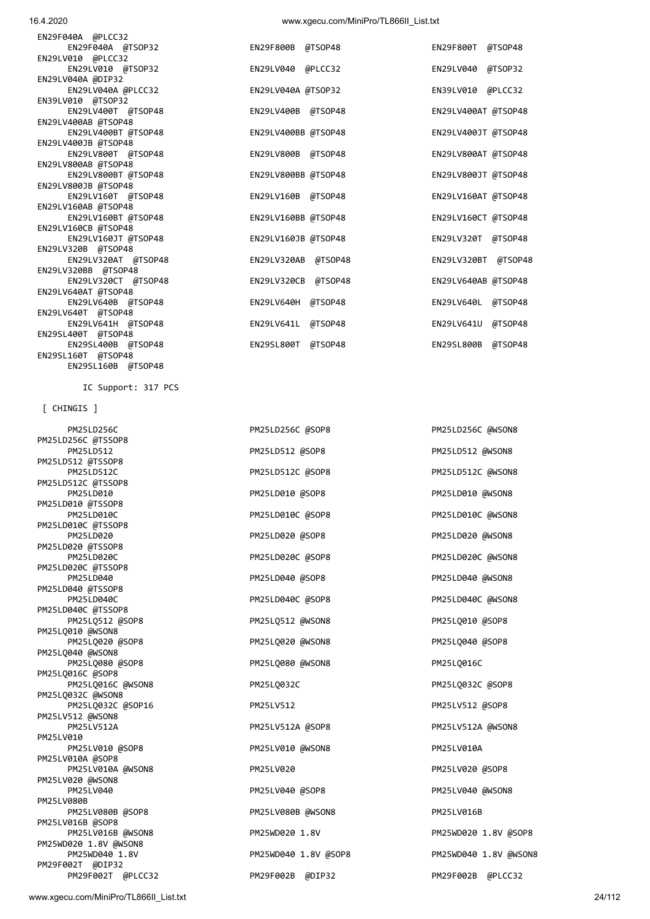EN29F040A @PLCC32
EN29F040A @TSOP32 EN29F800B @TSOP48 EN29F800T @TSOP48
EN29LV010 @PLCC32
EN29LV010 @TSOP32 EN29LV040 @PLCC32 EN29LV040 @TSOP32
EN29LV040A @DIP32
EN29LV040A @PLCC32 EN29LV040A @TSOP32 EN39LV010 @PLCC32
EN39LV010 @TSOP32
EN29LV400T @TSOP48 EN29LV400B @TSOP48 EN29LV400AT @TSOP48
EN29LV400AB @TSOP48
EN29LV400BT @TSOP48 EN29LV400BB @TSOP48 EN29LV400JT @TSOP48
EN29LV400JB @TSOP48
EN29LV800T @TSOP48 EN29LV800B @TSOP48 EN29LV800AT @TSOP48
EN29LV800AB @TSOP48
EN29LV800BT @TSOP48 EN29LV800BB @TSOP48 EN29LV800JT @TSOP48
EN29LV800JB @TSOP48
EN29LV160T @TSOP48 EN29LV160B @TSOP48 EN29LV160AT @TSOP48
EN29LV160AB @TSOP48
EN29LV160BT @TSOP48 EN29LV160BB @TSOP48 EN29LV160CT @TSOP48
EN29LV160CB @TSOP48
EN29LV160JT @TSOP48 EN29LV160JB @TSOP48 EN29LV320T @TSOP48
EN29LV320B @TSOP48
EN29LV320AT @TSOP48 EN29LV320AB @TSOP48 EN29LV320BT @TSOP48
EN29LV320BB @TSOP48
EN29LV320CT @TSOP48 EN29LV320CB @TSOP48 EN29LV640AB @TSOP48
EN29LV640AT @TSOP48
EN29LV640B @TSOP48 EN29LV640H @TSOP48 EN29LV640L @TSOP48
EN29LV640T @TSOP48
EN29LV641H @TSOP48 EN29LV641L @TSOP48 EN29LV641U @TSOP48
EN29SL400T @TSOP48
EN29SL400B @TSOP48 EN29SL800T @TSOP48 EN29SL800B @TSOP48
EN29SL160T @TSOP48
EN29SL160B @TSOP48

IC Support: 317 PCS

[ CHINGIS ]

PM25LD256C PM25LD256C @SOP8 PM25LD256C @WSON8
PM25LD256C @TSSOP8
PM25LD512 PM25LD512 @SOP8 PM25LD512 @WSON8
PM25LD512 @TSSOP8
PM25LD512C PM25LD512C @SOP8 PM25LD512C @WSON8
PM25LD512C @TSSOP8
PM25LD010 PM25LD010 @SOP8 PM25LD010 @WSON8
PM25LD010 @TSSOP8
PM25LD010C PM25LD010C @SOP8 PM25LD010C @WSON8
PM25LD010C @TSSOP8
PM25LD020 PM25LD020 @SOP8 PM25LD020 @WSON8
PM25LD020 @TSSOP8
PM25LD020C PM25LD020C @SOP8 PM25LD020C @WSON8
PM25LD020C @TSSOP8
PM25LD040 PM25LD040 @SOP8 PM25LD040 @WSON8
PM25LD040 @TSSOP8
PM25LD040C PM25LD040C @SOP8 PM25LD040C @WSON8
PM25LD040C @TSSOP8
PM25LQ512 @SOP8 PM25LQ512 @WSON8 PM25LQ010 @SOP8
PM25LQ010 @WSON8
PM25LQ020 @SOP8 PM25LQ020 @WSON8 PM25LQ040 @SOP8
PM25LQ040 @WSON8
PM25LQ080 @SOP8 PM25LQ080 @WSON8 PM25LQ016C
PM25LQ016C @SOP8
PM25LQ016C @WSON8 PM25LQ032C PM25LQ032C @SOP8
PM25LQ032C @WSON8
PM25LQ032C @SOP16 PM25LV512 PM25LV512 @SOP8
PM25LV512 @WSON8
PM25LV512A PM25LV512A @SOP8 PM25LV512A @WSON8
PM25LV010
PM25LV010 @SOP8 PM25LV010 @WSON8 PM25LV010A
PM25LV010A @SOP8
PM25LV010A @WSON8 PM25LV020 PM25LV020 @SOP8
PM25LV020 @WSON8
PM25LV040 PM25LV040 @SOP8 PM25LV040 @WSON8
PM25LV080B
PM25LV080B @SOP8 PM25LV080B @WSON8 PM25LV016B
PM25LV016B @SOP8
PM25LV016B @WSON8 PM25WD020 1.8V PM25WD020 1.8V @SOP8
PM25WD020 1.8V @WSON8
PM25WD040 1.8V PM25WD040 1.8V @SOP8 PM25WD040 1.8V @WSON8
PM29F002T @DIP32
PM29F002T @PLCC32 PM29F002B @DIP32 PM29F002B @PLCC32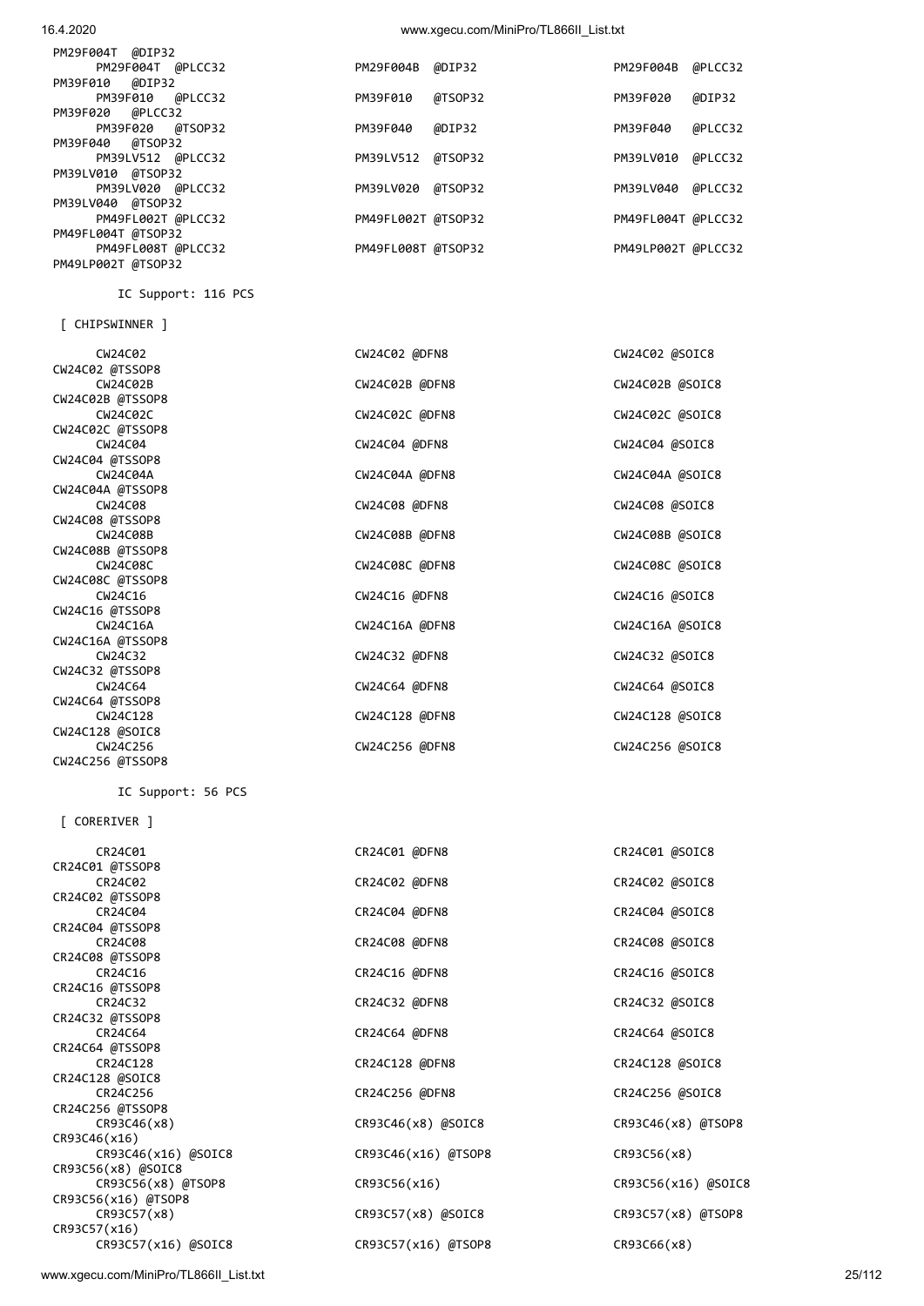```
PM29F004T  @DIP32
     PM29F004T  @PLCC32              PM29F004B  @DIP32               PM29F004B  @PLCC32
PM39F010  @DIP32
     PM39F010  @PLCC32               PM39F010   @TSOP32              PM39F020   @DIP32
PM39F020  @PLCC32
     PM39F020  @TSOP32               PM39F040   @DIP32               PM39F040   @PLCC32
PM39F040  @TSOP32
     PM39LV512 @PLCC32               PM39LV512  @TSOP32              PM39LV010  @PLCC32
PM39LV010 @TSOP32
     PM39LV020 @PLCC32               PM39LV020  @TSOP32              PM39LV040  @PLCC32
PM39LV040 @TSOP32
     PM49FL002T @PLCC32              PM49FL002T @TSOP32              PM49FL004T @PLCC32
PM49FL004T @TSOP32
     PM49FL008T @PLCC32              PM49FL008T @TSOP32              PM49LP002T @PLCC32
PM49LP002T @TSOP32

        IC Support: 116 PCS

 [ CHIPSWINNER ]

     CW24C02                         CW24C02 @DFN8                   CW24C02 @SOIC8
CW24C02 @TSSOP8
     CW24C02B                        CW24C02B @DFN8                  CW24C02B @SOIC8
CW24C02B @TSSOP8
     CW24C02C                        CW24C02C @DFN8                  CW24C02C @SOIC8
CW24C02C @TSSOP8
     CW24C04                         CW24C04 @DFN8                   CW24C04 @SOIC8
CW24C04 @TSSOP8
     CW24C04A                        CW24C04A @DFN8                  CW24C04A @SOIC8
CW24C04A @TSSOP8
     CW24C08                         CW24C08 @DFN8                   CW24C08 @SOIC8
CW24C08 @TSSOP8
     CW24C08B                        CW24C08B @DFN8                  CW24C08B @SOIC8
CW24C08B @TSSOP8
     CW24C08C                        CW24C08C @DFN8                  CW24C08C @SOIC8
CW24C08C @TSSOP8
     CW24C16                         CW24C16 @DFN8                   CW24C16 @SOIC8
CW24C16 @TSSOP8
     CW24C16A                        CW24C16A @DFN8                  CW24C16A @SOIC8
CW24C16A @TSSOP8
     CW24C32                         CW24C32 @DFN8                   CW24C32 @SOIC8
CW24C32 @TSSOP8
     CW24C64                         CW24C64 @DFN8                   CW24C64 @SOIC8
CW24C64 @TSSOP8
     CW24C128                        CW24C128 @DFN8                  CW24C128 @SOIC8
CW24C128 @SOIC8
     CW24C256                        CW24C256 @DFN8                  CW24C256 @SOIC8
CW24C256 @TSSOP8

        IC Support: 56 PCS

 [ CORERIVER ]

     CR24C01                         CR24C01 @DFN8                   CR24C01 @SOIC8
CR24C01 @TSSOP8
     CR24C02                         CR24C02 @DFN8                   CR24C02 @SOIC8
CR24C02 @TSSOP8
     CR24C04                         CR24C04 @DFN8                   CR24C04 @SOIC8
CR24C04 @TSSOP8
     CR24C08                         CR24C08 @DFN8                   CR24C08 @SOIC8
CR24C08 @TSSOP8
     CR24C16                         CR24C16 @DFN8                   CR24C16 @SOIC8
CR24C16 @TSSOP8
     CR24C32                         CR24C32 @DFN8                   CR24C32 @SOIC8
CR24C32 @TSSOP8
     CR24C64                         CR24C64 @DFN8                   CR24C64 @SOIC8
CR24C64 @TSSOP8
     CR24C128                        CR24C128 @DFN8                  CR24C128 @SOIC8
CR24C128 @SOIC8
     CR24C256                        CR24C256 @DFN8                  CR24C256 @SOIC8
CR24C256 @TSSOP8
     CR93C46(x8)                     CR93C46(x8) @SOIC8              CR93C46(x8) @TSOP8
CR93C46(x16)
     CR93C46(x16) @SOIC8             CR93C46(x16) @TSOP8             CR93C56(x8)
CR93C56(x8) @SOIC8
     CR93C56(x8) @TSOP8              CR93C56(x16)                    CR93C56(x16) @SOIC8
CR93C56(x16) @TSOP8
     CR93C57(x8)                     CR93C57(x8) @SOIC8              CR93C57(x8) @TSOP8
CR93C57(x16)
     CR93C57(x16) @SOIC8             CR93C57(x16) @TSOP8             CR93C66(x8)
```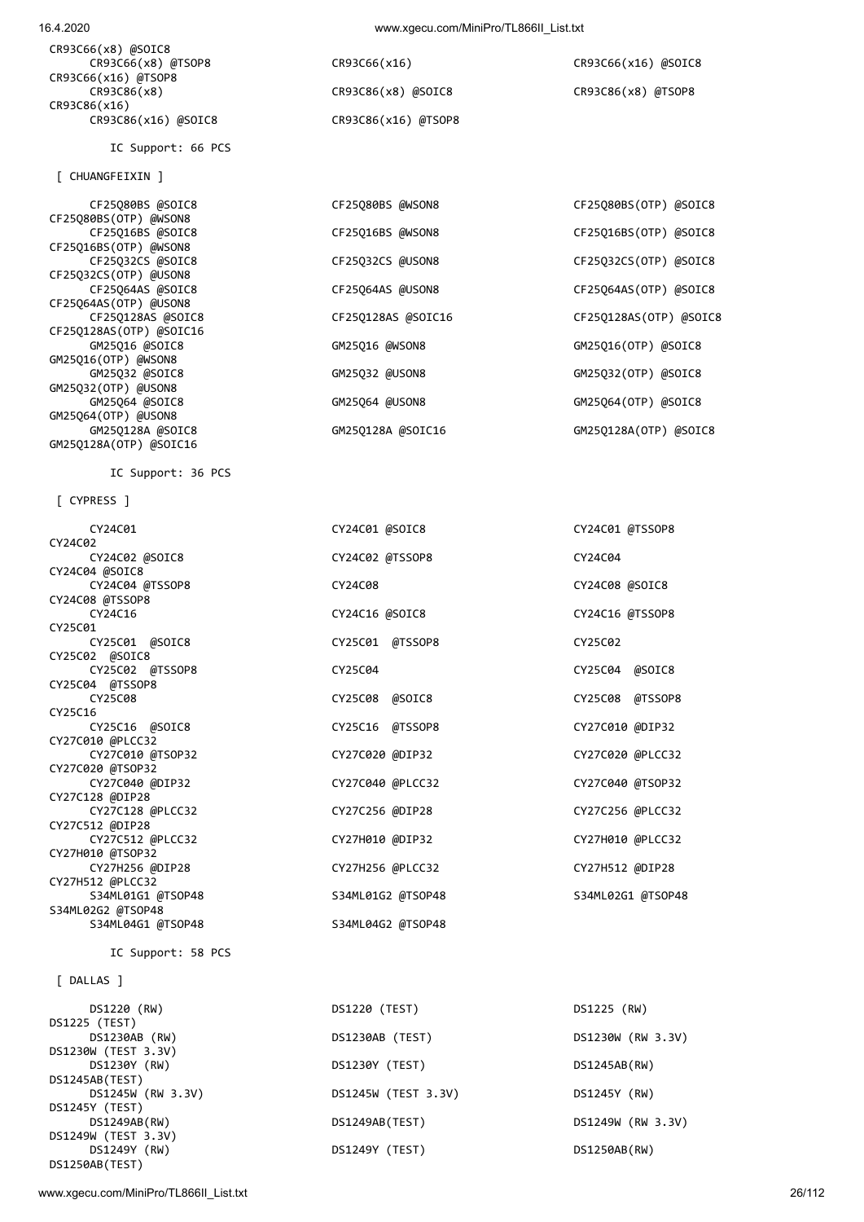CR93C66(x8) @SOIC8
CR93C66(x8) @TSOP8 CR93C66(x16) CR93C66(x16) @SOIC8
CR93C66(x16) @TSOP8
CR93C86(x8) CR93C86(x8) @SOIC8 CR93C86(x8) @TSOP8
CR93C86(x16)
CR93C86(x16) @SOIC8 CR93C86(x16) @TSOP8

IC Support: 66 PCS

[ CHUANGFEIXIN ]

CF25Q80BS @SOIC8 CF25Q80BS @WSON8 CF25Q80BS(OTP) @SOIC8
CF25Q80BS(OTP) @WSON8
CF25Q16BS @SOIC8 CF25Q16BS @WSON8 CF25Q16BS(OTP) @SOIC8
CF25Q16BS(OTP) @WSON8
CF25Q32CS @SOIC8 CF25Q32CS @USON8 CF25Q32CS(OTP) @SOIC8
CF25Q32CS(OTP) @USON8
CF25Q64AS @SOIC8 CF25Q64AS @USON8 CF25Q64AS(OTP) @SOIC8
CF25Q64AS(OTP) @USON8
CF25Q128AS @SOIC8 CF25Q128AS @SOIC16 CF25Q128AS(OTP) @SOIC8
CF25Q128AS(OTP) @SOIC16
GM25Q16 @SOIC8 GM25Q16 @WSON8 GM25Q16(OTP) @SOIC8
GM25Q16(OTP) @WSON8
GM25Q32 @SOIC8 GM25Q32 @USON8 GM25Q32(OTP) @SOIC8
GM25Q32(OTP) @USON8
GM25Q64 @SOIC8 GM25Q64 @USON8 GM25Q64(OTP) @SOIC8
GM25Q64(OTP) @USON8
GM25Q128A @SOIC8 GM25Q128A @SOIC16 GM25Q128A(OTP) @SOIC8
GM25Q128A(OTP) @SOIC16

IC Support: 36 PCS

[ CYPRESS ]

CY24C01 CY24C01 @SOIC8 CY24C01 @TSSOP8
CY24C02
CY24C02 @SOIC8 CY24C02 @TSSOP8 CY24C04
CY24C04 @SOIC8
CY24C04 @TSSOP8 CY24C08 CY24C08 @SOIC8
CY24C08 @TSSOP8
CY24C16 CY24C16 @SOIC8 CY24C16 @TSSOP8
CY25C01
CY25C01 @SOIC8 CY25C01 @TSSOP8 CY25C02
CY25C02 @SOIC8
CY25C02 @TSSOP8 CY25C04 CY25C04 @SOIC8
CY25C04 @TSSOP8
CY25C08 CY25C08 @SOIC8 CY25C08 @TSSOP8
CY25C16
CY25C16 @SOIC8 CY25C16 @TSSOP8 CY27C010 @DIP32
CY27C010 @PLCC32
CY27C010 @TSOP32 CY27C020 @DIP32 CY27C020 @PLCC32
CY27C020 @TSOP32
CY27C040 @DIP32 CY27C040 @PLCC32 CY27C040 @TSOP32
CY27C128 @DIP28
CY27C128 @PLCC32 CY27C256 @DIP28 CY27C256 @PLCC32
CY27C512 @DIP28
CY27C512 @PLCC32 CY27H010 @DIP32 CY27H010 @PLCC32
CY27H010 @TSOP32
CY27H256 @DIP28 CY27H256 @PLCC32 CY27H512 @DIP28
CY27H512 @PLCC32
S34ML01G1 @TSOP48 S34ML01G2 @TSOP48 S34ML02G1 @TSOP48
S34ML02G2 @TSOP48
S34ML04G1 @TSOP48 S34ML04G2 @TSOP48

IC Support: 58 PCS

[ DALLAS ]

DS1220 (RW) DS1220 (TEST) DS1225 (RW)
DS1225 (TEST)
DS1230AB (RW) DS1230AB (TEST) DS1230W (RW 3.3V)
DS1230W (TEST 3.3V)
DS1230Y (RW) DS1230Y (TEST) DS1245AB(RW)
DS1245AB(TEST)
DS1245W (RW 3.3V) DS1245W (TEST 3.3V) DS1245Y (RW)
DS1245Y (TEST)
DS1249AB(RW) DS1249AB(TEST) DS1249W (RW 3.3V)
DS1249W (TEST 3.3V)
DS1249Y (RW) DS1249Y (TEST) DS1250AB(RW)
DS1250AB(TEST)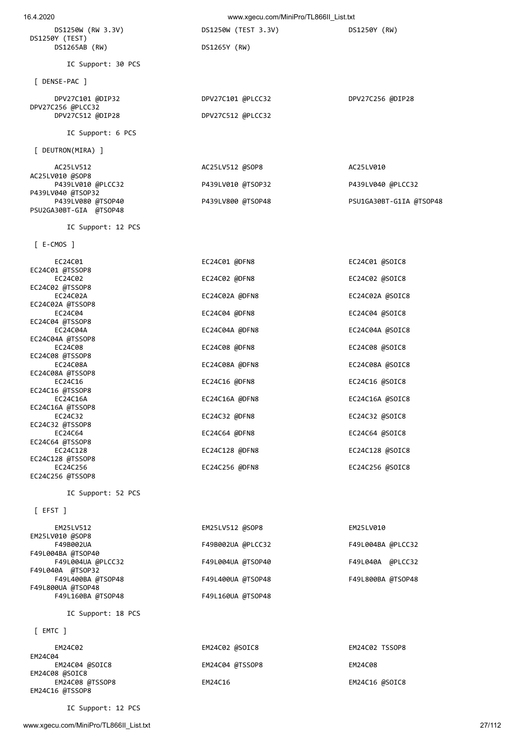```
      DS1250W (RW 3.3V)                DS1250W (TEST 3.3V)              DS1250Y (RW)
DS1250Y (TEST)
      DS1265AB (RW)                    DS1265Y (RW)

        IC Support: 30 PCS

 [ DENSE-PAC ]

      DPV27C101 @DIP32                 DPV27C101 @PLCC32                DPV27C256 @DIP28
DPV27C256 @PLCC32
      DPV27C512 @DIP28                 DPV27C512 @PLCC32

        IC Support: 6 PCS

 [ DEUTRON(MIRA) ]

      AC25LV512                        AC25LV512 @SOP8                  AC25LV010
AC25LV010 @SOP8
      P439LV010 @PLCC32                P439LV010 @TSOP32                P439LV040 @PLCC32
P439LV040 @TSOP32
      P439LV080 @TSOP40                P439LV800 @TSOP48                PSU1GA30BT-G1IA @TSOP48
PSU2GA30BT-GIA  @TSOP48

        IC Support: 12 PCS

 [ E-CMOS ]

      EC24C01                          EC24C01 @DFN8                    EC24C01 @SOIC8
EC24C01 @TSSOP8
      EC24C02                          EC24C02 @DFN8                    EC24C02 @SOIC8
EC24C02 @TSSOP8
      EC24C02A                         EC24C02A @DFN8                   EC24C02A @SOIC8
EC24C02A @TSSOP8
      EC24C04                          EC24C04 @DFN8                    EC24C04 @SOIC8
EC24C04 @TSSOP8
      EC24C04A                         EC24C04A @DFN8                   EC24C04A @SOIC8
EC24C04A @TSSOP8
      EC24C08                          EC24C08 @DFN8                    EC24C08 @SOIC8
EC24C08 @TSSOP8
      EC24C08A                         EC24C08A @DFN8                   EC24C08A @SOIC8
EC24C08A @TSSOP8
      EC24C16                          EC24C16 @DFN8                    EC24C16 @SOIC8
EC24C16 @TSSOP8
      EC24C16A                         EC24C16A @DFN8                   EC24C16A @SOIC8
EC24C16A @TSSOP8
      EC24C32                          EC24C32 @DFN8                    EC24C32 @SOIC8
EC24C32 @TSSOP8
      EC24C64                          EC24C64 @DFN8                    EC24C64 @SOIC8
EC24C64 @TSSOP8
      EC24C128                         EC24C128 @DFN8                   EC24C128 @SOIC8
EC24C128 @TSSOP8
      EC24C256                         EC24C256 @DFN8                   EC24C256 @SOIC8
EC24C256 @TSSOP8

        IC Support: 52 PCS

 [ EFST ]

      EM25LV512                        EM25LV512 @SOP8                  EM25LV010
EM25LV010 @SOP8
      F49B002UA                        F49B002UA @PLCC32                F49L004BA @PLCC32
F49L004BA @TSOP40
      F49L004UA @PLCC32                F49L004UA @TSOP40                F49L040A  @PLCC32
F49L040A  @TSOP32
      F49L400BA @TSOP48                F49L400UA @TSOP48                F49L800BA @TSOP48
F49L800UA @TSOP48
      F49L160BA @TSOP48                F49L160UA @TSOP48

        IC Support: 18 PCS

 [ EMTC ]

      EM24C02                          EM24C02 @SOIC8                   EM24C02 TSSOP8
EM24C04
      EM24C04 @SOIC8                   EM24C04 @TSSOP8                  EM24C08
EM24C08 @SOIC8
      EM24C08 @TSSOP8                  EM24C16                          EM24C16 @SOIC8
EM24C16 @TSSOP8

        IC Support: 12 PCS
```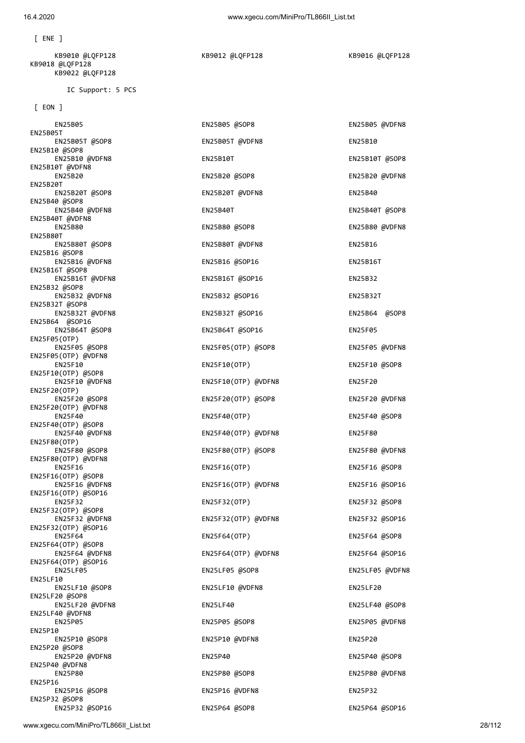[ ENE ]

```
      KB9010 @LQFP128                           KB9012 @LQFP128                           KB9016 @LQFP128
KB9018 @LQFP128
      KB9022 @LQFP128

        IC Support: 5 PCS
```

[ EON ]

```
      EN25B05                                   EN25B05 @SOP8                             EN25B05 @VDFN8
EN25B05T
      EN25B05T @SOP8                            EN25B05T @VDFN8                           EN25B10
EN25B10 @SOP8
      EN25B10 @VDFN8                            EN25B10T                                  EN25B10T @SOP8
EN25B10T @VDFN8
      EN25B20                                   EN25B20 @SOP8                             EN25B20 @VDFN8
EN25B20T
      EN25B20T @SOP8                            EN25B20T @VDFN8                           EN25B40
EN25B40 @SOP8
      EN25B40 @VDFN8                            EN25B40T                                  EN25B40T @SOP8
EN25B40T @VDFN8
      EN25B80                                   EN25B80 @SOP8                             EN25B80 @VDFN8
EN25B80T
      EN25B80T @SOP8                            EN25B80T @VDFN8                           EN25B16
EN25B16 @SOP8
      EN25B16 @VDFN8                            EN25B16 @SOP16                            EN25B16T
EN25B16T @SOP8
      EN25B16T @VDFN8                           EN25B16T @SOP16                           EN25B32
EN25B32 @SOP8
      EN25B32 @VDFN8                            EN25B32 @SOP16                            EN25B32T
EN25B32T @SOP8
      EN25B32T @VDFN8                           EN25B32T @SOP16                           EN25B64  @SOP8
EN25B64  @SOP16
      EN25B64T @SOP8                            EN25B64T @SOP16                           EN25F05
EN25F05(OTP)
      EN25F05 @SOP8                             EN25F05(OTP) @SOP8                        EN25F05 @VDFN8
EN25F05(OTP) @VDFN8
      EN25F10                                   EN25F10(OTP)                              EN25F10 @SOP8
EN25F10(OTP) @SOP8
      EN25F10 @VDFN8                            EN25F10(OTP) @VDFN8                       EN25F20
EN25F20(OTP)
      EN25F20 @SOP8                             EN25F20(OTP) @SOP8                        EN25F20 @VDFN8
EN25F20(OTP) @VDFN8
      EN25F40                                   EN25F40(OTP)                              EN25F40 @SOP8
EN25F40(OTP) @SOP8
      EN25F40 @VDFN8                            EN25F40(OTP) @VDFN8                       EN25F80
EN25F80(OTP)
      EN25F80 @SOP8                             EN25F80(OTP) @SOP8                        EN25F80 @VDFN8
EN25F80(OTP) @VDFN8
      EN25F16                                   EN25F16(OTP)                              EN25F16 @SOP8
EN25F16(OTP) @SOP8
      EN25F16 @VDFN8                            EN25F16(OTP) @VDFN8                       EN25F16 @SOP16
EN25F16(OTP) @SOP16
      EN25F32                                   EN25F32(OTP)                              EN25F32 @SOP8
EN25F32(OTP) @SOP8
      EN25F32 @VDFN8                            EN25F32(OTP) @VDFN8                       EN25F32 @SOP16
EN25F32(OTP) @SOP16
      EN25F64                                   EN25F64(OTP)                              EN25F64 @SOP8
EN25F64(OTP) @SOP8
      EN25F64 @VDFN8                            EN25F64(OTP) @VDFN8                       EN25F64 @SOP16
EN25F64(OTP) @SOP16
      EN25LF05                                  EN25LF05 @SOP8                            EN25LF05 @VDFN8
EN25LF10
      EN25LF10 @SOP8                            EN25LF10 @VDFN8                           EN25LF20
EN25LF20 @SOP8
      EN25LF20 @VDFN8                           EN25LF40                                  EN25LF40 @SOP8
EN25LF40 @VDFN8
      EN25P05                                   EN25P05 @SOP8                             EN25P05 @VDFN8
EN25P10
      EN25P10 @SOP8                             EN25P10 @VDFN8                            EN25P20
EN25P20 @SOP8
      EN25P20 @VDFN8                            EN25P40                                   EN25P40 @SOP8
EN25P40 @VDFN8
      EN25P80                                   EN25P80 @SOP8                             EN25P80 @VDFN8
EN25P16
      EN25P16 @SOP8                             EN25P16 @VDFN8                            EN25P32
EN25P32 @SOP8
      EN25P32 @SOP16                            EN25P64 @SOP8                             EN25P64 @SOP16
```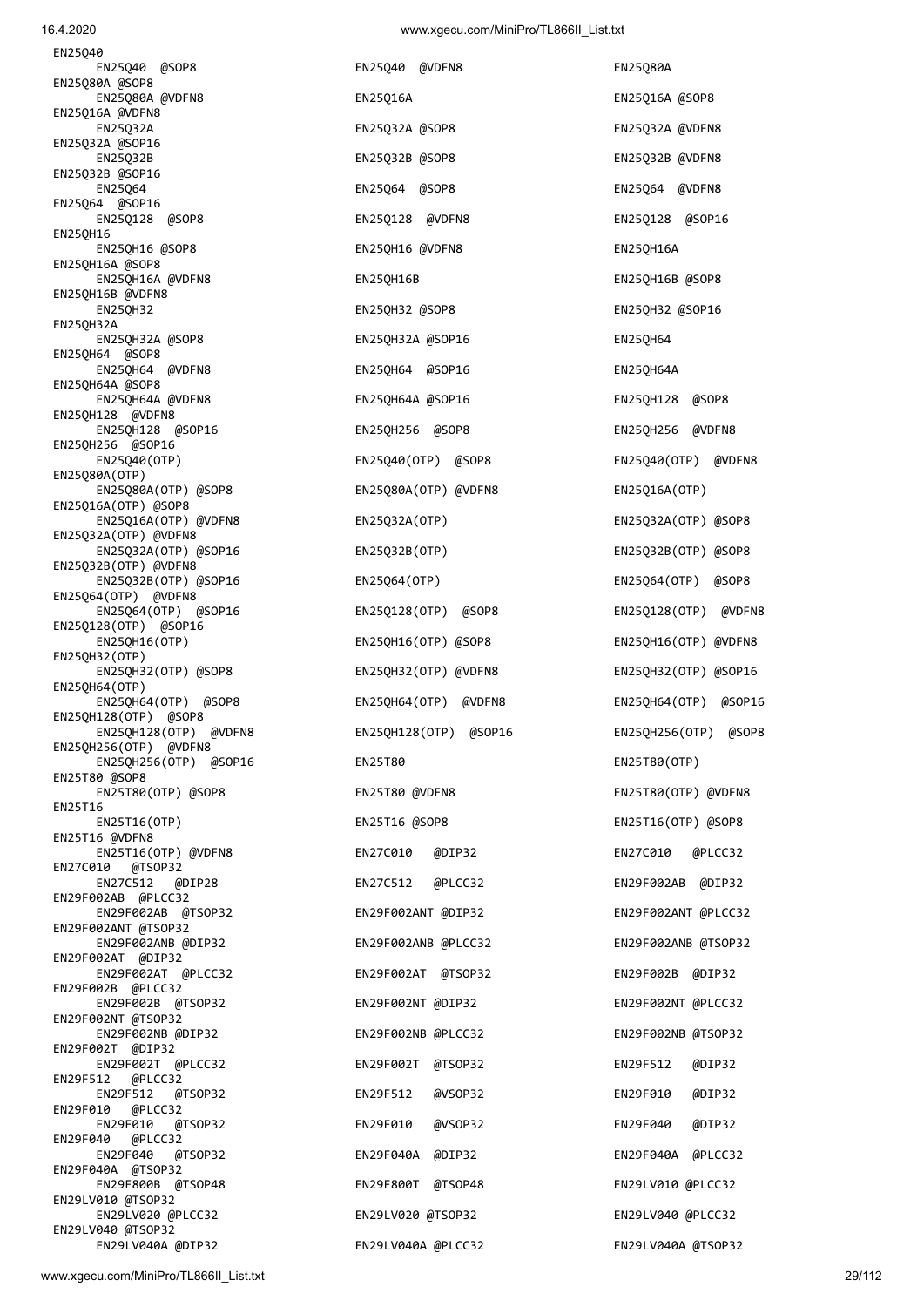```
EN25Q40
     EN25Q40  @SOP8                   EN25Q40  @VDFN8                  EN25Q80A
EN25Q80A @SOP8
     EN25Q80A @VDFN8                  EN25Q16A                         EN25Q16A @SOP8
EN25Q16A @VDFN8
     EN25Q32A                         EN25Q32A @SOP8                   EN25Q32A @VDFN8
EN25Q32A @SOP16
     EN25Q32B                         EN25Q32B @SOP8                   EN25Q32B @VDFN8
EN25Q32B @SOP16
     EN25Q64                          EN25Q64  @SOP8                   EN25Q64  @VDFN8
EN25Q64  @SOP16
     EN25Q128  @SOP8                  EN25Q128  @VDFN8                 EN25Q128  @SOP16
EN25QH16
     EN25QH16 @SOP8                   EN25QH16 @VDFN8                  EN25QH16A
EN25QH16A @SOP8
     EN25QH16A @VDFN8                 EN25QH16B                        EN25QH16B @SOP8
EN25QH16B @VDFN8
     EN25QH32                         EN25QH32 @SOP8                   EN25QH32 @SOP16
EN25QH32A
     EN25QH32A @SOP8                  EN25QH32A @SOP16                 EN25QH64
EN25QH64  @SOP8
     EN25QH64  @VDFN8                 EN25QH64  @SOP16                 EN25QH64A
EN25QH64A @SOP8
     EN25QH64A @VDFN8                 EN25QH64A @SOP16                 EN25QH128  @SOP8
EN25QH128  @VDFN8
     EN25QH128  @SOP16                EN25QH256  @SOP8                 EN25QH256  @VDFN8
EN25QH256  @SOP16
     EN25Q40(OTP)                     EN25Q40(OTP)  @SOP8              EN25Q40(OTP)  @VDFN8
EN25Q80A(OTP)
     EN25Q80A(OTP) @SOP8              EN25Q80A(OTP) @VDFN8             EN25Q16A(OTP)
EN25Q16A(OTP) @SOP8
     EN25Q16A(OTP) @VDFN8             EN25Q32A(OTP)                    EN25Q32A(OTP) @SOP8
EN25Q32A(OTP) @VDFN8
     EN25Q32A(OTP) @SOP16             EN25Q32B(OTP)                    EN25Q32B(OTP) @SOP8
EN25Q32B(OTP) @VDFN8
     EN25Q32B(OTP) @SOP16             EN25Q64(OTP)                     EN25Q64(OTP)  @SOP8
EN25Q64(OTP)  @VDFN8
     EN25Q64(OTP)  @SOP16             EN25Q128(OTP)  @SOP8             EN25Q128(OTP)  @VDFN8
EN25Q128(OTP)  @SOP16
     EN25QH16(OTP)                    EN25QH16(OTP) @SOP8              EN25QH16(OTP) @VDFN8
EN25QH32(OTP)
     EN25QH32(OTP) @SOP8              EN25QH32(OTP) @VDFN8             EN25QH32(OTP) @SOP16
EN25QH64(OTP)
     EN25QH64(OTP)  @SOP8             EN25QH64(OTP)  @VDFN8            EN25QH64(OTP)  @SOP16
EN25QH128(OTP)  @SOP8
     EN25QH128(OTP)  @VDFN8           EN25QH128(OTP)  @SOP16           EN25QH256(OTP)  @SOP8
EN25QH256(OTP)  @VDFN8
     EN25QH256(OTP)  @SOP16           EN25T80                          EN25T80(OTP)
EN25T80 @SOP8
     EN25T80(OTP) @SOP8               EN25T80 @VDFN8                   EN25T80(OTP) @VDFN8
EN25T16
     EN25T16(OTP)                     EN25T16 @SOP8                    EN25T16(OTP) @SOP8
EN25T16 @VDFN8
     EN25T16(OTP) @VDFN8              EN27C010   @DIP32                EN27C010   @PLCC32
EN27C010   @TSOP32
     EN27C512   @DIP28                EN27C512   @PLCC32               EN29F002AB  @DIP32
EN29F002AB  @PLCC32
     EN29F002AB  @TSOP32              EN29F002ANT @DIP32               EN29F002ANT @PLCC32
EN29F002ANT @TSOP32
     EN29F002ANB @DIP32               EN29F002ANB @PLCC32              EN29F002ANB @TSOP32
EN29F002AT  @DIP32
     EN29F002AT  @PLCC32              EN29F002AT  @TSOP32              EN29F002B  @DIP32
EN29F002B  @PLCC32
     EN29F002B  @TSOP32               EN29F002NT @DIP32                EN29F002NT @PLCC32
EN29F002NT @TSOP32
     EN29F002NB @DIP32                EN29F002NB @PLCC32               EN29F002NB @TSOP32
EN29F002T  @DIP32
     EN29F002T  @PLCC32               EN29F002T  @TSOP32               EN29F512   @DIP32
EN29F512   @PLCC32
     EN29F512   @TSOP32               EN29F512   @VSOP32               EN29F010   @DIP32
EN29F010   @PLCC32
     EN29F010   @TSOP32               EN29F010   @VSOP32               EN29F040   @DIP32
EN29F040   @PLCC32
     EN29F040   @TSOP32               EN29F040A  @DIP32                EN29F040A  @PLCC32
EN29F040A  @TSOP32
     EN29F800B  @TSOP48               EN29F800T  @TSOP48               EN29LV010 @PLCC32
EN29LV010 @TSOP32
     EN29LV020 @PLCC32                EN29LV020 @TSOP32                EN29LV040 @PLCC32
EN29LV040 @TSOP32
     EN29LV040A @DIP32                EN29LV040A @PLCC32               EN29LV040A @TSOP32
```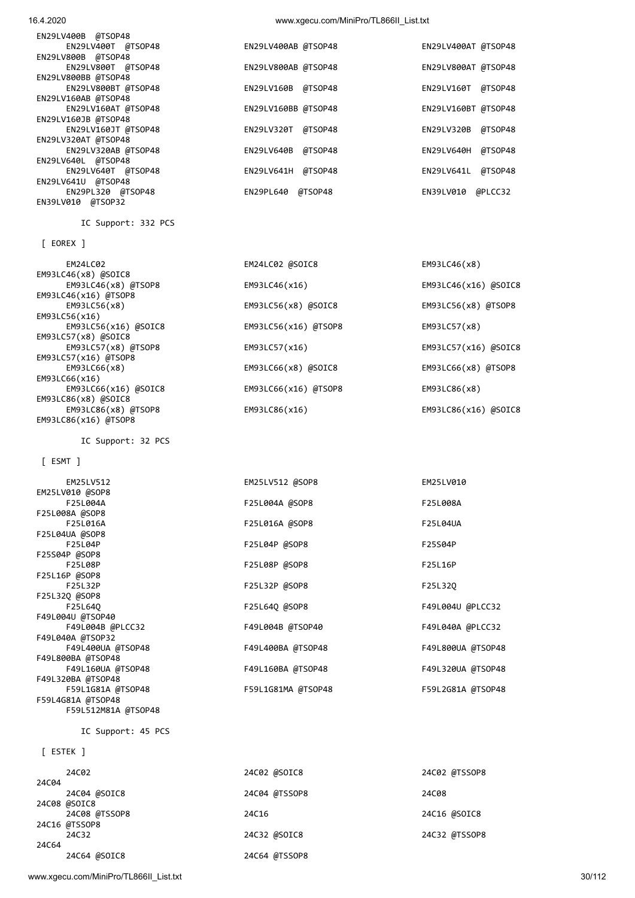EN29LV400B @TSOP48
EN29LV400T @TSOP48 EN29LV400AB @TSOP48 EN29LV400AT @TSOP48
EN29LV800B @TSOP48
EN29LV800T @TSOP48 EN29LV800AB @TSOP48 EN29LV800AT @TSOP48
EN29LV800BB @TSOP48
EN29LV800BT @TSOP48 EN29LV160B @TSOP48 EN29LV160T @TSOP48
EN29LV160AB @TSOP48
EN29LV160AT @TSOP48 EN29LV160BB @TSOP48 EN29LV160BT @TSOP48
EN29LV160JB @TSOP48
EN29LV160JT @TSOP48 EN29LV320T @TSOP48 EN29LV320B @TSOP48
EN29LV320AT @TSOP48
EN29LV320AB @TSOP48 EN29LV640B @TSOP48 EN29LV640H @TSOP48
EN29LV640L @TSOP48
EN29LV640T @TSOP48 EN29LV641H @TSOP48 EN29LV641L @TSOP48
EN29LV641U @TSOP48
EN29PL320 @TSOP48 EN29PL640 @TSOP48 EN39LV010 @PLCC32
EN39LV010 @TSOP32

IC Support: 332 PCS

[ EOREX ]

EM24LC02 EM24LC02 @SOIC8 EM93LC46(x8)
EM93LC46(x8) @SOIC8
EM93LC46(x8) @TSOP8 EM93LC46(x16) EM93LC46(x16) @SOIC8
EM93LC46(x16) @TSOP8
EM93LC56(x8) EM93LC56(x8) @SOIC8 EM93LC56(x8) @TSOP8
EM93LC56(x16)
EM93LC56(x16) @SOIC8 EM93LC56(x16) @TSOP8 EM93LC57(x8)
EM93LC57(x8) @SOIC8
EM93LC57(x8) @TSOP8 EM93LC57(x16) EM93LC57(x16) @SOIC8
EM93LC57(x16) @TSOP8
EM93LC66(x8) EM93LC66(x8) @SOIC8 EM93LC66(x8) @TSOP8
EM93LC66(x16)
EM93LC66(x16) @SOIC8 EM93LC66(x16) @TSOP8 EM93LC86(x8)
EM93LC86(x8) @SOIC8
EM93LC86(x8) @TSOP8 EM93LC86(x16) EM93LC86(x16) @SOIC8
EM93LC86(x16) @TSOP8

IC Support: 32 PCS

[ ESMT ]

EM25LV512 EM25LV512 @SOP8 EM25LV010
EM25LV010 @SOP8
F25L004A F25L004A @SOP8 F25L008A
F25L008A @SOP8
F25L016A F25L016A @SOP8 F25L04UA
F25L04UA @SOP8
F25L04P F25L04P @SOP8 F25S04P
F25S04P @SOP8
F25L08P F25L08P @SOP8 F25L16P
F25L16P @SOP8
F25L32P F25L32P @SOP8 F25L32Q
F25L32Q @SOP8
F25L64Q F25L64Q @SOP8 F49L004U @PLCC32
F49L004U @TSOP40
F49L004B @PLCC32 F49L004B @TSOP40 F49L040A @PLCC32
F49L040A @TSOP32
F49L400UA @TSOP48 F49L400BA @TSOP48 F49L800UA @TSOP48
F49L800BA @TSOP48
F49L160UA @TSOP48 F49L160BA @TSOP48 F49L320UA @TSOP48
F49L320BA @TSOP48
F59L1G81A @TSOP48 F59L1G81MA @TSOP48 F59L2G81A @TSOP48
F59L4G81A @TSOP48
F59L512M81A @TSOP48

IC Support: 45 PCS

[ ESTEK ]

24C02 24C02 @SOIC8 24C02 @TSSOP8
24C04
24C04 @SOIC8 24C04 @TSSOP8 24C08
24C08 @SOIC8
24C08 @TSSOP8 24C16 24C16 @SOIC8
24C16 @TSSOP8
24C32 24C32 @SOIC8 24C32 @TSSOP8
24C64
24C64 @SOIC8 24C64 @TSSOP8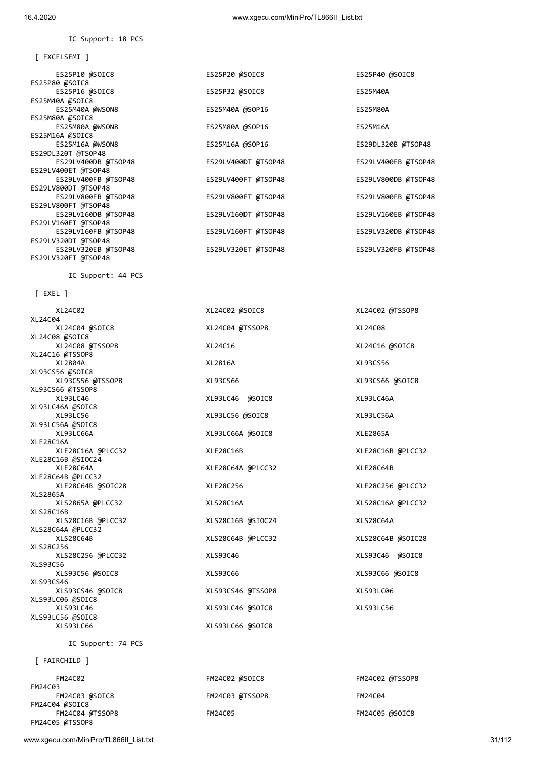IC Support: 18 PCS

[ EXCELSEMI ]

| | | | |
|---|---|---|---|
| ES25P10 @SOIC8 | ES25P20 @SOIC8 | ES25P40 @SOIC8 | ES25P80 @SOIC8 |
| ES25P16 @SOIC8 | ES25P32 @SOIC8 | ES25M40A | ES25M40A @SOIC8 |
| ES25M40A @WSON8 | ES25M40A @SOP16 | ES25M80A | ES25M80A @SOIC8 |
| ES25M80A @WSON8 | ES25M80A @SOP16 | ES25M16A | ES25M16A @SOIC8 |
| ES25M16A @WSON8 | ES25M16A @SOP16 | ES29DL320B @TSOP48 | ES29DL320T @TSOP48 |
| ES29LV400DB @TSOP48 | ES29LV400DT @TSOP48 | ES29LV400EB @TSOP48 | ES29LV400ET @TSOP48 |
| ES29LV400FB @TSOP48 | ES29LV400FT @TSOP48 | ES29LV800DB @TSOP48 | ES29LV800DT @TSOP48 |
| ES29LV800EB @TSOP48 | ES29LV800ET @TSOP48 | ES29LV800FB @TSOP48 | ES29LV800FT @TSOP48 |
| ES29LV160DB @TSOP48 | ES29LV160DT @TSOP48 | ES29LV160EB @TSOP48 | ES29LV160ET @TSOP48 |
| ES29LV160FB @TSOP48 | ES29LV160FT @TSOP48 | ES29LV320DB @TSOP48 | ES29LV320DT @TSOP48 |
| ES29LV320EB @TSOP48 | ES29LV320ET @TSOP48 | ES29LV320FB @TSOP48 | ES29LV320FT @TSOP48 |

IC Support: 44 PCS

[ EXEL ]

| | | | |
|---|---|---|---|
| XL24C02 | XL24C02 @SOIC8 | XL24C02 @TSSOP8 | XL24C04 |
| XL24C04 @SOIC8 | XL24C04 @TSSOP8 | XL24C08 | XL24C08 @SOIC8 |
| XL24C08 @TSSOP8 | XL24C16 | XL24C16 @SOIC8 | XL24C16 @TSSOP8 |
| XL2804A | XL2816A | XL93CS56 | XL93CS56 @SOIC8 |
| XL93CS56 @TSSOP8 | XL93CS66 | XL93CS66 @SOIC8 | XL93CS66 @TSSOP8 |
| XL93LC46 | XL93LC46  @SOIC8 | XL93LC46A | XL93LC46A @SOIC8 |
| XL93LC56 | XL93LC56 @SOIC8 | XL93LC56A | XL93LC56A @SOIC8 |
| XL93LC66A | XL93LC66A @SOIC8 | XLE2865A | XLE28C16A |
| XLE28C16A @PLCC32 | XLE28C16B | XLE28C16B @PLCC32 | XLE28C16B @SIOC24 |
| XLE28C64A | XLE28C64A @PLCC32 | XLE28C64B | XLE28C64B @PLCC32 |
| XLE28C64B @SOIC28 | XLE28C256 | XLE28C256 @PLCC32 | XLS2865A |
| XLS2865A @PLCC32 | XLS28C16A | XLS28C16A @PLCC32 | XLS28C16B |
| XLS28C16B @PLCC32 | XLS28C16B @SIOC24 | XLS28C64A | XLS28C64A @PLCC32 |
| XLS28C64B | XLS28C64B @PLCC32 | XLS28C64B @SOIC28 | XLS28C256 |
| XLS28C256 @PLCC32 | XLS93C46 | XLS93C46  @SOIC8 | XLS93C56 |
| XLS93C56 @SOIC8 | XLS93C66 | XLS93C66 @SOIC8 | XLS93CS46 |
| XLS93CS46 @SOIC8 | XLS93CS46 @TSSOP8 | XLS93LC06 | XLS93LC06 @SOIC8 |
| XLS93LC46 | XLS93LC46 @SOIC8 | XLS93LC56 | XLS93LC56 @SOIC8 |
| XLS93LC66 | XLS93LC66 @SOIC8 | | |

IC Support: 74 PCS

[ FAIRCHILD ]

| | | | |
|---|---|---|---|
| FM24C02 | FM24C02 @SOIC8 | FM24C02 @TSSOP8 | FM24C03 |
| FM24C03 @SOIC8 | FM24C03 @TSSOP8 | FM24C04 | FM24C04 @SOIC8 |
| FM24C04 @TSSOP8 | FM24C05 | FM24C05 @SOIC8 | FM24C05 @TSSOP8 |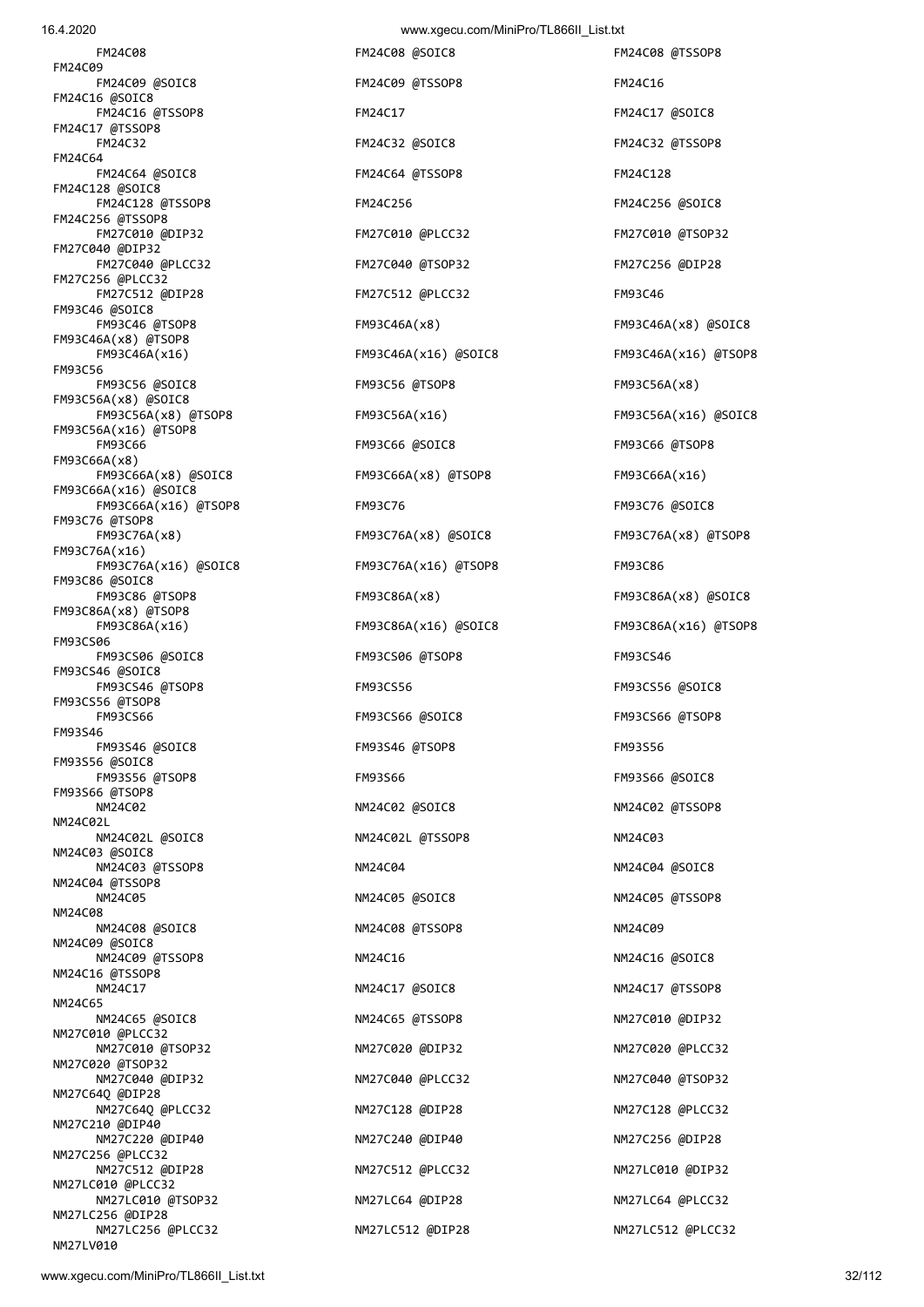FM24C08
FM24C08 @SOIC8
FM24C08 @TSSOP8
FM24C09
FM24C09 @SOIC8
FM24C09 @TSSOP8
FM24C16
FM24C16 @SOIC8
FM24C16 @TSSOP8
FM24C17
FM24C17 @SOIC8
FM24C17 @TSSOP8
FM24C32
FM24C32 @SOIC8
FM24C32 @TSSOP8
FM24C64
FM24C64 @SOIC8
FM24C64 @TSSOP8
FM24C128
FM24C128 @SOIC8
FM24C128 @TSSOP8
FM24C256
FM24C256 @SOIC8
FM24C256 @TSSOP8
FM27C010 @DIP32
FM27C010 @PLCC32
FM27C010 @TSOP32
FM27C040 @DIP32
FM27C040 @PLCC32
FM27C040 @TSOP32
FM27C256 @DIP28
FM27C256 @PLCC32
FM27C512 @DIP28
FM27C512 @PLCC32
FM93C46
FM93C46 @SOIC8
FM93C46 @TSOP8
FM93C46A(x8)
FM93C46A(x8) @SOIC8
FM93C46A(x8) @TSOP8
FM93C46A(x16)
FM93C46A(x16) @SOIC8
FM93C46A(x16) @TSOP8
FM93C56
FM93C56 @SOIC8
FM93C56 @TSOP8
FM93C56A(x8)
FM93C56A(x8) @SOIC8
FM93C56A(x8) @TSOP8
FM93C56A(x16)
FM93C56A(x16) @SOIC8
FM93C56A(x16) @TSOP8
FM93C66
FM93C66 @SOIC8
FM93C66 @TSOP8
FM93C66A(x8)
FM93C66A(x8) @SOIC8
FM93C66A(x8) @TSOP8
FM93C66A(x16)
FM93C66A(x16) @SOIC8
FM93C66A(x16) @TSOP8
FM93C76
FM93C76 @SOIC8
FM93C76 @TSOP8
FM93C76A(x8)
FM93C76A(x8) @SOIC8
FM93C76A(x8) @TSOP8
FM93C76A(x16)
FM93C76A(x16) @SOIC8
FM93C76A(x16) @TSOP8
FM93C86
FM93C86 @SOIC8
FM93C86 @TSOP8
FM93C86A(x8)
FM93C86A(x8) @SOIC8
FM93C86A(x8) @TSOP8
FM93C86A(x16)
FM93C86A(x16) @SOIC8
FM93C86A(x16) @TSOP8
FM93CS06
FM93CS06 @SOIC8
FM93CS06 @TSOP8
FM93CS46
FM93CS46 @SOIC8
FM93CS46 @TSOP8
FM93CS56
FM93CS56 @SOIC8
FM93CS56 @TSOP8
FM93CS66
FM93CS66 @SOIC8
FM93CS66 @TSOP8
FM93S46
FM93S46 @SOIC8
FM93S46 @TSOP8
FM93S56
FM93S56 @SOIC8
FM93S56 @TSOP8
FM93S66
FM93S66 @SOIC8
FM93S66 @TSOP8
NM24C02
NM24C02 @SOIC8
NM24C02 @TSSOP8
NM24C02L
NM24C02L @SOIC8
NM24C02L @TSSOP8
NM24C03
NM24C03 @SOIC8
NM24C03 @TSSOP8
NM24C04
NM24C04 @SOIC8
NM24C04 @TSSOP8
NM24C05
NM24C05 @SOIC8
NM24C05 @TSSOP8
NM24C08
NM24C08 @SOIC8
NM24C08 @TSSOP8
NM24C09
NM24C09 @SOIC8
NM24C09 @TSSOP8
NM24C16
NM24C16 @SOIC8
NM24C16 @TSSOP8
NM24C17
NM24C17 @SOIC8
NM24C17 @TSSOP8
NM24C65
NM24C65 @SOIC8
NM24C65 @TSSOP8
NM27C010 @DIP32
NM27C010 @PLCC32
NM27C010 @TSOP32
NM27C020 @DIP32
NM27C020 @PLCC32
NM27C020 @TSOP32
NM27C040 @DIP32
NM27C040 @PLCC32
NM27C040 @TSOP32
NM27C64Q @DIP28
NM27C64Q @PLCC32
NM27C128 @DIP28
NM27C128 @PLCC32
NM27C210 @DIP40
NM27C220 @DIP40
NM27C240 @DIP40
NM27C256 @DIP28
NM27C256 @PLCC32
NM27C512 @DIP28
NM27C512 @PLCC32
NM27LC010 @DIP32
NM27LC010 @PLCC32
NM27LC010 @TSOP32
NM27LC64 @DIP28
NM27LC64 @PLCC32
NM27LC256 @DIP28
NM27LC256 @PLCC32
NM27LC512 @DIP28
NM27LC512 @PLCC32
NM27LV010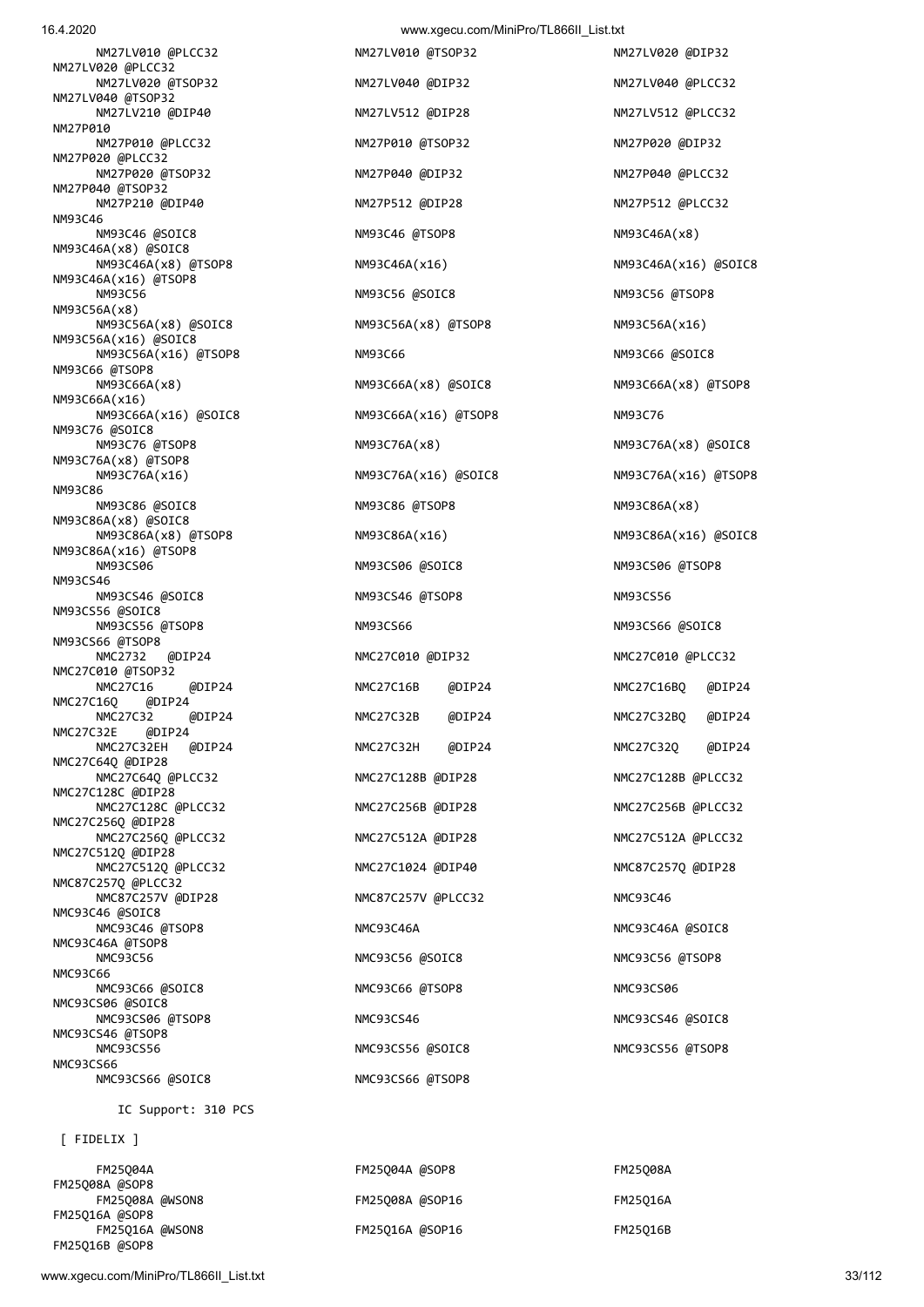NM27LV010 @PLCC32 NM27LV010 @TSOP32 NM27LV020 @DIP32
NM27LV020 @PLCC32
NM27LV020 @TSOP32 NM27LV040 @DIP32 NM27LV040 @PLCC32
NM27LV040 @TSOP32
NM27LV210 @DIP40 NM27LV512 @DIP28 NM27LV512 @PLCC32
NM27P010
NM27P010 @PLCC32 NM27P010 @TSOP32 NM27P020 @DIP32
NM27P020 @PLCC32
NM27P020 @TSOP32 NM27P040 @DIP32 NM27P040 @PLCC32
NM27P040 @TSOP32
NM27P210 @DIP40 NM27P512 @DIP28 NM27P512 @PLCC32
NM93C46
NM93C46 @SOIC8 NM93C46 @TSOP8 NM93C46A(x8)
NM93C46A(x8) @SOIC8
NM93C46A(x8) @TSOP8 NM93C46A(x16) NM93C46A(x16) @SOIC8
NM93C46A(x16) @TSOP8
NM93C56 NM93C56 @SOIC8 NM93C56 @TSOP8
NM93C56A(x8)
NM93C56A(x8) @SOIC8 NM93C56A(x8) @TSOP8 NM93C56A(x16)
NM93C56A(x16) @SOIC8
NM93C56A(x16) @TSOP8 NM93C66 NM93C66 @SOIC8
NM93C66 @TSOP8
NM93C66A(x8) NM93C66A(x8) @SOIC8 NM93C66A(x8) @TSOP8
NM93C66A(x16)
NM93C66A(x16) @SOIC8 NM93C66A(x16) @TSOP8 NM93C76
NM93C76 @SOIC8
NM93C76 @TSOP8 NM93C76A(x8) NM93C76A(x8) @SOIC8
NM93C76A(x8) @TSOP8
NM93C76A(x16) NM93C76A(x16) @SOIC8 NM93C76A(x16) @TSOP8
NM93C86
NM93C86 @SOIC8 NM93C86 @TSOP8 NM93C86A(x8)
NM93C86A(x8) @SOIC8
NM93C86A(x8) @TSOP8 NM93C86A(x16) NM93C86A(x16) @SOIC8
NM93C86A(x16) @TSOP8
NM93CS06 NM93CS06 @SOIC8 NM93CS06 @TSOP8
NM93CS46
NM93CS46 @SOIC8 NM93CS46 @TSOP8 NM93CS56
NM93CS56 @SOIC8
NM93CS56 @TSOP8 NM93CS66 NM93CS66 @SOIC8
NM93CS66 @TSOP8
NMC2732 @DIP24 NMC27C010 @DIP32 NMC27C010 @PLCC32
NMC27C010 @TSOP32
NMC27C16 @DIP24 NMC27C16B @DIP24 NMC27C16BQ @DIP24
NMC27C16Q @DIP24
NMC27C32 @DIP24 NMC27C32B @DIP24 NMC27C32BQ @DIP24
NMC27C32E @DIP24
NMC27C32EH @DIP24 NMC27C32H @DIP24 NMC27C32Q @DIP24
NMC27C64Q @DIP28
NMC27C64Q @PLCC32 NMC27C128B @DIP28 NMC27C128B @PLCC32
NMC27C128C @DIP28
NMC27C128C @PLCC32 NMC27C256B @DIP28 NMC27C256B @PLCC32
NMC27C256Q @DIP28
NMC27C256Q @PLCC32 NMC27C512A @DIP28 NMC27C512A @PLCC32
NMC27C512Q @DIP28
NMC27C512Q @PLCC32 NMC27C1024 @DIP40 NMC87C257Q @DIP28
NMC87C257Q @PLCC32
NMC87C257V @DIP28 NMC87C257V @PLCC32 NMC93C46
NMC93C46 @SOIC8
NMC93C46 @TSOP8 NMC93C46A NMC93C46A @SOIC8
NMC93C46A @TSOP8
NMC93C56 NMC93C56 @SOIC8 NMC93C56 @TSOP8
NMC93C66
NMC93C66 @SOIC8 NMC93C66 @TSOP8 NMC93CS06
NMC93CS06 @SOIC8
NMC93CS06 @TSOP8 NMC93CS46 NMC93CS46 @SOIC8
NMC93CS46 @TSOP8
NMC93CS56 NMC93CS56 @SOIC8 NMC93CS56 @TSOP8
NMC93CS66
NMC93CS66 @SOIC8 NMC93CS66 @TSOP8

IC Support: 310 PCS

[ FIDELIX ]

FM25Q04A FM25Q04A @SOP8 FM25Q08A
FM25Q08A @SOP8
FM25Q08A @WSON8 FM25Q08A @SOP16 FM25Q16A
FM25Q16A @SOP8
FM25Q16A @WSON8 FM25Q16A @SOP16 FM25Q16B
FM25Q16B @SOP8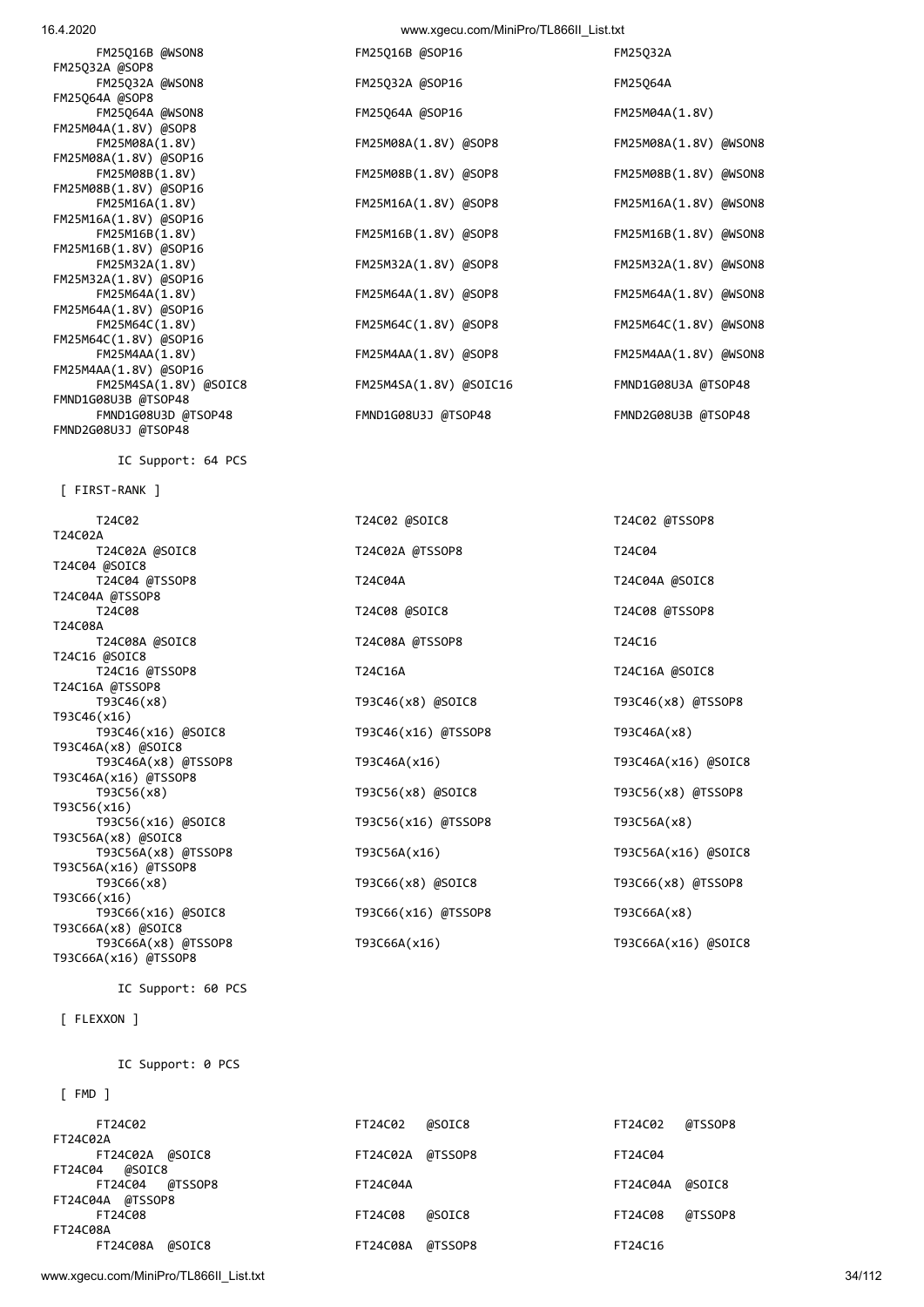```
      FM25Q16B @WSON8                       FM25Q16B @SOP16                       FM25Q32A
FM25Q32A @SOP8
      FM25Q32A @WSON8                       FM25Q32A @SOP16                       FM25Q64A
FM25Q64A @SOP8
      FM25Q64A @WSON8                       FM25Q64A @SOP16                       FM25M04A(1.8V)
FM25M04A(1.8V) @SOP8
      FM25M08A(1.8V)                        FM25M08A(1.8V) @SOP8                  FM25M08A(1.8V) @WSON8
FM25M08A(1.8V) @SOP16
      FM25M08B(1.8V)                        FM25M08B(1.8V) @SOP8                  FM25M08B(1.8V) @WSON8
FM25M08B(1.8V) @SOP16
      FM25M16A(1.8V)                        FM25M16A(1.8V) @SOP8                  FM25M16A(1.8V) @WSON8
FM25M16A(1.8V) @SOP16
      FM25M16B(1.8V)                        FM25M16B(1.8V) @SOP8                  FM25M16B(1.8V) @WSON8
FM25M16B(1.8V) @SOP16
      FM25M32A(1.8V)                        FM25M32A(1.8V) @SOP8                  FM25M32A(1.8V) @WSON8
FM25M32A(1.8V) @SOP16
      FM25M64A(1.8V)                        FM25M64A(1.8V) @SOP8                  FM25M64A(1.8V) @WSON8
FM25M64A(1.8V) @SOP16
      FM25M64C(1.8V)                        FM25M64C(1.8V) @SOP8                  FM25M64C(1.8V) @WSON8
FM25M64C(1.8V) @SOP16
      FM25M4AA(1.8V)                        FM25M4AA(1.8V) @SOP8                  FM25M4AA(1.8V) @WSON8
FM25M4AA(1.8V) @SOP16
      FM25M4SA(1.8V) @SOIC8                 FM25M4SA(1.8V) @SOIC16                FMND1G08U3A @TSOP48
FMND1G08U3B @TSOP48
      FMND1G08U3D @TSOP48                   FMND1G08U3J @TSOP48                   FMND2G08U3B @TSOP48
FMND2G08U3J @TSOP48

        IC Support: 64 PCS

 [ FIRST-RANK ]

      T24C02                                T24C02 @SOIC8                         T24C02 @TSSOP8
T24C02A
      T24C02A @SOIC8                        T24C02A @TSSOP8                       T24C04
T24C04 @SOIC8
      T24C04 @TSSOP8                        T24C04A                               T24C04A @SOIC8
T24C04A @TSSOP8
      T24C08                                T24C08 @SOIC8                         T24C08 @TSSOP8
T24C08A
      T24C08A @SOIC8                        T24C08A @TSSOP8                       T24C16
T24C16 @SOIC8
      T24C16 @TSSOP8                        T24C16A                               T24C16A @SOIC8
T24C16A @TSSOP8
      T93C46(x8)                            T93C46(x8) @SOIC8                     T93C46(x8) @TSSOP8
T93C46(x16)
      T93C46(x16) @SOIC8                    T93C46(x16) @TSSOP8                   T93C46A(x8)
T93C46A(x8) @SOIC8
      T93C46A(x8) @TSSOP8                   T93C46A(x16)                          T93C46A(x16) @SOIC8
T93C46A(x16) @TSSOP8
      T93C56(x8)                            T93C56(x8) @SOIC8                     T93C56(x8) @TSSOP8
T93C56(x16)
      T93C56(x16) @SOIC8                    T93C56(x16) @TSSOP8                   T93C56A(x8)
T93C56A(x8) @SOIC8
      T93C56A(x8) @TSSOP8                   T93C56A(x16)                          T93C56A(x16) @SOIC8
T93C56A(x16) @TSSOP8
      T93C66(x8)                            T93C66(x8) @SOIC8                     T93C66(x8) @TSSOP8
T93C66(x16)
      T93C66(x16) @SOIC8                    T93C66(x16) @TSSOP8                   T93C66A(x8)
T93C66A(x8) @SOIC8
      T93C66A(x8) @TSSOP8                   T93C66A(x16)                          T93C66A(x16) @SOIC8
T93C66A(x16) @TSSOP8

        IC Support: 60 PCS

 [ FLEXXON ]


        IC Support: 0 PCS

 [ FMD ]

      FT24C02                               FT24C02   @SOIC8                      FT24C02   @TSSOP8
FT24C02A
      FT24C02A  @SOIC8                      FT24C02A  @TSSOP8                     FT24C04
FT24C04   @SOIC8
      FT24C04   @TSSOP8                     FT24C04A                              FT24C04A  @SOIC8
FT24C04A  @TSSOP8
      FT24C08                               FT24C08   @SOIC8                      FT24C08   @TSSOP8
FT24C08A
      FT24C08A  @SOIC8                      FT24C08A  @TSSOP8                     FT24C16
```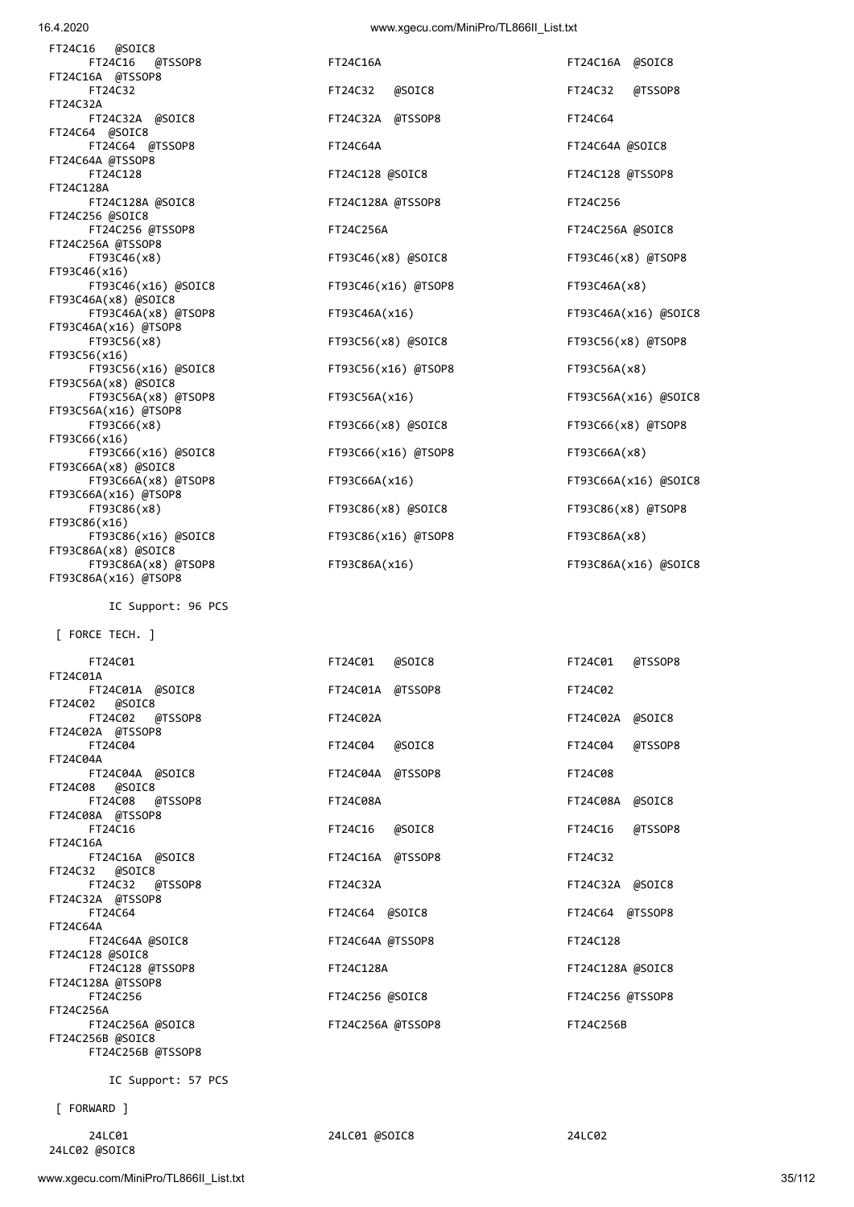```
 FT24C16   @SOIC8
      FT24C16   @TSSOP8                 FT24C16A                               FT24C16A  @SOIC8
 FT24C16A  @TSSOP8
      FT24C32                           FT24C32   @SOIC8                       FT24C32   @TSSOP8
 FT24C32A
      FT24C32A  @SOIC8                  FT24C32A  @TSSOP8                      FT24C64
 FT24C64  @SOIC8
      FT24C64  @TSSOP8                  FT24C64A                               FT24C64A @SOIC8
 FT24C64A @TSSOP8
      FT24C128                          FT24C128 @SOIC8                        FT24C128 @TSSOP8
 FT24C128A
      FT24C128A @SOIC8                  FT24C128A @TSSOP8                      FT24C256
 FT24C256 @SOIC8
      FT24C256 @TSSOP8                  FT24C256A                              FT24C256A @SOIC8
 FT24C256A @TSSOP8
      FT93C46(x8)                       FT93C46(x8) @SOIC8                     FT93C46(x8) @TSOP8
 FT93C46(x16)
      FT93C46(x16) @SOIC8               FT93C46(x16) @TSOP8                    FT93C46A(x8)
 FT93C46A(x8) @SOIC8
      FT93C46A(x8) @TSOP8               FT93C46A(x16)                          FT93C46A(x16) @SOIC8
 FT93C46A(x16) @TSOP8
      FT93C56(x8)                       FT93C56(x8) @SOIC8                     FT93C56(x8) @TSOP8
 FT93C56(x16)
      FT93C56(x16) @SOIC8               FT93C56(x16) @TSOP8                    FT93C56A(x8)
 FT93C56A(x8) @SOIC8
      FT93C56A(x8) @TSOP8               FT93C56A(x16)                          FT93C56A(x16) @SOIC8
 FT93C56A(x16) @TSOP8
      FT93C66(x8)                       FT93C66(x8) @SOIC8                     FT93C66(x8) @TSOP8
 FT93C66(x16)
      FT93C66(x16) @SOIC8               FT93C66(x16) @TSOP8                    FT93C66A(x8)
 FT93C66A(x8) @SOIC8
      FT93C66A(x8) @TSOP8               FT93C66A(x16)                          FT93C66A(x16) @SOIC8
 FT93C66A(x16) @TSOP8
      FT93C86(x8)                       FT93C86(x8) @SOIC8                     FT93C86(x8) @TSOP8
 FT93C86(x16)
      FT93C86(x16) @SOIC8               FT93C86(x16) @TSOP8                    FT93C86A(x8)
 FT93C86A(x8) @SOIC8
      FT93C86A(x8) @TSOP8               FT93C86A(x16)                          FT93C86A(x16) @SOIC8
 FT93C86A(x16) @TSOP8

        IC Support: 96 PCS

 [ FORCE TECH. ]

      FT24C01                           FT24C01   @SOIC8                       FT24C01   @TSSOP8
 FT24C01A
      FT24C01A  @SOIC8                  FT24C01A  @TSSOP8                      FT24C02
 FT24C02   @SOIC8
      FT24C02   @TSSOP8                 FT24C02A                               FT24C02A  @SOIC8
 FT24C02A  @TSSOP8
      FT24C04                           FT24C04   @SOIC8                       FT24C04   @TSSOP8
 FT24C04A
      FT24C04A  @SOIC8                  FT24C04A  @TSSOP8                      FT24C08
 FT24C08   @SOIC8
      FT24C08   @TSSOP8                 FT24C08A                               FT24C08A  @SOIC8
 FT24C08A  @TSSOP8
      FT24C16                           FT24C16   @SOIC8                       FT24C16   @TSSOP8
 FT24C16A
      FT24C16A  @SOIC8                  FT24C16A  @TSSOP8                      FT24C32
 FT24C32   @SOIC8
      FT24C32   @TSSOP8                 FT24C32A                               FT24C32A  @SOIC8
 FT24C32A  @TSSOP8
      FT24C64                           FT24C64  @SOIC8                        FT24C64  @TSSOP8
 FT24C64A
      FT24C64A @SOIC8                   FT24C64A @TSSOP8                       FT24C128
 FT24C128 @SOIC8
      FT24C128 @TSSOP8                  FT24C128A                              FT24C128A @SOIC8
 FT24C128A @TSSOP8
      FT24C256                          FT24C256 @SOIC8                        FT24C256 @TSSOP8
 FT24C256A
      FT24C256A @SOIC8                  FT24C256A @TSSOP8                      FT24C256B
 FT24C256B @SOIC8
      FT24C256B @TSSOP8

        IC Support: 57 PCS

 [ FORWARD ]

      24LC01                            24LC01 @SOIC8                          24LC02
 24LC02 @SOIC8
```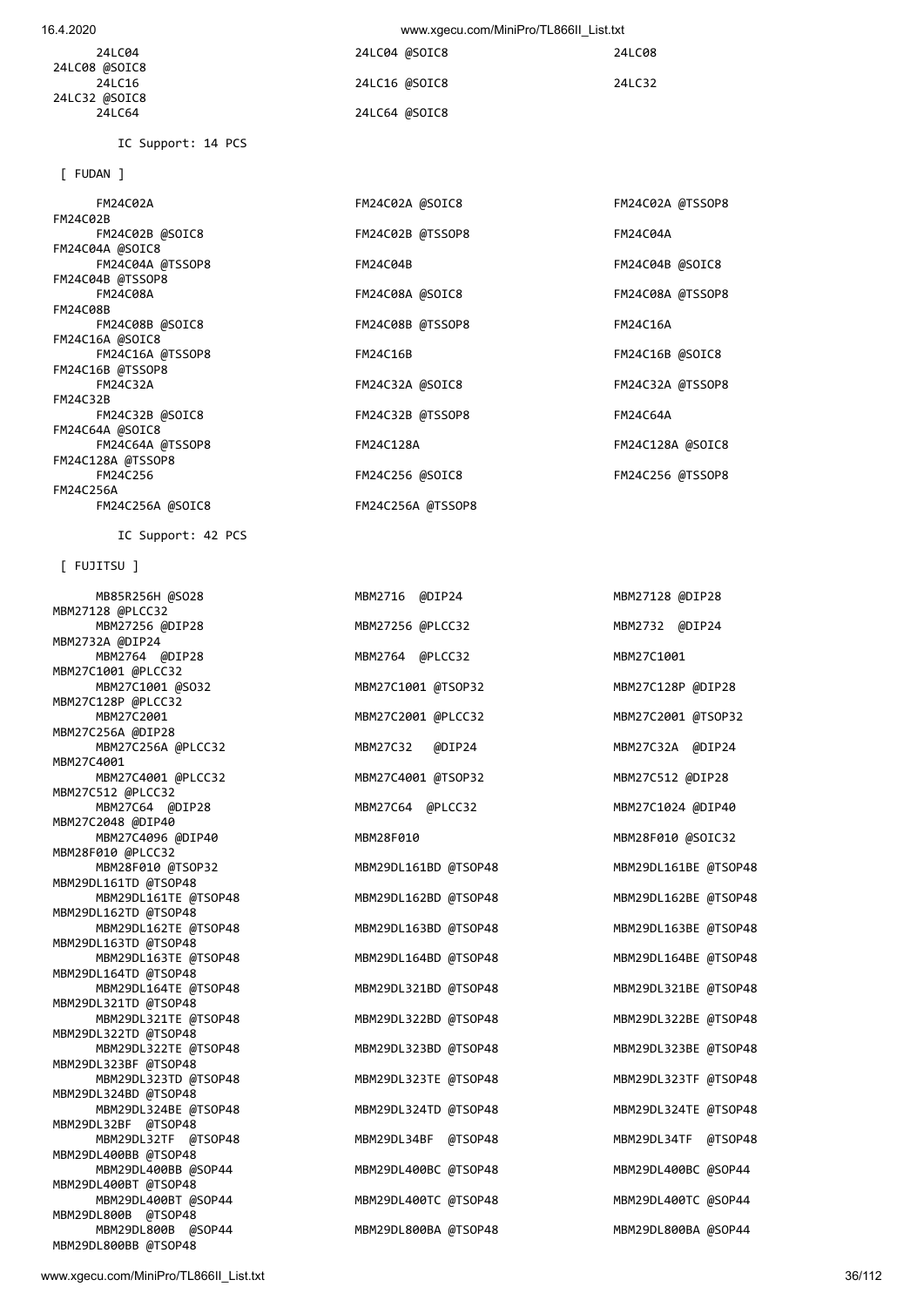```
      24LC04                            24LC04 @SOIC8                     24LC08
 24LC08 @SOIC8
      24LC16                            24LC16 @SOIC8                     24LC32
 24LC32 @SOIC8
      24LC64                            24LC64 @SOIC8

        IC Support: 14 PCS

 [ FUDAN ]

      FM24C02A                          FM24C02A @SOIC8                   FM24C02A @TSSOP8
 FM24C02B
      FM24C02B @SOIC8                   FM24C02B @TSSOP8                  FM24C04A
 FM24C04A @SOIC8
      FM24C04A @TSSOP8                  FM24C04B                          FM24C04B @SOIC8
 FM24C04B @TSSOP8
      FM24C08A                          FM24C08A @SOIC8                   FM24C08A @TSSOP8
 FM24C08B
      FM24C08B @SOIC8                   FM24C08B @TSSOP8                  FM24C16A
 FM24C16A @SOIC8
      FM24C16A @TSSOP8                  FM24C16B                          FM24C16B @SOIC8
 FM24C16B @TSSOP8
      FM24C32A                          FM24C32A @SOIC8                   FM24C32A @TSSOP8
 FM24C32B
      FM24C32B @SOIC8                   FM24C32B @TSSOP8                  FM24C64A
 FM24C64A @SOIC8
      FM24C64A @TSSOP8                  FM24C128A                         FM24C128A @SOIC8
 FM24C128A @TSSOP8
      FM24C256                          FM24C256 @SOIC8                   FM24C256 @TSSOP8
 FM24C256A
      FM24C256A @SOIC8                  FM24C256A @TSSOP8

        IC Support: 42 PCS

 [ FUJITSU ]

      MB85R256H @SO28                   MBM2716  @DIP24                   MBM27128 @DIP28
 MBM27128 @PLCC32
      MBM27256 @DIP28                   MBM27256 @PLCC32                  MBM2732  @DIP24
 MBM2732A @DIP24
      MBM2764  @DIP28                   MBM2764  @PLCC32                  MBM27C1001
 MBM27C1001 @PLCC32
      MBM27C1001 @SO32                  MBM27C1001 @TSOP32                MBM27C128P @DIP28
 MBM27C128P @PLCC32
      MBM27C2001                        MBM27C2001 @PLCC32                MBM27C2001 @TSOP32
 MBM27C256A @DIP28
      MBM27C256A @PLCC32                MBM27C32   @DIP24                 MBM27C32A  @DIP24
 MBM27C4001
      MBM27C4001 @PLCC32                MBM27C4001 @TSOP32                MBM27C512 @DIP28
 MBM27C512 @PLCC32
      MBM27C64  @DIP28                  MBM27C64  @PLCC32                 MBM27C1024 @DIP40
 MBM27C2048 @DIP40
      MBM27C4096 @DIP40                 MBM28F010                         MBM28F010 @SOIC32
 MBM28F010 @PLCC32
      MBM28F010 @TSOP32                 MBM29DL161BD @TSOP48              MBM29DL161BE @TSOP48
 MBM29DL161TD @TSOP48
      MBM29DL161TE @TSOP48              MBM29DL162BD @TSOP48              MBM29DL162BE @TSOP48
 MBM29DL162TD @TSOP48
      MBM29DL162TE @TSOP48              MBM29DL163BD @TSOP48              MBM29DL163BE @TSOP48
 MBM29DL163TD @TSOP48
      MBM29DL163TE @TSOP48              MBM29DL164BD @TSOP48              MBM29DL164BE @TSOP48
 MBM29DL164TD @TSOP48
      MBM29DL164TE @TSOP48              MBM29DL321BD @TSOP48              MBM29DL321BE @TSOP48
 MBM29DL321TD @TSOP48
      MBM29DL321TE @TSOP48              MBM29DL322BD @TSOP48              MBM29DL322BE @TSOP48
 MBM29DL322TD @TSOP48
      MBM29DL322TE @TSOP48              MBM29DL323BD @TSOP48              MBM29DL323BE @TSOP48
 MBM29DL323BF @TSOP48
      MBM29DL323TD @TSOP48              MBM29DL323TE @TSOP48              MBM29DL323TF @TSOP48
 MBM29DL324BD @TSOP48
      MBM29DL324BE @TSOP48              MBM29DL324TD @TSOP48              MBM29DL324TE @TSOP48
 MBM29DL32BF  @TSOP48
      MBM29DL32TF  @TSOP48              MBM29DL34BF  @TSOP48              MBM29DL34TF  @TSOP48
 MBM29DL400BB @TSOP48
      MBM29DL400BB @SOP44               MBM29DL400BC @TSOP48              MBM29DL400BC @SOP44
 MBM29DL400BT @TSOP48
      MBM29DL400BT @SOP44               MBM29DL400TC @TSOP48              MBM29DL400TC @SOP44
 MBM29DL800B  @TSOP48
      MBM29DL800B  @SOP44               MBM29DL800BA @TSOP48              MBM29DL800BA @SOP44
 MBM29DL800BB @TSOP48
```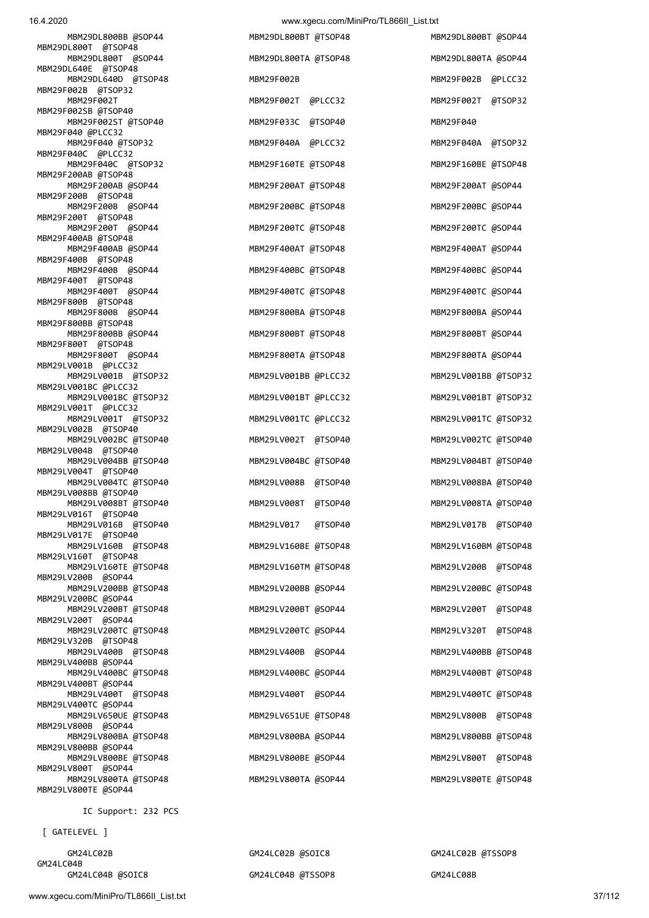```
      MBM29DL800BB @SOP44                 MBM29DL800BT @TSOP48                MBM29DL800BT @SOP44
MBM29DL800T  @TSOP48
      MBM29DL800T  @SOP44                 MBM29DL800TA @TSOP48                MBM29DL800TA @SOP44
MBM29DL640E  @TSOP48
      MBM29DL640D  @TSOP48                MBM29F002B                          MBM29F002B  @PLCC32
MBM29F002B  @TSOP32
      MBM29F002T                          MBM29F002T  @PLCC32                 MBM29F002T  @TSOP32
MBM29F002SB @TSOP40
      MBM29F002ST @TSOP40                 MBM29F033C  @TSOP40                 MBM29F040
MBM29F040 @PLCC32
      MBM29F040 @TSOP32                   MBM29F040A  @PLCC32                 MBM29F040A  @TSOP32
MBM29F040C  @PLCC32
      MBM29F040C  @TSOP32                 MBM29F160TE @TSOP48                 MBM29F160BE @TSOP48
MBM29F200AB @TSOP48
      MBM29F200AB @SOP44                  MBM29F200AT @TSOP48                 MBM29F200AT @SOP44
MBM29F200B  @TSOP48
      MBM29F200B  @SOP44                  MBM29F200BC @TSOP48                 MBM29F200BC @SOP44
MBM29F200T  @TSOP48
      MBM29F200T  @SOP44                  MBM29F200TC @TSOP48                 MBM29F200TC @SOP44
MBM29F400AB @TSOP48
      MBM29F400AB @SOP44                  MBM29F400AT @TSOP48                 MBM29F400AT @SOP44
MBM29F400B  @TSOP48
      MBM29F400B  @SOP44                  MBM29F400BC @TSOP48                 MBM29F400BC @SOP44
MBM29F400T  @TSOP48
      MBM29F400T  @SOP44                  MBM29F400TC @TSOP48                 MBM29F400TC @SOP44
MBM29F800B  @TSOP48
      MBM29F800B  @SOP44                  MBM29F800BA @TSOP48                 MBM29F800BA @SOP44
MBM29F800BB @TSOP48
      MBM29F800BB @SOP44                  MBM29F800BT @TSOP48                 MBM29F800BT @SOP44
MBM29F800T  @TSOP48
      MBM29F800T  @SOP44                  MBM29F800TA @TSOP48                 MBM29F800TA @SOP44
MBM29LV001B  @PLCC32
      MBM29LV001B  @TSOP32                MBM29LV001BB @PLCC32                MBM29LV001BB @TSOP32
MBM29LV001BC @PLCC32
      MBM29LV001BC @TSOP32                MBM29LV001BT @PLCC32                MBM29LV001BT @TSOP32
MBM29LV001T  @PLCC32
      MBM29LV001T  @TSOP32                MBM29LV001TC @PLCC32                MBM29LV001TC @TSOP32
MBM29LV002B  @TSOP40
      MBM29LV002BC @TSOP40                MBM29LV002T  @TSOP40                MBM29LV002TC @TSOP40
MBM29LV004B  @TSOP40
      MBM29LV004BB @TSOP40                MBM29LV004BC @TSOP40                MBM29LV004BT @TSOP40
MBM29LV004T  @TSOP40
      MBM29LV004TC @TSOP40                MBM29LV008B  @TSOP40                MBM29LV008BA @TSOP40
MBM29LV008BB @TSOP40
      MBM29LV008BT @TSOP40                MBM29LV008T  @TSOP40                MBM29LV008TA @TSOP40
MBM29LV016T  @TSOP40
      MBM29LV016B  @TSOP40                MBM29LV017   @TSOP40                MBM29LV017B  @TSOP40
MBM29LV017E  @TSOP40
      MBM29LV160B  @TSOP48                MBM29LV160BE @TSOP48                MBM29LV160BM @TSOP48
MBM29LV160T  @TSOP48
      MBM29LV160TE @TSOP48                MBM29LV160TM @TSOP48                MBM29LV200B  @TSOP48
MBM29LV200B  @SOP44
      MBM29LV200BB @TSOP48                MBM29LV200BB @SOP44                 MBM29LV200BC @TSOP48
MBM29LV200BC @SOP44
      MBM29LV200BT @TSOP48                MBM29LV200BT @SOP44                 MBM29LV200T  @TSOP48
MBM29LV200T  @SOP44
      MBM29LV200TC @TSOP48                MBM29LV200TC @SOP44                 MBM29LV320T  @TSOP48
MBM29LV320B  @TSOP48
      MBM29LV400B  @TSOP48                MBM29LV400B  @SOP44                 MBM29LV400BB @TSOP48
MBM29LV400BB @SOP44
      MBM29LV400BC @TSOP48                MBM29LV400BC @SOP44                 MBM29LV400BT @TSOP48
MBM29LV400BT @SOP44
      MBM29LV400T  @TSOP48                MBM29LV400T  @SOP44                 MBM29LV400TC @TSOP48
MBM29LV400TC @SOP44
      MBM29LV650UE @TSOP48                MBM29LV651UE @TSOP48                MBM29LV800B  @TSOP48
MBM29LV800B  @SOP44
      MBM29LV800BA @TSOP48                MBM29LV800BA @SOP44                 MBM29LV800BB @TSOP48
MBM29LV800BB @SOP44
      MBM29LV800BE @TSOP48                MBM29LV800BE @SOP44                 MBM29LV800T  @TSOP48
MBM29LV800T  @SOP44
      MBM29LV800TA @TSOP48                MBM29LV800TA @SOP44                 MBM29LV800TE @TSOP48
MBM29LV800TE @SOP44

        IC Support: 232 PCS

 [ GATELEVEL ]

      GM24LC02B                           GM24LC02B @SOIC8                    GM24LC02B @TSSOP8
GM24LC04B
      GM24LC04B @SOIC8                    GM24LC04B @TSSOP8                   GM24LC08B
```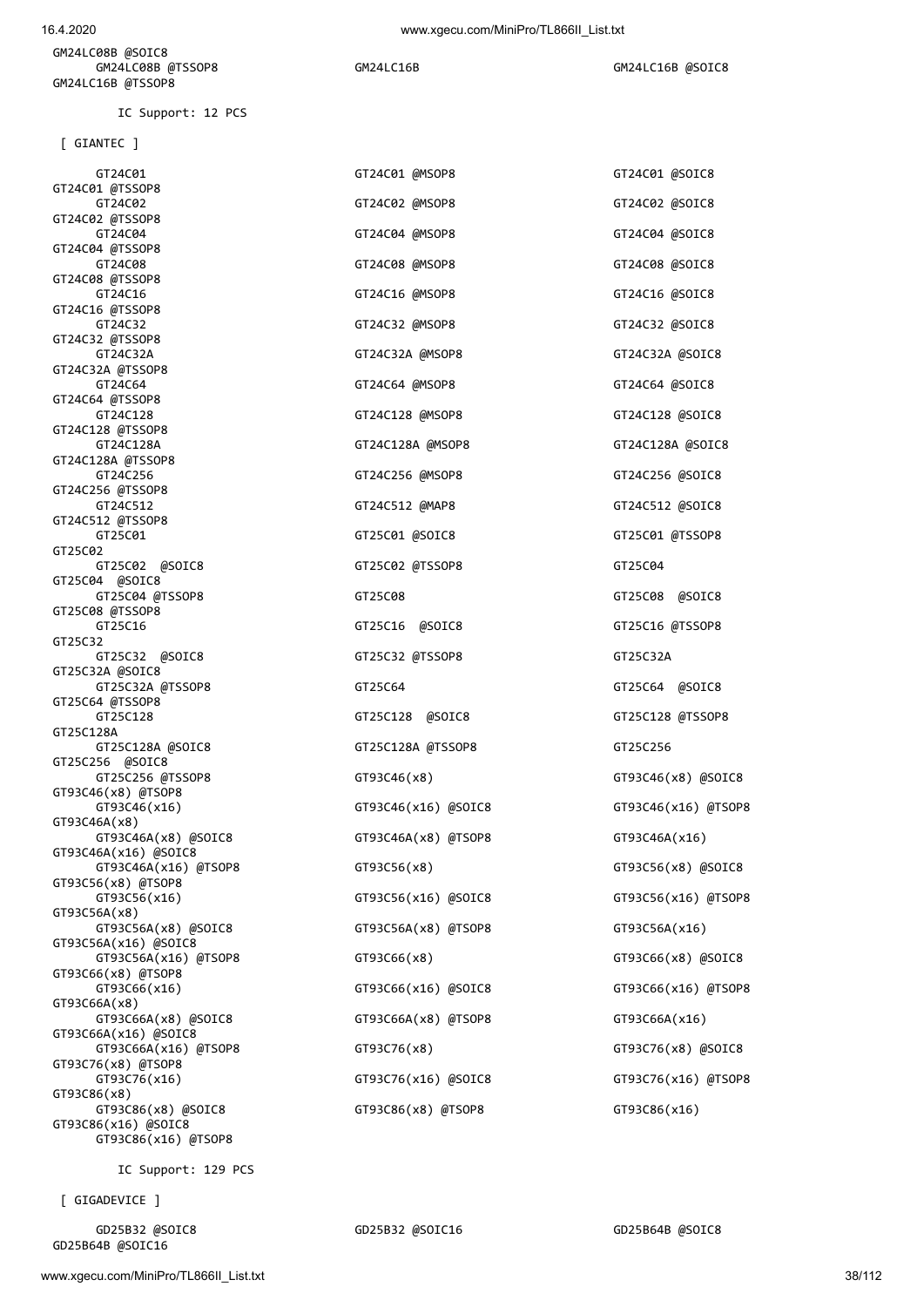GM24LC08B @SOIC8
GM24LC08B @TSSOP8
GM24LC16B
GM24LC16B @SOIC8
GM24LC16B @TSSOP8

IC Support: 12 PCS

[ GIANTEC ]

```
GT24C01                  GT24C01 @MSOP8           GT24C01 @SOIC8
GT24C01 @TSSOP8
GT24C02                  GT24C02 @MSOP8           GT24C02 @SOIC8
GT24C02 @TSSOP8
GT24C04                  GT24C04 @MSOP8           GT24C04 @SOIC8
GT24C04 @TSSOP8
GT24C08                  GT24C08 @MSOP8           GT24C08 @SOIC8
GT24C08 @TSSOP8
GT24C16                  GT24C16 @MSOP8           GT24C16 @SOIC8
GT24C16 @TSSOP8
GT24C32                  GT24C32 @MSOP8           GT24C32 @SOIC8
GT24C32 @TSSOP8
GT24C32A                 GT24C32A @MSOP8          GT24C32A @SOIC8
GT24C32A @TSSOP8
GT24C64                  GT24C64 @MSOP8           GT24C64 @SOIC8
GT24C64 @TSSOP8
GT24C128                 GT24C128 @MSOP8          GT24C128 @SOIC8
GT24C128 @TSSOP8
GT24C128A                GT24C128A @MSOP8         GT24C128A @SOIC8
GT24C128A @TSSOP8
GT24C256                 GT24C256 @MSOP8          GT24C256 @SOIC8
GT24C256 @TSSOP8
GT24C512                 GT24C512 @MAP8           GT24C512 @SOIC8
GT24C512 @TSSOP8
GT25C01                  GT25C01 @SOIC8           GT25C01 @TSSOP8
GT25C02
GT25C02  @SOIC8          GT25C02 @TSSOP8          GT25C04
GT25C04  @SOIC8
GT25C04 @TSSOP8          GT25C08                  GT25C08  @SOIC8
GT25C08 @TSSOP8
GT25C16                  GT25C16  @SOIC8          GT25C16 @TSSOP8
GT25C32
GT25C32  @SOIC8          GT25C32 @TSSOP8          GT25C32A
GT25C32A @SOIC8
GT25C32A @TSSOP8         GT25C64                  GT25C64  @SOIC8
GT25C64 @TSSOP8
GT25C128                 GT25C128  @SOIC8         GT25C128 @TSSOP8
GT25C128A
GT25C128A @SOIC8         GT25C128A @TSSOP8        GT25C256
GT25C256  @SOIC8
GT25C256 @TSSOP8         GT93C46(x8)              GT93C46(x8) @SOIC8
GT93C46(x8) @TSOP8
GT93C46(x16)             GT93C46(x16) @SOIC8      GT93C46(x16) @TSOP8
GT93C46A(x8)
GT93C46A(x8) @SOIC8      GT93C46A(x8) @TSOP8      GT93C46A(x16)
GT93C46A(x16) @SOIC8
GT93C46A(x16) @TSOP8     GT93C56(x8)              GT93C56(x8) @SOIC8
GT93C56(x8) @TSOP8
GT93C56(x16)             GT93C56(x16) @SOIC8      GT93C56(x16) @TSOP8
GT93C56A(x8)
GT93C56A(x8) @SOIC8      GT93C56A(x8) @TSOP8      GT93C56A(x16)
GT93C56A(x16) @SOIC8
GT93C56A(x16) @TSOP8     GT93C66(x8)              GT93C66(x8) @SOIC8
GT93C66(x8) @TSOP8
GT93C66(x16)             GT93C66(x16) @SOIC8      GT93C66(x16) @TSOP8
GT93C66A(x8)
GT93C66A(x8) @SOIC8      GT93C66A(x8) @TSOP8      GT93C66A(x16)
GT93C66A(x16) @SOIC8
GT93C66A(x16) @TSOP8     GT93C76(x8)              GT93C76(x8) @SOIC8
GT93C76(x8) @TSOP8
GT93C76(x16)             GT93C76(x16) @SOIC8      GT93C76(x16) @TSOP8
GT93C86(x8)
GT93C86(x8) @SOIC8       GT93C86(x8) @TSOP8       GT93C86(x16)
GT93C86(x16) @SOIC8
GT93C86(x16) @TSOP8
```

IC Support: 129 PCS

[ GIGADEVICE ]

```
GD25B32 @SOIC8           GD25B32 @SOIC16          GD25B64B @SOIC8
GD25B64B @SOIC16
```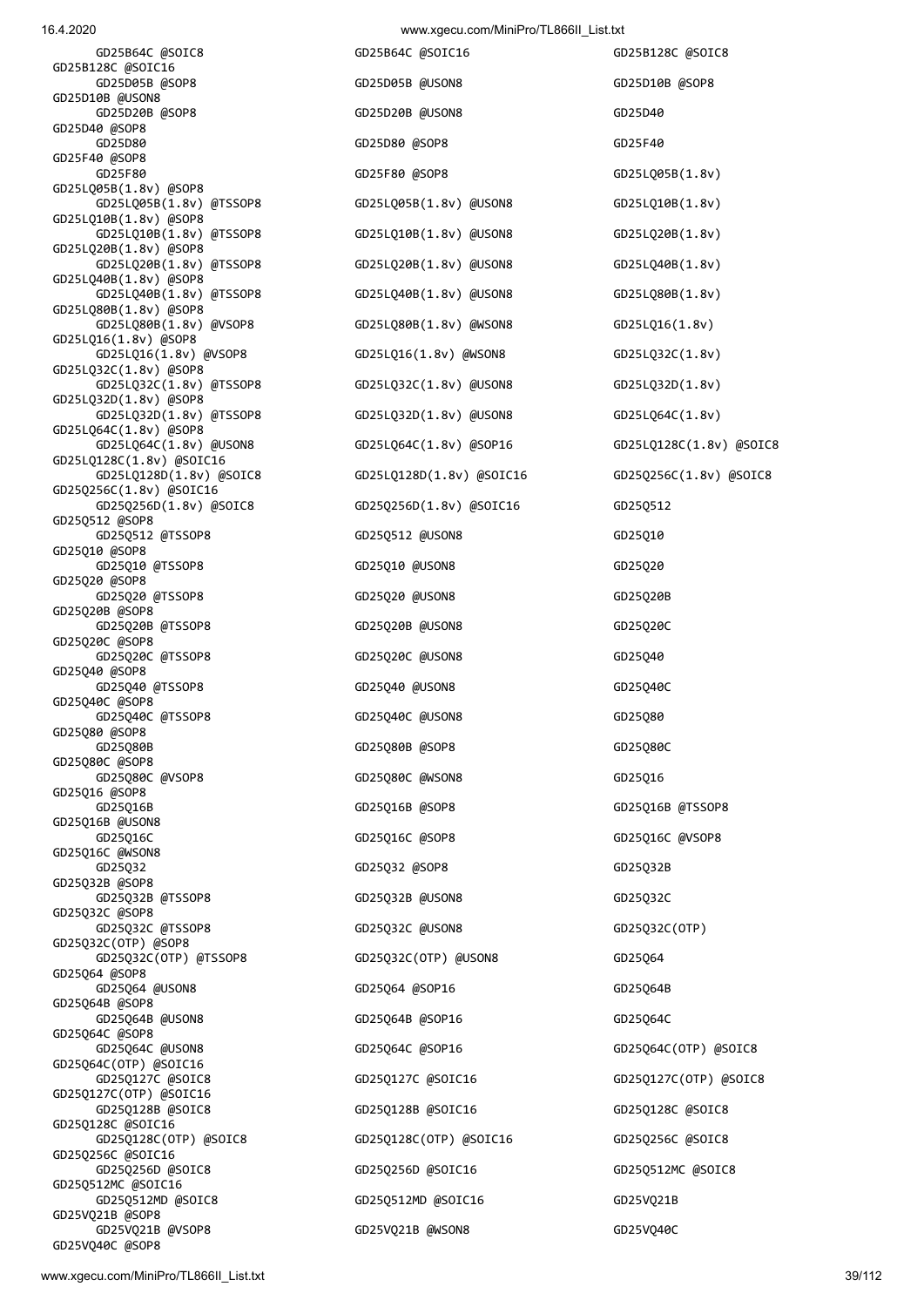GD25B64C @SOIC8 GD25B64C @SOIC16 GD25B128C @SOIC8
GD25B128C @SOIC16
GD25D05B @SOP8 GD25D05B @USON8 GD25D10B @SOP8
GD25D10B @USON8
GD25D20B @SOP8 GD25D20B @USON8 GD25D40
GD25D40 @SOP8
GD25D80 GD25D80 @SOP8 GD25F40
GD25F40 @SOP8
GD25F80 GD25F80 @SOP8 GD25LQ05B(1.8v)
GD25LQ05B(1.8v) @SOP8
GD25LQ05B(1.8v) @TSSOP8 GD25LQ05B(1.8v) @USON8 GD25LQ10B(1.8v)
GD25LQ10B(1.8v) @SOP8
GD25LQ10B(1.8v) @TSSOP8 GD25LQ10B(1.8v) @USON8 GD25LQ20B(1.8v)
GD25LQ20B(1.8v) @SOP8
GD25LQ20B(1.8v) @TSSOP8 GD25LQ20B(1.8v) @USON8 GD25LQ40B(1.8v)
GD25LQ40B(1.8v) @SOP8
GD25LQ40B(1.8v) @TSSOP8 GD25LQ40B(1.8v) @USON8 GD25LQ80B(1.8v)
GD25LQ80B(1.8v) @SOP8
GD25LQ80B(1.8v) @VSOP8 GD25LQ80B(1.8v) @WSON8 GD25LQ16(1.8v)
GD25LQ16(1.8v) @SOP8
GD25LQ16(1.8v) @VSOP8 GD25LQ16(1.8v) @WSON8 GD25LQ32C(1.8v)
GD25LQ32C(1.8v) @SOP8
GD25LQ32C(1.8v) @TSSOP8 GD25LQ32C(1.8v) @USON8 GD25LQ32D(1.8v)
GD25LQ32D(1.8v) @SOP8
GD25LQ32D(1.8v) @TSSOP8 GD25LQ32D(1.8v) @USON8 GD25LQ64C(1.8v)
GD25LQ64C(1.8v) @SOP8
GD25LQ64C(1.8v) @USON8 GD25LQ64C(1.8v) @SOP16 GD25LQ128C(1.8v) @SOIC8
GD25LQ128C(1.8v) @SOIC16
GD25LQ128D(1.8v) @SOIC8 GD25LQ128D(1.8v) @SOIC16 GD25Q256C(1.8v) @SOIC8
GD25Q256C(1.8v) @SOIC16
GD25Q256D(1.8v) @SOIC8 GD25Q256D(1.8v) @SOIC16 GD25Q512
GD25Q512 @SOP8
GD25Q512 @TSSOP8 GD25Q512 @USON8 GD25Q10
GD25Q10 @SOP8
GD25Q10 @TSSOP8 GD25Q10 @USON8 GD25Q20
GD25Q20 @SOP8
GD25Q20 @TSSOP8 GD25Q20 @USON8 GD25Q20B
GD25Q20B @SOP8
GD25Q20B @TSSOP8 GD25Q20B @USON8 GD25Q20C
GD25Q20C @SOP8
GD25Q20C @TSSOP8 GD25Q20C @USON8 GD25Q40
GD25Q40 @SOP8
GD25Q40 @TSSOP8 GD25Q40 @USON8 GD25Q40C
GD25Q40C @SOP8
GD25Q40C @TSSOP8 GD25Q40C @USON8 GD25Q80
GD25Q80 @SOP8
GD25Q80B GD25Q80B @SOP8 GD25Q80C
GD25Q80C @SOP8
GD25Q80C @VSOP8 GD25Q80C @WSON8 GD25Q16
GD25Q16 @SOP8
GD25Q16B GD25Q16B @SOP8 GD25Q16B @TSSOP8
GD25Q16B @USON8
GD25Q16C GD25Q16C @SOP8 GD25Q16C @VSOP8
GD25Q16C @WSON8
GD25Q32 GD25Q32 @SOP8 GD25Q32B
GD25Q32B @SOP8
GD25Q32B @TSSOP8 GD25Q32B @USON8 GD25Q32C
GD25Q32C @SOP8
GD25Q32C @TSSOP8 GD25Q32C @USON8 GD25Q32C(OTP)
GD25Q32C(OTP) @SOP8
GD25Q32C(OTP) @TSSOP8 GD25Q32C(OTP) @USON8 GD25Q64
GD25Q64 @SOP8
GD25Q64 @USON8 GD25Q64 @SOP16 GD25Q64B
GD25Q64B @SOP8
GD25Q64B @USON8 GD25Q64B @SOP16 GD25Q64C
GD25Q64C @SOP8
GD25Q64C @USON8 GD25Q64C @SOP16 GD25Q64C(OTP) @SOIC8
GD25Q64C(OTP) @SOIC16
GD25Q127C @SOIC8 GD25Q127C @SOIC16 GD25Q127C(OTP) @SOIC8
GD25Q127C(OTP) @SOIC16
GD25Q128B @SOIC8 GD25Q128B @SOIC16 GD25Q128C @SOIC8
GD25Q128C @SOIC16
GD25Q128C(OTP) @SOIC8 GD25Q128C(OTP) @SOIC16 GD25Q256C @SOIC8
GD25Q256C @SOIC16
GD25Q256D @SOIC8 GD25Q256D @SOIC16 GD25Q512MC @SOIC8
GD25Q512MC @SOIC16
GD25Q512MD @SOIC8 GD25Q512MD @SOIC16 GD25VQ21B
GD25VQ21B @SOP8
GD25VQ21B @VSOP8 GD25VQ21B @WSON8 GD25VQ40C
GD25VQ40C @SOP8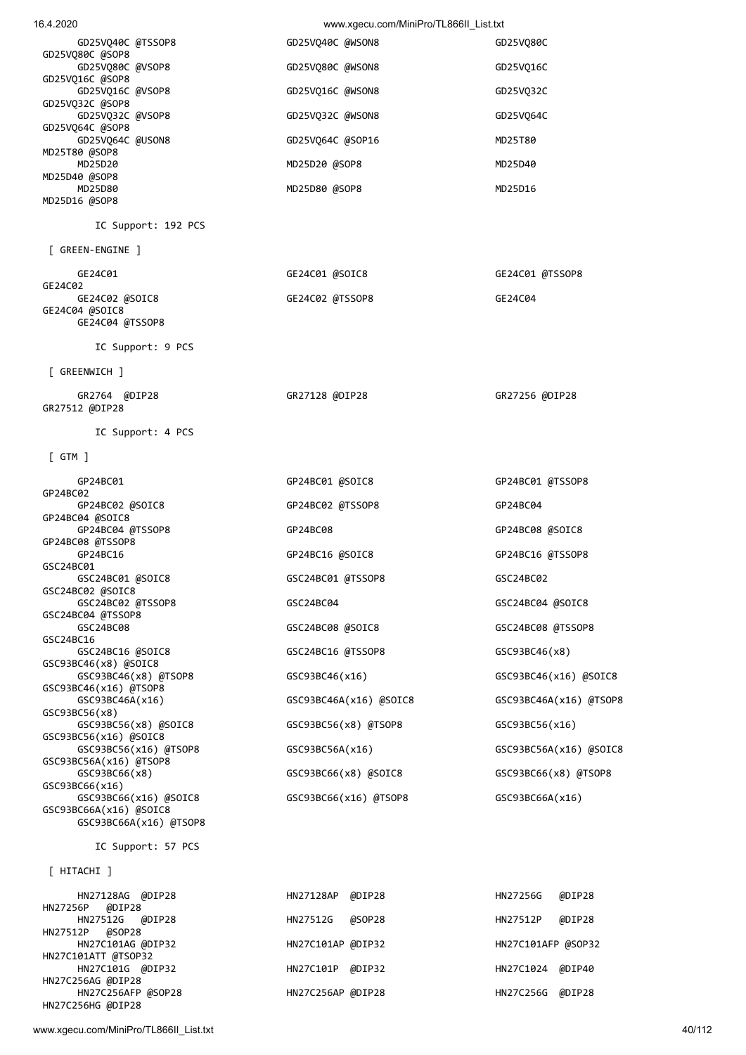```
     GD25VQ40C @TSSOP8                    GD25VQ40C @WSON8                     GD25VQ80C
GD25VQ80C @SOP8
     GD25VQ80C @VSOP8                     GD25VQ80C @WSON8                     GD25VQ16C
GD25VQ16C @SOP8
     GD25VQ16C @VSOP8                     GD25VQ16C @WSON8                     GD25VQ32C
GD25VQ32C @SOP8
     GD25VQ32C @VSOP8                     GD25VQ32C @WSON8                     GD25VQ64C
GD25VQ64C @SOP8
     GD25VQ64C @USON8                     GD25VQ64C @SOP16                     MD25T80
MD25T80 @SOP8
     MD25D20                              MD25D20 @SOP8                        MD25D40
MD25D40 @SOP8
     MD25D80                              MD25D80 @SOP8                        MD25D16
MD25D16 @SOP8

        IC Support: 192 PCS

 [ GREEN-ENGINE ]

     GE24C01                              GE24C01 @SOIC8                       GE24C01 @TSSOP8
GE24C02
     GE24C02 @SOIC8                       GE24C02 @TSSOP8                      GE24C04
GE24C04 @SOIC8
     GE24C04 @TSSOP8

        IC Support: 9 PCS

 [ GREENWICH ]

     GR2764  @DIP28                       GR27128 @DIP28                       GR27256 @DIP28
GR27512 @DIP28

        IC Support: 4 PCS

 [ GTM ]

     GP24BC01                             GP24BC01 @SOIC8                      GP24BC01 @TSSOP8
GP24BC02
     GP24BC02 @SOIC8                      GP24BC02 @TSSOP8                     GP24BC04
GP24BC04 @SOIC8
     GP24BC04 @TSSOP8                     GP24BC08                             GP24BC08 @SOIC8
GP24BC08 @TSSOP8
     GP24BC16                             GP24BC16 @SOIC8                      GP24BC16 @TSSOP8
GSC24BC01
     GSC24BC01 @SOIC8                     GSC24BC01 @TSSOP8                    GSC24BC02
GSC24BC02 @SOIC8
     GSC24BC02 @TSSOP8                    GSC24BC04                            GSC24BC04 @SOIC8
GSC24BC04 @TSSOP8
     GSC24BC08                            GSC24BC08 @SOIC8                     GSC24BC08 @TSSOP8
GSC24BC16
     GSC24BC16 @SOIC8                     GSC24BC16 @TSSOP8                    GSC93BC46(x8)
GSC93BC46(x8) @SOIC8
     GSC93BC46(x8) @TSOP8                 GSC93BC46(x16)                       GSC93BC46(x16) @SOIC8
GSC93BC46(x16) @TSOP8
     GSC93BC46A(x16)                      GSC93BC46A(x16) @SOIC8               GSC93BC46A(x16) @TSOP8
GSC93BC56(x8)
     GSC93BC56(x8) @SOIC8                 GSC93BC56(x8) @TSOP8                 GSC93BC56(x16)
GSC93BC56(x16) @SOIC8
     GSC93BC56(x16) @TSOP8                GSC93BC56A(x16)                      GSC93BC56A(x16) @SOIC8
GSC93BC56A(x16) @TSOP8
     GSC93BC66(x8)                        GSC93BC66(x8) @SOIC8                 GSC93BC66(x8) @TSOP8
GSC93BC66(x16)
     GSC93BC66(x16) @SOIC8                GSC93BC66(x16) @TSOP8                GSC93BC66A(x16)
GSC93BC66A(x16) @SOIC8
     GSC93BC66A(x16) @TSOP8

        IC Support: 57 PCS

 [ HITACHI ]

     HN27128AG  @DIP28                    HN27128AP  @DIP28                    HN27256G   @DIP28
HN27256P   @DIP28
     HN27512G   @DIP28                    HN27512G   @SOP28                    HN27512P   @DIP28
HN27512P   @SOP28
     HN27C101AG @DIP32                    HN27C101AP @DIP32                    HN27C101AFP @SOP32
HN27C101ATT @TSOP32
     HN27C101G  @DIP32                    HN27C101P  @DIP32                    HN27C1024  @DIP40
HN27C256AG @DIP28
     HN27C256AFP @SOP28                   HN27C256AP @DIP28                    HN27C256G  @DIP28
HN27C256HG @DIP28
```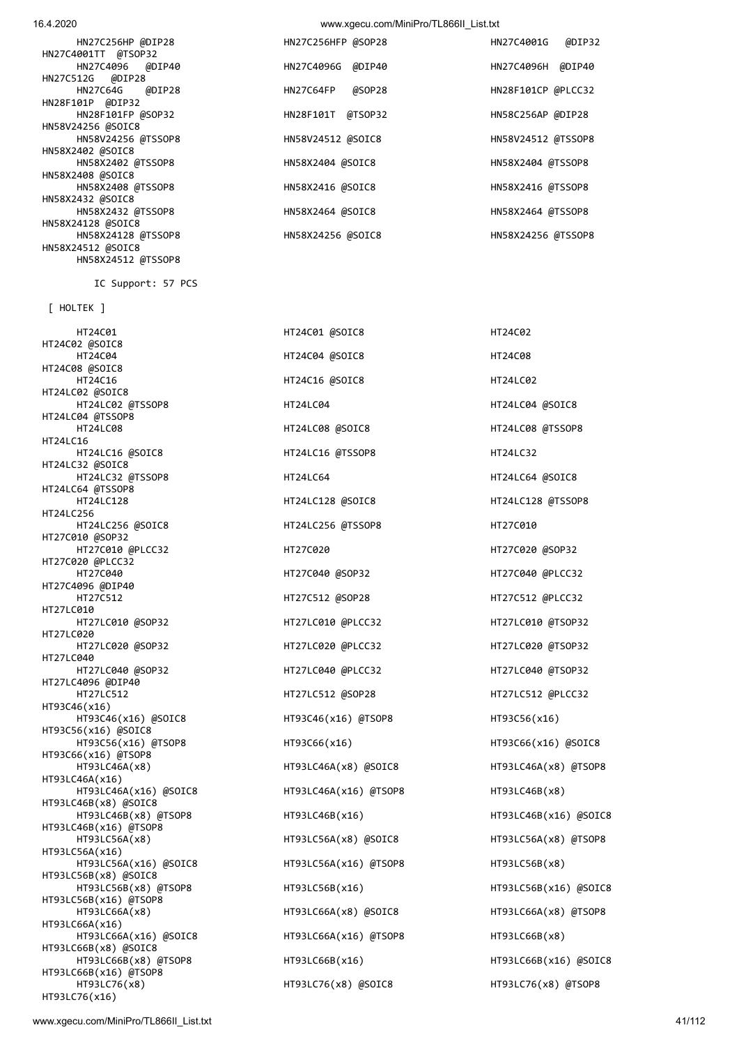```
    HN27C256HP @DIP28                    HN27C256HFP @SOP28                   HN27C4001G   @DIP32
HN27C4001TT  @TSOP32
    HN27C4096   @DIP40                   HN27C4096G  @DIP40                   HN27C4096H  @DIP40
HN27C512G   @DIP28
    HN27C64G    @DIP28                   HN27C64FP   @SOP28                   HN28F101CP @PLCC32
HN28F101P  @DIP32
    HN28F101FP @SOP32                    HN28F101T  @TSOP32                   HN58C256AP @DIP28
HN58V24256 @SOIC8
    HN58V24256 @TSSOP8                   HN58V24512 @SOIC8                    HN58V24512 @TSSOP8
HN58X2402 @SOIC8
    HN58X2402 @TSSOP8                    HN58X2404 @SOIC8                     HN58X2404 @TSSOP8
HN58X2408 @SOIC8
    HN58X2408 @TSSOP8                    HN58X2416 @SOIC8                     HN58X2416 @TSSOP8
HN58X2432 @SOIC8
    HN58X2432 @TSSOP8                    HN58X2464 @SOIC8                     HN58X2464 @TSSOP8
HN58X24128 @SOIC8
    HN58X24128 @TSSOP8                   HN58X24256 @SOIC8                    HN58X24256 @TSSOP8
HN58X24512 @SOIC8
    HN58X24512 @TSSOP8

      IC Support: 57 PCS

 [ HOLTEK ]

    HT24C01                              HT24C01 @SOIC8                       HT24C02
HT24C02 @SOIC8
    HT24C04                              HT24C04 @SOIC8                       HT24C08
HT24C08 @SOIC8
    HT24C16                              HT24C16 @SOIC8                       HT24LC02
HT24LC02 @SOIC8
    HT24LC02 @TSSOP8                     HT24LC04                             HT24LC04 @SOIC8
HT24LC04 @TSSOP8
    HT24LC08                             HT24LC08 @SOIC8                      HT24LC08 @TSSOP8
HT24LC16
    HT24LC16 @SOIC8                      HT24LC16 @TSSOP8                     HT24LC32
HT24LC32 @SOIC8
    HT24LC32 @TSSOP8                     HT24LC64                             HT24LC64 @SOIC8
HT24LC64 @TSSOP8
    HT24LC128                            HT24LC128 @SOIC8                     HT24LC128 @TSSOP8
HT24LC256
    HT24LC256 @SOIC8                     HT24LC256 @TSSOP8                    HT27C010
HT27C010 @SOP32
    HT27C010 @PLCC32                     HT27C020                             HT27C020 @SOP32
HT27C020 @PLCC32
    HT27C040                             HT27C040 @SOP32                      HT27C040 @PLCC32
HT27C4096 @DIP40
    HT27C512                             HT27C512 @SOP28                      HT27C512 @PLCC32
HT27LC010
    HT27LC010 @SOP32                     HT27LC010 @PLCC32                    HT27LC010 @TSOP32
HT27LC020
    HT27LC020 @SOP32                     HT27LC020 @PLCC32                    HT27LC020 @TSOP32
HT27LC040
    HT27LC040 @SOP32                     HT27LC040 @PLCC32                    HT27LC040 @TSOP32
HT27LC4096 @DIP40
    HT27LC512                            HT27LC512 @SOP28                     HT27LC512 @PLCC32
HT93C46(x16)
    HT93C46(x16) @SOIC8                  HT93C46(x16) @TSOP8                  HT93C56(x16)
HT93C56(x16) @SOIC8
    HT93C56(x16) @TSOP8                  HT93C66(x16)                         HT93C66(x16) @SOIC8
HT93C66(x16) @TSOP8
    HT93LC46A(x8)                        HT93LC46A(x8) @SOIC8                 HT93LC46A(x8) @TSOP8
HT93LC46A(x16)
    HT93LC46A(x16) @SOIC8                HT93LC46A(x16) @TSOP8                HT93LC46B(x8)
HT93LC46B(x8) @SOIC8
    HT93LC46B(x8) @TSOP8                 HT93LC46B(x16)                       HT93LC46B(x16) @SOIC8
HT93LC46B(x16) @TSOP8
    HT93LC56A(x8)                        HT93LC56A(x8) @SOIC8                 HT93LC56A(x8) @TSOP8
HT93LC56A(x16)
    HT93LC56A(x16) @SOIC8                HT93LC56A(x16) @TSOP8                HT93LC56B(x8)
HT93LC56B(x8) @SOIC8
    HT93LC56B(x8) @TSOP8                 HT93LC56B(x16)                       HT93LC56B(x16) @SOIC8
HT93LC56B(x16) @TSOP8
    HT93LC66A(x8)                        HT93LC66A(x8) @SOIC8                 HT93LC66A(x8) @TSOP8
HT93LC66A(x16)
    HT93LC66A(x16) @SOIC8                HT93LC66A(x16) @TSOP8                HT93LC66B(x8)
HT93LC66B(x8) @SOIC8
    HT93LC66B(x8) @TSOP8                 HT93LC66B(x16)                       HT93LC66B(x16) @SOIC8
HT93LC66B(x16) @TSOP8
    HT93LC76(x8)                         HT93LC76(x8) @SOIC8                  HT93LC76(x8) @TSOP8
HT93LC76(x16)
```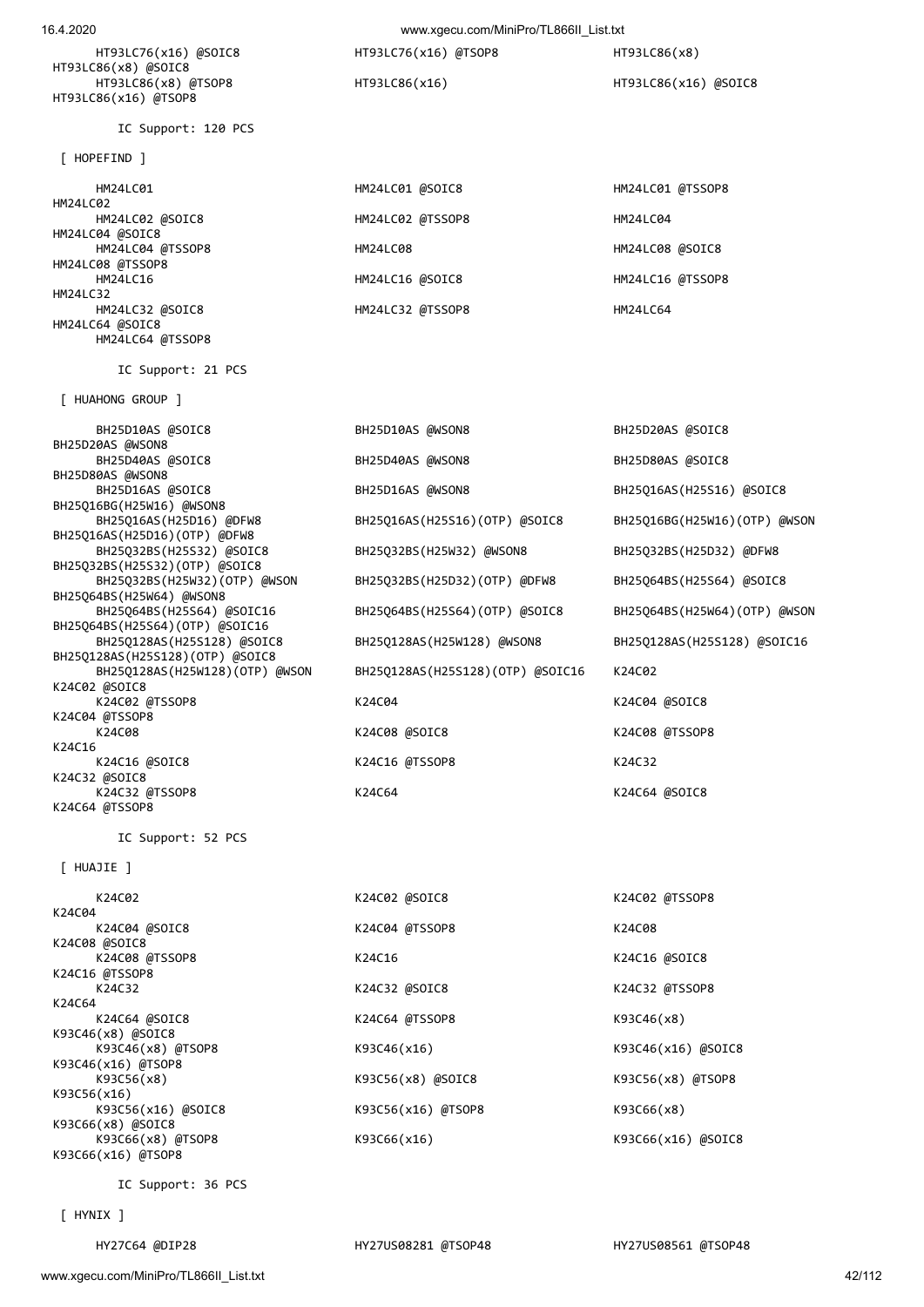```
      HT93LC76(x16) @SOIC8           HT93LC76(x16) @TSOP8           HT93LC86(x8)
 HT93LC86(x8) @SOIC8
      HT93LC86(x8) @TSOP8            HT93LC86(x16)                  HT93LC86(x16) @SOIC8
 HT93LC86(x16) @TSOP8

        IC Support: 120 PCS

 [ HOPEFIND ]

      HM24LC01                       HM24LC01 @SOIC8                HM24LC01 @TSSOP8
 HM24LC02
      HM24LC02 @SOIC8                HM24LC02 @TSSOP8               HM24LC04
 HM24LC04 @SOIC8
      HM24LC04 @TSSOP8               HM24LC08                       HM24LC08 @SOIC8
 HM24LC08 @TSSOP8
      HM24LC16                       HM24LC16 @SOIC8                HM24LC16 @TSSOP8
 HM24LC32
      HM24LC32 @SOIC8                HM24LC32 @TSSOP8               HM24LC64
 HM24LC64 @SOIC8
      HM24LC64 @TSSOP8

        IC Support: 21 PCS

 [ HUAHONG GROUP ]

      BH25D10AS @SOIC8               BH25D10AS @WSON8               BH25D20AS @SOIC8
 BH25D20AS @WSON8
      BH25D40AS @SOIC8               BH25D40AS @WSON8               BH25D80AS @SOIC8
 BH25D80AS @WSON8
      BH25D16AS @SOIC8               BH25D16AS @WSON8               BH25Q16AS(H25S16) @SOIC8
 BH25Q16BG(H25W16) @WSON8
      BH25Q16AS(H25D16) @DFW8        BH25Q16AS(H25S16)(OTP) @SOIC8  BH25Q16BG(H25W16)(OTP) @WSON
 BH25Q16AS(H25D16)(OTP) @DFW8
      BH25Q32BS(H25S32) @SOIC8       BH25Q32BS(H25W32) @WSON8       BH25Q32BS(H25D32) @DFW8
 BH25Q32BS(H25S32)(OTP) @SOIC8
      BH25Q32BS(H25W32)(OTP) @WSON   BH25Q32BS(H25D32)(OTP) @DFW8   BH25Q64BS(H25S64) @SOIC8
 BH25Q64BS(H25W64) @WSON8
      BH25Q64BS(H25S64) @SOIC16      BH25Q64BS(H25S64)(OTP) @SOIC8  BH25Q64BS(H25W64)(OTP) @WSON
 BH25Q64BS(H25S64)(OTP) @SOIC16
      BH25Q128AS(H25S128) @SOIC8     BH25Q128AS(H25W128) @WSON8     BH25Q128AS(H25S128) @SOIC16
 BH25Q128AS(H25S128)(OTP) @SOIC8
      BH25Q128AS(H25W128)(OTP) @WSON BH25Q128AS(H25S128)(OTP) @SOIC16  K24C02
 K24C02 @SOIC8
      K24C02 @TSSOP8                 K24C04                         K24C04 @SOIC8
 K24C04 @TSSOP8
      K24C08                         K24C08 @SOIC8                  K24C08 @TSSOP8
 K24C16
      K24C16 @SOIC8                  K24C16 @TSSOP8                 K24C32
 K24C32 @SOIC8
      K24C32 @TSSOP8                 K24C64                         K24C64 @SOIC8
 K24C64 @TSSOP8

        IC Support: 52 PCS

 [ HUAJIE ]

      K24C02                         K24C02 @SOIC8                  K24C02 @TSSOP8
 K24C04
      K24C04 @SOIC8                  K24C04 @TSSOP8                 K24C08
 K24C08 @SOIC8
      K24C08 @TSSOP8                 K24C16                         K24C16 @SOIC8
 K24C16 @TSSOP8
      K24C32                         K24C32 @SOIC8                  K24C32 @TSSOP8
 K24C64
      K24C64 @SOIC8                  K24C64 @TSSOP8                 K93C46(x8)
 K93C46(x8) @SOIC8
      K93C46(x8) @TSOP8              K93C46(x16)                    K93C46(x16) @SOIC8
 K93C46(x16) @TSOP8
      K93C56(x8)                     K93C56(x8) @SOIC8              K93C56(x8) @TSOP8
 K93C56(x16)
      K93C56(x16) @SOIC8             K93C56(x16) @TSOP8             K93C66(x8)
 K93C66(x8) @SOIC8
      K93C66(x8) @TSOP8              K93C66(x16)                    K93C66(x16) @SOIC8
 K93C66(x16) @TSOP8

        IC Support: 36 PCS

 [ HYNIX ]

      HY27C64 @DIP28                 HY27US08281 @TSOP48            HY27US08561 @TSOP48
```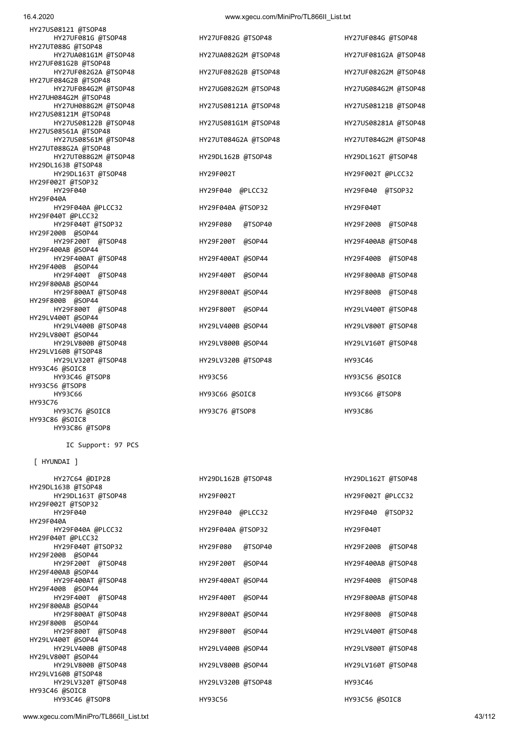```
HY27US08121 @TSOP48
     HY27UF081G @TSOP48                 HY27UF082G @TSOP48                 HY27UF084G @TSOP48
HY27UT088G @TSOP48
     HY27UA081G1M @TSOP48               HY27UA082G2M @TSOP48               HY27UF081G2A @TSOP48
HY27UF081G2B @TSOP48
     HY27UF082G2A @TSOP48               HY27UF082G2B @TSOP48               HY27UF082G2M @TSOP48
HY27UF084G2B @TSOP48
     HY27UF084G2M @TSOP48               HY27UG082G2M @TSOP48               HY27UG084G2M @TSOP48
HY27UH084G2M @TSOP48
     HY27UH088G2M @TSOP48               HY27US08121A @TSOP48               HY27US08121B @TSOP48
HY27US08121M @TSOP48
     HY27US08122B @TSOP48               HY27US081G1M @TSOP48               HY27US08281A @TSOP48
HY27US08561A @TSOP48
     HY27US08561M @TSOP48               HY27UT084G2A @TSOP48               HY27UT084G2M @TSOP48
HY27UT088G2A @TSOP48
     HY27UT088G2M @TSOP48               HY29DL162B @TSOP48                 HY29DL162T @TSOP48
HY29DL163B @TSOP48
     HY29DL163T @TSOP48                 HY29F002T                          HY29F002T @PLCC32
HY29F002T @TSOP32
     HY29F040                           HY29F040  @PLCC32                  HY29F040  @TSOP32
HY29F040A
     HY29F040A @PLCC32                  HY29F040A @TSOP32                  HY29F040T
HY29F040T @PLCC32
     HY29F040T @TSOP32                  HY29F080   @TSOP40                 HY29F200B  @TSOP48
HY29F200B  @SOP44
     HY29F200T  @TSOP48                 HY29F200T  @SOP44                  HY29F400AB @TSOP48
HY29F400AB @SOP44
     HY29F400AT @TSOP48                 HY29F400AT @SOP44                  HY29F400B  @TSOP48
HY29F400B  @SOP44
     HY29F400T  @TSOP48                 HY29F400T  @SOP44                  HY29F800AB @TSOP48
HY29F800AB @SOP44
     HY29F800AT @TSOP48                 HY29F800AT @SOP44                  HY29F800B  @TSOP48
HY29F800B  @SOP44
     HY29F800T  @TSOP48                 HY29F800T  @SOP44                  HY29LV400T @TSOP48
HY29LV400T @SOP44
     HY29LV400B @TSOP48                 HY29LV400B @SOP44                  HY29LV800T @TSOP48
HY29LV800T @SOP44
     HY29LV800B @TSOP48                 HY29LV800B @SOP44                  HY29LV160T @TSOP48
HY29LV160B @TSOP48
     HY29LV320T @TSOP48                 HY29LV320B @TSOP48                 HY93C46
HY93C46 @SOIC8
     HY93C46 @TSOP8                     HY93C56                            HY93C56 @SOIC8
HY93C56 @TSOP8
     HY93C66                            HY93C66 @SOIC8                     HY93C66 @TSOP8
HY93C76
     HY93C76 @SOIC8                     HY93C76 @TSOP8                     HY93C86
HY93C86 @SOIC8
     HY93C86 @TSOP8

        IC Support: 97 PCS

 [ HYUNDAI ]

     HY27C64 @DIP28                     HY29DL162B @TSOP48                 HY29DL162T @TSOP48
HY29DL163B @TSOP48
     HY29DL163T @TSOP48                 HY29F002T                          HY29F002T @PLCC32
HY29F002T @TSOP32
     HY29F040                           HY29F040  @PLCC32                  HY29F040  @TSOP32
HY29F040A
     HY29F040A @PLCC32                  HY29F040A @TSOP32                  HY29F040T
HY29F040T @PLCC32
     HY29F040T @TSOP32                  HY29F080   @TSOP40                 HY29F200B  @TSOP48
HY29F200B  @SOP44
     HY29F200T  @TSOP48                 HY29F200T  @SOP44                  HY29F400AB @TSOP48
HY29F400AB @SOP44
     HY29F400AT @TSOP48                 HY29F400AT @SOP44                  HY29F400B  @TSOP48
HY29F400B  @SOP44
     HY29F400T  @TSOP48                 HY29F400T  @SOP44                  HY29F800AB @TSOP48
HY29F800AB @SOP44
     HY29F800AT @TSOP48                 HY29F800AT @SOP44                  HY29F800B  @TSOP48
HY29F800B  @SOP44
     HY29F800T  @TSOP48                 HY29F800T  @SOP44                  HY29LV400T @TSOP48
HY29LV400T @SOP44
     HY29LV400B @TSOP48                 HY29LV400B @SOP44                  HY29LV800T @TSOP48
HY29LV800T @SOP44
     HY29LV800B @TSOP48                 HY29LV800B @SOP44                  HY29LV160T @TSOP48
HY29LV160B @TSOP48
     HY29LV320T @TSOP48                 HY29LV320B @TSOP48                 HY93C46
HY93C46 @SOIC8
     HY93C46 @TSOP8                     HY93C56                            HY93C56 @SOIC8
```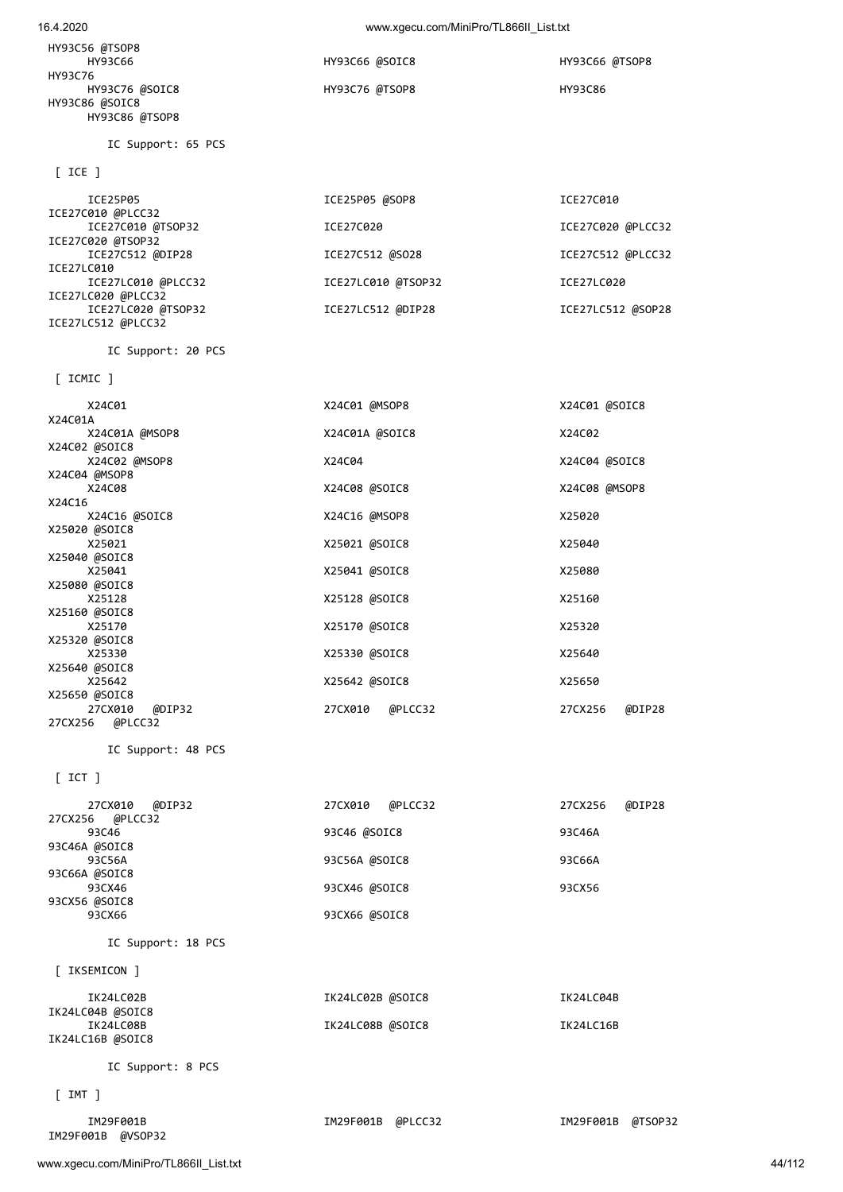HY93C56 @TSOP8

| | | |
|---|---|---|
| HY93C66 | HY93C66 @SOIC8 | HY93C66 @TSOP8 |
| HY93C76 | | |
| HY93C76 @SOIC8 | HY93C76 @TSOP8 | HY93C86 |
| HY93C86 @SOIC8 | | |
| HY93C86 @TSOP8 | | |

IC Support: 65 PCS

[ ICE ]

| | | |
|---|---|---|
| ICE25P05 | ICE25P05 @SOP8 | ICE27C010 |
| ICE27C010 @PLCC32 | | |
| ICE27C010 @TSOP32 | ICE27C020 | ICE27C020 @PLCC32 |
| ICE27C020 @TSOP32 | | |
| ICE27C512 @DIP28 | ICE27C512 @SO28 | ICE27C512 @PLCC32 |
| ICE27LC010 | | |
| ICE27LC010 @PLCC32 | ICE27LC010 @TSOP32 | ICE27LC020 |
| ICE27LC020 @PLCC32 | | |
| ICE27LC020 @TSOP32 | ICE27LC512 @DIP28 | ICE27LC512 @SOP28 |
| ICE27LC512 @PLCC32 | | |

IC Support: 20 PCS

[ ICMIC ]

| | | |
|---|---|---|
| X24C01 | X24C01 @MSOP8 | X24C01 @SOIC8 |
| X24C01A | | |
| X24C01A @MSOP8 | X24C01A @SOIC8 | X24C02 |
| X24C02 @SOIC8 | | |
| X24C02 @MSOP8 | X24C04 | X24C04 @SOIC8 |
| X24C04 @MSOP8 | | |
| X24C08 | X24C08 @SOIC8 | X24C08 @MSOP8 |
| X24C16 | | |
| X24C16 @SOIC8 | X24C16 @MSOP8 | X25020 |
| X25020 @SOIC8 | | |
| X25021 | X25021 @SOIC8 | X25040 |
| X25040 @SOIC8 | | |
| X25041 | X25041 @SOIC8 | X25080 |
| X25080 @SOIC8 | | |
| X25128 | X25128 @SOIC8 | X25160 |
| X25160 @SOIC8 | | |
| X25170 | X25170 @SOIC8 | X25320 |
| X25320 @SOIC8 | | |
| X25330 | X25330 @SOIC8 | X25640 |
| X25640 @SOIC8 | | |
| X25642 | X25642 @SOIC8 | X25650 |
| X25650 @SOIC8 | | |
| 27CX010 @DIP32 | 27CX010 @PLCC32 | 27CX256 @DIP28 |
| 27CX256 @PLCC32 | | |

IC Support: 48 PCS

[ ICT ]

| | | |
|---|---|---|
| 27CX010 @DIP32 | 27CX010 @PLCC32 | 27CX256 @DIP28 |
| 27CX256 @PLCC32 | | |
| 93C46 | 93C46 @SOIC8 | 93C46A |
| 93C46A @SOIC8 | | |
| 93C56A | 93C56A @SOIC8 | 93C66A |
| 93C66A @SOIC8 | | |
| 93CX46 | 93CX46 @SOIC8 | 93CX56 |
| 93CX56 @SOIC8 | | |
| 93CX66 | 93CX66 @SOIC8 | |

IC Support: 18 PCS

[ IKSEMICON ]

| | | |
|---|---|---|
| IK24LC02B | IK24LC02B @SOIC8 | IK24LC04B |
| IK24LC04B @SOIC8 | | |
| IK24LC08B | IK24LC08B @SOIC8 | IK24LC16B |
| IK24LC16B @SOIC8 | | |

IC Support: 8 PCS

[ IMT ]

| | | |
|---|---|---|
| IM29F001B | IM29F001B @PLCC32 | IM29F001B @TSOP32 |
| IM29F001B @VSOP32 | | |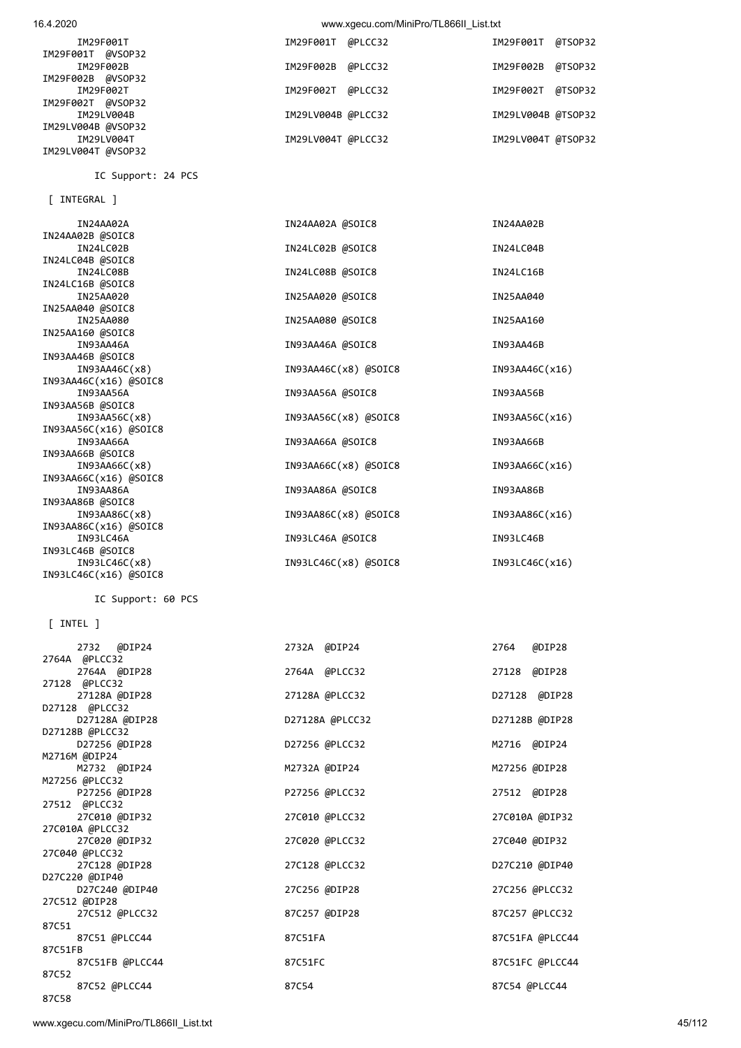```
    IM29F001T                        IM29F001T  @PLCC32                 IM29F001T  @TSOP32
IM29F001T  @VSOP32
    IM29F002B                        IM29F002B  @PLCC32                 IM29F002B  @TSOP32
IM29F002B  @VSOP32
    IM29F002T                        IM29F002T  @PLCC32                 IM29F002T  @TSOP32
IM29F002T  @VSOP32
    IM29LV004B                       IM29LV004B @PLCC32                 IM29LV004B @TSOP32
IM29LV004B @VSOP32
    IM29LV004T                       IM29LV004T @PLCC32                 IM29LV004T @TSOP32
IM29LV004T @VSOP32

       IC Support: 24 PCS

 [ INTEGRAL ]

    IN24AA02A                        IN24AA02A @SOIC8                   IN24AA02B
IN24AA02B @SOIC8
    IN24LC02B                        IN24LC02B @SOIC8                   IN24LC04B
IN24LC04B @SOIC8
    IN24LC08B                        IN24LC08B @SOIC8                   IN24LC16B
IN24LC16B @SOIC8
    IN25AA020                        IN25AA020 @SOIC8                   IN25AA040
IN25AA040 @SOIC8
    IN25AA080                        IN25AA080 @SOIC8                   IN25AA160
IN25AA160 @SOIC8
    IN93AA46A                        IN93AA46A @SOIC8                   IN93AA46B
IN93AA46B @SOIC8
    IN93AA46C(x8)                    IN93AA46C(x8) @SOIC8               IN93AA46C(x16)
IN93AA46C(x16) @SOIC8
    IN93AA56A                        IN93AA56A @SOIC8                   IN93AA56B
IN93AA56B @SOIC8
    IN93AA56C(x8)                    IN93AA56C(x8) @SOIC8               IN93AA56C(x16)
IN93AA56C(x16) @SOIC8
    IN93AA66A                        IN93AA66A @SOIC8                   IN93AA66B
IN93AA66B @SOIC8
    IN93AA66C(x8)                    IN93AA66C(x8) @SOIC8               IN93AA66C(x16)
IN93AA66C(x16) @SOIC8
    IN93AA86A                        IN93AA86A @SOIC8                   IN93AA86B
IN93AA86B @SOIC8
    IN93AA86C(x8)                    IN93AA86C(x8) @SOIC8               IN93AA86C(x16)
IN93AA86C(x16) @SOIC8
    IN93LC46A                        IN93LC46A @SOIC8                   IN93LC46B
IN93LC46B @SOIC8
    IN93LC46C(x8)                    IN93LC46C(x8) @SOIC8               IN93LC46C(x16)
IN93LC46C(x16) @SOIC8

       IC Support: 60 PCS

 [ INTEL ]

    2732   @DIP24                    2732A  @DIP24                      2764   @DIP28
2764A  @PLCC32
    2764A  @DIP28                    2764A  @PLCC32                     27128  @DIP28
27128  @PLCC32
    27128A @DIP28                    27128A @PLCC32                     D27128  @DIP28
D27128  @PLCC32
    D27128A @DIP28                   D27128A @PLCC32                    D27128B @DIP28
D27128B @PLCC32
    D27256 @DIP28                    D27256 @PLCC32                     M2716  @DIP24
M2716M @DIP24
    M2732  @DIP24                    M2732A @DIP24                      M27256 @DIP28
M27256 @PLCC32
    P27256 @DIP28                    P27256 @PLCC32                     27512  @DIP28
27512  @PLCC32
    27C010 @DIP32                    27C010 @PLCC32                     27C010A @DIP32
27C010A @PLCC32
    27C020 @DIP32                    27C020 @PLCC32                     27C040 @DIP32
27C040 @PLCC32
    27C128 @DIP28                    27C128 @PLCC32                     D27C210 @DIP40
D27C220 @DIP40
    D27C240 @DIP40                   27C256 @DIP28                      27C256 @PLCC32
27C512 @DIP28
    27C512 @PLCC32                   87C257 @DIP28                      87C257 @PLCC32
87C51
    87C51 @PLCC44                    87C51FA                            87C51FA @PLCC44
87C51FB
    87C51FB @PLCC44                  87C51FC                            87C51FC @PLCC44
87C52
    87C52 @PLCC44                    87C54                              87C54 @PLCC44
87C58
```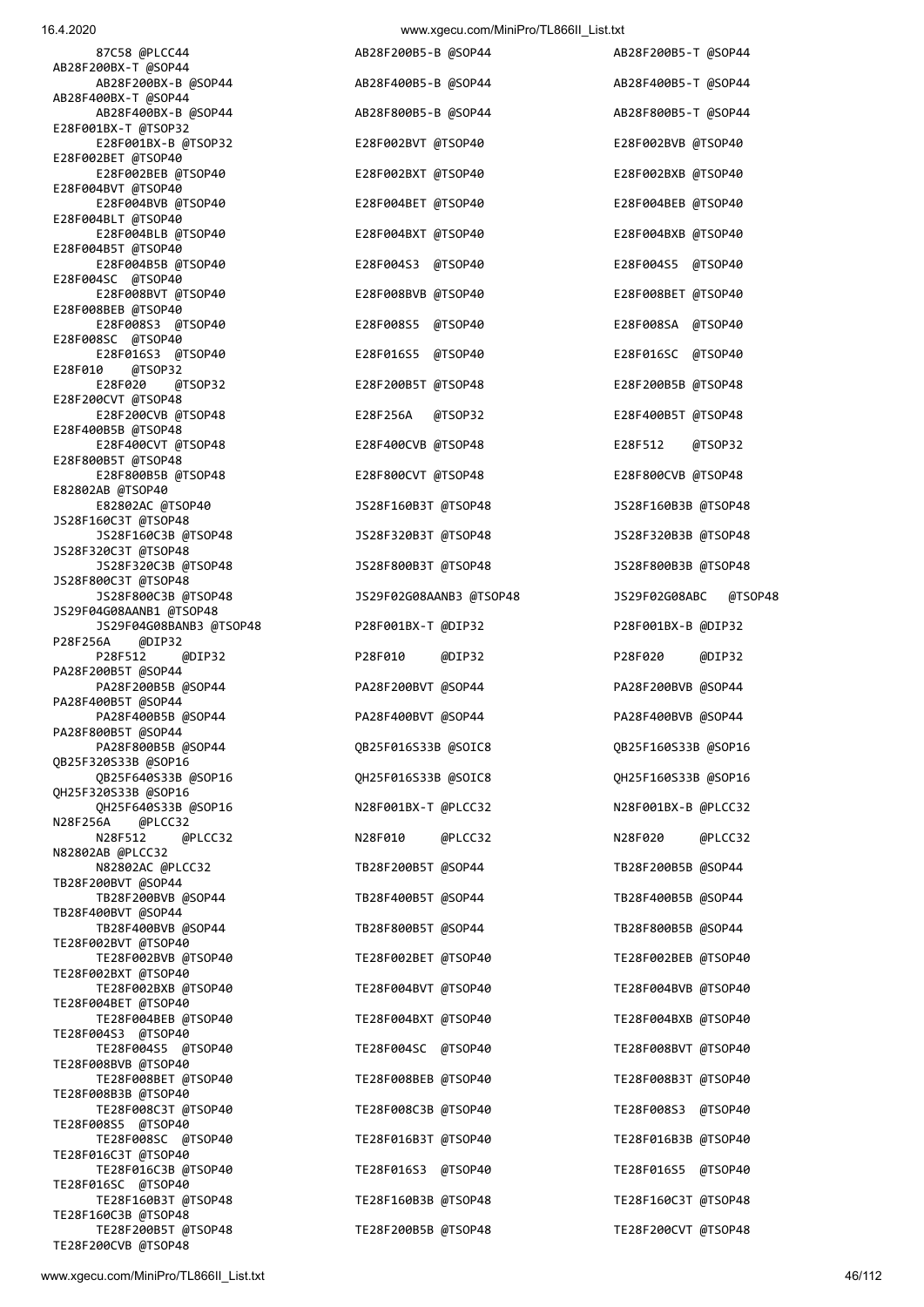```
    87C58 @PLCC44                    AB28F200B5-B @SOP44              AB28F200B5-T @SOP44
AB28F200BX-T @SOP44
    AB28F200BX-B @SOP44              AB28F400B5-B @SOP44              AB28F400B5-T @SOP44
AB28F400BX-T @SOP44
    AB28F400BX-B @SOP44              AB28F800B5-B @SOP44              AB28F800B5-T @SOP44
E28F001BX-T @TSOP32
    E28F001BX-B @TSOP32              E28F002BVT @TSOP40               E28F002BVB @TSOP40
E28F002BET @TSOP40
    E28F002BEB @TSOP40               E28F002BXT @TSOP40               E28F002BXB @TSOP40
E28F004BVT @TSOP40
    E28F004BVB @TSOP40               E28F004BET @TSOP40               E28F004BEB @TSOP40
E28F004BLT @TSOP40
    E28F004BLB @TSOP40               E28F004BXT @TSOP40               E28F004BXB @TSOP40
E28F004B5T @TSOP40
    E28F004B5B @TSOP40               E28F004S3  @TSOP40               E28F004S5  @TSOP40
E28F004SC  @TSOP40
    E28F008BVT @TSOP40               E28F008BVB @TSOP40               E28F008BET @TSOP40
E28F008BEB @TSOP40
    E28F008S3  @TSOP40               E28F008S5  @TSOP40               E28F008SA  @TSOP40
E28F008SC  @TSOP40
    E28F016S3  @TSOP40               E28F016S5  @TSOP40               E28F016SC  @TSOP40
E28F010    @TSOP32
    E28F020    @TSOP32               E28F200B5T @TSOP48               E28F200B5B @TSOP48
E28F200CVT @TSOP48
    E28F200CVB @TSOP48               E28F256A   @TSOP32               E28F400B5T @TSOP48
E28F400B5B @TSOP48
    E28F400CVT @TSOP48               E28F400CVB @TSOP48               E28F512    @TSOP32
E28F800B5T @TSOP48
    E28F800B5B @TSOP48               E28F800CVT @TSOP48               E28F800CVB @TSOP48
E82802AB @TSOP40
    E82802AC @TSOP40                 JS28F160B3T @TSOP48              JS28F160B3B @TSOP48
JS28F160C3T @TSOP48
    JS28F160C3B @TSOP48              JS28F320B3T @TSOP48              JS28F320B3B @TSOP48
JS28F320C3T @TSOP48
    JS28F320C3B @TSOP48              JS28F800B3T @TSOP48              JS28F800B3B @TSOP48
JS28F800C3T @TSOP48
    JS28F800C3B @TSOP48              JS29F02G08AANB3 @TSOP48          JS29F02G08ABC   @TSOP48
JS29F04G08AANB1 @TSOP48
    JS29F04G08BANB3 @TSOP48          P28F001BX-T @DIP32               P28F001BX-B @DIP32
P28F256A    @DIP32
    P28F512     @DIP32               P28F010     @DIP32               P28F020     @DIP32
PA28F200B5T @SOP44
    PA28F200B5B @SOP44               PA28F200BVT @SOP44               PA28F200BVB @SOP44
PA28F400B5T @SOP44
    PA28F400B5B @SOP44               PA28F400BVT @SOP44               PA28F400BVB @SOP44
PA28F800B5T @SOP44
    PA28F800B5B @SOP44               QB25F016S33B @SOIC8              QB25F160S33B @SOP16
QB25F320S33B @SOP16
    QB25F640S33B @SOP16              QH25F016S33B @SOIC8              QH25F160S33B @SOP16
QH25F320S33B @SOP16
    QH25F640S33B @SOP16              N28F001BX-T @PLCC32              N28F001BX-B @PLCC32
N28F256A    @PLCC32
    N28F512     @PLCC32              N28F010     @PLCC32              N28F020     @PLCC32
N82802AB @PLCC32
    N82802AC @PLCC32                 TB28F200B5T @SOP44               TB28F200B5B @SOP44
TB28F200BVT @SOP44
    TB28F200BVB @SOP44               TB28F400B5T @SOP44               TB28F400B5B @SOP44
TB28F400BVT @SOP44
    TB28F400BVB @SOP44               TB28F800B5T @SOP44               TB28F800B5B @SOP44
TE28F002BVT @TSOP40
    TE28F002BVB @TSOP40              TE28F002BET @TSOP40              TE28F002BEB @TSOP40
TE28F002BXT @TSOP40
    TE28F002BXB @TSOP40              TE28F004BVT @TSOP40              TE28F004BVB @TSOP40
TE28F004BET @TSOP40
    TE28F004BEB @TSOP40              TE28F004BXT @TSOP40              TE28F004BXB @TSOP40
TE28F004S3  @TSOP40
    TE28F004S5  @TSOP40              TE28F004SC  @TSOP40              TE28F008BVT @TSOP40
TE28F008BVB @TSOP40
    TE28F008BET @TSOP40              TE28F008BEB @TSOP40              TE28F008B3T @TSOP40
TE28F008B3B @TSOP40
    TE28F008C3T @TSOP40              TE28F008C3B @TSOP40              TE28F008S3  @TSOP40
TE28F008S5  @TSOP40
    TE28F008SC  @TSOP40              TE28F016B3T @TSOP40              TE28F016B3B @TSOP40
TE28F016C3T @TSOP40
    TE28F016C3B @TSOP40              TE28F016S3  @TSOP40              TE28F016S5  @TSOP40
TE28F016SC  @TSOP40
    TE28F160B3T @TSOP48              TE28F160B3B @TSOP48              TE28F160C3T @TSOP48
TE28F160C3B @TSOP48
    TE28F200B5T @TSOP48              TE28F200B5B @TSOP48              TE28F200CVT @TSOP48
TE28F200CVB @TSOP48
```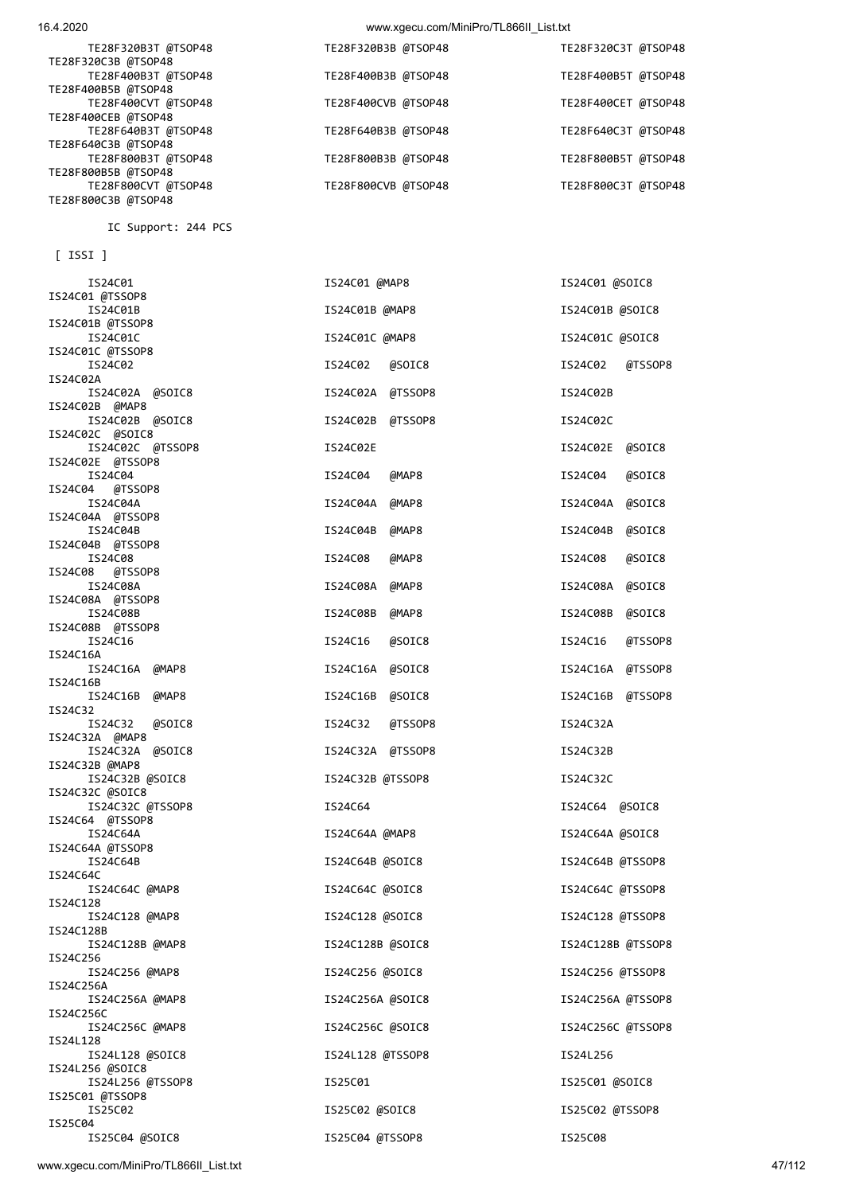```
TE28F320B3T @TSOP48            TE28F320B3B @TSOP48            TE28F320C3T @TSOP48
TE28F320C3B @TSOP48
TE28F400B3T @TSOP48            TE28F400B3B @TSOP48            TE28F400B5T @TSOP48
TE28F400B5B @TSOP48
TE28F400CVT @TSOP48            TE28F400CVB @TSOP48            TE28F400CET @TSOP48
TE28F400CEB @TSOP48
TE28F640B3T @TSOP48            TE28F640B3B @TSOP48            TE28F640C3T @TSOP48
TE28F640C3B @TSOP48
TE28F800B3T @TSOP48            TE28F800B3B @TSOP48            TE28F800B5T @TSOP48
TE28F800B5B @TSOP48
TE28F800CVT @TSOP48            TE28F800CVB @TSOP48            TE28F800C3T @TSOP48
TE28F800C3B @TSOP48

IC Support: 244 PCS

[ ISSI ]

IS24C01                        IS24C01 @MAP8                  IS24C01 @SOIC8
IS24C01 @TSSOP8
IS24C01B                       IS24C01B @MAP8                 IS24C01B @SOIC8
IS24C01B @TSSOP8
IS24C01C                       IS24C01C @MAP8                 IS24C01C @SOIC8
IS24C01C @TSSOP8
IS24C02                        IS24C02  @SOIC8                IS24C02  @TSSOP8
IS24C02A
IS24C02A  @SOIC8               IS24C02A  @TSSOP8              IS24C02B
IS24C02B  @MAP8
IS24C02B  @SOIC8               IS24C02B  @TSSOP8              IS24C02C
IS24C02C  @SOIC8
IS24C02C  @TSSOP8              IS24C02E                       IS24C02E  @SOIC8
IS24C02E  @TSSOP8
IS24C04                        IS24C04   @MAP8                IS24C04   @SOIC8
IS24C04   @TSSOP8
IS24C04A                       IS24C04A  @MAP8                IS24C04A  @SOIC8
IS24C04A  @TSSOP8
IS24C04B                       IS24C04B  @MAP8                IS24C04B  @SOIC8
IS24C04B  @TSSOP8
IS24C08                        IS24C08   @MAP8                IS24C08   @SOIC8
IS24C08   @TSSOP8
IS24C08A                       IS24C08A  @MAP8                IS24C08A  @SOIC8
IS24C08A  @TSSOP8
IS24C08B                       IS24C08B  @MAP8                IS24C08B  @SOIC8
IS24C08B  @TSSOP8
IS24C16                        IS24C16   @SOIC8               IS24C16   @TSSOP8
IS24C16A
IS24C16A  @MAP8                IS24C16A  @SOIC8               IS24C16A  @TSSOP8
IS24C16B
IS24C16B  @MAP8                IS24C16B  @SOIC8               IS24C16B  @TSSOP8
IS24C32
IS24C32   @SOIC8               IS24C32   @TSSOP8              IS24C32A
IS24C32A  @MAP8
IS24C32A  @SOIC8               IS24C32A  @TSSOP8              IS24C32B
IS24C32B @MAP8
IS24C32B @SOIC8                IS24C32B @TSSOP8               IS24C32C
IS24C32C @SOIC8
IS24C32C @TSSOP8               IS24C64                        IS24C64  @SOIC8
IS24C64  @TSSOP8
IS24C64A                       IS24C64A @MAP8                 IS24C64A @SOIC8
IS24C64A @TSSOP8
IS24C64B                       IS24C64B @SOIC8                IS24C64B @TSSOP8
IS24C64C
IS24C64C @MAP8                 IS24C64C @SOIC8                IS24C64C @TSSOP8
IS24C128
IS24C128 @MAP8                 IS24C128 @SOIC8                IS24C128 @TSSOP8
IS24C128B
IS24C128B @MAP8                IS24C128B @SOIC8               IS24C128B @TSSOP8
IS24C256
IS24C256 @MAP8                 IS24C256 @SOIC8                IS24C256 @TSSOP8
IS24C256A
IS24C256A @MAP8                IS24C256A @SOIC8               IS24C256A @TSSOP8
IS24C256C
IS24C256C @MAP8                IS24C256C @SOIC8               IS24C256C @TSSOP8
IS24L128
IS24L128 @SOIC8                IS24L128 @TSSOP8               IS24L256
IS24L256 @SOIC8
IS24L256 @TSSOP8               IS25C01                        IS25C01 @SOIC8
IS25C01 @TSSOP8
IS25C02                        IS25C02 @SOIC8                 IS25C02 @TSSOP8
IS25C04
IS25C04 @SOIC8                 IS25C04 @TSSOP8                IS25C08
```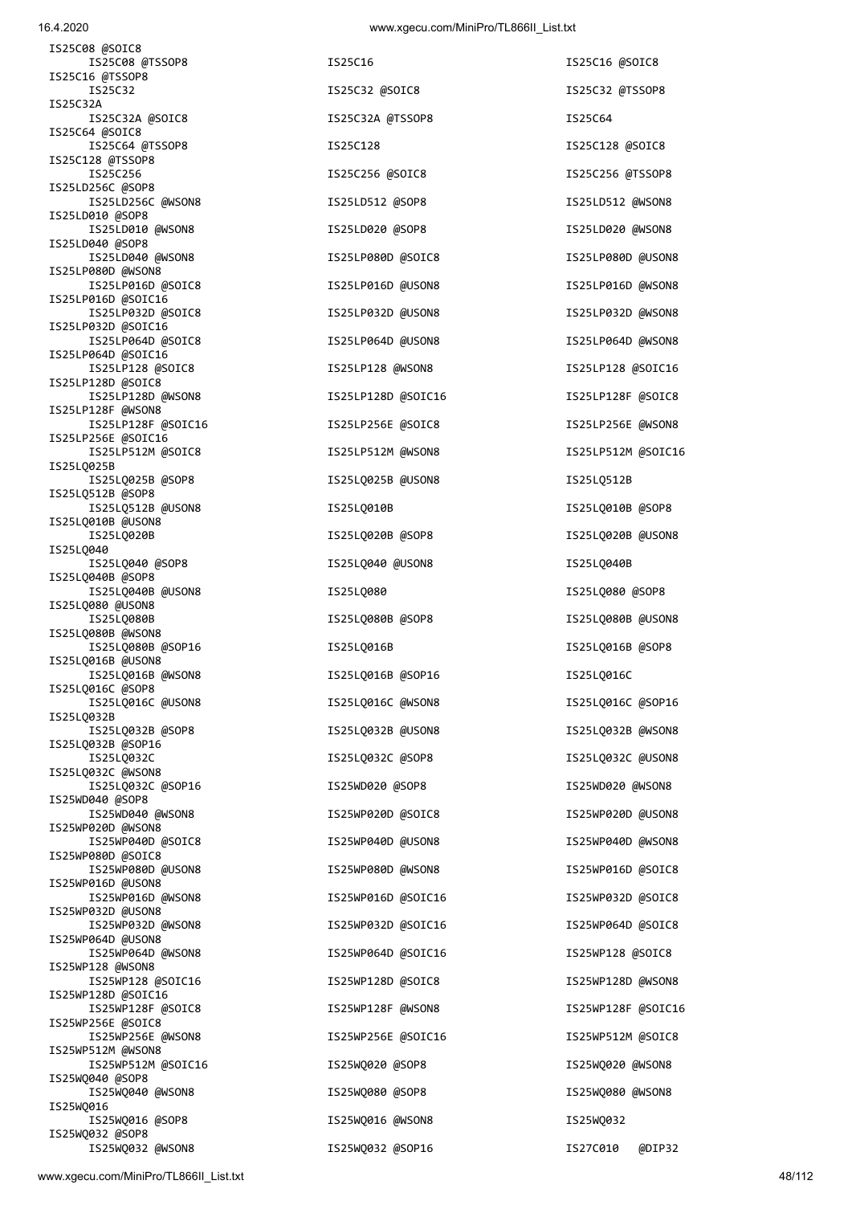```
IS25C08 @SOIC8
    IS25C08 @TSSOP8                 IS25C16                         IS25C16 @SOIC8
IS25C16 @TSSOP8
    IS25C32                         IS25C32 @SOIC8                  IS25C32 @TSSOP8
IS25C32A
    IS25C32A @SOIC8                 IS25C32A @TSSOP8                IS25C64
IS25C64 @SOIC8
    IS25C64 @TSSOP8                 IS25C128                        IS25C128 @SOIC8
IS25C128 @TSSOP8
    IS25C256                        IS25C256 @SOIC8                 IS25C256 @TSSOP8
IS25LD256C @SOP8
    IS25LD256C @WSON8               IS25LD512 @SOP8                 IS25LD512 @WSON8
IS25LD010 @SOP8
    IS25LD010 @WSON8                IS25LD020 @SOP8                 IS25LD020 @WSON8
IS25LD040 @SOP8
    IS25LD040 @WSON8                IS25LP080D @SOIC8               IS25LP080D @USON8
IS25LP080D @WSON8
    IS25LP016D @SOIC8               IS25LP016D @USON8               IS25LP016D @WSON8
IS25LP016D @SOIC16
    IS25LP032D @SOIC8               IS25LP032D @USON8               IS25LP032D @WSON8
IS25LP032D @SOIC16
    IS25LP064D @SOIC8               IS25LP064D @USON8               IS25LP064D @WSON8
IS25LP064D @SOIC16
    IS25LP128 @SOIC8                IS25LP128 @WSON8                IS25LP128 @SOIC16
IS25LP128D @SOIC8
    IS25LP128D @WSON8               IS25LP128D @SOIC16              IS25LP128F @SOIC8
IS25LP128F @WSON8
    IS25LP128F @SOIC16              IS25LP256E @SOIC8               IS25LP256E @WSON8
IS25LP256E @SOIC16
    IS25LP512M @SOIC8               IS25LP512M @WSON8               IS25LP512M @SOIC16
IS25LQ025B
    IS25LQ025B @SOP8                IS25LQ025B @USON8               IS25LQ512B
IS25LQ512B @SOP8
    IS25LQ512B @USON8               IS25LQ010B                      IS25LQ010B @SOP8
IS25LQ010B @USON8
    IS25LQ020B                      IS25LQ020B @SOP8                IS25LQ020B @USON8
IS25LQ040
    IS25LQ040 @SOP8                 IS25LQ040 @USON8                IS25LQ040B
IS25LQ040B @SOP8
    IS25LQ040B @USON8               IS25LQ080                       IS25LQ080 @SOP8
IS25LQ080 @USON8
    IS25LQ080B                      IS25LQ080B @SOP8                IS25LQ080B @USON8
IS25LQ080B @WSON8
    IS25LQ080B @SOP16               IS25LQ016B                      IS25LQ016B @SOP8
IS25LQ016B @USON8
    IS25LQ016B @WSON8               IS25LQ016B @SOP16               IS25LQ016C
IS25LQ016C @SOP8
    IS25LQ016C @USON8               IS25LQ016C @WSON8               IS25LQ016C @SOP16
IS25LQ032B
    IS25LQ032B @SOP8                IS25LQ032B @USON8               IS25LQ032B @WSON8
IS25LQ032B @SOP16
    IS25LQ032C                      IS25LQ032C @SOP8                IS25LQ032C @USON8
IS25LQ032C @WSON8
    IS25LQ032C @SOP16               IS25WD020 @SOP8                 IS25WD020 @WSON8
IS25WD040 @SOP8
    IS25WD040 @WSON8                IS25WP020D @SOIC8               IS25WP020D @USON8
IS25WP020D @WSON8
    IS25WP040D @SOIC8               IS25WP040D @USON8               IS25WP040D @WSON8
IS25WP080D @SOIC8
    IS25WP080D @USON8               IS25WP080D @WSON8               IS25WP016D @SOIC8
IS25WP016D @USON8
    IS25WP016D @WSON8               IS25WP016D @SOIC16              IS25WP032D @SOIC8
IS25WP032D @USON8
    IS25WP032D @WSON8               IS25WP032D @SOIC16              IS25WP064D @SOIC8
IS25WP064D @USON8
    IS25WP064D @WSON8               IS25WP064D @SOIC16              IS25WP128 @SOIC8
IS25WP128 @WSON8
    IS25WP128 @SOIC16               IS25WP128D @SOIC8               IS25WP128D @WSON8
IS25WP128D @SOIC16
    IS25WP128F @SOIC8               IS25WP128F @WSON8               IS25WP128F @SOIC16
IS25WP256E @SOIC8
    IS25WP256E @WSON8               IS25WP256E @SOIC16              IS25WP512M @SOIC8
IS25WP512M @WSON8
    IS25WP512M @SOIC16              IS25WQ020 @SOP8                 IS25WQ020 @WSON8
IS25WQ040 @SOP8
    IS25WQ040 @WSON8                IS25WQ080 @SOP8                 IS25WQ080 @WSON8
IS25WQ016
    IS25WQ016 @SOP8                 IS25WQ016 @WSON8                IS25WQ032
IS25WQ032 @SOP8
    IS25WQ032 @WSON8                IS25WQ032 @SOP16                IS27C010   @DIP32
```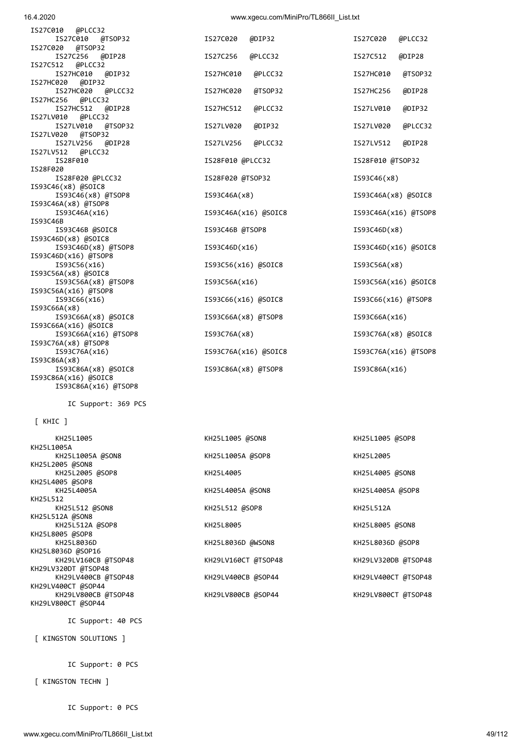```
IS27C010   @PLCC32
      IS27C010   @TSOP32              IS27C020   @DIP32              IS27C020   @PLCC32
IS27C020   @TSOP32
      IS27C256   @DIP28               IS27C256   @PLCC32             IS27C512   @DIP28
IS27C512   @PLCC32
      IS27HC010   @DIP32              IS27HC010   @PLCC32            IS27HC010   @TSOP32
IS27HC020   @DIP32
      IS27HC020   @PLCC32             IS27HC020   @TSOP32            IS27HC256   @DIP28
IS27HC256   @PLCC32
      IS27HC512   @DIP28              IS27HC512   @PLCC32            IS27LV010   @DIP32
IS27LV010   @PLCC32
      IS27LV010   @TSOP32             IS27LV020   @DIP32             IS27LV020   @PLCC32
IS27LV020   @TSOP32
      IS27LV256   @DIP28              IS27LV256   @PLCC32            IS27LV512   @DIP28
IS27LV512   @PLCC32
      IS28F010                        IS28F010 @PLCC32               IS28F010 @TSOP32
IS28F020
      IS28F020 @PLCC32                IS28F020 @TSOP32               IS93C46(x8)
IS93C46(x8) @SOIC8
      IS93C46(x8) @TSOP8              IS93C46A(x8)                   IS93C46A(x8) @SOIC8
IS93C46A(x8) @TSOP8
      IS93C46A(x16)                   IS93C46A(x16) @SOIC8           IS93C46A(x16) @TSOP8
IS93C46B
      IS93C46B @SOIC8                 IS93C46B @TSOP8                IS93C46D(x8)
IS93C46D(x8) @SOIC8
      IS93C46D(x8) @TSOP8             IS93C46D(x16)                  IS93C46D(x16) @SOIC8
IS93C46D(x16) @TSOP8
      IS93C56(x16)                    IS93C56(x16) @SOIC8            IS93C56A(x8)
IS93C56A(x8) @SOIC8
      IS93C56A(x8) @TSOP8             IS93C56A(x16)                  IS93C56A(x16) @SOIC8
IS93C56A(x16) @TSOP8
      IS93C66(x16)                    IS93C66(x16) @SOIC8            IS93C66(x16) @TSOP8
IS93C66A(x8)
      IS93C66A(x8) @SOIC8             IS93C66A(x8) @TSOP8            IS93C66A(x16)
IS93C66A(x16) @SOIC8
      IS93C66A(x16) @TSOP8            IS93C76A(x8)                   IS93C76A(x8) @SOIC8
IS93C76A(x8) @TSOP8
      IS93C76A(x16)                   IS93C76A(x16) @SOIC8           IS93C76A(x16) @TSOP8
IS93C86A(x8)
      IS93C86A(x8) @SOIC8             IS93C86A(x8) @TSOP8            IS93C86A(x16)
IS93C86A(x16) @SOIC8
      IS93C86A(x16) @TSOP8

        IC Support: 369 PCS

 [ KHIC ]

      KH25L1005                       KH25L1005 @SON8                KH25L1005 @SOP8
KH25L1005A
      KH25L1005A @SON8                KH25L1005A @SOP8               KH25L2005
KH25L2005 @SON8
      KH25L2005 @SOP8                 KH25L4005                      KH25L4005 @SON8
KH25L4005 @SOP8
      KH25L4005A                      KH25L4005A @SON8               KH25L4005A @SOP8
KH25L512
      KH25L512 @SON8                  KH25L512 @SOP8                 KH25L512A
KH25L512A @SON8
      KH25L512A @SOP8                 KH25L8005                      KH25L8005 @SON8
KH25L8005 @SOP8
      KH25L8036D                      KH25L8036D @WSON8              KH25L8036D @SOP8
KH25L8036D @SOP16
      KH29LV160CB @TSOP48             KH29LV160CT @TSOP48            KH29LV320DB @TSOP48
KH29LV320DT @TSOP48
      KH29LV400CB @TSOP48             KH29LV400CB @SOP44             KH29LV400CT @TSOP48
KH29LV400CT @SOP44
      KH29LV800CB @TSOP48             KH29LV800CB @SOP44             KH29LV800CT @TSOP48
KH29LV800CT @SOP44

        IC Support: 40 PCS

 [ KINGSTON SOLUTIONS ]

        IC Support: 0 PCS

 [ KINGSTON TECHN ]

        IC Support: 0 PCS
```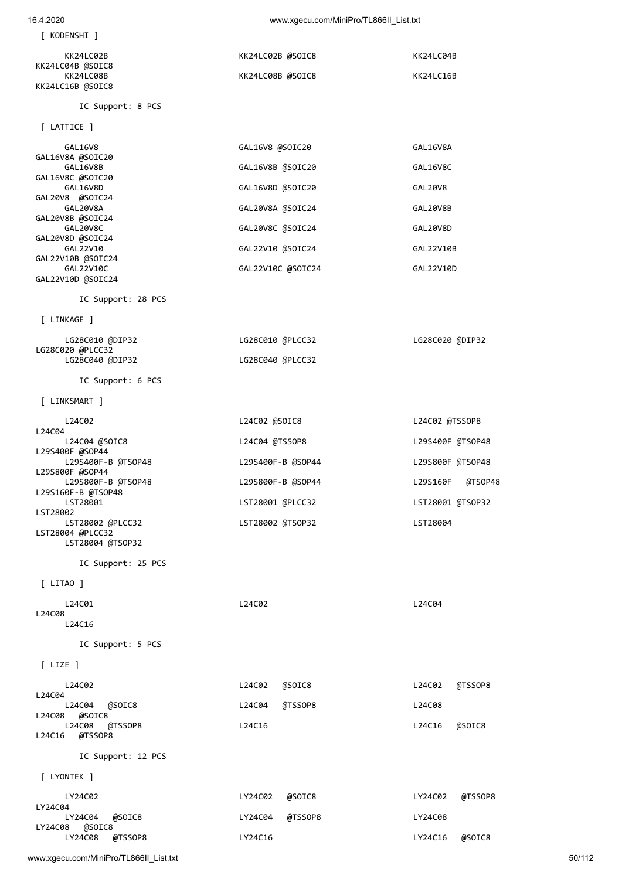[ KODENSHI ]

KK24LC02B KK24LC02B @SOIC8 KK24LC04B
KK24LC04B @SOIC8
KK24LC08B KK24LC08B @SOIC8 KK24LC16B
KK24LC16B @SOIC8

IC Support: 8 PCS

[ LATTICE ]

GAL16V8 GAL16V8 @SOIC20 GAL16V8A
GAL16V8A @SOIC20
GAL16V8B GAL16V8B @SOIC20 GAL16V8C
GAL16V8C @SOIC20
GAL16V8D GAL16V8D @SOIC20 GAL20V8
GAL20V8 @SOIC24
GAL20V8A GAL20V8A @SOIC24 GAL20V8B
GAL20V8B @SOIC24
GAL20V8C GAL20V8C @SOIC24 GAL20V8D
GAL20V8D @SOIC24
GAL22V10 GAL22V10 @SOIC24 GAL22V10B
GAL22V10B @SOIC24
GAL22V10C GAL22V10C @SOIC24 GAL22V10D
GAL22V10D @SOIC24

IC Support: 28 PCS

[ LINKAGE ]

LG28C010 @DIP32 LG28C010 @PLCC32 LG28C020 @DIP32
LG28C020 @PLCC32
LG28C040 @DIP32 LG28C040 @PLCC32

IC Support: 6 PCS

[ LINKSMART ]

L24C02 L24C02 @SOIC8 L24C02 @TSSOP8
L24C04
L24C04 @SOIC8 L24C04 @TSSOP8 L29S400F @TSOP48
L29S400F @SOP44
L29S400F-B @TSOP48 L29S400F-B @SOP44 L29S800F @TSOP48
L29S800F @SOP44
L29S800F-B @TSOP48 L29S800F-B @SOP44 L29S160F @TSOP48
L29S160F-B @TSOP48
LST28001 LST28001 @PLCC32 LST28001 @TSOP32
LST28002
LST28002 @PLCC32 LST28002 @TSOP32 LST28004
LST28004 @PLCC32
LST28004 @TSOP32

IC Support: 25 PCS

[ LITAO ]

L24C01 L24C02 L24C04
L24C08
L24C16

IC Support: 5 PCS

[ LIZE ]

L24C02 L24C02 @SOIC8 L24C02 @TSSOP8
L24C04
L24C04 @SOIC8 L24C04 @TSSOP8 L24C08
L24C08 @SOIC8
L24C08 @TSSOP8 L24C16 L24C16 @SOIC8
L24C16 @TSSOP8

IC Support: 12 PCS

[ LYONTEK ]

LY24C02 LY24C02 @SOIC8 LY24C02 @TSSOP8
LY24C04
LY24C04 @SOIC8 LY24C04 @TSSOP8 LY24C08
LY24C08 @SOIC8
LY24C08 @TSSOP8 LY24C16 LY24C16 @SOIC8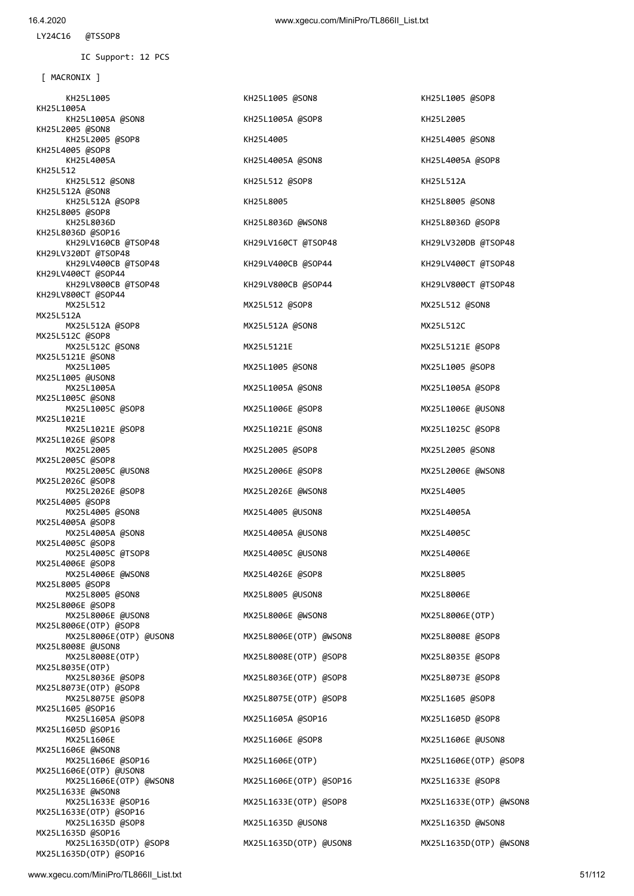```
LY24C16  @TSSOP8

        IC Support: 12 PCS

 [ MACRONIX ]

        KH25L1005                       KH25L1005 @SON8                 KH25L1005 @SOP8
KH25L1005A
        KH25L1005A @SON8                KH25L1005A @SOP8                KH25L2005
KH25L2005 @SON8
        KH25L2005 @SOP8                 KH25L4005                       KH25L4005 @SON8
KH25L4005 @SOP8
        KH25L4005A                      KH25L4005A @SON8                KH25L4005A @SOP8
KH25L512
        KH25L512 @SON8                  KH25L512 @SOP8                  KH25L512A
KH25L512A @SON8
        KH25L512A @SOP8                 KH25L8005                       KH25L8005 @SON8
KH25L8005 @SOP8
        KH25L8036D                      KH25L8036D @WSON8               KH25L8036D @SOP8
KH25L8036D @SOP16
        KH29LV160CB @TSOP48             KH29LV160CT @TSOP48             KH29LV320DB @TSOP48
KH29LV320DT @TSOP48
        KH29LV400CB @TSOP48             KH29LV400CB @SOP44              KH29LV400CT @TSOP48
KH29LV400CT @SOP44
        KH29LV800CB @TSOP48             KH29LV800CB @SOP44              KH29LV800CT @TSOP48
KH29LV800CT @SOP44
        MX25L512                        MX25L512 @SOP8                  MX25L512 @SON8
MX25L512A
        MX25L512A @SOP8                 MX25L512A @SON8                 MX25L512C
MX25L512C @SOP8
        MX25L512C @SON8                 MX25L5121E                      MX25L5121E @SOP8
MX25L5121E @SON8
        MX25L1005                       MX25L1005 @SON8                 MX25L1005 @SOP8
MX25L1005 @USON8
        MX25L1005A                      MX25L1005A @SON8                MX25L1005A @SOP8
MX25L1005C @SON8
        MX25L1005C @SOP8                MX25L1006E @SOP8                MX25L1006E @USON8
MX25L1021E
        MX25L1021E @SOP8                MX25L1021E @SON8                MX25L1025C @SOP8
MX25L1026E @SOP8
        MX25L2005                       MX25L2005 @SOP8                 MX25L2005 @SON8
MX25L2005C @SOP8
        MX25L2005C @USON8               MX25L2006E @SOP8                MX25L2006E @WSON8
MX25L2026C @SOP8
        MX25L2026E @SOP8                MX25L2026E @WSON8               MX25L4005
MX25L4005 @SOP8
        MX25L4005 @SON8                 MX25L4005 @USON8                MX25L4005A
MX25L4005A @SOP8
        MX25L4005A @SON8                MX25L4005A @USON8               MX25L4005C
MX25L4005C @SOP8
        MX25L4005C @TSOP8               MX25L4005C @USON8               MX25L4006E
MX25L4006E @SOP8
        MX25L4006E @WSON8               MX25L4026E @SOP8                MX25L8005
MX25L8005 @SOP8
        MX25L8005 @SON8                 MX25L8005 @USON8                MX25L8006E
MX25L8006E @SOP8
        MX25L8006E @USON8               MX25L8006E @WSON8               MX25L8006E(OTP)
MX25L8006E(OTP) @SOP8
        MX25L8006E(OTP) @USON8          MX25L8006E(OTP) @WSON8          MX25L8008E @SOP8
MX25L8008E @USON8
        MX25L8008E(OTP)                 MX25L8008E(OTP) @SOP8           MX25L8035E @SOP8
MX25L8035E(OTP)
        MX25L8036E @SOP8                MX25L8036E(OTP) @SOP8           MX25L8073E @SOP8
MX25L8073E(OTP) @SOP8
        MX25L8075E @SOP8                MX25L8075E(OTP) @SOP8           MX25L1605 @SOP8
MX25L1605 @SOP16
        MX25L1605A @SOP8                MX25L1605A @SOP16               MX25L1605D @SOP8
MX25L1605D @SOP16
        MX25L1606E                      MX25L1606E @SOP8                MX25L1606E @USON8
MX25L1606E @WSON8
        MX25L1606E @SOP16               MX25L1606E(OTP)                 MX25L1606E(OTP) @SOP8
MX25L1606E(OTP) @USON8
        MX25L1606E(OTP) @WSON8          MX25L1606E(OTP) @SOP16          MX25L1633E @SOP8
MX25L1633E @WSON8
        MX25L1633E @SOP16               MX25L1633E(OTP) @SOP8           MX25L1633E(OTP) @WSON8
MX25L1633E(OTP) @SOP16
        MX25L1635D @SOP8                MX25L1635D @USON8               MX25L1635D @WSON8
MX25L1635D @SOP16
        MX25L1635D(OTP) @SOP8           MX25L1635D(OTP) @USON8          MX25L1635D(OTP) @WSON8
MX25L1635D(OTP) @SOP16
```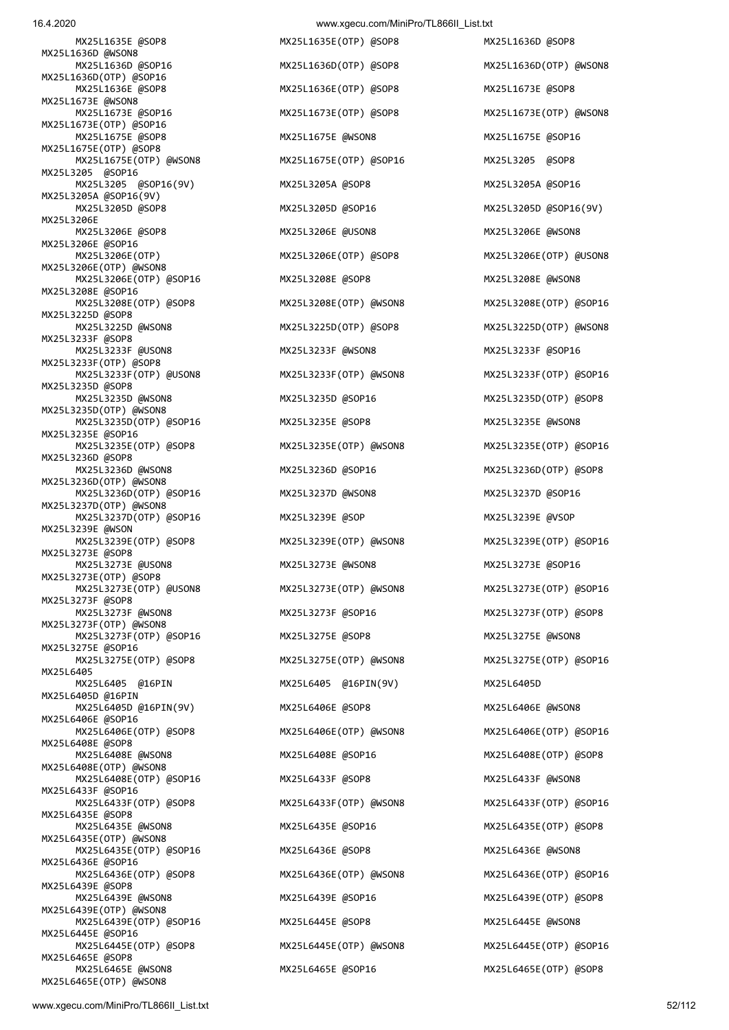```
MX25L1635E @SOP8	MX25L1635E(OTP) @SOP8	MX25L1636D @SOP8
MX25L1636D @WSON8
MX25L1636D @SOP16	MX25L1636D(OTP) @SOP8	MX25L1636D(OTP) @WSON8
MX25L1636D(OTP) @SOP16
MX25L1636E @SOP8	MX25L1636E(OTP) @SOP8	MX25L1673E @SOP8
MX25L1673E @WSON8
MX25L1673E @SOP16	MX25L1673E(OTP) @SOP8	MX25L1673E(OTP) @WSON8
MX25L1673E(OTP) @SOP16
MX25L1675E @SOP8	MX25L1675E @WSON8	MX25L1675E @SOP16
MX25L1675E(OTP) @SOP8
MX25L1675E(OTP) @WSON8	MX25L1675E(OTP) @SOP16	MX25L3205  @SOP8
MX25L3205  @SOP16
MX25L3205  @SOP16(9V)	MX25L3205A @SOP8	MX25L3205A @SOP16
MX25L3205A @SOP16(9V)
MX25L3205D @SOP8	MX25L3205D @SOP16	MX25L3205D @SOP16(9V)
MX25L3206E
MX25L3206E @SOP8	MX25L3206E @USON8	MX25L3206E @WSON8
MX25L3206E @SOP16
MX25L3206E(OTP)	MX25L3206E(OTP) @SOP8	MX25L3206E(OTP) @USON8
MX25L3206E(OTP) @WSON8
MX25L3206E(OTP) @SOP16	MX25L3208E @SOP8	MX25L3208E @WSON8
MX25L3208E @SOP16
MX25L3208E(OTP) @SOP8	MX25L3208E(OTP) @WSON8	MX25L3208E(OTP) @SOP16
MX25L3225D @SOP8
MX25L3225D @WSON8	MX25L3225D(OTP) @SOP8	MX25L3225D(OTP) @WSON8
MX25L3233F @SOP8
MX25L3233F @USON8	MX25L3233F @WSON8	MX25L3233F @SOP16
MX25L3233F(OTP) @SOP8
MX25L3233F(OTP) @USON8	MX25L3233F(OTP) @WSON8	MX25L3233F(OTP) @SOP16
MX25L3235D @SOP8
MX25L3235D @WSON8	MX25L3235D @SOP16	MX25L3235D(OTP) @SOP8
MX25L3235D(OTP) @WSON8
MX25L3235D(OTP) @SOP16	MX25L3235E @SOP8	MX25L3235E @WSON8
MX25L3235E @SOP16
MX25L3235E(OTP) @SOP8	MX25L3235E(OTP) @WSON8	MX25L3235E(OTP) @SOP16
MX25L3236D @SOP8
MX25L3236D @WSON8	MX25L3236D @SOP16	MX25L3236D(OTP) @SOP8
MX25L3236D(OTP) @WSON8
MX25L3236D(OTP) @SOP16	MX25L3237D @WSON8	MX25L3237D @SOP16
MX25L3237D(OTP) @WSON8
MX25L3237D(OTP) @SOP16	MX25L3239E @SOP	MX25L3239E @VSOP
MX25L3239E @WSON
MX25L3239E(OTP) @SOP8	MX25L3239E(OTP) @WSON8	MX25L3239E(OTP) @SOP16
MX25L3273E @SOP8
MX25L3273E @USON8	MX25L3273E @WSON8	MX25L3273E @SOP16
MX25L3273E(OTP) @SOP8
MX25L3273E(OTP) @USON8	MX25L3273E(OTP) @WSON8	MX25L3273E(OTP) @SOP16
MX25L3273F @SOP8
MX25L3273F @WSON8	MX25L3273F @SOP16	MX25L3273F(OTP) @SOP8
MX25L3273F(OTP) @WSON8
MX25L3273F(OTP) @SOP16	MX25L3275E @SOP8	MX25L3275E @WSON8
MX25L3275E @SOP16
MX25L3275E(OTP) @SOP8	MX25L3275E(OTP) @WSON8	MX25L3275E(OTP) @SOP16
MX25L6405
MX25L6405  @16PIN	MX25L6405  @16PIN(9V)	MX25L6405D
MX25L6405D @16PIN
MX25L6405D @16PIN(9V)	MX25L6406E @SOP8	MX25L6406E @WSON8
MX25L6406E @SOP16
MX25L6406E(OTP) @SOP8	MX25L6406E(OTP) @WSON8	MX25L6406E(OTP) @SOP16
MX25L6408E @SOP8
MX25L6408E @WSON8	MX25L6408E @SOP16	MX25L6408E(OTP) @SOP8
MX25L6408E(OTP) @WSON8
MX25L6408E(OTP) @SOP16	MX25L6433F @SOP8	MX25L6433F @WSON8
MX25L6433F @SOP16
MX25L6433F(OTP) @SOP8	MX25L6433F(OTP) @WSON8	MX25L6433F(OTP) @SOP16
MX25L6435E @SOP8
MX25L6435E @WSON8	MX25L6435E @SOP16	MX25L6435E(OTP) @SOP8
MX25L6435E(OTP) @WSON8
MX25L6435E(OTP) @SOP16	MX25L6436E @SOP8	MX25L6436E @WSON8
MX25L6436E @SOP16
MX25L6436E(OTP) @SOP8	MX25L6436E(OTP) @WSON8	MX25L6436E(OTP) @SOP16
MX25L6439E @SOP8
MX25L6439E @WSON8	MX25L6439E @SOP16	MX25L6439E(OTP) @SOP8
MX25L6439E(OTP) @WSON8
MX25L6439E(OTP) @SOP16	MX25L6445E @SOP8	MX25L6445E @WSON8
MX25L6445E @SOP16
MX25L6445E(OTP) @SOP8	MX25L6445E(OTP) @WSON8	MX25L6445E(OTP) @SOP16
MX25L6465E @SOP8
MX25L6465E @WSON8	MX25L6465E @SOP16	MX25L6465E(OTP) @SOP8
MX25L6465E(OTP) @WSON8
```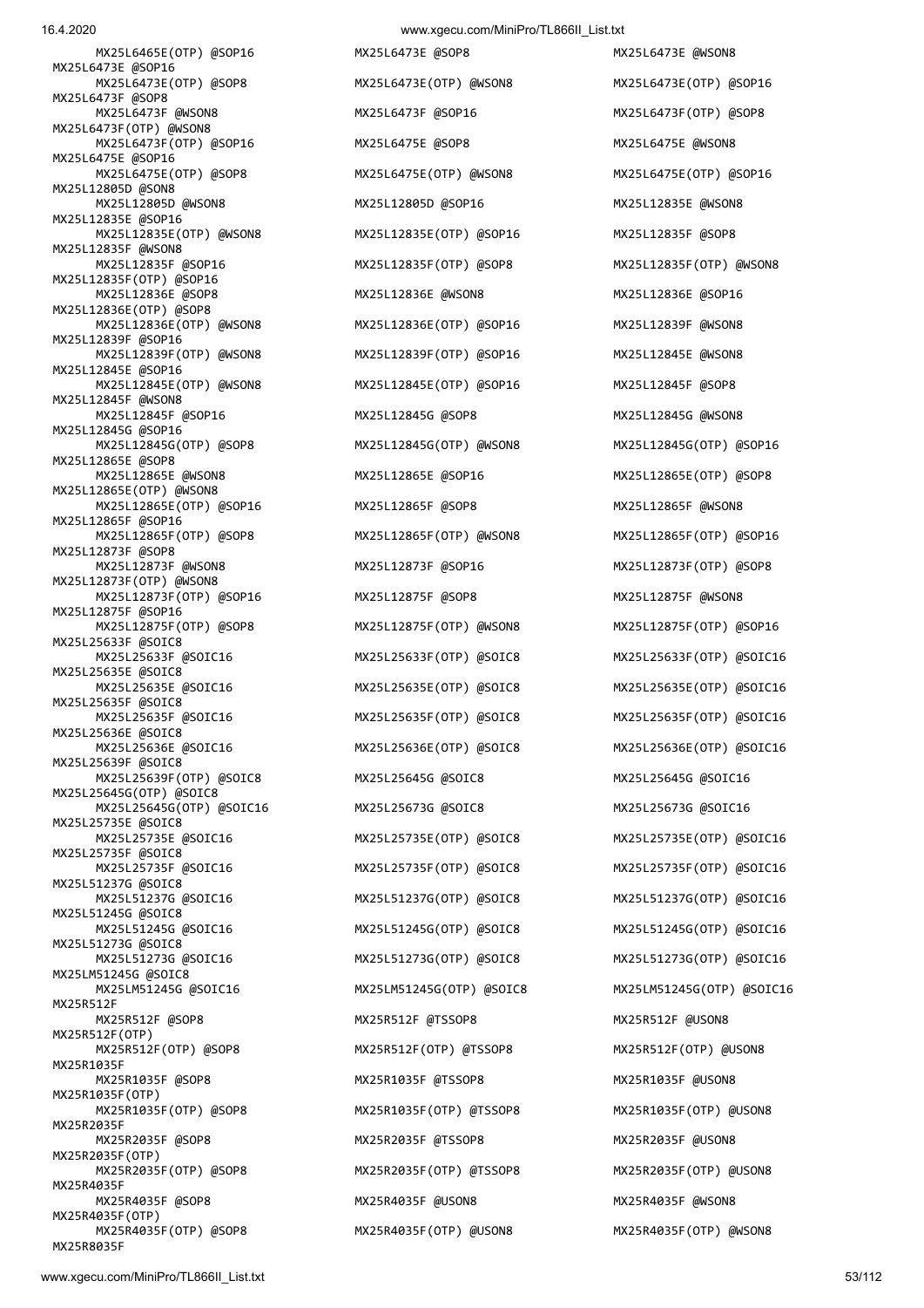MX25L6465E(OTP) @SOP16 MX25L6473E @SOP8 MX25L6473E @WSON8
MX25L6473E @SOP16
MX25L6473E(OTP) @SOP8 MX25L6473E(OTP) @WSON8 MX25L6473E(OTP) @SOP16
MX25L6473F @SOP8
MX25L6473F @WSON8 MX25L6473F @SOP16 MX25L6473F(OTP) @SOP8
MX25L6473F(OTP) @WSON8
MX25L6473F(OTP) @SOP16 MX25L6475E @SOP8 MX25L6475E @WSON8
MX25L6475E @SOP16
MX25L6475E(OTP) @SOP8 MX25L6475E(OTP) @WSON8 MX25L6475E(OTP) @SOP16
MX25L12805D @SON8
MX25L12805D @WSON8 MX25L12805D @SOP16 MX25L12835E @WSON8
MX25L12835E @SOP16
MX25L12835E(OTP) @WSON8 MX25L12835E(OTP) @SOP16 MX25L12835F @SOP8
MX25L12835F @WSON8
MX25L12835F @SOP16 MX25L12835F(OTP) @SOP8 MX25L12835F(OTP) @WSON8
MX25L12835F(OTP) @SOP16
MX25L12836E @SOP8 MX25L12836E @WSON8 MX25L12836E @SOP16
MX25L12836E(OTP) @SOP8
MX25L12836E(OTP) @WSON8 MX25L12836E(OTP) @SOP16 MX25L12839F @WSON8
MX25L12839F @SOP16
MX25L12839F(OTP) @WSON8 MX25L12839F(OTP) @SOP16 MX25L12845E @WSON8
MX25L12845E @SOP16
MX25L12845E(OTP) @WSON8 MX25L12845E(OTP) @SOP16 MX25L12845F @SOP8
MX25L12845F @WSON8
MX25L12845F @SOP16 MX25L12845G @SOP8 MX25L12845G @WSON8
MX25L12845G @SOP16
MX25L12845G(OTP) @SOP8 MX25L12845G(OTP) @WSON8 MX25L12845G(OTP) @SOP16
MX25L12865E @SOP8
MX25L12865E @WSON8 MX25L12865E @SOP16 MX25L12865E(OTP) @SOP8
MX25L12865E(OTP) @WSON8
MX25L12865E(OTP) @SOP16 MX25L12865F @SOP8 MX25L12865F @WSON8
MX25L12865F @SOP16
MX25L12865F(OTP) @SOP8 MX25L12865F(OTP) @WSON8 MX25L12865F(OTP) @SOP16
MX25L12873F @SOP8
MX25L12873F @WSON8 MX25L12873F @SOP16 MX25L12873F(OTP) @SOP8
MX25L12873F(OTP) @WSON8
MX25L12873F(OTP) @SOP16 MX25L12875F @SOP8 MX25L12875F @WSON8
MX25L12875F @SOP16
MX25L12875F(OTP) @SOP8 MX25L12875F(OTP) @WSON8 MX25L12875F(OTP) @SOP16
MX25L25633F @SOIC8
MX25L25633F @SOIC16 MX25L25633F(OTP) @SOIC8 MX25L25633F(OTP) @SOIC16
MX25L25635E @SOIC8
MX25L25635E @SOIC16 MX25L25635E(OTP) @SOIC8 MX25L25635E(OTP) @SOIC16
MX25L25635F @SOIC8
MX25L25635F @SOIC16 MX25L25635F(OTP) @SOIC8 MX25L25635F(OTP) @SOIC16
MX25L25636E @SOIC8
MX25L25636E @SOIC16 MX25L25636E(OTP) @SOIC8 MX25L25636E(OTP) @SOIC16
MX25L25639F @SOIC8
MX25L25639F(OTP) @SOIC8 MX25L25645G @SOIC8 MX25L25645G @SOIC16
MX25L25645G(OTP) @SOIC8
MX25L25645G(OTP) @SOIC16 MX25L25673G @SOIC8 MX25L25673G @SOIC16
MX25L25735E @SOIC8
MX25L25735E @SOIC16 MX25L25735E(OTP) @SOIC8 MX25L25735E(OTP) @SOIC16
MX25L25735F @SOIC8
MX25L25735F @SOIC16 MX25L25735F(OTP) @SOIC8 MX25L25735F(OTP) @SOIC16
MX25L51237G @SOIC8
MX25L51237G @SOIC16 MX25L51237G(OTP) @SOIC8 MX25L51237G(OTP) @SOIC16
MX25L51245G @SOIC8
MX25L51245G @SOIC16 MX25L51245G(OTP) @SOIC8 MX25L51245G(OTP) @SOIC16
MX25L51273G @SOIC8
MX25L51273G @SOIC16 MX25L51273G(OTP) @SOIC8 MX25L51273G(OTP) @SOIC16
MX25LM51245G @SOIC8
MX25LM51245G @SOIC16 MX25LM51245G(OTP) @SOIC8 MX25LM51245G(OTP) @SOIC16
MX25R512F
MX25R512F @SOP8 MX25R512F @TSSOP8 MX25R512F @USON8
MX25R512F(OTP)
MX25R512F(OTP) @SOP8 MX25R512F(OTP) @TSSOP8 MX25R512F(OTP) @USON8
MX25R1035F
MX25R1035F @SOP8 MX25R1035F @TSSOP8 MX25R1035F @USON8
MX25R1035F(OTP)
MX25R1035F(OTP) @SOP8 MX25R1035F(OTP) @TSSOP8 MX25R1035F(OTP) @USON8
MX25R2035F
MX25R2035F @SOP8 MX25R2035F @TSSOP8 MX25R2035F @USON8
MX25R2035F(OTP)
MX25R2035F(OTP) @SOP8 MX25R2035F(OTP) @TSSOP8 MX25R2035F(OTP) @USON8
MX25R4035F
MX25R4035F @SOP8 MX25R4035F @USON8 MX25R4035F @WSON8
MX25R4035F(OTP)
MX25R4035F(OTP) @SOP8 MX25R4035F(OTP) @USON8 MX25R4035F(OTP) @WSON8
MX25R8035F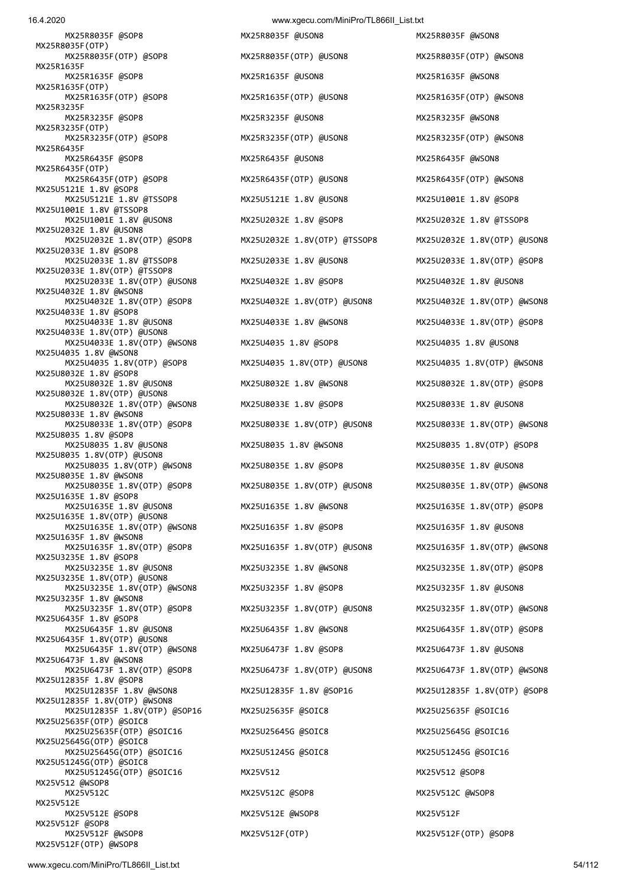MX25R8035F @SOP8 MX25R8035F @USON8 MX25R8035F @WSON8
MX25R8035F(OTP)
MX25R8035F(OTP) @SOP8 MX25R8035F(OTP) @USON8 MX25R8035F(OTP) @WSON8
MX25R1635F
MX25R1635F @SOP8 MX25R1635F @USON8 MX25R1635F @WSON8
MX25R1635F(OTP)
MX25R1635F(OTP) @SOP8 MX25R1635F(OTP) @USON8 MX25R1635F(OTP) @WSON8
MX25R3235F
MX25R3235F @SOP8 MX25R3235F @USON8 MX25R3235F @WSON8
MX25R3235F(OTP)
MX25R3235F(OTP) @SOP8 MX25R3235F(OTP) @USON8 MX25R3235F(OTP) @WSON8
MX25R6435F
MX25R6435F @SOP8 MX25R6435F @USON8 MX25R6435F @WSON8
MX25R6435F(OTP)
MX25R6435F(OTP) @SOP8 MX25R6435F(OTP) @USON8 MX25R6435F(OTP) @WSON8
MX25U5121E 1.8V @SOP8
MX25U5121E 1.8V @TSSOP8 MX25U5121E 1.8V @USON8 MX25U1001E 1.8V @SOP8
MX25U1001E 1.8V @TSSOP8
MX25U1001E 1.8V @USON8 MX25U2032E 1.8V @SOP8 MX25U2032E 1.8V @TSSOP8
MX25U2032E 1.8V @USON8
MX25U2032E 1.8V(OTP) @SOP8 MX25U2032E 1.8V(OTP) @TSSOP8 MX25U2032E 1.8V(OTP) @USON8
MX25U2033E 1.8V @SOP8
MX25U2033E 1.8V @TSSOP8 MX25U2033E 1.8V @USON8 MX25U2033E 1.8V(OTP) @SOP8
MX25U2033E 1.8V(OTP) @TSSOP8
MX25U2033E 1.8V(OTP) @USON8 MX25U4032E 1.8V @SOP8 MX25U4032E 1.8V @USON8
MX25U4032E 1.8V @WSON8
MX25U4032E 1.8V(OTP) @SOP8 MX25U4032E 1.8V(OTP) @USON8 MX25U4032E 1.8V(OTP) @WSON8
MX25U4033E 1.8V @SOP8
MX25U4033E 1.8V @USON8 MX25U4033E 1.8V @WSON8 MX25U4033E 1.8V(OTP) @SOP8
MX25U4033E 1.8V(OTP) @USON8
MX25U4033E 1.8V(OTP) @WSON8 MX25U4035 1.8V @SOP8 MX25U4035 1.8V @USON8
MX25U4035 1.8V @WSON8
MX25U4035 1.8V(OTP) @SOP8 MX25U4035 1.8V(OTP) @USON8 MX25U4035 1.8V(OTP) @WSON8
MX25U8032E 1.8V @SOP8
MX25U8032E 1.8V @USON8 MX25U8032E 1.8V @WSON8 MX25U8032E 1.8V(OTP) @SOP8
MX25U8032E 1.8V(OTP) @USON8
MX25U8032E 1.8V(OTP) @WSON8 MX25U8033E 1.8V @SOP8 MX25U8033E 1.8V @USON8
MX25U8033E 1.8V @WSON8
MX25U8033E 1.8V(OTP) @SOP8 MX25U8033E 1.8V(OTP) @USON8 MX25U8033E 1.8V(OTP) @WSON8
MX25U8035 1.8V @SOP8
MX25U8035 1.8V @USON8 MX25U8035 1.8V @WSON8 MX25U8035 1.8V(OTP) @SOP8
MX25U8035 1.8V(OTP) @USON8
MX25U8035 1.8V(OTP) @WSON8 MX25U8035E 1.8V @SOP8 MX25U8035E 1.8V @USON8
MX25U8035E 1.8V @WSON8
MX25U8035E 1.8V(OTP) @SOP8 MX25U8035E 1.8V(OTP) @USON8 MX25U8035E 1.8V(OTP) @WSON8
MX25U1635E 1.8V @SOP8
MX25U1635E 1.8V @USON8 MX25U1635E 1.8V @WSON8 MX25U1635E 1.8V(OTP) @SOP8
MX25U1635E 1.8V(OTP) @USON8
MX25U1635E 1.8V(OTP) @WSON8 MX25U1635F 1.8V @SOP8 MX25U1635F 1.8V @USON8
MX25U1635F 1.8V @WSON8
MX25U1635F 1.8V(OTP) @SOP8 MX25U1635F 1.8V(OTP) @USON8 MX25U1635F 1.8V(OTP) @WSON8
MX25U3235E 1.8V @SOP8
MX25U3235E 1.8V @USON8 MX25U3235E 1.8V @WSON8 MX25U3235E 1.8V(OTP) @SOP8
MX25U3235E 1.8V(OTP) @USON8
MX25U3235E 1.8V(OTP) @WSON8 MX25U3235F 1.8V @SOP8 MX25U3235F 1.8V @USON8
MX25U3235F 1.8V @WSON8
MX25U3235F 1.8V(OTP) @SOP8 MX25U3235F 1.8V(OTP) @USON8 MX25U3235F 1.8V(OTP) @WSON8
MX25U6435F 1.8V @SOP8
MX25U6435F 1.8V @USON8 MX25U6435F 1.8V @WSON8 MX25U6435F 1.8V(OTP) @SOP8
MX25U6435F 1.8V(OTP) @USON8
MX25U6435F 1.8V(OTP) @WSON8 MX25U6473F 1.8V @SOP8 MX25U6473F 1.8V @USON8
MX25U6473F 1.8V @WSON8
MX25U6473F 1.8V(OTP) @SOP8 MX25U6473F 1.8V(OTP) @USON8 MX25U6473F 1.8V(OTP) @WSON8
MX25U12835F 1.8V @SOP8
MX25U12835F 1.8V @WSON8 MX25U12835F 1.8V @SOP16 MX25U12835F 1.8V(OTP) @SOP8
MX25U12835F 1.8V(OTP) @WSON8
MX25U12835F 1.8V(OTP) @SOP16 MX25U25635F @SOIC8 MX25U25635F @SOIC16
MX25U25635F(OTP) @SOIC8
MX25U25635F(OTP) @SOIC16 MX25U25645G @SOIC8 MX25U25645G @SOIC16
MX25U25645G(OTP) @SOIC8
MX25U25645G(OTP) @SOIC16 MX25U51245G @SOIC8 MX25U51245G @SOIC16
MX25U51245G(OTP) @SOIC8
MX25U51245G(OTP) @SOIC16 MX25V512 MX25V512 @SOP8
MX25V512 @WSOP8
MX25V512C MX25V512C @SOP8 MX25V512C @WSOP8
MX25V512E
MX25V512E @SOP8 MX25V512E @WSOP8 MX25V512F
MX25V512F @SOP8
MX25V512F @WSOP8 MX25V512F(OTP) MX25V512F(OTP) @SOP8
MX25V512F(OTP) @WSOP8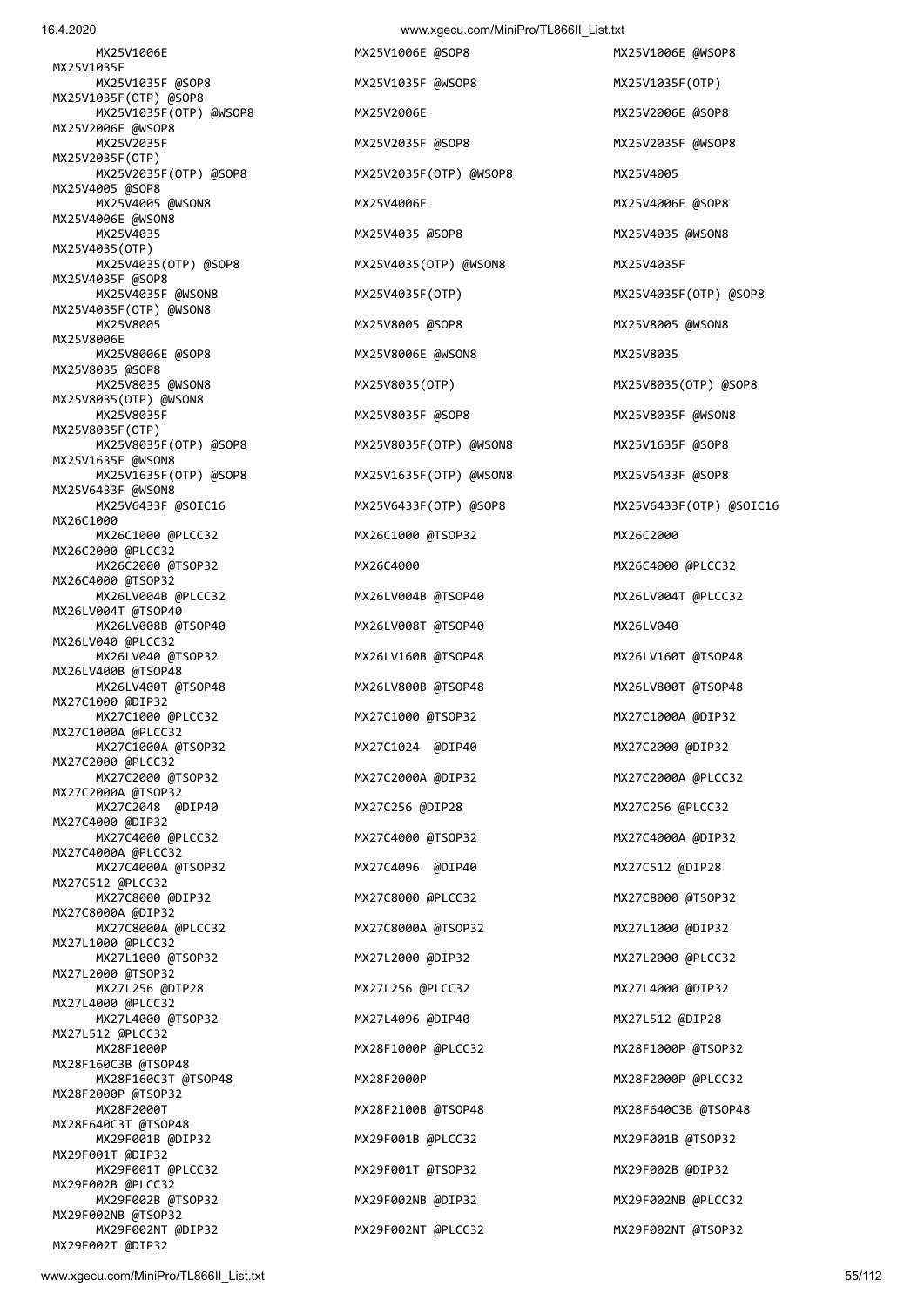```
MX25V1006E                 MX25V1006E @SOP8             MX25V1006E @WSOP8
MX25V1035F
MX25V1035F @SOP8           MX25V1035F @WSOP8            MX25V1035F(OTP)
MX25V1035F(OTP) @SOP8
MX25V1035F(OTP) @WSOP8     MX25V2006E                   MX25V2006E @SOP8
MX25V2006E @WSOP8
MX25V2035F                 MX25V2035F @SOP8             MX25V2035F @WSOP8
MX25V2035F(OTP)
MX25V2035F(OTP) @SOP8      MX25V2035F(OTP) @WSOP8       MX25V4005
MX25V4005 @SOP8
MX25V4005 @WSON8           MX25V4006E                   MX25V4006E @SOP8
MX25V4006E @WSON8
MX25V4035                  MX25V4035 @SOP8              MX25V4035 @WSON8
MX25V4035(OTP)
MX25V4035(OTP) @SOP8       MX25V4035(OTP) @WSON8        MX25V4035F
MX25V4035F @SOP8
MX25V4035F @WSON8          MX25V4035F(OTP)              MX25V4035F(OTP) @SOP8
MX25V4035F(OTP) @WSON8
MX25V8005                  MX25V8005 @SOP8              MX25V8005 @WSON8
MX25V8006E
MX25V8006E @SOP8           MX25V8006E @WSON8            MX25V8035
MX25V8035 @SOP8
MX25V8035 @WSON8           MX25V8035(OTP)               MX25V8035(OTP) @SOP8
MX25V8035(OTP) @WSON8
MX25V8035F                 MX25V8035F @SOP8             MX25V8035F @WSON8
MX25V8035F(OTP)
MX25V8035F(OTP) @SOP8      MX25V8035F(OTP) @WSON8       MX25V1635F @SOP8
MX25V1635F @WSON8
MX25V1635F(OTP) @SOP8      MX25V1635F(OTP) @WSON8       MX25V6433F @SOP8
MX25V6433F @WSON8
MX25V6433F @SOIC16         MX25V6433F(OTP) @SOP8        MX25V6433F(OTP) @SOIC16
MX26C1000
MX26C1000 @PLCC32          MX26C1000 @TSOP32            MX26C2000
MX26C2000 @PLCC32
MX26C2000 @TSOP32          MX26C4000                    MX26C4000 @PLCC32
MX26C4000 @TSOP32
MX26LV004B @PLCC32         MX26LV004B @TSOP40           MX26LV004T @PLCC32
MX26LV004T @TSOP40
MX26LV008B @TSOP40         MX26LV008T @TSOP40           MX26LV040
MX26LV040 @PLCC32
MX26LV040 @TSOP32          MX26LV160B @TSOP48           MX26LV160T @TSOP48
MX26LV400B @TSOP48
MX26LV400T @TSOP48         MX26LV800B @TSOP48           MX26LV800T @TSOP48
MX27C1000 @DIP32
MX27C1000 @PLCC32          MX27C1000 @TSOP32            MX27C1000A @DIP32
MX27C1000A @PLCC32
MX27C1000A @TSOP32         MX27C1024  @DIP40            MX27C2000 @DIP32
MX27C2000 @PLCC32
MX27C2000 @TSOP32          MX27C2000A @DIP32            MX27C2000A @PLCC32
MX27C2000A @TSOP32
MX27C2048  @DIP40          MX27C256 @DIP28              MX27C256 @PLCC32
MX27C4000 @DIP32
MX27C4000 @PLCC32          MX27C4000 @TSOP32            MX27C4000A @DIP32
MX27C4000A @PLCC32
MX27C4000A @TSOP32         MX27C4096  @DIP40            MX27C512 @DIP28
MX27C512 @PLCC32
MX27C8000 @DIP32           MX27C8000 @PLCC32            MX27C8000 @TSOP32
MX27C8000A @DIP32
MX27C8000A @PLCC32         MX27C8000A @TSOP32           MX27L1000 @DIP32
MX27L1000 @PLCC32
MX27L1000 @TSOP32          MX27L2000 @DIP32             MX27L2000 @PLCC32
MX27L2000 @TSOP32
MX27L256 @DIP28            MX27L256 @PLCC32             MX27L4000 @DIP32
MX27L4000 @PLCC32
MX27L4000 @TSOP32          MX27L4096 @DIP40             MX27L512 @DIP28
MX27L512 @PLCC32
MX28F1000P                 MX28F1000P @PLCC32           MX28F1000P @TSOP32
MX28F160C3B @TSOP48
MX28F160C3T @TSOP48        MX28F2000P                   MX28F2000P @PLCC32
MX28F2000P @TSOP32
MX28F2000T                 MX28F2100B @TSOP48           MX28F640C3B @TSOP48
MX28F640C3T @TSOP48
MX29F001B @DIP32           MX29F001B @PLCC32            MX29F001B @TSOP32
MX29F001T @DIP32
MX29F001T @PLCC32          MX29F001T @TSOP32            MX29F002B @DIP32
MX29F002B @PLCC32
MX29F002B @TSOP32          MX29F002NB @DIP32            MX29F002NB @PLCC32
MX29F002NB @TSOP32
MX29F002NT @DIP32          MX29F002NT @PLCC32           MX29F002NT @TSOP32
MX29F002T @DIP32
```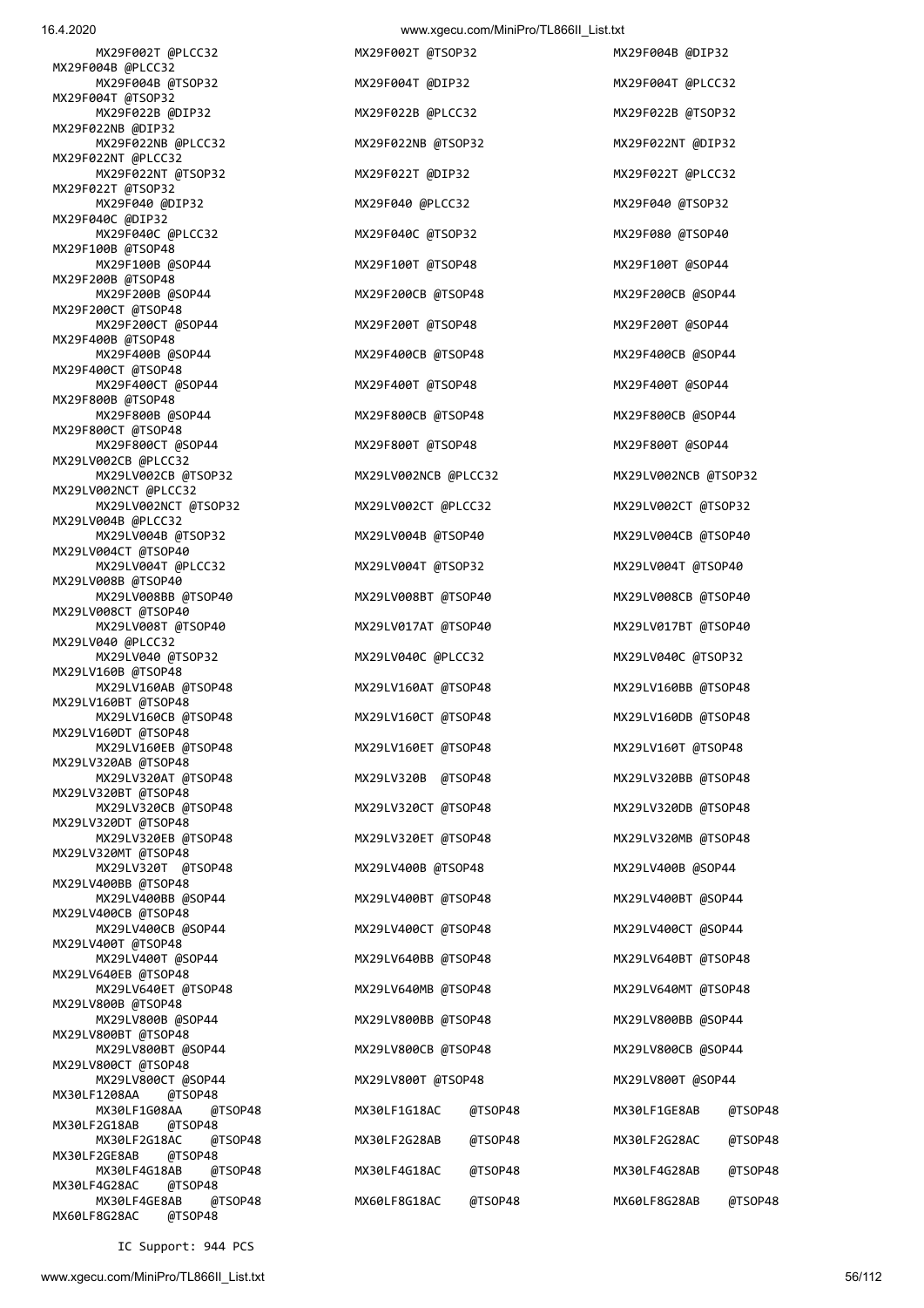MX29F002T @PLCC32 MX29F002T @TSOP32 MX29F004B @DIP32
MX29F004B @PLCC32
MX29F004B @TSOP32 MX29F004T @DIP32 MX29F004T @PLCC32
MX29F004T @TSOP32
MX29F022B @DIP32 MX29F022B @PLCC32 MX29F022B @TSOP32
MX29F022NB @DIP32
MX29F022NB @PLCC32 MX29F022NB @TSOP32 MX29F022NT @DIP32
MX29F022NT @PLCC32
MX29F022NT @TSOP32 MX29F022T @DIP32 MX29F022T @PLCC32
MX29F022T @TSOP32
MX29F040 @DIP32 MX29F040 @PLCC32 MX29F040 @TSOP32
MX29F040C @DIP32
MX29F040C @PLCC32 MX29F040C @TSOP32 MX29F080 @TSOP40
MX29F100B @TSOP48
MX29F100B @SOP44 MX29F100T @TSOP48 MX29F100T @SOP44
MX29F200B @TSOP48
MX29F200B @SOP44 MX29F200CB @TSOP48 MX29F200CB @SOP44
MX29F200CT @TSOP48
MX29F200CT @SOP44 MX29F200T @TSOP48 MX29F200T @SOP44
MX29F400B @TSOP48
MX29F400B @SOP44 MX29F400CB @TSOP48 MX29F400CB @SOP44
MX29F400CT @TSOP48
MX29F400CT @SOP44 MX29F400T @TSOP48 MX29F400T @SOP44
MX29F800B @TSOP48
MX29F800B @SOP44 MX29F800CB @TSOP48 MX29F800CB @SOP44
MX29F800CT @TSOP48
MX29F800CT @SOP44 MX29F800T @TSOP48 MX29F800T @SOP44
MX29LV002CB @PLCC32
MX29LV002CB @TSOP32 MX29LV002NCB @PLCC32 MX29LV002NCB @TSOP32
MX29LV002NCT @PLCC32
MX29LV002NCT @TSOP32 MX29LV002CT @PLCC32 MX29LV002CT @TSOP32
MX29LV004B @PLCC32
MX29LV004B @TSOP32 MX29LV004B @TSOP40 MX29LV004CB @TSOP40
MX29LV004CT @TSOP40
MX29LV004T @PLCC32 MX29LV004T @TSOP32 MX29LV004T @TSOP40
MX29LV008B @TSOP40
MX29LV008BB @TSOP40 MX29LV008BT @TSOP40 MX29LV008CB @TSOP40
MX29LV008CT @TSOP40
MX29LV008T @TSOP40 MX29LV017AT @TSOP40 MX29LV017BT @TSOP40
MX29LV040 @PLCC32
MX29LV040 @TSOP32 MX29LV040C @PLCC32 MX29LV040C @TSOP32
MX29LV160B @TSOP48
MX29LV160AB @TSOP48 MX29LV160AT @TSOP48 MX29LV160BB @TSOP48
MX29LV160BT @TSOP48
MX29LV160CB @TSOP48 MX29LV160CT @TSOP48 MX29LV160DB @TSOP48
MX29LV160DT @TSOP48
MX29LV160EB @TSOP48 MX29LV160ET @TSOP48 MX29LV160T @TSOP48
MX29LV320AB @TSOP48
MX29LV320AT @TSOP48 MX29LV320B @TSOP48 MX29LV320BB @TSOP48
MX29LV320BT @TSOP48
MX29LV320CB @TSOP48 MX29LV320CT @TSOP48 MX29LV320DB @TSOP48
MX29LV320DT @TSOP48
MX29LV320EB @TSOP48 MX29LV320ET @TSOP48 MX29LV320MB @TSOP48
MX29LV320MT @TSOP48
MX29LV320T @TSOP48 MX29LV400B @TSOP48 MX29LV400B @SOP44
MX29LV400BB @TSOP48
MX29LV400BB @SOP44 MX29LV400BT @TSOP48 MX29LV400BT @SOP44
MX29LV400CB @TSOP48
MX29LV400CB @SOP44 MX29LV400CT @TSOP48 MX29LV400CT @SOP44
MX29LV400T @TSOP48
MX29LV400T @SOP44 MX29LV640BB @TSOP48 MX29LV640BT @TSOP48
MX29LV640EB @TSOP48
MX29LV640ET @TSOP48 MX29LV640MB @TSOP48 MX29LV640MT @TSOP48
MX29LV800B @TSOP48
MX29LV800B @SOP44 MX29LV800BB @TSOP48 MX29LV800BB @SOP44
MX29LV800BT @TSOP48
MX29LV800BT @SOP44 MX29LV800CB @TSOP48 MX29LV800CB @SOP44
MX29LV800CT @TSOP48
MX29LV800CT @SOP44 MX29LV800T @TSOP48 MX29LV800T @SOP44
MX30LF1208AA @TSOP48
MX30LF1G08AA @TSOP48 MX30LF1G18AC @TSOP48 MX30LF1GE8AB @TSOP48
MX30LF2G18AB @TSOP48
MX30LF2G18AC @TSOP48 MX30LF2G28AB @TSOP48 MX30LF2G28AC @TSOP48
MX30LF2GE8AB @TSOP48
MX30LF4G18AB @TSOP48 MX30LF4G18AC @TSOP48 MX30LF4G28AB @TSOP48
MX30LF4G28AC @TSOP48
MX30LF4GE8AB @TSOP48 MX60LF8G18AC @TSOP48 MX60LF8G28AB @TSOP48
MX60LF8G28AC @TSOP48

IC Support: 944 PCS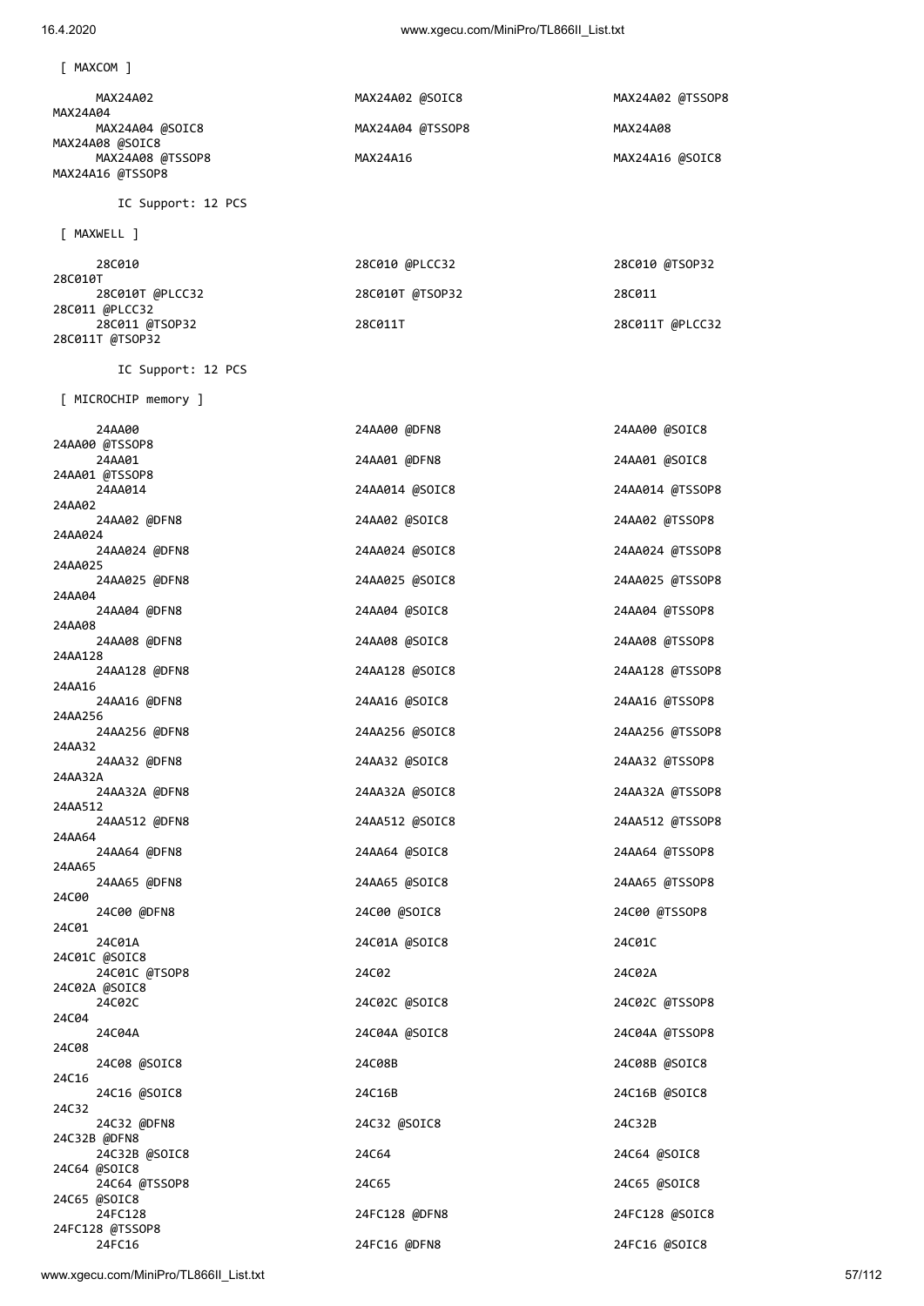[ MAXCOM ]

```
MAX24A02                MAX24A02 @SOIC8         MAX24A02 @TSSOP8
MAX24A04
MAX24A04 @SOIC8         MAX24A04 @TSSOP8        MAX24A08
MAX24A08 @SOIC8
MAX24A08 @TSSOP8        MAX24A16                MAX24A16 @SOIC8
MAX24A16 @TSSOP8
```

IC Support: 12 PCS

[ MAXWELL ]

```
28C010                  28C010 @PLCC32          28C010 @TSOP32
28C010T
28C010T @PLCC32         28C010T @TSOP32         28C011
28C011 @PLCC32
28C011 @TSOP32          28C011T                 28C011T @PLCC32
28C011T @TSOP32
```

IC Support: 12 PCS

[ MICROCHIP memory ]

```
24AA00                  24AA00 @DFN8            24AA00 @SOIC8
24AA00 @TSSOP8
24AA01                  24AA01 @DFN8            24AA01 @SOIC8
24AA01 @TSSOP8
24AA014                 24AA014 @SOIC8          24AA014 @TSSOP8
24AA02
24AA02 @DFN8            24AA02 @SOIC8           24AA02 @TSSOP8
24AA024
24AA024 @DFN8           24AA024 @SOIC8          24AA024 @TSSOP8
24AA025
24AA025 @DFN8           24AA025 @SOIC8          24AA025 @TSSOP8
24AA04
24AA04 @DFN8            24AA04 @SOIC8           24AA04 @TSSOP8
24AA08
24AA08 @DFN8            24AA08 @SOIC8           24AA08 @TSSOP8
24AA128
24AA128 @DFN8           24AA128 @SOIC8          24AA128 @TSSOP8
24AA16
24AA16 @DFN8            24AA16 @SOIC8           24AA16 @TSSOP8
24AA256
24AA256 @DFN8           24AA256 @SOIC8          24AA256 @TSSOP8
24AA32
24AA32 @DFN8            24AA32 @SOIC8           24AA32 @TSSOP8
24AA32A
24AA32A @DFN8           24AA32A @SOIC8          24AA32A @TSSOP8
24AA512
24AA512 @DFN8           24AA512 @SOIC8          24AA512 @TSSOP8
24AA64
24AA64 @DFN8            24AA64 @SOIC8           24AA64 @TSSOP8
24AA65
24AA65 @DFN8            24AA65 @SOIC8           24AA65 @TSSOP8
24C00
24C00 @DFN8             24C00 @SOIC8            24C00 @TSSOP8
24C01
24C01A                  24C01A @SOIC8           24C01C
24C01C @SOIC8
24C01C @TSOP8           24C02                   24C02A
24C02A @SOIC8
24C02C                  24C02C @SOIC8           24C02C @TSSOP8
24C04
24C04A                  24C04A @SOIC8           24C04A @TSSOP8
24C08
24C08 @SOIC8            24C08B                  24C08B @SOIC8
24C16
24C16 @SOIC8            24C16B                  24C16B @SOIC8
24C32
24C32 @DFN8             24C32 @SOIC8            24C32B
24C32B @DFN8
24C32B @SOIC8           24C64                   24C64 @SOIC8
24C64 @SOIC8
24C64 @TSSOP8           24C65                   24C65 @SOIC8
24C65 @SOIC8
24FC128                 24FC128 @DFN8           24FC128 @SOIC8
24FC128 @TSSOP8
24FC16                  24FC16 @DFN8            24FC16 @SOIC8
```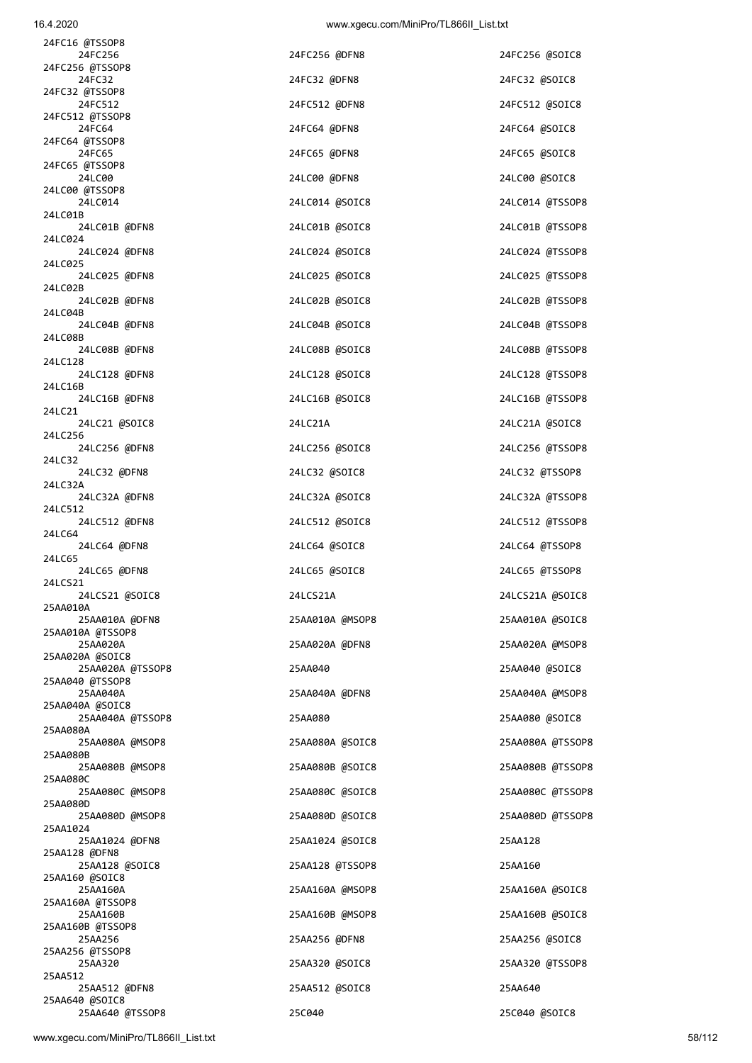24FC16 @TSSOP8
24FC256
24FC256 @DFN8
24FC256 @SOIC8
24FC256 @TSSOP8
24FC32
24FC32 @DFN8
24FC32 @SOIC8
24FC32 @TSSOP8
24FC512
24FC512 @DFN8
24FC512 @SOIC8
24FC512 @TSSOP8
24FC64
24FC64 @DFN8
24FC64 @SOIC8
24FC64 @TSSOP8
24FC65
24FC65 @DFN8
24FC65 @SOIC8
24FC65 @TSSOP8
24LC00
24LC00 @DFN8
24LC00 @SOIC8
24LC00 @TSSOP8
24LC014
24LC014 @SOIC8
24LC014 @TSSOP8
24LC01B
24LC01B @DFN8
24LC01B @SOIC8
24LC01B @TSSOP8
24LC024
24LC024 @DFN8
24LC024 @SOIC8
24LC024 @TSSOP8
24LC025
24LC025 @DFN8
24LC025 @SOIC8
24LC025 @TSSOP8
24LC02B
24LC02B @DFN8
24LC02B @SOIC8
24LC02B @TSSOP8
24LC04B
24LC04B @DFN8
24LC04B @SOIC8
24LC04B @TSSOP8
24LC08B
24LC08B @DFN8
24LC08B @SOIC8
24LC08B @TSSOP8
24LC128
24LC128 @DFN8
24LC128 @SOIC8
24LC128 @TSSOP8
24LC16B
24LC16B @DFN8
24LC16B @SOIC8
24LC16B @TSSOP8
24LC21
24LC21 @SOIC8
24LC21A
24LC21A @SOIC8
24LC256
24LC256 @DFN8
24LC256 @SOIC8
24LC256 @TSSOP8
24LC32
24LC32 @DFN8
24LC32 @SOIC8
24LC32 @TSSOP8
24LC32A
24LC32A @DFN8
24LC32A @SOIC8
24LC32A @TSSOP8
24LC512
24LC512 @DFN8
24LC512 @SOIC8
24LC512 @TSSOP8
24LC64
24LC64 @DFN8
24LC64 @SOIC8
24LC64 @TSSOP8
24LC65
24LC65 @DFN8
24LC65 @SOIC8
24LC65 @TSSOP8
24LCS21
24LCS21 @SOIC8
24LCS21A
24LCS21A @SOIC8
25AA010A
25AA010A @DFN8
25AA010A @MSOP8
25AA010A @SOIC8
25AA010A @TSSOP8
25AA020A
25AA020A @DFN8
25AA020A @MSOP8
25AA020A @SOIC8
25AA020A @TSSOP8
25AA040
25AA040 @SOIC8
25AA040 @TSSOP8
25AA040A
25AA040A @DFN8
25AA040A @MSOP8
25AA040A @SOIC8
25AA040A @TSSOP8
25AA080
25AA080 @SOIC8
25AA080A
25AA080A @MSOP8
25AA080A @SOIC8
25AA080A @TSSOP8
25AA080B
25AA080B @MSOP8
25AA080B @SOIC8
25AA080B @TSSOP8
25AA080C
25AA080C @MSOP8
25AA080C @SOIC8
25AA080C @TSSOP8
25AA080D
25AA080D @MSOP8
25AA080D @SOIC8
25AA080D @TSSOP8
25AA1024
25AA1024 @DFN8
25AA1024 @SOIC8
25AA128
25AA128 @DFN8
25AA128 @SOIC8
25AA128 @TSSOP8
25AA160
25AA160 @SOIC8
25AA160A
25AA160A @MSOP8
25AA160A @SOIC8
25AA160A @TSSOP8
25AA160B
25AA160B @MSOP8
25AA160B @SOIC8
25AA160B @TSSOP8
25AA256
25AA256 @DFN8
25AA256 @SOIC8
25AA256 @TSSOP8
25AA320
25AA320 @SOIC8
25AA320 @TSSOP8
25AA512
25AA512 @DFN8
25AA512 @SOIC8
25AA640
25AA640 @SOIC8
25AA640 @TSSOP8
25C040
25C040 @SOIC8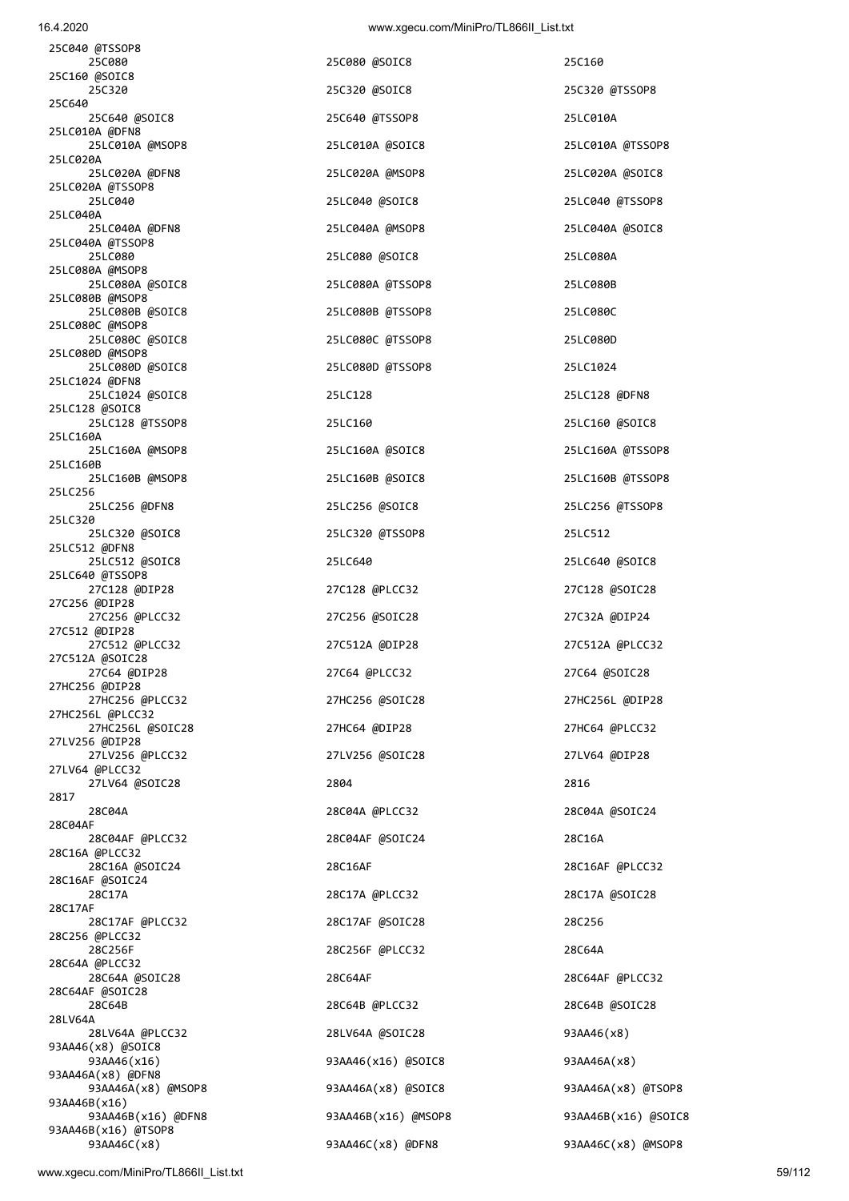```
25C040 @TSSOP8
      25C080                          25C080 @SOIC8                   25C160
25C160 @SOIC8
      25C320                          25C320 @SOIC8                   25C320 @TSSOP8
25C640
      25C640 @SOIC8                   25C640 @TSSOP8                  25LC010A
25LC010A @DFN8
      25LC010A @MSOP8                 25LC010A @SOIC8                 25LC010A @TSSOP8
25LC020A
      25LC020A @DFN8                  25LC020A @MSOP8                 25LC020A @SOIC8
25LC020A @TSSOP8
      25LC040                         25LC040 @SOIC8                  25LC040 @TSSOP8
25LC040A
      25LC040A @DFN8                  25LC040A @MSOP8                 25LC040A @SOIC8
25LC040A @TSSOP8
      25LC080                         25LC080 @SOIC8                  25LC080A
25LC080A @MSOP8
      25LC080A @SOIC8                 25LC080A @TSSOP8                25LC080B
25LC080B @MSOP8
      25LC080B @SOIC8                 25LC080B @TSSOP8                25LC080C
25LC080C @MSOP8
      25LC080C @SOIC8                 25LC080C @TSSOP8                25LC080D
25LC080D @MSOP8
      25LC080D @SOIC8                 25LC080D @TSSOP8                25LC1024
25LC1024 @DFN8
      25LC1024 @SOIC8                 25LC128                         25LC128 @DFN8
25LC128 @SOIC8
      25LC128 @TSSOP8                 25LC160                         25LC160 @SOIC8
25LC160A
      25LC160A @MSOP8                 25LC160A @SOIC8                 25LC160A @TSSOP8
25LC160B
      25LC160B @MSOP8                 25LC160B @SOIC8                 25LC160B @TSSOP8
25LC256
      25LC256 @DFN8                   25LC256 @SOIC8                  25LC256 @TSSOP8
25LC320
      25LC320 @SOIC8                  25LC320 @TSSOP8                 25LC512
25LC512 @DFN8
      25LC512 @SOIC8                  25LC640                         25LC640 @SOIC8
25LC640 @TSSOP8
      27C128 @DIP28                   27C128 @PLCC32                  27C128 @SOIC28
27C256 @DIP28
      27C256 @PLCC32                  27C256 @SOIC28                  27C32A @DIP24
27C512 @DIP28
      27C512 @PLCC32                  27C512A @DIP28                  27C512A @PLCC32
27C512A @SOIC28
      27C64 @DIP28                    27C64 @PLCC32                   27C64 @SOIC28
27HC256 @DIP28
      27HC256 @PLCC32                 27HC256 @SOIC28                 27HC256L @DIP28
27HC256L @PLCC32
      27HC256L @SOIC28                27HC64 @DIP28                   27HC64 @PLCC32
27LV256 @DIP28
      27LV256 @PLCC32                 27LV256 @SOIC28                 27LV64 @DIP28
27LV64 @PLCC32
      27LV64 @SOIC28                  2804                            2816
2817
      28C04A                          28C04A @PLCC32                  28C04A @SOIC24
28C04AF
      28C04AF @PLCC32                 28C04AF @SOIC24                 28C16A
28C16A @PLCC32
      28C16A @SOIC24                  28C16AF                         28C16AF @PLCC32
28C16AF @SOIC24
      28C17A                          28C17A @PLCC32                  28C17A @SOIC28
28C17AF
      28C17AF @PLCC32                 28C17AF @SOIC28                 28C256
28C256 @PLCC32
      28C256F                         28C256F @PLCC32                 28C64A
28C64A @PLCC32
      28C64A @SOIC28                  28C64AF                         28C64AF @PLCC32
28C64AF @SOIC28
      28C64B                          28C64B @PLCC32                  28C64B @SOIC28
28LV64A
      28LV64A @PLCC32                 28LV64A @SOIC28                 93AA46(x8)
93AA46(x8) @SOIC8
      93AA46(x16)                     93AA46(x16) @SOIC8              93AA46A(x8)
93AA46A(x8) @DFN8
      93AA46A(x8) @MSOP8              93AA46A(x8) @SOIC8              93AA46A(x8) @TSOP8
93AA46B(x16)
      93AA46B(x16) @DFN8              93AA46B(x16) @MSOP8             93AA46B(x16) @SOIC8
93AA46B(x16) @TSOP8
      93AA46C(x8)                     93AA46C(x8) @DFN8               93AA46C(x8) @MSOP8
```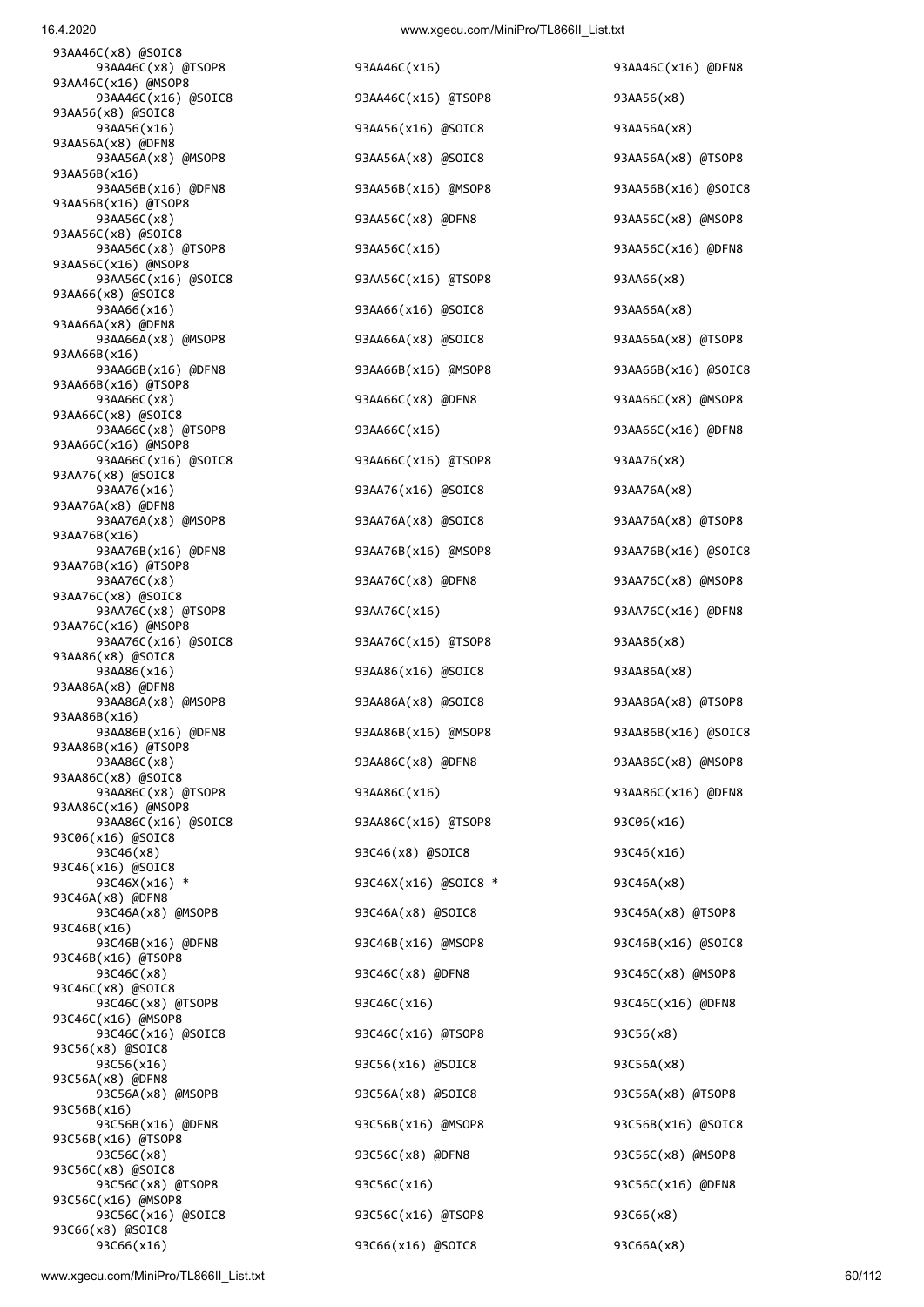```
93AA46C(x8) @SOIC8
      93AA46C(x8) @TSOP8                93AA46C(x16)                      93AA46C(x16) @DFN8
93AA46C(x16) @MSOP8
      93AA46C(x16) @SOIC8               93AA46C(x16) @TSOP8               93AA56(x8)
93AA56(x8) @SOIC8
      93AA56(x16)                       93AA56(x16) @SOIC8                93AA56A(x8)
93AA56A(x8) @DFN8
      93AA56A(x8) @MSOP8                93AA56A(x8) @SOIC8                93AA56A(x8) @TSOP8
93AA56B(x16)
      93AA56B(x16) @DFN8                93AA56B(x16) @MSOP8               93AA56B(x16) @SOIC8
93AA56B(x16) @TSOP8
      93AA56C(x8)                       93AA56C(x8) @DFN8                 93AA56C(x8) @MSOP8
93AA56C(x8) @SOIC8
      93AA56C(x8) @TSOP8                93AA56C(x16)                      93AA56C(x16) @DFN8
93AA56C(x16) @MSOP8
      93AA56C(x16) @SOIC8               93AA56C(x16) @TSOP8               93AA66(x8)
93AA66(x8) @SOIC8
      93AA66(x16)                       93AA66(x16) @SOIC8                93AA66A(x8)
93AA66A(x8) @DFN8
      93AA66A(x8) @MSOP8                93AA66A(x8) @SOIC8                93AA66A(x8) @TSOP8
93AA66B(x16)
      93AA66B(x16) @DFN8                93AA66B(x16) @MSOP8               93AA66B(x16) @SOIC8
93AA66B(x16) @TSOP8
      93AA66C(x8)                       93AA66C(x8) @DFN8                 93AA66C(x8) @MSOP8
93AA66C(x8) @SOIC8
      93AA66C(x8) @TSOP8                93AA66C(x16)                      93AA66C(x16) @DFN8
93AA66C(x16) @MSOP8
      93AA66C(x16) @SOIC8               93AA66C(x16) @TSOP8               93AA76(x8)
93AA76(x8) @SOIC8
      93AA76(x16)                       93AA76(x16) @SOIC8                93AA76A(x8)
93AA76A(x8) @DFN8
      93AA76A(x8) @MSOP8                93AA76A(x8) @SOIC8                93AA76A(x8) @TSOP8
93AA76B(x16)
      93AA76B(x16) @DFN8                93AA76B(x16) @MSOP8               93AA76B(x16) @SOIC8
93AA76B(x16) @TSOP8
      93AA76C(x8)                       93AA76C(x8) @DFN8                 93AA76C(x8) @MSOP8
93AA76C(x8) @SOIC8
      93AA76C(x8) @TSOP8                93AA76C(x16)                      93AA76C(x16) @DFN8
93AA76C(x16) @MSOP8
      93AA76C(x16) @SOIC8               93AA76C(x16) @TSOP8               93AA86(x8)
93AA86(x8) @SOIC8
      93AA86(x16)                       93AA86(x16) @SOIC8                93AA86A(x8)
93AA86A(x8) @DFN8
      93AA86A(x8) @MSOP8                93AA86A(x8) @SOIC8                93AA86A(x8) @TSOP8
93AA86B(x16)
      93AA86B(x16) @DFN8                93AA86B(x16) @MSOP8               93AA86B(x16) @SOIC8
93AA86B(x16) @TSOP8
      93AA86C(x8)                       93AA86C(x8) @DFN8                 93AA86C(x8) @MSOP8
93AA86C(x8) @SOIC8
      93AA86C(x8) @TSOP8                93AA86C(x16)                      93AA86C(x16) @DFN8
93AA86C(x16) @MSOP8
      93AA86C(x16) @SOIC8               93AA86C(x16) @TSOP8               93C06(x16)
93C06(x16) @SOIC8
      93C46(x8)                         93C46(x8) @SOIC8                  93C46(x16)
93C46(x16) @SOIC8
      93C46X(x16) *                     93C46X(x16) @SOIC8 *              93C46A(x8)
93C46A(x8) @DFN8
      93C46A(x8) @MSOP8                 93C46A(x8) @SOIC8                 93C46A(x8) @TSOP8
93C46B(x16)
      93C46B(x16) @DFN8                 93C46B(x16) @MSOP8                93C46B(x16) @SOIC8
93C46B(x16) @TSOP8
      93C46C(x8)                        93C46C(x8) @DFN8                  93C46C(x8) @MSOP8
93C46C(x8) @SOIC8
      93C46C(x8) @TSOP8                 93C46C(x16)                       93C46C(x16) @DFN8
93C46C(x16) @MSOP8
      93C46C(x16) @SOIC8                93C46C(x16) @TSOP8                93C56(x8)
93C56(x8) @SOIC8
      93C56(x16)                        93C56(x16) @SOIC8                 93C56A(x8)
93C56A(x8) @DFN8
      93C56A(x8) @MSOP8                 93C56A(x8) @SOIC8                 93C56A(x8) @TSOP8
93C56B(x16)
      93C56B(x16) @DFN8                 93C56B(x16) @MSOP8                93C56B(x16) @SOIC8
93C56B(x16) @TSOP8
      93C56C(x8)                        93C56C(x8) @DFN8                  93C56C(x8) @MSOP8
93C56C(x8) @SOIC8
      93C56C(x8) @TSOP8                 93C56C(x16)                       93C56C(x16) @DFN8
93C56C(x16) @MSOP8
      93C56C(x16) @SOIC8                93C56C(x16) @TSOP8                93C66(x8)
93C66(x8) @SOIC8
      93C66(x16)                        93C66(x16) @SOIC8                 93C66A(x8)
```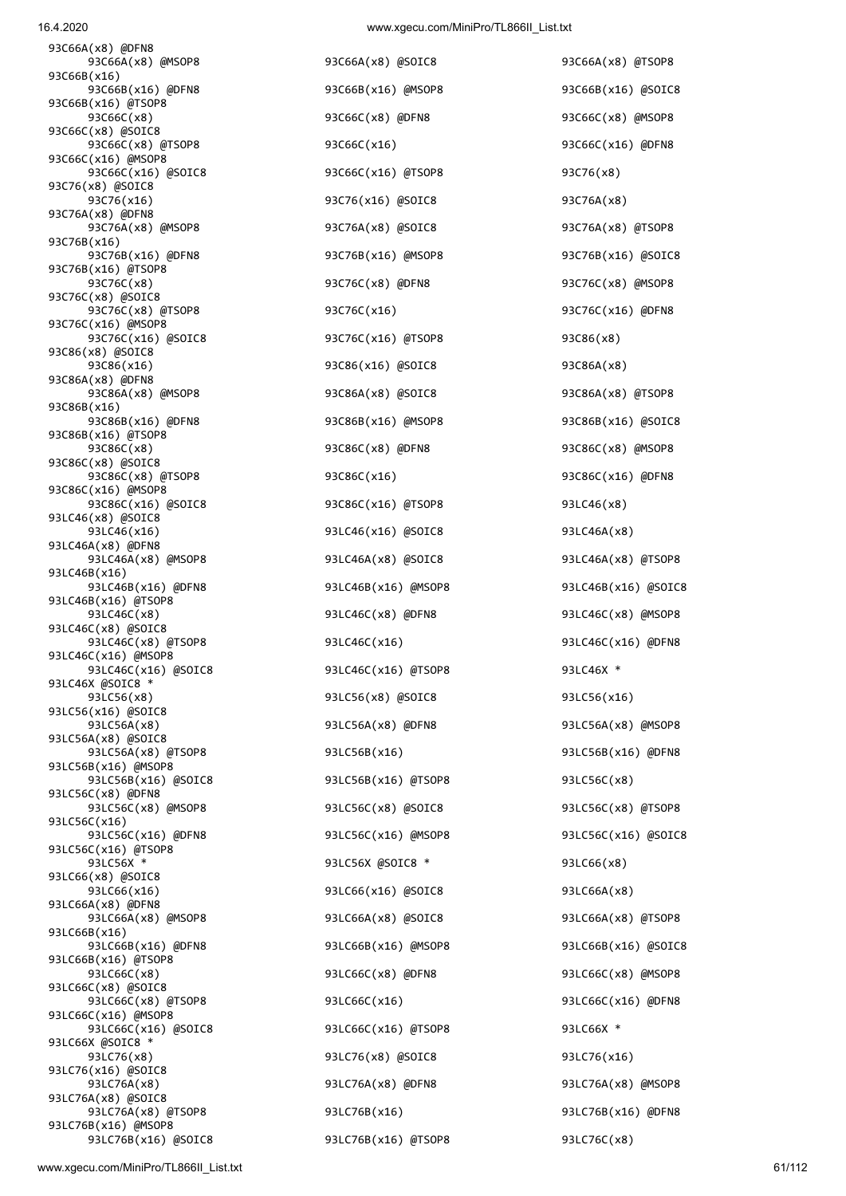```
93C66A(x8) @DFN8
      93C66A(x8) @MSOP8                  93C66A(x8) @SOIC8                  93C66A(x8) @TSOP8
93C66B(x16)
      93C66B(x16) @DFN8                  93C66B(x16) @MSOP8                 93C66B(x16) @SOIC8
93C66B(x16) @TSOP8
      93C66C(x8)                         93C66C(x8) @DFN8                   93C66C(x8) @MSOP8
93C66C(x8) @SOIC8
      93C66C(x8) @TSOP8                  93C66C(x16)                        93C66C(x16) @DFN8
93C66C(x16) @MSOP8
      93C66C(x16) @SOIC8                 93C66C(x16) @TSOP8                 93C76(x8)
93C76(x8) @SOIC8
      93C76(x16)                         93C76(x16) @SOIC8                  93C76A(x8)
93C76A(x8) @DFN8
      93C76A(x8) @MSOP8                  93C76A(x8) @SOIC8                  93C76A(x8) @TSOP8
93C76B(x16)
      93C76B(x16) @DFN8                  93C76B(x16) @MSOP8                 93C76B(x16) @SOIC8
93C76B(x16) @TSOP8
      93C76C(x8)                         93C76C(x8) @DFN8                   93C76C(x8) @MSOP8
93C76C(x8) @SOIC8
      93C76C(x8) @TSOP8                  93C76C(x16)                        93C76C(x16) @DFN8
93C76C(x16) @MSOP8
      93C76C(x16) @SOIC8                 93C76C(x16) @TSOP8                 93C86(x8)
93C86(x8) @SOIC8
      93C86(x16)                         93C86(x16) @SOIC8                  93C86A(x8)
93C86A(x8) @DFN8
      93C86A(x8) @MSOP8                  93C86A(x8) @SOIC8                  93C86A(x8) @TSOP8
93C86B(x16)
      93C86B(x16) @DFN8                  93C86B(x16) @MSOP8                 93C86B(x16) @SOIC8
93C86B(x16) @TSOP8
      93C86C(x8)                         93C86C(x8) @DFN8                   93C86C(x8) @MSOP8
93C86C(x8) @SOIC8
      93C86C(x8) @TSOP8                  93C86C(x16)                        93C86C(x16) @DFN8
93C86C(x16) @MSOP8
      93C86C(x16) @SOIC8                 93C86C(x16) @TSOP8                 93LC46(x8)
93LC46(x8) @SOIC8
      93LC46(x16)                        93LC46(x16) @SOIC8                 93LC46A(x8)
93LC46A(x8) @DFN8
      93LC46A(x8) @MSOP8                 93LC46A(x8) @SOIC8                 93LC46A(x8) @TSOP8
93LC46B(x16)
      93LC46B(x16) @DFN8                 93LC46B(x16) @MSOP8                93LC46B(x16) @SOIC8
93LC46B(x16) @TSOP8
      93LC46C(x8)                        93LC46C(x8) @DFN8                  93LC46C(x8) @MSOP8
93LC46C(x8) @SOIC8
      93LC46C(x8) @TSOP8                 93LC46C(x16)                       93LC46C(x16) @DFN8
93LC46C(x16) @MSOP8
      93LC46C(x16) @SOIC8                93LC46C(x16) @TSOP8                93LC46X *
93LC46X @SOIC8 *
      93LC56(x8)                         93LC56(x8) @SOIC8                  93LC56(x16)
93LC56(x16) @SOIC8
      93LC56A(x8)                        93LC56A(x8) @DFN8                  93LC56A(x8) @MSOP8
93LC56A(x8) @SOIC8
      93LC56A(x8) @TSOP8                 93LC56B(x16)                       93LC56B(x16) @DFN8
93LC56B(x16) @MSOP8
      93LC56B(x16) @SOIC8                93LC56B(x16) @TSOP8                93LC56C(x8)
93LC56C(x8) @DFN8
      93LC56C(x8) @MSOP8                 93LC56C(x8) @SOIC8                 93LC56C(x8) @TSOP8
93LC56C(x16)
      93LC56C(x16) @DFN8                 93LC56C(x16) @MSOP8                93LC56C(x16) @SOIC8
93LC56C(x16) @TSOP8
      93LC56X *                          93LC56X @SOIC8 *                   93LC66(x8)
93LC66(x8) @SOIC8
      93LC66(x16)                        93LC66(x16) @SOIC8                 93LC66A(x8)
93LC66A(x8) @DFN8
      93LC66A(x8) @MSOP8                 93LC66A(x8) @SOIC8                 93LC66A(x8) @TSOP8
93LC66B(x16)
      93LC66B(x16) @DFN8                 93LC66B(x16) @MSOP8                93LC66B(x16) @SOIC8
93LC66B(x16) @TSOP8
      93LC66C(x8)                        93LC66C(x8) @DFN8                  93LC66C(x8) @MSOP8
93LC66C(x8) @SOIC8
      93LC66C(x8) @TSOP8                 93LC66C(x16)                       93LC66C(x16) @DFN8
93LC66C(x16) @MSOP8
      93LC66C(x16) @SOIC8                93LC66C(x16) @TSOP8                93LC66X *
93LC66X @SOIC8 *
      93LC76(x8)                         93LC76(x8) @SOIC8                  93LC76(x16)
93LC76(x16) @SOIC8
      93LC76A(x8)                        93LC76A(x8) @DFN8                  93LC76A(x8) @MSOP8
93LC76A(x8) @SOIC8
      93LC76A(x8) @TSOP8                 93LC76B(x16)                       93LC76B(x16) @DFN8
93LC76B(x16) @MSOP8
      93LC76B(x16) @SOIC8                93LC76B(x16) @TSOP8                93LC76C(x8)
```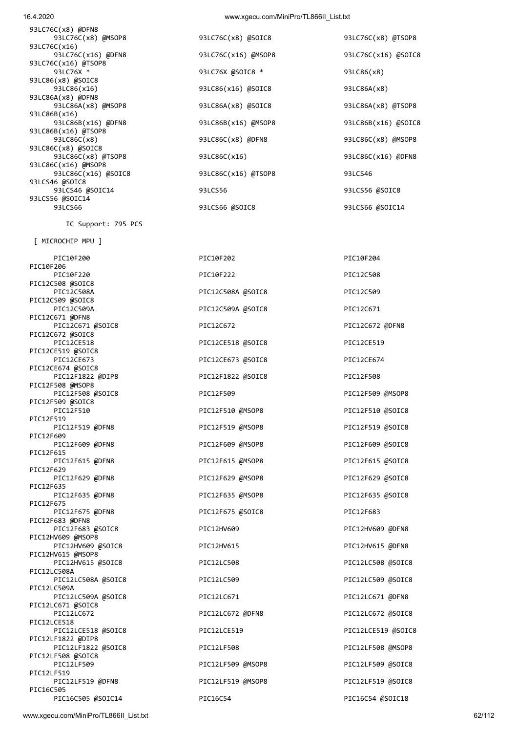```
93LC76C(x8) @DFN8
      93LC76C(x8) @MSOP8              93LC76C(x8) @SOIC8              93LC76C(x8) @TSOP8
93LC76C(x16)
      93LC76C(x16) @DFN8              93LC76C(x16) @MSOP8             93LC76C(x16) @SOIC8
93LC76C(x16) @TSOP8
      93LC76X *                       93LC76X @SOIC8 *                93LC86(x8)
93LC86(x8) @SOIC8
      93LC86(x16)                     93LC86(x16) @SOIC8              93LC86A(x8)
93LC86A(x8) @DFN8
      93LC86A(x8) @MSOP8              93LC86A(x8) @SOIC8              93LC86A(x8) @TSOP8
93LC86B(x16)
      93LC86B(x16) @DFN8              93LC86B(x16) @MSOP8             93LC86B(x16) @SOIC8
93LC86B(x16) @TSOP8
      93LC86C(x8)                     93LC86C(x8) @DFN8               93LC86C(x8) @MSOP8
93LC86C(x8) @SOIC8
      93LC86C(x8) @TSOP8              93LC86C(x16)                    93LC86C(x16) @DFN8
93LC86C(x16) @MSOP8
      93LC86C(x16) @SOIC8             93LC86C(x16) @TSOP8             93LCS46
93LCS46 @SOIC8
      93LCS46 @SOIC14                 93LCS56                         93LCS56 @SOIC8
93LCS56 @SOIC14
      93LCS66                         93LCS66 @SOIC8                  93LCS66 @SOIC14

        IC Support: 795 PCS

 [ MICROCHIP MPU ]

      PIC10F200                       PIC10F202                       PIC10F204
PIC10F206
      PIC10F220                       PIC10F222                       PIC12C508
PIC12C508 @SOIC8
      PIC12C508A                      PIC12C508A @SOIC8               PIC12C509
PIC12C509 @SOIC8
      PIC12C509A                      PIC12C509A @SOIC8               PIC12C671
PIC12C671 @DFN8
      PIC12C671 @SOIC8                PIC12C672                       PIC12C672 @DFN8
PIC12C672 @SOIC8
      PIC12CE518                      PIC12CE518 @SOIC8               PIC12CE519
PIC12CE519 @SOIC8
      PIC12CE673                      PIC12CE673 @SOIC8               PIC12CE674
PIC12CE674 @SOIC8
      PIC12F1822 @DIP8                PIC12F1822 @SOIC8               PIC12F508
PIC12F508 @MSOP8
      PIC12F508 @SOIC8                PIC12F509                       PIC12F509 @MSOP8
PIC12F509 @SOIC8
      PIC12F510                       PIC12F510 @MSOP8                PIC12F510 @SOIC8
PIC12F519
      PIC12F519 @DFN8                 PIC12F519 @MSOP8                PIC12F519 @SOIC8
PIC12F609
      PIC12F609 @DFN8                 PIC12F609 @MSOP8                PIC12F609 @SOIC8
PIC12F615
      PIC12F615 @DFN8                 PIC12F615 @MSOP8                PIC12F615 @SOIC8
PIC12F629
      PIC12F629 @DFN8                 PIC12F629 @MSOP8                PIC12F629 @SOIC8
PIC12F635
      PIC12F635 @DFN8                 PIC12F635 @MSOP8                PIC12F635 @SOIC8
PIC12F675
      PIC12F675 @DFN8                 PIC12F675 @SOIC8                PIC12F683
PIC12F683 @DFN8
      PIC12F683 @SOIC8                PIC12HV609                      PIC12HV609 @DFN8
PIC12HV609 @MSOP8
      PIC12HV609 @SOIC8               PIC12HV615                      PIC12HV615 @DFN8
PIC12HV615 @MSOP8
      PIC12HV615 @SOIC8               PIC12LC508                      PIC12LC508 @SOIC8
PIC12LC508A
      PIC12LC508A @SOIC8              PIC12LC509                      PIC12LC509 @SOIC8
PIC12LC509A
      PIC12LC509A @SOIC8              PIC12LC671                      PIC12LC671 @DFN8
PIC12LC671 @SOIC8
      PIC12LC672                      PIC12LC672 @DFN8                PIC12LC672 @SOIC8
PIC12LCE518
      PIC12LCE518 @SOIC8              PIC12LCE519                     PIC12LCE519 @SOIC8
PIC12LF1822 @DIP8
      PIC12LF1822 @SOIC8              PIC12LF508                      PIC12LF508 @MSOP8
PIC12LF508 @SOIC8
      PIC12LF509                      PIC12LF509 @MSOP8               PIC12LF509 @SOIC8
PIC12LF519
      PIC12LF519 @DFN8                PIC12LF519 @MSOP8               PIC12LF519 @SOIC8
PIC16C505
      PIC16C505 @SOIC14               PIC16C54                        PIC16C54 @SOIC18
```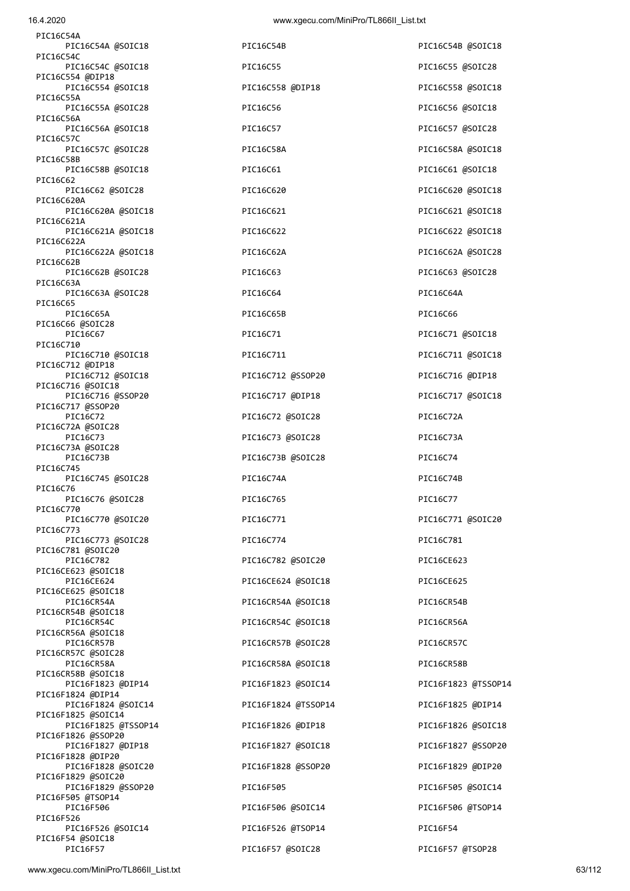```
PIC16C54A
    PIC16C54A @SOIC18               PIC16C54B                       PIC16C54B @SOIC18
PIC16C54C
    PIC16C54C @SOIC18               PIC16C55                        PIC16C55 @SOIC28
PIC16C554 @DIP18
    PIC16C554 @SOIC18               PIC16C558 @DIP18                PIC16C558 @SOIC18
PIC16C55A
    PIC16C55A @SOIC28               PIC16C56                        PIC16C56 @SOIC18
PIC16C56A
    PIC16C56A @SOIC18               PIC16C57                        PIC16C57 @SOIC28
PIC16C57C
    PIC16C57C @SOIC28               PIC16C58A                       PIC16C58A @SOIC18
PIC16C58B
    PIC16C58B @SOIC18               PIC16C61                        PIC16C61 @SOIC18
PIC16C62
    PIC16C62 @SOIC28                PIC16C620                       PIC16C620 @SOIC18
PIC16C620A
    PIC16C620A @SOIC18              PIC16C621                       PIC16C621 @SOIC18
PIC16C621A
    PIC16C621A @SOIC18              PIC16C622                       PIC16C622 @SOIC18
PIC16C622A
    PIC16C622A @SOIC18              PIC16C62A                       PIC16C62A @SOIC28
PIC16C62B
    PIC16C62B @SOIC28               PIC16C63                        PIC16C63 @SOIC28
PIC16C63A
    PIC16C63A @SOIC28               PIC16C64                        PIC16C64A
PIC16C65
    PIC16C65A                       PIC16C65B                       PIC16C66
PIC16C66 @SOIC28
    PIC16C67                        PIC16C71                        PIC16C71 @SOIC18
PIC16C710
    PIC16C710 @SOIC18               PIC16C711                       PIC16C711 @SOIC18
PIC16C712 @DIP18
    PIC16C712 @SOIC18               PIC16C712 @SSOP20               PIC16C716 @DIP18
PIC16C716 @SOIC18
    PIC16C716 @SSOP20               PIC16C717 @DIP18                PIC16C717 @SOIC18
PIC16C717 @SSOP20
    PIC16C72                        PIC16C72 @SOIC28                PIC16C72A
PIC16C72A @SOIC28
    PIC16C73                        PIC16C73 @SOIC28                PIC16C73A
PIC16C73A @SOIC28
    PIC16C73B                       PIC16C73B @SOIC28               PIC16C74
PIC16C745
    PIC16C745 @SOIC28               PIC16C74A                       PIC16C74B
PIC16C76
    PIC16C76 @SOIC28                PIC16C765                       PIC16C77
PIC16C770
    PIC16C770 @SOIC20               PIC16C771                       PIC16C771 @SOIC20
PIC16C773
    PIC16C773 @SOIC28               PIC16C774                       PIC16C781
PIC16C781 @SOIC20
    PIC16C782                       PIC16C782 @SOIC20               PIC16CE623
PIC16CE623 @SOIC18
    PIC16CE624                      PIC16CE624 @SOIC18              PIC16CE625
PIC16CE625 @SOIC18
    PIC16CR54A                      PIC16CR54A @SOIC18              PIC16CR54B
PIC16CR54B @SOIC18
    PIC16CR54C                      PIC16CR54C @SOIC18              PIC16CR56A
PIC16CR56A @SOIC18
    PIC16CR57B                      PIC16CR57B @SOIC28              PIC16CR57C
PIC16CR57C @SOIC28
    PIC16CR58A                      PIC16CR58A @SOIC18              PIC16CR58B
PIC16CR58B @SOIC18
    PIC16F1823 @DIP14               PIC16F1823 @SOIC14              PIC16F1823 @TSSOP14
PIC16F1824 @DIP14
    PIC16F1824 @SOIC14              PIC16F1824 @TSSOP14             PIC16F1825 @DIP14
PIC16F1825 @SOIC14
    PIC16F1825 @TSSOP14             PIC16F1826 @DIP18               PIC16F1826 @SOIC18
PIC16F1826 @SSOP20
    PIC16F1827 @DIP18               PIC16F1827 @SOIC18              PIC16F1827 @SSOP20
PIC16F1828 @DIP20
    PIC16F1828 @SOIC20              PIC16F1828 @SSOP20              PIC16F1829 @DIP20
PIC16F1829 @SOIC20
    PIC16F1829 @SSOP20              PIC16F505                       PIC16F505 @SOIC14
PIC16F505 @TSOP14
    PIC16F506                       PIC16F506 @SOIC14               PIC16F506 @TSOP14
PIC16F526
    PIC16F526 @SOIC14               PIC16F526 @TSOP14               PIC16F54
PIC16F54 @SOIC18
    PIC16F57                        PIC16F57 @SOIC28                PIC16F57 @TSOP28
```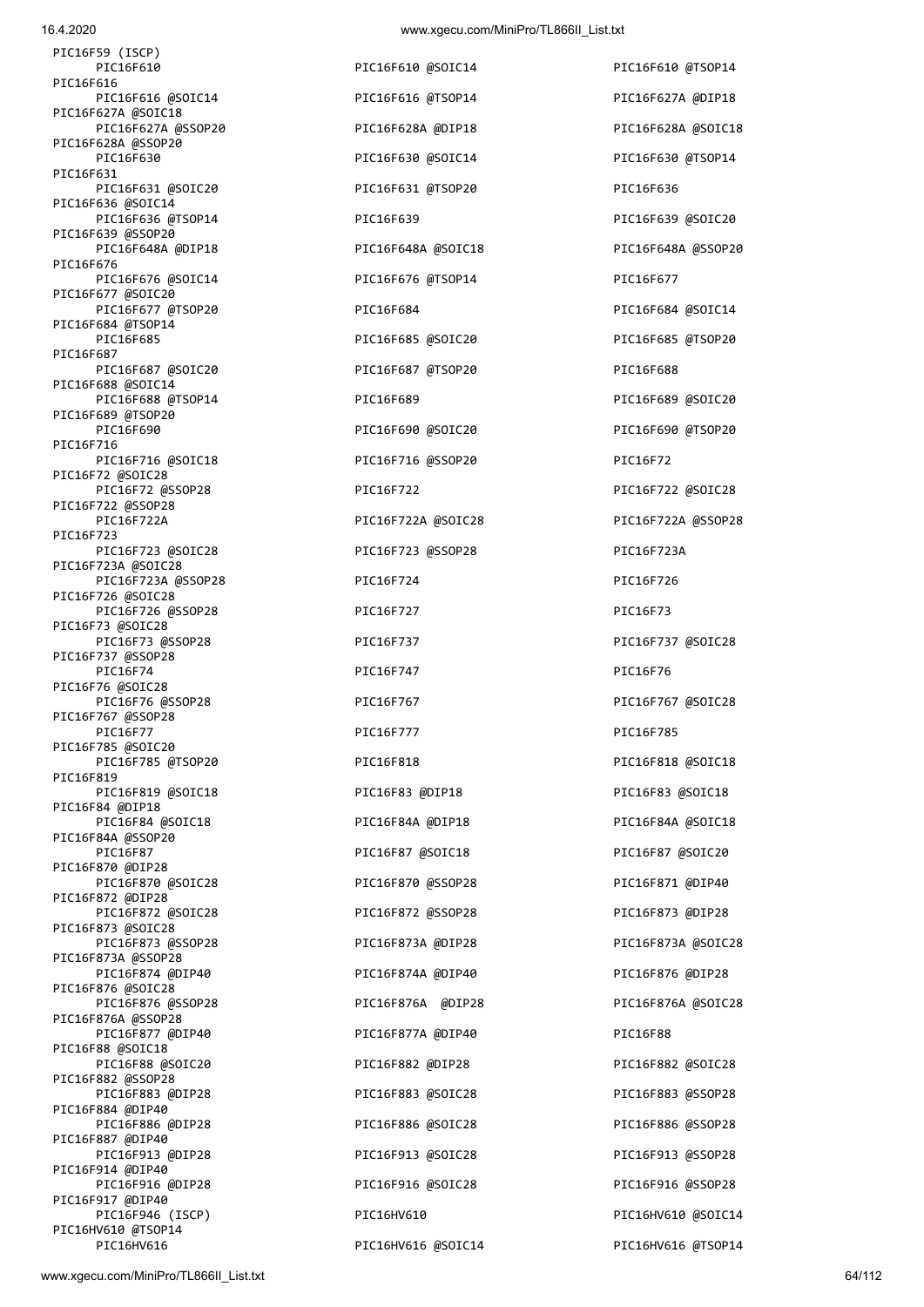```
PIC16F59 (ISCP)
    PIC16F610                      PIC16F610 @SOIC14              PIC16F610 @TSOP14
PIC16F616
    PIC16F616 @SOIC14              PIC16F616 @TSOP14              PIC16F627A @DIP18
PIC16F627A @SOIC18
    PIC16F627A @SSOP20             PIC16F628A @DIP18              PIC16F628A @SOIC18
PIC16F628A @SSOP20
    PIC16F630                      PIC16F630 @SOIC14              PIC16F630 @TSOP14
PIC16F631
    PIC16F631 @SOIC20              PIC16F631 @TSOP20              PIC16F636
PIC16F636 @SOIC14
    PIC16F636 @TSOP14              PIC16F639                      PIC16F639 @SOIC20
PIC16F639 @SSOP20
    PIC16F648A @DIP18              PIC16F648A @SOIC18             PIC16F648A @SSOP20
PIC16F676
    PIC16F676 @SOIC14              PIC16F676 @TSOP14              PIC16F677
PIC16F677 @SOIC20
    PIC16F677 @TSOP20              PIC16F684                      PIC16F684 @SOIC14
PIC16F684 @TSOP14
    PIC16F685                      PIC16F685 @SOIC20              PIC16F685 @TSOP20
PIC16F687
    PIC16F687 @SOIC20              PIC16F687 @TSOP20              PIC16F688
PIC16F688 @SOIC14
    PIC16F688 @TSOP14              PIC16F689                      PIC16F689 @SOIC20
PIC16F689 @TSOP20
    PIC16F690                      PIC16F690 @SOIC20              PIC16F690 @TSOP20
PIC16F716
    PIC16F716 @SOIC18              PIC16F716 @SSOP20              PIC16F72
PIC16F72 @SOIC28
    PIC16F72 @SSOP28               PIC16F722                      PIC16F722 @SOIC28
PIC16F722 @SSOP28
    PIC16F722A                     PIC16F722A @SOIC28             PIC16F722A @SSOP28
PIC16F723
    PIC16F723 @SOIC28              PIC16F723 @SSOP28              PIC16F723A
PIC16F723A @SOIC28
    PIC16F723A @SSOP28             PIC16F724                      PIC16F726
PIC16F726 @SOIC28
    PIC16F726 @SSOP28              PIC16F727                      PIC16F73
PIC16F73 @SOIC28
    PIC16F73 @SSOP28               PIC16F737                      PIC16F737 @SOIC28
PIC16F737 @SSOP28
    PIC16F74                       PIC16F747                      PIC16F76
PIC16F76 @SOIC28
    PIC16F76 @SSOP28               PIC16F767                      PIC16F767 @SOIC28
PIC16F767 @SSOP28
    PIC16F77                       PIC16F777                      PIC16F785
PIC16F785 @SOIC20
    PIC16F785 @TSOP20              PIC16F818                      PIC16F818 @SOIC18
PIC16F819
    PIC16F819 @SOIC18              PIC16F83 @DIP18                PIC16F83 @SOIC18
PIC16F84 @DIP18
    PIC16F84 @SOIC18               PIC16F84A @DIP18               PIC16F84A @SOIC18
PIC16F84A @SSOP20
    PIC16F87                       PIC16F87 @SOIC18               PIC16F87 @SOIC20
PIC16F870 @DIP28
    PIC16F870 @SOIC28              PIC16F870 @SSOP28              PIC16F871 @DIP40
PIC16F872 @DIP28
    PIC16F872 @SOIC28              PIC16F872 @SSOP28              PIC16F873 @DIP28
PIC16F873 @SOIC28
    PIC16F873 @SSOP28              PIC16F873A @DIP28              PIC16F873A @SOIC28
PIC16F873A @SSOP28
    PIC16F874 @DIP40               PIC16F874A @DIP40              PIC16F876 @DIP28
PIC16F876 @SOIC28
    PIC16F876 @SSOP28              PIC16F876A  @DIP28             PIC16F876A @SOIC28
PIC16F876A @SSOP28
    PIC16F877 @DIP40               PIC16F877A @DIP40              PIC16F88
PIC16F88 @SOIC18
    PIC16F88 @SOIC20               PIC16F882 @DIP28               PIC16F882 @SOIC28
PIC16F882 @SSOP28
    PIC16F883 @DIP28               PIC16F883 @SOIC28              PIC16F883 @SSOP28
PIC16F884 @DIP40
    PIC16F886 @DIP28               PIC16F886 @SOIC28              PIC16F886 @SSOP28
PIC16F887 @DIP40
    PIC16F913 @DIP28               PIC16F913 @SOIC28              PIC16F913 @SSOP28
PIC16F914 @DIP40
    PIC16F916 @DIP28               PIC16F916 @SOIC28              PIC16F916 @SSOP28
PIC16F917 @DIP40
    PIC16F946 (ISCP)               PIC16HV610                     PIC16HV610 @SOIC14
PIC16HV610 @TSOP14
    PIC16HV616                     PIC16HV616 @SOIC14             PIC16HV616 @TSOP14
```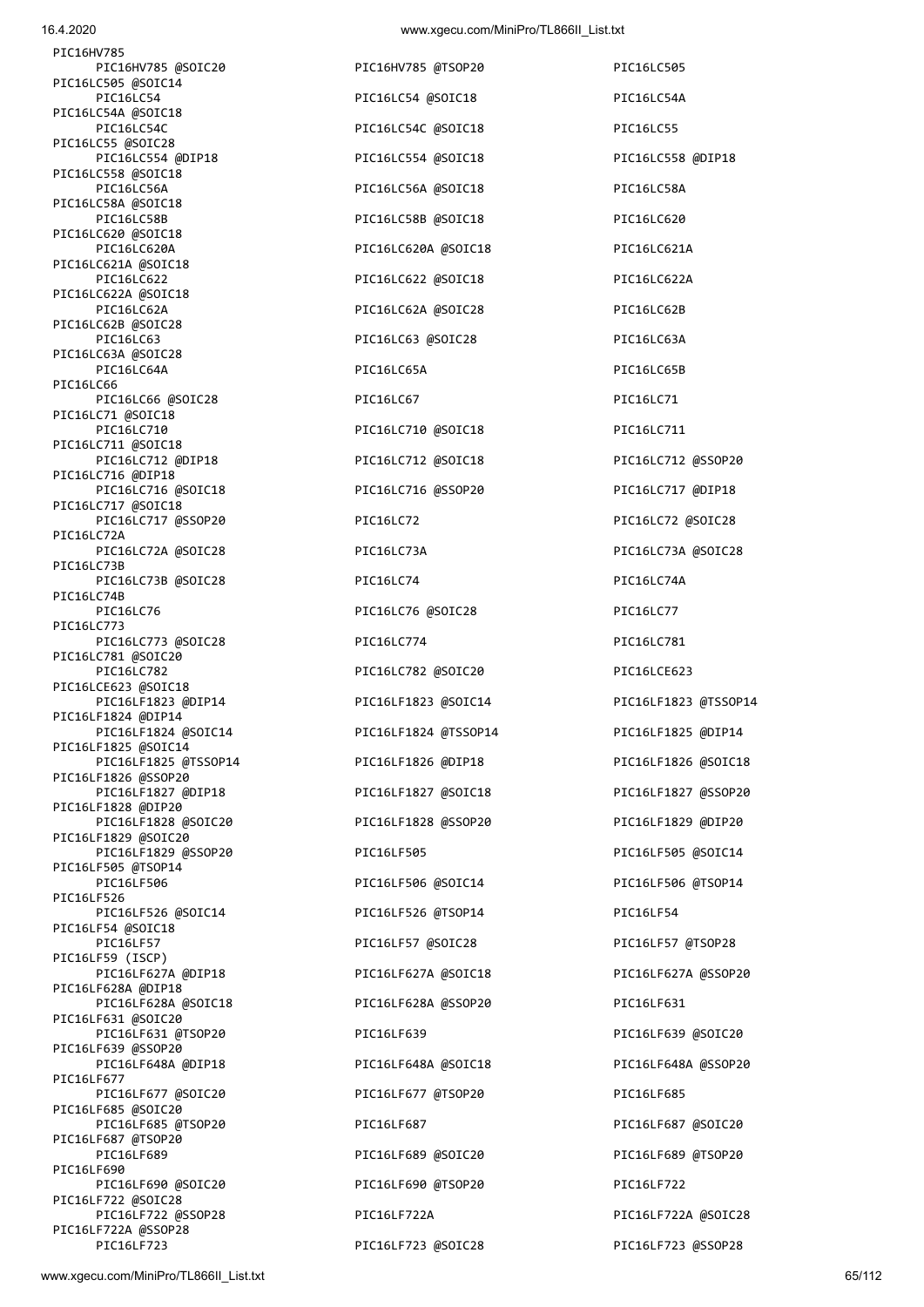```
PIC16HV785
     PIC16HV785 @SOIC20              PIC16HV785 @TSOP20              PIC16LC505
PIC16LC505 @SOIC14
     PIC16LC54                       PIC16LC54 @SOIC18               PIC16LC54A
PIC16LC54A @SOIC18
     PIC16LC54C                      PIC16LC54C @SOIC18              PIC16LC55
PIC16LC55 @SOIC28
     PIC16LC554 @DIP18               PIC16LC554 @SOIC18              PIC16LC558 @DIP18
PIC16LC558 @SOIC18
     PIC16LC56A                      PIC16LC56A @SOIC18              PIC16LC58A
PIC16LC58A @SOIC18
     PIC16LC58B                      PIC16LC58B @SOIC18              PIC16LC620
PIC16LC620 @SOIC18
     PIC16LC620A                     PIC16LC620A @SOIC18             PIC16LC621A
PIC16LC621A @SOIC18
     PIC16LC622                      PIC16LC622 @SOIC18              PIC16LC622A
PIC16LC622A @SOIC18
     PIC16LC62A                      PIC16LC62A @SOIC28              PIC16LC62B
PIC16LC62B @SOIC28
     PIC16LC63                       PIC16LC63 @SOIC28               PIC16LC63A
PIC16LC63A @SOIC28
     PIC16LC64A                      PIC16LC65A                      PIC16LC65B
PIC16LC66
     PIC16LC66 @SOIC28               PIC16LC67                       PIC16LC71
PIC16LC71 @SOIC18
     PIC16LC710                      PIC16LC710 @SOIC18              PIC16LC711
PIC16LC711 @SOIC18
     PIC16LC712 @DIP18               PIC16LC712 @SOIC18              PIC16LC712 @SSOP20
PIC16LC716 @DIP18
     PIC16LC716 @SOIC18              PIC16LC716 @SSOP20              PIC16LC717 @DIP18
PIC16LC717 @SOIC18
     PIC16LC717 @SSOP20              PIC16LC72                       PIC16LC72 @SOIC28
PIC16LC72A
     PIC16LC72A @SOIC28              PIC16LC73A                      PIC16LC73A @SOIC28
PIC16LC73B
     PIC16LC73B @SOIC28              PIC16LC74                       PIC16LC74A
PIC16LC74B
     PIC16LC76                       PIC16LC76 @SOIC28               PIC16LC77
PIC16LC773
     PIC16LC773 @SOIC28              PIC16LC774                      PIC16LC781
PIC16LC781 @SOIC20
     PIC16LC782                      PIC16LC782 @SOIC20              PIC16LCE623
PIC16LCE623 @SOIC18
     PIC16LF1823 @DIP14              PIC16LF1823 @SOIC14             PIC16LF1823 @TSSOP14
PIC16LF1824 @DIP14
     PIC16LF1824 @SOIC14             PIC16LF1824 @TSSOP14            PIC16LF1825 @DIP14
PIC16LF1825 @SOIC14
     PIC16LF1825 @TSSOP14            PIC16LF1826 @DIP18              PIC16LF1826 @SOIC18
PIC16LF1826 @SSOP20
     PIC16LF1827 @DIP18              PIC16LF1827 @SOIC18             PIC16LF1827 @SSOP20
PIC16LF1828 @DIP20
     PIC16LF1828 @SOIC20             PIC16LF1828 @SSOP20             PIC16LF1829 @DIP20
PIC16LF1829 @SOIC20
     PIC16LF1829 @SSOP20             PIC16LF505                      PIC16LF505 @SOIC14
PIC16LF505 @TSOP14
     PIC16LF506                      PIC16LF506 @SOIC14              PIC16LF506 @TSOP14
PIC16LF526
     PIC16LF526 @SOIC14              PIC16LF526 @TSOP14              PIC16LF54
PIC16LF54 @SOIC18
     PIC16LF57                       PIC16LF57 @SOIC28               PIC16LF57 @TSOP28
PIC16LF59 (ISCP)
     PIC16LF627A @DIP18              PIC16LF627A @SOIC18             PIC16LF627A @SSOP20
PIC16LF628A @DIP18
     PIC16LF628A @SOIC18             PIC16LF628A @SSOP20             PIC16LF631
PIC16LF631 @SOIC20
     PIC16LF631 @TSOP20              PIC16LF639                      PIC16LF639 @SOIC20
PIC16LF639 @SSOP20
     PIC16LF648A @DIP18              PIC16LF648A @SOIC18             PIC16LF648A @SSOP20
PIC16LF677
     PIC16LF677 @SOIC20              PIC16LF677 @TSOP20              PIC16LF685
PIC16LF685 @SOIC20
     PIC16LF685 @TSOP20              PIC16LF687                      PIC16LF687 @SOIC20
PIC16LF687 @TSOP20
     PIC16LF689                      PIC16LF689 @SOIC20              PIC16LF689 @TSOP20
PIC16LF690
     PIC16LF690 @SOIC20              PIC16LF690 @TSOP20              PIC16LF722
PIC16LF722 @SOIC28
     PIC16LF722 @SSOP28              PIC16LF722A                     PIC16LF722A @SOIC28
PIC16LF722A @SSOP28
     PIC16LF723                      PIC16LF723 @SOIC28              PIC16LF723 @SSOP28
```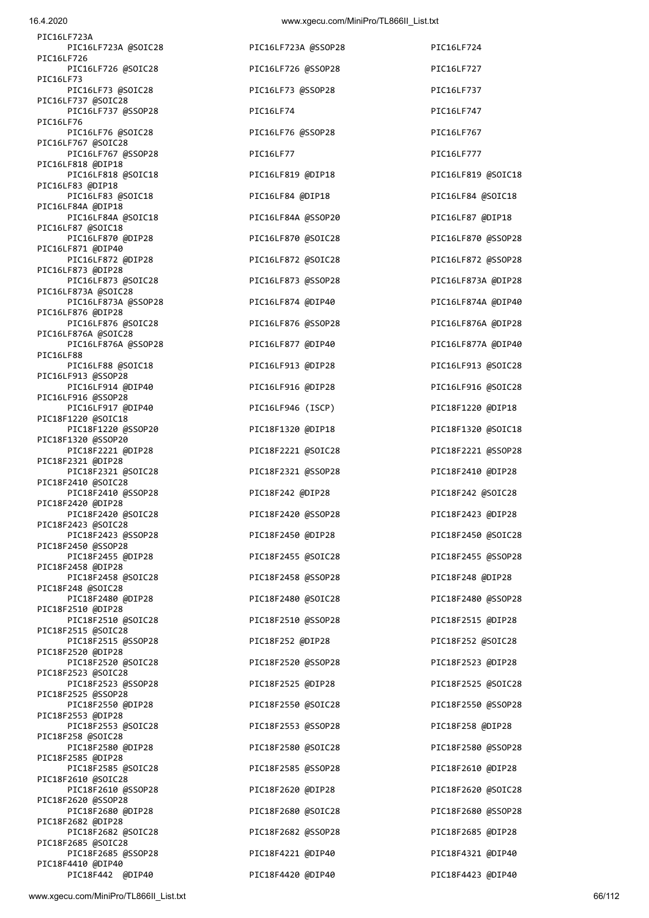```
PIC16LF723A
    PIC16LF723A @SOIC28             PIC16LF723A @SSOP28             PIC16LF724
PIC16LF726
    PIC16LF726 @SOIC28              PIC16LF726 @SSOP28              PIC16LF727
PIC16LF73
    PIC16LF73 @SOIC28               PIC16LF73 @SSOP28               PIC16LF737
PIC16LF737 @SOIC28
    PIC16LF737 @SSOP28              PIC16LF74                       PIC16LF747
PIC16LF76
    PIC16LF76 @SOIC28               PIC16LF76 @SSOP28               PIC16LF767
PIC16LF767 @SOIC28
    PIC16LF767 @SSOP28              PIC16LF77                       PIC16LF777
PIC16LF818 @DIP18
    PIC16LF818 @SOIC18              PIC16LF819 @DIP18               PIC16LF819 @SOIC18
PIC16LF83 @DIP18
    PIC16LF83 @SOIC18               PIC16LF84 @DIP18                PIC16LF84 @SOIC18
PIC16LF84A @DIP18
    PIC16LF84A @SOIC18              PIC16LF84A @SSOP20              PIC16LF87 @DIP18
PIC16LF87 @SOIC18
    PIC16LF870 @DIP28               PIC16LF870 @SOIC28              PIC16LF870 @SSOP28
PIC16LF871 @DIP40
    PIC16LF872 @DIP28               PIC16LF872 @SOIC28              PIC16LF872 @SSOP28
PIC16LF873 @DIP28
    PIC16LF873 @SOIC28              PIC16LF873 @SSOP28              PIC16LF873A @DIP28
PIC16LF873A @SOIC28
    PIC16LF873A @SSOP28             PIC16LF874 @DIP40               PIC16LF874A @DIP40
PIC16LF876 @DIP28
    PIC16LF876 @SOIC28              PIC16LF876 @SSOP28              PIC16LF876A @DIP28
PIC16LF876A @SOIC28
    PIC16LF876A @SSOP28             PIC16LF877 @DIP40               PIC16LF877A @DIP40
PIC16LF88
    PIC16LF88 @SOIC18               PIC16LF913 @DIP28               PIC16LF913 @SOIC28
PIC16LF913 @SSOP28
    PIC16LF914 @DIP40               PIC16LF916 @DIP28               PIC16LF916 @SOIC28
PIC16LF916 @SSOP28
    PIC16LF917 @DIP40               PIC16LF946 (ISCP)               PIC18F1220 @DIP18
PIC18F1220 @SOIC18
    PIC18F1220 @SSOP20              PIC18F1320 @DIP18               PIC18F1320 @SOIC18
PIC18F1320 @SSOP20
    PIC18F2221 @DIP28               PIC18F2221 @SOIC28              PIC18F2221 @SSOP28
PIC18F2321 @DIP28
    PIC18F2321 @SOIC28              PIC18F2321 @SSOP28              PIC18F2410 @DIP28
PIC18F2410 @SOIC28
    PIC18F2410 @SSOP28              PIC18F242 @DIP28                PIC18F242 @SOIC28
PIC18F2420 @DIP28
    PIC18F2420 @SOIC28              PIC18F2420 @SSOP28              PIC18F2423 @DIP28
PIC18F2423 @SOIC28
    PIC18F2423 @SSOP28              PIC18F2450 @DIP28               PIC18F2450 @SOIC28
PIC18F2450 @SSOP28
    PIC18F2455 @DIP28               PIC18F2455 @SOIC28              PIC18F2455 @SSOP28
PIC18F2458 @DIP28
    PIC18F2458 @SOIC28              PIC18F2458 @SSOP28              PIC18F248 @DIP28
PIC18F248 @SOIC28
    PIC18F2480 @DIP28               PIC18F2480 @SOIC28              PIC18F2480 @SSOP28
PIC18F2510 @DIP28
    PIC18F2510 @SOIC28              PIC18F2510 @SSOP28              PIC18F2515 @DIP28
PIC18F2515 @SOIC28
    PIC18F2515 @SSOP28              PIC18F252 @DIP28                PIC18F252 @SOIC28
PIC18F2520 @DIP28
    PIC18F2520 @SOIC28              PIC18F2520 @SSOP28              PIC18F2523 @DIP28
PIC18F2523 @SOIC28
    PIC18F2523 @SSOP28              PIC18F2525 @DIP28               PIC18F2525 @SOIC28
PIC18F2525 @SSOP28
    PIC18F2550 @DIP28               PIC18F2550 @SOIC28              PIC18F2550 @SSOP28
PIC18F2553 @DIP28
    PIC18F2553 @SOIC28              PIC18F2553 @SSOP28              PIC18F258 @DIP28
PIC18F258 @SOIC28
    PIC18F2580 @DIP28               PIC18F2580 @SOIC28              PIC18F2580 @SSOP28
PIC18F2585 @DIP28
    PIC18F2585 @SOIC28              PIC18F2585 @SSOP28              PIC18F2610 @DIP28
PIC18F2610 @SOIC28
    PIC18F2610 @SSOP28              PIC18F2620 @DIP28               PIC18F2620 @SOIC28
PIC18F2620 @SSOP28
    PIC18F2680 @DIP28               PIC18F2680 @SOIC28              PIC18F2680 @SSOP28
PIC18F2682 @DIP28
    PIC18F2682 @SOIC28              PIC18F2682 @SSOP28              PIC18F2685 @DIP28
PIC18F2685 @SOIC28
    PIC18F2685 @SSOP28              PIC18F4221 @DIP40               PIC18F4321 @DIP40
PIC18F4410 @DIP40
    PIC18F442  @DIP40               PIC18F4420 @DIP40               PIC18F4423 @DIP40
```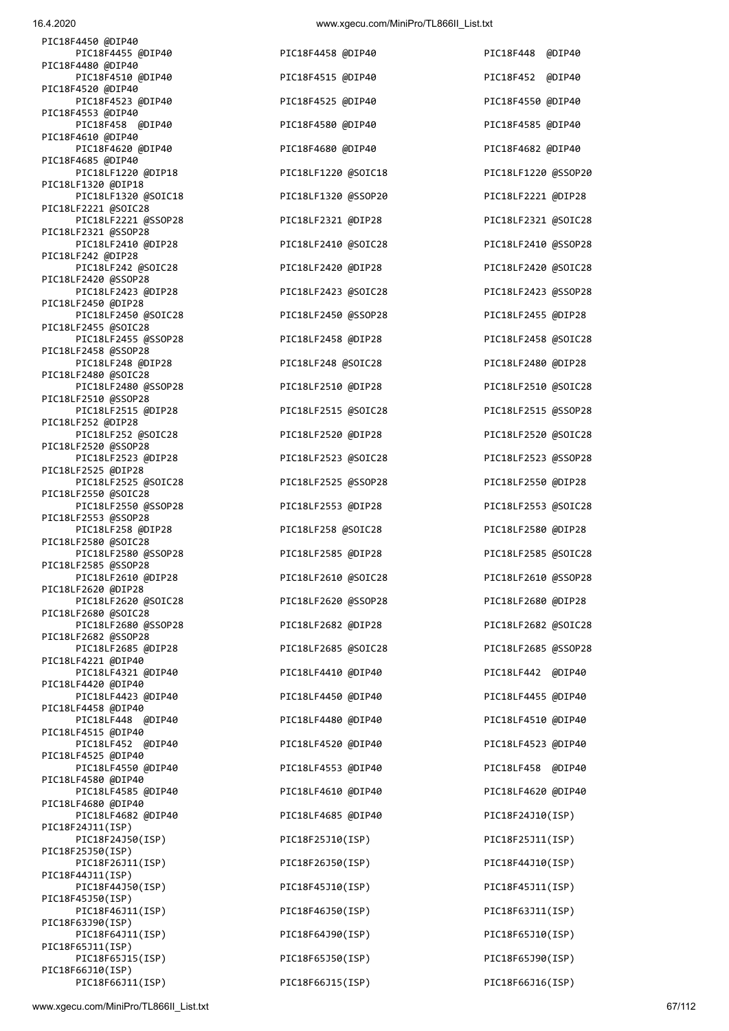```
PIC18F4450 @DIP40
      PIC18F4455 @DIP40              PIC18F4458 @DIP40              PIC18F448  @DIP40
PIC18F4480 @DIP40
      PIC18F4510 @DIP40              PIC18F4515 @DIP40              PIC18F452  @DIP40
PIC18F4520 @DIP40
      PIC18F4523 @DIP40              PIC18F4525 @DIP40              PIC18F4550 @DIP40
PIC18F4553 @DIP40
      PIC18F458  @DIP40              PIC18F4580 @DIP40              PIC18F4585 @DIP40
PIC18F4610 @DIP40
      PIC18F4620 @DIP40              PIC18F4680 @DIP40              PIC18F4682 @DIP40
PIC18F4685 @DIP40
      PIC18LF1220 @DIP18             PIC18LF1220 @SOIC18            PIC18LF1220 @SSOP20
PIC18LF1320 @DIP18
      PIC18LF1320 @SOIC18            PIC18LF1320 @SSOP20            PIC18LF2221 @DIP28
PIC18LF2221 @SOIC28
      PIC18LF2221 @SSOP28            PIC18LF2321 @DIP28             PIC18LF2321 @SOIC28
PIC18LF2321 @SSOP28
      PIC18LF2410 @DIP28             PIC18LF2410 @SOIC28            PIC18LF2410 @SSOP28
PIC18LF242 @DIP28
      PIC18LF242 @SOIC28             PIC18LF2420 @DIP28             PIC18LF2420 @SOIC28
PIC18LF2420 @SSOP28
      PIC18LF2423 @DIP28             PIC18LF2423 @SOIC28            PIC18LF2423 @SSOP28
PIC18LF2450 @DIP28
      PIC18LF2450 @SOIC28            PIC18LF2450 @SSOP28            PIC18LF2455 @DIP28
PIC18LF2455 @SOIC28
      PIC18LF2455 @SSOP28            PIC18LF2458 @DIP28             PIC18LF2458 @SOIC28
PIC18LF2458 @SSOP28
      PIC18LF248 @DIP28              PIC18LF248 @SOIC28             PIC18LF2480 @DIP28
PIC18LF2480 @SOIC28
      PIC18LF2480 @SSOP28            PIC18LF2510 @DIP28             PIC18LF2510 @SOIC28
PIC18LF2510 @SSOP28
      PIC18LF2515 @DIP28             PIC18LF2515 @SOIC28            PIC18LF2515 @SSOP28
PIC18LF252 @DIP28
      PIC18LF252 @SOIC28             PIC18LF2520 @DIP28             PIC18LF2520 @SOIC28
PIC18LF2520 @SSOP28
      PIC18LF2523 @DIP28             PIC18LF2523 @SOIC28            PIC18LF2523 @SSOP28
PIC18LF2525 @DIP28
      PIC18LF2525 @SOIC28            PIC18LF2525 @SSOP28            PIC18LF2550 @DIP28
PIC18LF2550 @SOIC28
      PIC18LF2550 @SSOP28            PIC18LF2553 @DIP28             PIC18LF2553 @SOIC28
PIC18LF2553 @SSOP28
      PIC18LF258 @DIP28              PIC18LF258 @SOIC28             PIC18LF2580 @DIP28
PIC18LF2580 @SOIC28
      PIC18LF2580 @SSOP28            PIC18LF2585 @DIP28             PIC18LF2585 @SOIC28
PIC18LF2585 @SSOP28
      PIC18LF2610 @DIP28             PIC18LF2610 @SOIC28            PIC18LF2610 @SSOP28
PIC18LF2620 @DIP28
      PIC18LF2620 @SOIC28            PIC18LF2620 @SSOP28            PIC18LF2680 @DIP28
PIC18LF2680 @SOIC28
      PIC18LF2680 @SSOP28            PIC18LF2682 @DIP28             PIC18LF2682 @SOIC28
PIC18LF2682 @SSOP28
      PIC18LF2685 @DIP28             PIC18LF2685 @SOIC28            PIC18LF2685 @SSOP28
PIC18LF4221 @DIP40
      PIC18LF4321 @DIP40             PIC18LF4410 @DIP40             PIC18LF442  @DIP40
PIC18LF4420 @DIP40
      PIC18LF4423 @DIP40             PIC18LF4450 @DIP40             PIC18LF4455 @DIP40
PIC18LF4458 @DIP40
      PIC18LF448  @DIP40             PIC18LF4480 @DIP40             PIC18LF4510 @DIP40
PIC18LF4515 @DIP40
      PIC18LF452  @DIP40             PIC18LF4520 @DIP40             PIC18LF4523 @DIP40
PIC18LF4525 @DIP40
      PIC18LF4550 @DIP40             PIC18LF4553 @DIP40             PIC18LF458  @DIP40
PIC18LF4580 @DIP40
      PIC18LF4585 @DIP40             PIC18LF4610 @DIP40             PIC18LF4620 @DIP40
PIC18LF4680 @DIP40
      PIC18LF4682 @DIP40             PIC18LF4685 @DIP40             PIC18F24J10(ISP)
PIC18F24J11(ISP)
      PIC18F24J50(ISP)               PIC18F25J10(ISP)               PIC18F25J11(ISP)
PIC18F25J50(ISP)
      PIC18F26J11(ISP)               PIC18F26J50(ISP)               PIC18F44J10(ISP)
PIC18F44J11(ISP)
      PIC18F44J50(ISP)               PIC18F45J10(ISP)               PIC18F45J11(ISP)
PIC18F45J50(ISP)
      PIC18F46J11(ISP)               PIC18F46J50(ISP)               PIC18F63J11(ISP)
PIC18F63J90(ISP)
      PIC18F64J11(ISP)               PIC18F64J90(ISP)               PIC18F65J10(ISP)
PIC18F65J11(ISP)
      PIC18F65J15(ISP)               PIC18F65J50(ISP)               PIC18F65J90(ISP)
PIC18F66J10(ISP)
      PIC18F66J11(ISP)               PIC18F66J15(ISP)               PIC18F66J16(ISP)
```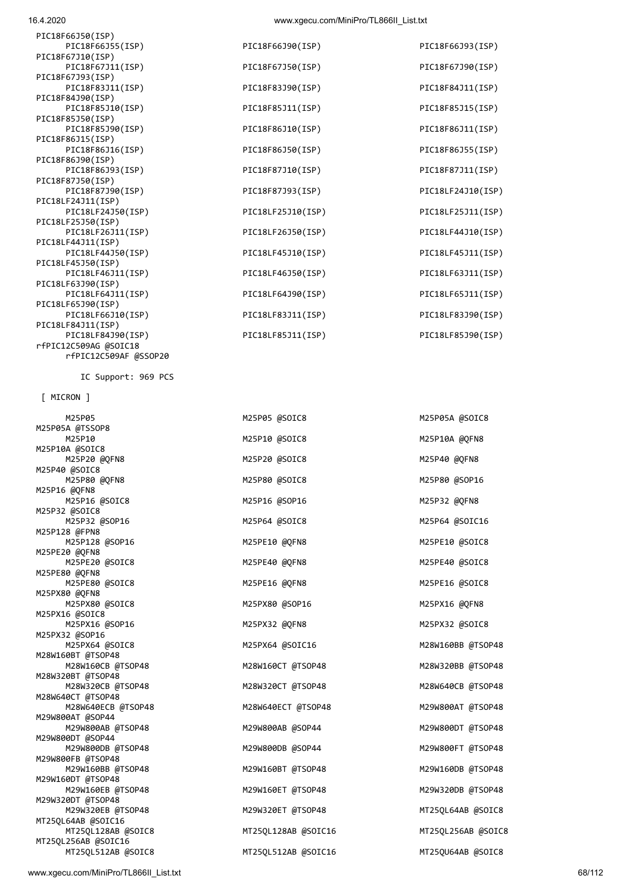PIC18F66J50(ISP)
PIC18F66J55(ISP) PIC18F66J90(ISP) PIC18F66J93(ISP)
PIC18F67J10(ISP)
PIC18F67J11(ISP) PIC18F67J50(ISP) PIC18F67J90(ISP)
PIC18F67J93(ISP)
PIC18F83J11(ISP) PIC18F83J90(ISP) PIC18F84J11(ISP)
PIC18F84J90(ISP)
PIC18F85J10(ISP) PIC18F85J11(ISP) PIC18F85J15(ISP)
PIC18F85J50(ISP)
PIC18F85J90(ISP) PIC18F86J10(ISP) PIC18F86J11(ISP)
PIC18F86J15(ISP)
PIC18F86J16(ISP) PIC18F86J50(ISP) PIC18F86J55(ISP)
PIC18F86J90(ISP)
PIC18F86J93(ISP) PIC18F87J10(ISP) PIC18F87J11(ISP)
PIC18F87J50(ISP)
PIC18F87J90(ISP) PIC18F87J93(ISP) PIC18LF24J10(ISP)
PIC18LF24J11(ISP)
PIC18LF24J50(ISP) PIC18LF25J10(ISP) PIC18LF25J11(ISP)
PIC18LF25J50(ISP)
PIC18LF26J11(ISP) PIC18LF26J50(ISP) PIC18LF44J10(ISP)
PIC18LF44J11(ISP)
PIC18LF44J50(ISP) PIC18LF45J10(ISP) PIC18LF45J11(ISP)
PIC18LF45J50(ISP)
PIC18LF46J11(ISP) PIC18LF46J50(ISP) PIC18LF63J11(ISP)
PIC18LF63J90(ISP)
PIC18LF64J11(ISP) PIC18LF64J90(ISP) PIC18LF65J11(ISP)
PIC18LF65J90(ISP)
PIC18LF66J10(ISP) PIC18LF83J11(ISP) PIC18LF83J90(ISP)
PIC18LF84J11(ISP)
PIC18LF84J90(ISP) PIC18LF85J11(ISP) PIC18LF85J90(ISP)
rfPIC12C509AG @SOIC18
rfPIC12C509AF @SSOP20

IC Support: 969 PCS

[ MICRON ]

M25P05 M25P05 @SOIC8 M25P05A @SOIC8
M25P05A @TSSOP8
M25P10 M25P10 @SOIC8 M25P10A @QFN8
M25P10A @SOIC8
M25P20 @QFN8 M25P20 @SOIC8 M25P40 @QFN8
M25P40 @SOIC8
M25P80 @QFN8 M25P80 @SOIC8 M25P80 @SOP16
M25P16 @QFN8
M25P16 @SOIC8 M25P16 @SOP16 M25P32 @QFN8
M25P32 @SOIC8
M25P32 @SOP16 M25P64 @SOIC8 M25P64 @SOIC16
M25P128 @FPN8
M25P128 @SOP16 M25PE10 @QFN8 M25PE10 @SOIC8
M25PE20 @QFN8
M25PE20 @SOIC8 M25PE40 @QFN8 M25PE40 @SOIC8
M25PE80 @QFN8
M25PE80 @SOIC8 M25PE16 @QFN8 M25PE16 @SOIC8
M25PX80 @QFN8
M25PX80 @SOIC8 M25PX80 @SOP16 M25PX16 @QFN8
M25PX16 @SOIC8
M25PX16 @SOP16 M25PX32 @QFN8 M25PX32 @SOIC8
M25PX32 @SOP16
M25PX64 @SOIC8 M25PX64 @SOIC16 M28W160BB @TSOP48
M28W160BT @TSOP48
M28W160CB @TSOP48 M28W160CT @TSOP48 M28W320BB @TSOP48
M28W320BT @TSOP48
M28W320CB @TSOP48 M28W320CT @TSOP48 M28W640CB @TSOP48
M28W640CT @TSOP48
M28W640ECB @TSOP48 M28W640ECT @TSOP48 M29W800AT @TSOP48
M29W800AT @SOP44
M29W800AB @TSOP48 M29W800AB @SOP44 M29W800DT @TSOP48
M29W800DT @SOP44
M29W800DB @TSOP48 M29W800DB @SOP44 M29W800FT @TSOP48
M29W800FB @TSOP48
M29W160BB @TSOP48 M29W160BT @TSOP48 M29W160DB @TSOP48
M29W160DT @TSOP48
M29W160EB @TSOP48 M29W160ET @TSOP48 M29W320DB @TSOP48
M29W320DT @TSOP48
M29W320EB @TSOP48 M29W320ET @TSOP48 MT25QL64AB @SOIC8
MT25QL64AB @SOIC16
MT25QL128AB @SOIC8 MT25QL128AB @SOIC16 MT25QL256AB @SOIC8
MT25QL256AB @SOIC16
MT25QL512AB @SOIC8 MT25QL512AB @SOIC16 MT25QU64AB @SOIC8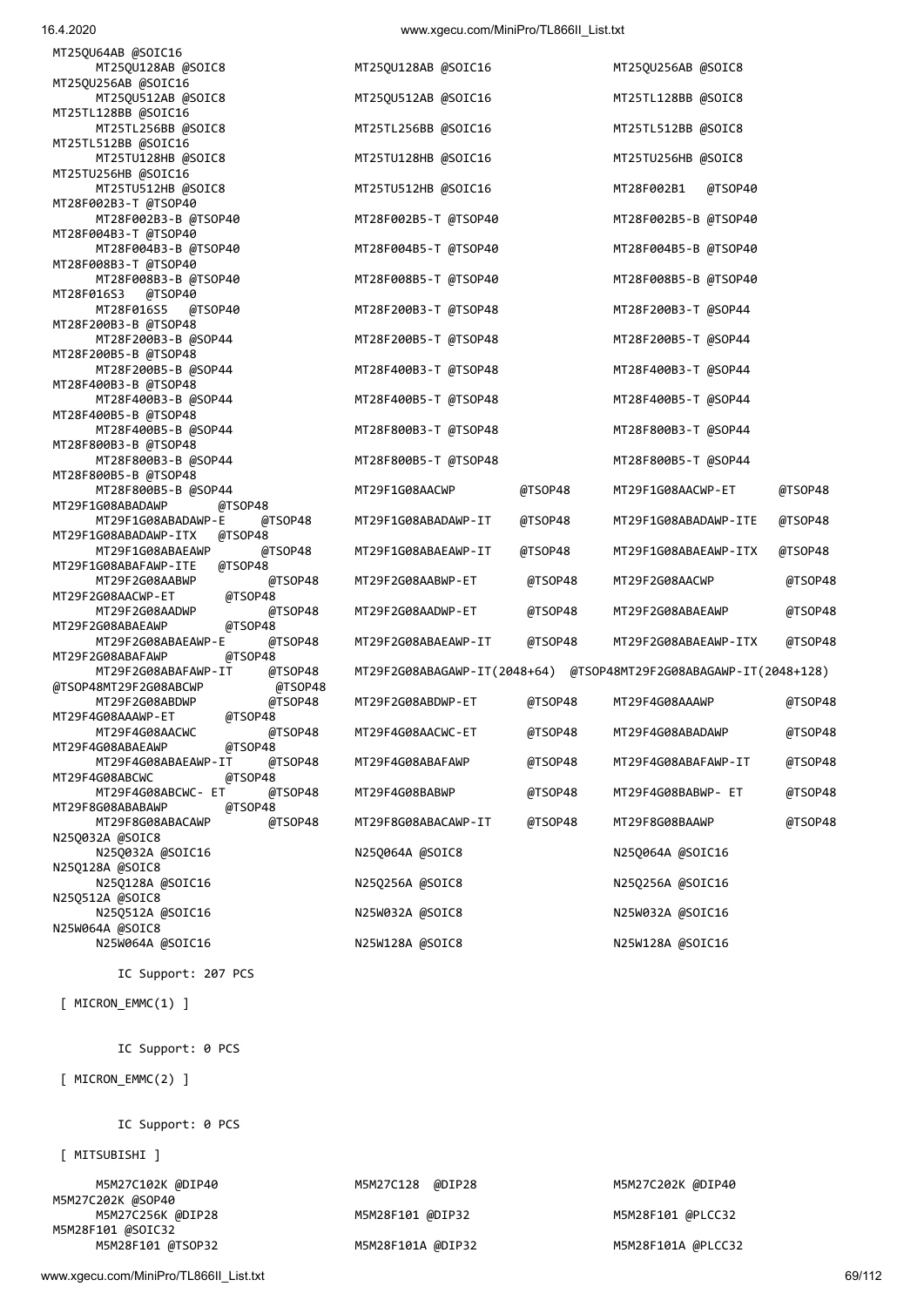```
MT25QU64AB @SOIC16
     MT25QU128AB @SOIC8              MT25QU128AB @SOIC16              MT25QU256AB @SOIC8
MT25QU256AB @SOIC16
     MT25QU512AB @SOIC8              MT25QU512AB @SOIC16              MT25TL128BB @SOIC8
MT25TL128BB @SOIC16
     MT25TL256BB @SOIC8              MT25TL256BB @SOIC16              MT25TL512BB @SOIC8
MT25TL512BB @SOIC16
     MT25TU128HB @SOIC8              MT25TU128HB @SOIC16              MT25TU256HB @SOIC8
MT25TU256HB @SOIC16
     MT25TU512HB @SOIC8              MT25TU512HB @SOIC16              MT28F002B1   @TSOP40
MT28F002B3-T @TSOP40
     MT28F002B3-B @TSOP40            MT28F002B5-T @TSOP40             MT28F002B5-B @TSOP40
MT28F004B3-T @TSOP40
     MT28F004B3-B @TSOP40            MT28F004B5-T @TSOP40             MT28F004B5-B @TSOP40
MT28F008B3-T @TSOP40
     MT28F008B3-B @TSOP40            MT28F008B5-T @TSOP40             MT28F008B5-B @TSOP40
MT28F016S3   @TSOP40
     MT28F016S5   @TSOP40            MT28F200B3-T @TSOP48             MT28F200B3-T @SOP44
MT28F200B3-B @TSOP48
     MT28F200B3-B @SOP44             MT28F200B5-T @TSOP48             MT28F200B5-T @SOP44
MT28F200B5-B @TSOP48
     MT28F200B5-B @SOP44             MT28F400B3-T @TSOP48             MT28F400B3-T @SOP44
MT28F400B3-B @TSOP48
     MT28F400B3-B @SOP44             MT28F400B5-T @TSOP48             MT28F400B5-T @SOP44
MT28F400B5-B @TSOP48
     MT28F400B5-B @SOP44             MT28F800B3-T @TSOP48             MT28F800B3-T @SOP44
MT28F800B3-B @TSOP48
     MT28F800B3-B @SOP44             MT28F800B5-T @TSOP48             MT28F800B5-T @SOP44
MT28F800B5-B @TSOP48
     MT28F800B5-B @SOP44             MT29F1G08AACWP        @TSOP48    MT29F1G08AACWP-ET      @TSOP48
MT29F1G08ABADAWP       @TSOP48
     MT29F1G08ABADAWP-E     @TSOP48  MT29F1G08ABADAWP-IT   @TSOP48    MT29F1G08ABADAWP-ITE   @TSOP48
MT29F1G08ABADAWP-ITX   @TSOP48
     MT29F1G08ABAEAWP       @TSOP48  MT29F1G08ABAEAWP-IT   @TSOP48    MT29F1G08ABAEAWP-ITX   @TSOP48
MT29F1G08ABAFAWP-ITE   @TSOP48
     MT29F2G08AABWP         @TSOP48  MT29F2G08AABWP-ET      @TSOP48   MT29F2G08AACWP         @TSOP48
MT29F2G08AACWP-ET      @TSOP48
     MT29F2G08AADWP         @TSOP48  MT29F2G08AADWP-ET      @TSOP48   MT29F2G08ABAEAWP       @TSOP48
MT29F2G08ABAEAWP       @TSOP48
     MT29F2G08ABAEAWP-E     @TSOP48  MT29F2G08ABAEAWP-IT    @TSOP48   MT29F2G08ABAEAWP-ITX   @TSOP48
MT29F2G08ABAFAWP       @TSOP48
     MT29F2G08ABAFAWP-IT    @TSOP48  MT29F2G08ABAGAWP-IT(2048+64)  @TSOP48MT29F2G08ABAGAWP-IT(2048+128)
@TSOP48MT29F2G08ABCWP          @TSOP48
     MT29F2G08ABDWP         @TSOP48  MT29F2G08ABDWP-ET      @TSOP48   MT29F4G08AAAWP         @TSOP48
MT29F4G08AAAWP-ET      @TSOP48
     MT29F4G08AACWC         @TSOP48  MT29F4G08AACWC-ET      @TSOP48   MT29F4G08ABADAWP       @TSOP48
MT29F4G08ABAEAWP       @TSOP48
     MT29F4G08ABAEAWP-IT    @TSOP48  MT29F4G08ABAFAWP       @TSOP48   MT29F4G08ABAFAWP-IT    @TSOP48
MT29F4G08ABCWC         @TSOP48
     MT29F4G08ABCWC- ET     @TSOP48  MT29F4G08BABWP         @TSOP48   MT29F4G08BABWP- ET     @TSOP48
MT29F8G08ABABAWP       @TSOP48
     MT29F8G08ABACAWP       @TSOP48  MT29F8G08ABACAWP-IT    @TSOP48   MT29F8G08BAAWP         @TSOP48
N25Q032A @SOIC8
     N25Q032A @SOIC16                N25Q064A @SOIC8                  N25Q064A @SOIC16
N25Q128A @SOIC8
     N25Q128A @SOIC16                N25Q256A @SOIC8                  N25Q256A @SOIC16
N25Q512A @SOIC8
     N25Q512A @SOIC16                N25W032A @SOIC8                  N25W032A @SOIC16
N25W064A @SOIC8
     N25W064A @SOIC16                N25W128A @SOIC8                  N25W128A @SOIC16

        IC Support: 207 PCS

 [ MICRON_EMMC(1) ]


        IC Support: 0 PCS

 [ MICRON_EMMC(2) ]


        IC Support: 0 PCS

 [ MITSUBISHI ]

     M5M27C102K @DIP40               M5M27C128  @DIP28                M5M27C202K @DIP40
M5M27C202K @SOP40
     M5M27C256K @DIP28               M5M28F101 @DIP32                 M5M28F101 @PLCC32
M5M28F101 @SOIC32
     M5M28F101 @TSOP32               M5M28F101A @DIP32                M5M28F101A @PLCC32
```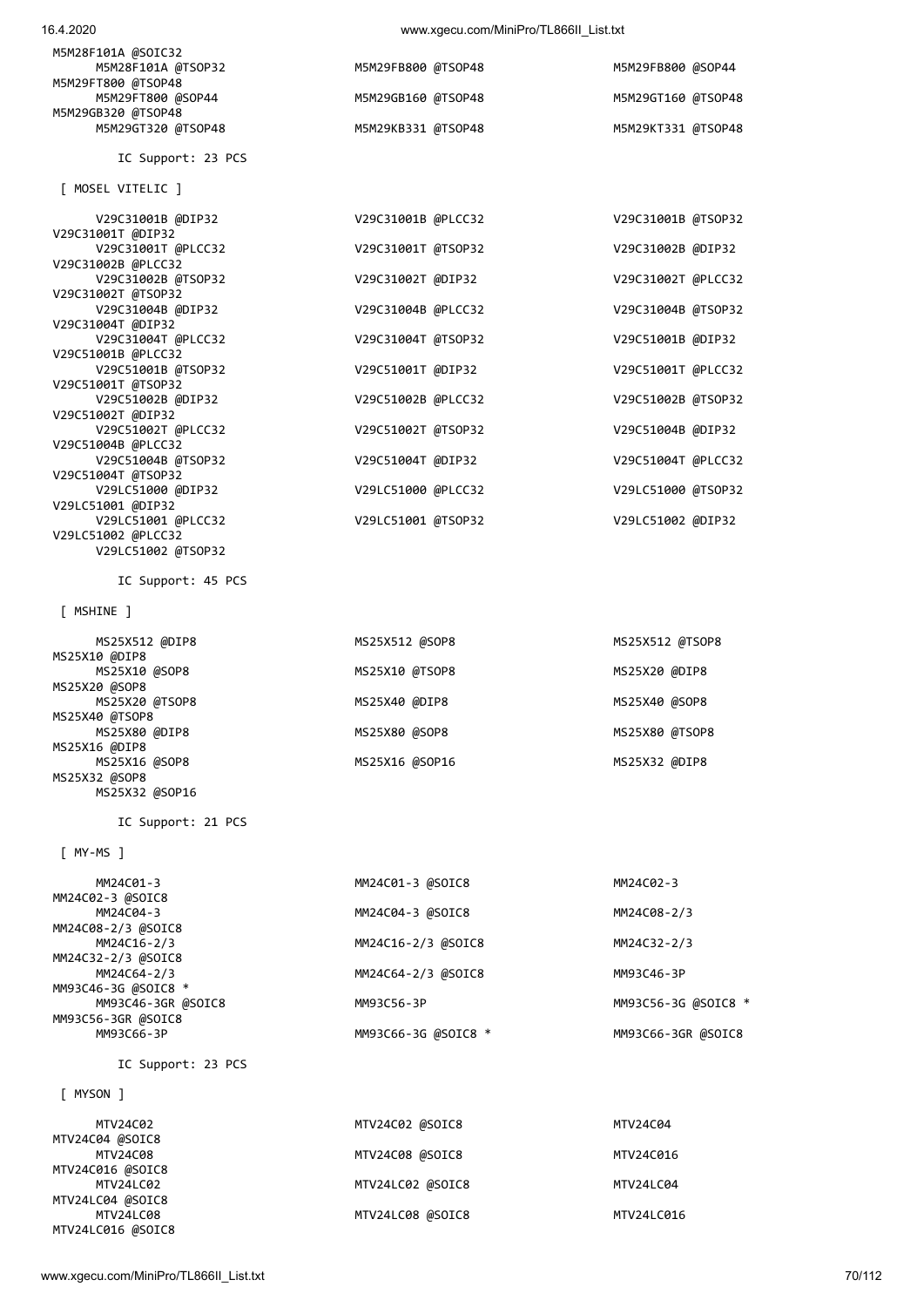```
M5M28F101A @SOIC32
      M5M28F101A @TSOP32                   M5M29FB800 @TSOP48                   M5M29FB800 @SOP44
M5M29FT800 @TSOP48
      M5M29FT800 @SOP44                    M5M29GB160 @TSOP48                   M5M29GT160 @TSOP48
M5M29GB320 @TSOP48
      M5M29GT320 @TSOP48                   M5M29KB331 @TSOP48                   M5M29KT331 @TSOP48

        IC Support: 23 PCS

 [ MOSEL VITELIC ]

      V29C31001B @DIP32                    V29C31001B @PLCC32                   V29C31001B @TSOP32
V29C31001T @DIP32
      V29C31001T @PLCC32                   V29C31001T @TSOP32                   V29C31002B @DIP32
V29C31002B @PLCC32
      V29C31002B @TSOP32                   V29C31002T @DIP32                    V29C31002T @PLCC32
V29C31002T @TSOP32
      V29C31004B @DIP32                    V29C31004B @PLCC32                   V29C31004B @TSOP32
V29C31004T @DIP32
      V29C31004T @PLCC32                   V29C31004T @TSOP32                   V29C51001B @DIP32
V29C51001B @PLCC32
      V29C51001B @TSOP32                   V29C51001T @DIP32                    V29C51001T @PLCC32
V29C51001T @TSOP32
      V29C51002B @DIP32                    V29C51002B @PLCC32                   V29C51002B @TSOP32
V29C51002T @DIP32
      V29C51002T @PLCC32                   V29C51002T @TSOP32                   V29C51004B @DIP32
V29C51004B @PLCC32
      V29C51004B @TSOP32                   V29C51004T @DIP32                    V29C51004T @PLCC32
V29C51004T @TSOP32
      V29LC51000 @DIP32                    V29LC51000 @PLCC32                   V29LC51000 @TSOP32
V29LC51001 @DIP32
      V29LC51001 @PLCC32                   V29LC51001 @TSOP32                   V29LC51002 @DIP32
V29LC51002 @PLCC32
      V29LC51002 @TSOP32

        IC Support: 45 PCS

 [ MSHINE ]

      MS25X512 @DIP8                       MS25X512 @SOP8                       MS25X512 @TSOP8
MS25X10 @DIP8
      MS25X10 @SOP8                        MS25X10 @TSOP8                       MS25X20 @DIP8
MS25X20 @SOP8
      MS25X20 @TSOP8                       MS25X40 @DIP8                        MS25X40 @SOP8
MS25X40 @TSOP8
      MS25X80 @DIP8                        MS25X80 @SOP8                        MS25X80 @TSOP8
MS25X16 @DIP8
      MS25X16 @SOP8                        MS25X16 @SOP16                       MS25X32 @DIP8
MS25X32 @SOP8
      MS25X32 @SOP16

        IC Support: 21 PCS

 [ MY-MS ]

      MM24C01-3                            MM24C01-3 @SOIC8                     MM24C02-3
MM24C02-3 @SOIC8
      MM24C04-3                            MM24C04-3 @SOIC8                     MM24C08-2/3
MM24C08-2/3 @SOIC8
      MM24C16-2/3                          MM24C16-2/3 @SOIC8                   MM24C32-2/3
MM24C32-2/3 @SOIC8
      MM24C64-2/3                          MM24C64-2/3 @SOIC8                   MM93C46-3P
MM93C46-3G @SOIC8 *
      MM93C46-3GR @SOIC8                   MM93C56-3P                           MM93C56-3G @SOIC8 *
MM93C56-3GR @SOIC8
      MM93C66-3P                           MM93C66-3G @SOIC8 *                  MM93C66-3GR @SOIC8

        IC Support: 23 PCS

 [ MYSON ]

      MTV24C02                             MTV24C02 @SOIC8                      MTV24C04
MTV24C04 @SOIC8
      MTV24C08                             MTV24C08 @SOIC8                      MTV24C016
MTV24C016 @SOIC8
      MTV24LC02                            MTV24LC02 @SOIC8                     MTV24LC04
MTV24LC04 @SOIC8
      MTV24LC08                            MTV24LC08 @SOIC8                     MTV24LC016
MTV24LC016 @SOIC8
```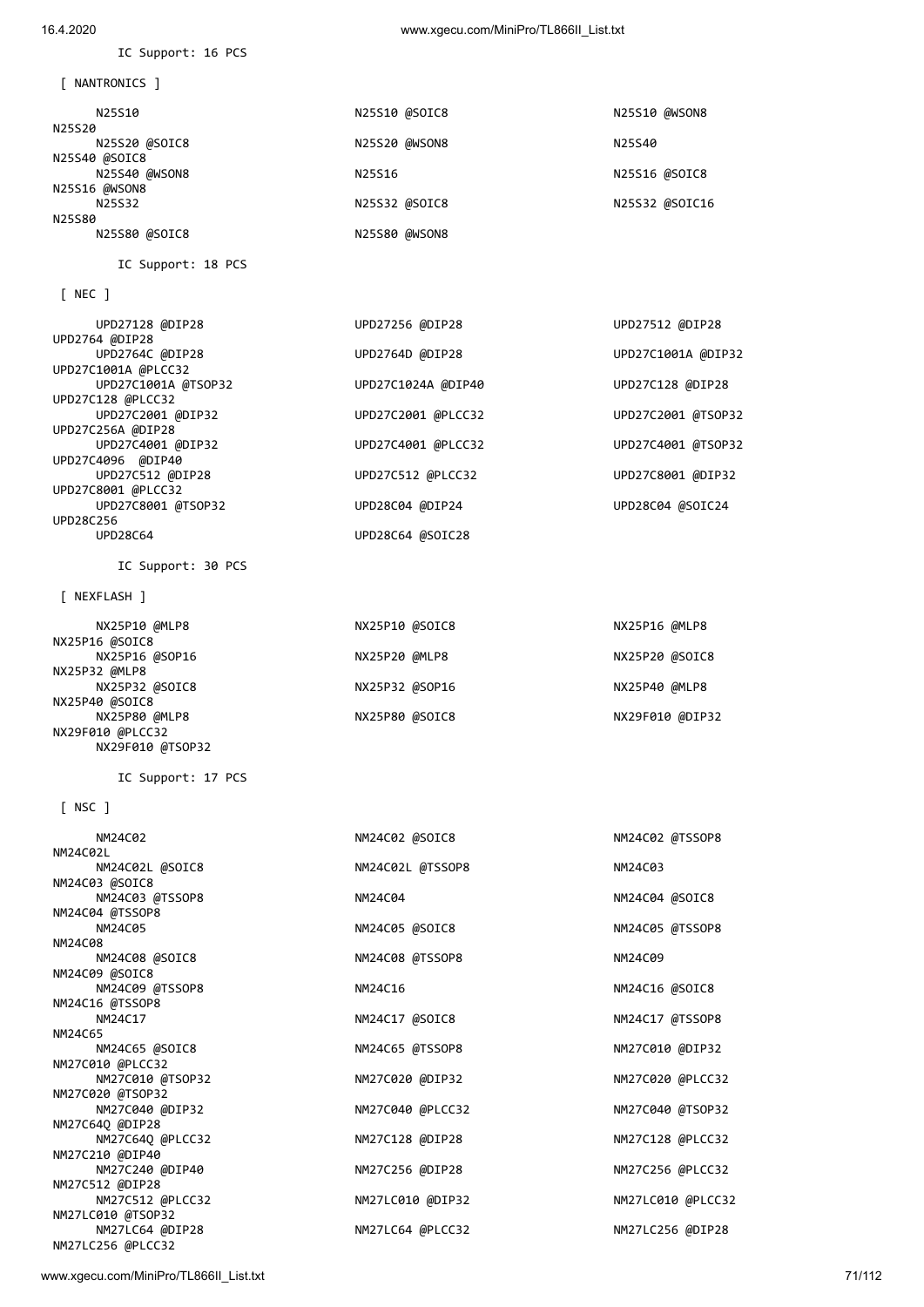IC Support: 16 PCS

[ NANTRONICS ]

```
      N25S10                                N25S10 @SOIC8                         N25S10 @WSON8
N25S20
      N25S20 @SOIC8                         N25S20 @WSON8                         N25S40
N25S40 @SOIC8
      N25S40 @WSON8                         N25S16                                N25S16 @SOIC8
N25S16 @WSON8
      N25S32                                N25S32 @SOIC8                         N25S32 @SOIC16
N25S80
      N25S80 @SOIC8                         N25S80 @WSON8
```

IC Support: 18 PCS

[ NEC ]

```
      UPD27128 @DIP28                       UPD27256 @DIP28                       UPD27512 @DIP28
UPD2764 @DIP28
      UPD2764C @DIP28                       UPD2764D @DIP28                       UPD27C1001A @DIP32
UPD27C1001A @PLCC32
      UPD27C1001A @TSOP32                   UPD27C1024A @DIP40                    UPD27C128 @DIP28
UPD27C128 @PLCC32
      UPD27C2001 @DIP32                     UPD27C2001 @PLCC32                    UPD27C2001 @TSOP32
UPD27C256A @DIP28
      UPD27C4001 @DIP32                     UPD27C4001 @PLCC32                    UPD27C4001 @TSOP32
UPD27C4096  @DIP40
      UPD27C512 @DIP28                      UPD27C512 @PLCC32                     UPD27C8001 @DIP32
UPD27C8001 @PLCC32
      UPD27C8001 @TSOP32                    UPD28C04 @DIP24                       UPD28C04 @SOIC24
UPD28C256
      UPD28C64                              UPD28C64 @SOIC28
```

IC Support: 30 PCS

[ NEXFLASH ]

```
      NX25P10 @MLP8                         NX25P10 @SOIC8                        NX25P16 @MLP8
NX25P16 @SOIC8
      NX25P16 @SOP16                        NX25P20 @MLP8                         NX25P20 @SOIC8
NX25P32 @MLP8
      NX25P32 @SOIC8                        NX25P32 @SOP16                        NX25P40 @MLP8
NX25P40 @SOIC8
      NX25P80 @MLP8                         NX25P80 @SOIC8                        NX29F010 @DIP32
NX29F010 @PLCC32
      NX29F010 @TSOP32
```

IC Support: 17 PCS

[ NSC ]

```
      NM24C02                               NM24C02 @SOIC8                        NM24C02 @TSSOP8
NM24C02L
      NM24C02L @SOIC8                       NM24C02L @TSSOP8                      NM24C03
NM24C03 @SOIC8
      NM24C03 @TSSOP8                       NM24C04                               NM24C04 @SOIC8
NM24C04 @TSSOP8
      NM24C05                               NM24C05 @SOIC8                        NM24C05 @TSSOP8
NM24C08
      NM24C08 @SOIC8                        NM24C08 @TSSOP8                       NM24C09
NM24C09 @SOIC8
      NM24C09 @TSSOP8                       NM24C16                               NM24C16 @SOIC8
NM24C16 @TSSOP8
      NM24C17                               NM24C17 @SOIC8                        NM24C17 @TSSOP8
NM24C65
      NM24C65 @SOIC8                        NM24C65 @TSSOP8                       NM27C010 @DIP32
NM27C010 @PLCC32
      NM27C010 @TSOP32                      NM27C020 @DIP32                       NM27C020 @PLCC32
NM27C020 @TSOP32
      NM27C040 @DIP32                       NM27C040 @PLCC32                      NM27C040 @TSOP32
NM27C64Q @DIP28
      NM27C64Q @PLCC32                      NM27C128 @DIP28                       NM27C128 @PLCC32
NM27C210 @DIP40
      NM27C240 @DIP40                       NM27C256 @DIP28                       NM27C256 @PLCC32
NM27C512 @DIP28
      NM27C512 @PLCC32                      NM27LC010 @DIP32                      NM27LC010 @PLCC32
NM27LC010 @TSOP32
      NM27LC64 @DIP28                       NM27LC64 @PLCC32                      NM27LC256 @DIP28
NM27LC256 @PLCC32
```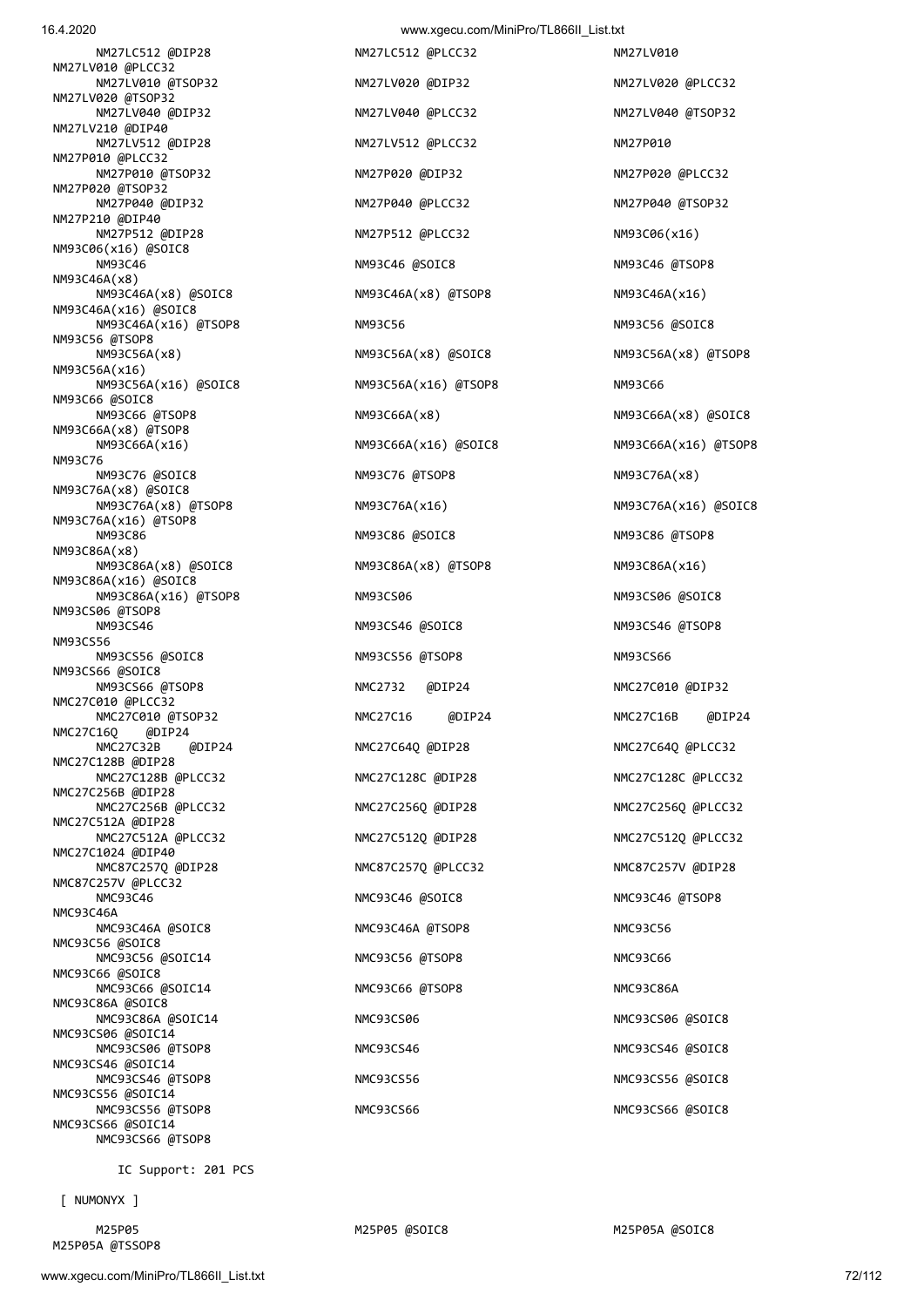```
        NM27LC512 @DIP28                   NM27LC512 @PLCC32                  NM27LV010
NM27LV010 @PLCC32
        NM27LV010 @TSOP32                  NM27LV020 @DIP32                   NM27LV020 @PLCC32
NM27LV020 @TSOP32
        NM27LV040 @DIP32                   NM27LV040 @PLCC32                  NM27LV040 @TSOP32
NM27LV210 @DIP40
        NM27LV512 @DIP28                   NM27LV512 @PLCC32                  NM27P010
NM27P010 @PLCC32
        NM27P010 @TSOP32                   NM27P020 @DIP32                    NM27P020 @PLCC32
NM27P020 @TSOP32
        NM27P040 @DIP32                    NM27P040 @PLCC32                   NM27P040 @TSOP32
NM27P210 @DIP40
        NM27P512 @DIP28                    NM27P512 @PLCC32                   NM93C06(x16)
NM93C06(x16) @SOIC8
        NM93C46                            NM93C46 @SOIC8                     NM93C46 @TSOP8
NM93C46A(x8)
        NM93C46A(x8) @SOIC8                NM93C46A(x8) @TSOP8                NM93C46A(x16)
NM93C46A(x16) @SOIC8
        NM93C46A(x16) @TSOP8               NM93C56                            NM93C56 @SOIC8
NM93C56 @TSOP8
        NM93C56A(x8)                       NM93C56A(x8) @SOIC8                NM93C56A(x8) @TSOP8
NM93C56A(x16)
        NM93C56A(x16) @SOIC8               NM93C56A(x16) @TSOP8               NM93C66
NM93C66 @SOIC8
        NM93C66 @TSOP8                     NM93C66A(x8)                       NM93C66A(x8) @SOIC8
NM93C66A(x8) @TSOP8
        NM93C66A(x16)                      NM93C66A(x16) @SOIC8               NM93C66A(x16) @TSOP8
NM93C76
        NM93C76 @SOIC8                     NM93C76 @TSOP8                     NM93C76A(x8)
NM93C76A(x8) @SOIC8
        NM93C76A(x8) @TSOP8                NM93C76A(x16)                      NM93C76A(x16) @SOIC8
NM93C76A(x16) @TSOP8
        NM93C86                            NM93C86 @SOIC8                     NM93C86 @TSOP8
NM93C86A(x8)
        NM93C86A(x8) @SOIC8                NM93C86A(x8) @TSOP8                NM93C86A(x16)
NM93C86A(x16) @SOIC8
        NM93C86A(x16) @TSOP8               NM93CS06                           NM93CS06 @SOIC8
NM93CS06 @TSOP8
        NM93CS46                           NM93CS46 @SOIC8                    NM93CS46 @TSOP8
NM93CS56
        NM93CS56 @SOIC8                    NM93CS56 @TSOP8                    NM93CS66
NM93CS66 @SOIC8
        NM93CS66 @TSOP8                    NMC2732   @DIP24                   NMC27C010 @DIP32
NMC27C010 @PLCC32
        NMC27C010 @TSOP32                  NMC27C16     @DIP24                NMC27C16B    @DIP24
NMC27C16Q    @DIP24
        NMC27C32B    @DIP24                NMC27C64Q @DIP28                   NMC27C64Q @PLCC32
NMC27C128B @DIP28
        NMC27C128B @PLCC32                 NMC27C128C @DIP28                  NMC27C128C @PLCC32
NMC27C256B @DIP28
        NMC27C256B @PLCC32                 NMC27C256Q @DIP28                  NMC27C256Q @PLCC32
NMC27C512A @DIP28
        NMC27C512A @PLCC32                 NMC27C512Q @DIP28                  NMC27C512Q @PLCC32
NMC27C1024 @DIP40
        NMC87C257Q @DIP28                  NMC87C257Q @PLCC32                 NMC87C257V @DIP28
NMC87C257V @PLCC32
        NMC93C46                           NMC93C46 @SOIC8                    NMC93C46 @TSOP8
NMC93C46A
        NMC93C46A @SOIC8                   NMC93C46A @TSOP8                   NMC93C56
NMC93C56 @SOIC8
        NMC93C56 @SOIC14                   NMC93C56 @TSOP8                    NMC93C66
NMC93C66 @SOIC8
        NMC93C66 @SOIC14                   NMC93C66 @TSOP8                    NMC93C86A
NMC93C86A @SOIC8
        NMC93C86A @SOIC14                  NMC93CS06                          NMC93CS06 @SOIC8
NMC93CS06 @SOIC14
        NMC93CS06 @TSOP8                   NMC93CS46                          NMC93CS46 @SOIC8
NMC93CS46 @SOIC14
        NMC93CS46 @TSOP8                   NMC93CS56                          NMC93CS56 @SOIC8
NMC93CS56 @SOIC14
        NMC93CS56 @TSOP8                   NMC93CS66                          NMC93CS66 @SOIC8
NMC93CS66 @SOIC14
        NMC93CS66 @TSOP8

          IC Support: 201 PCS

  [ NUMONYX ]

        M25P05                             M25P05 @SOIC8                      M25P05A @SOIC8
M25P05A @TSSOP8
```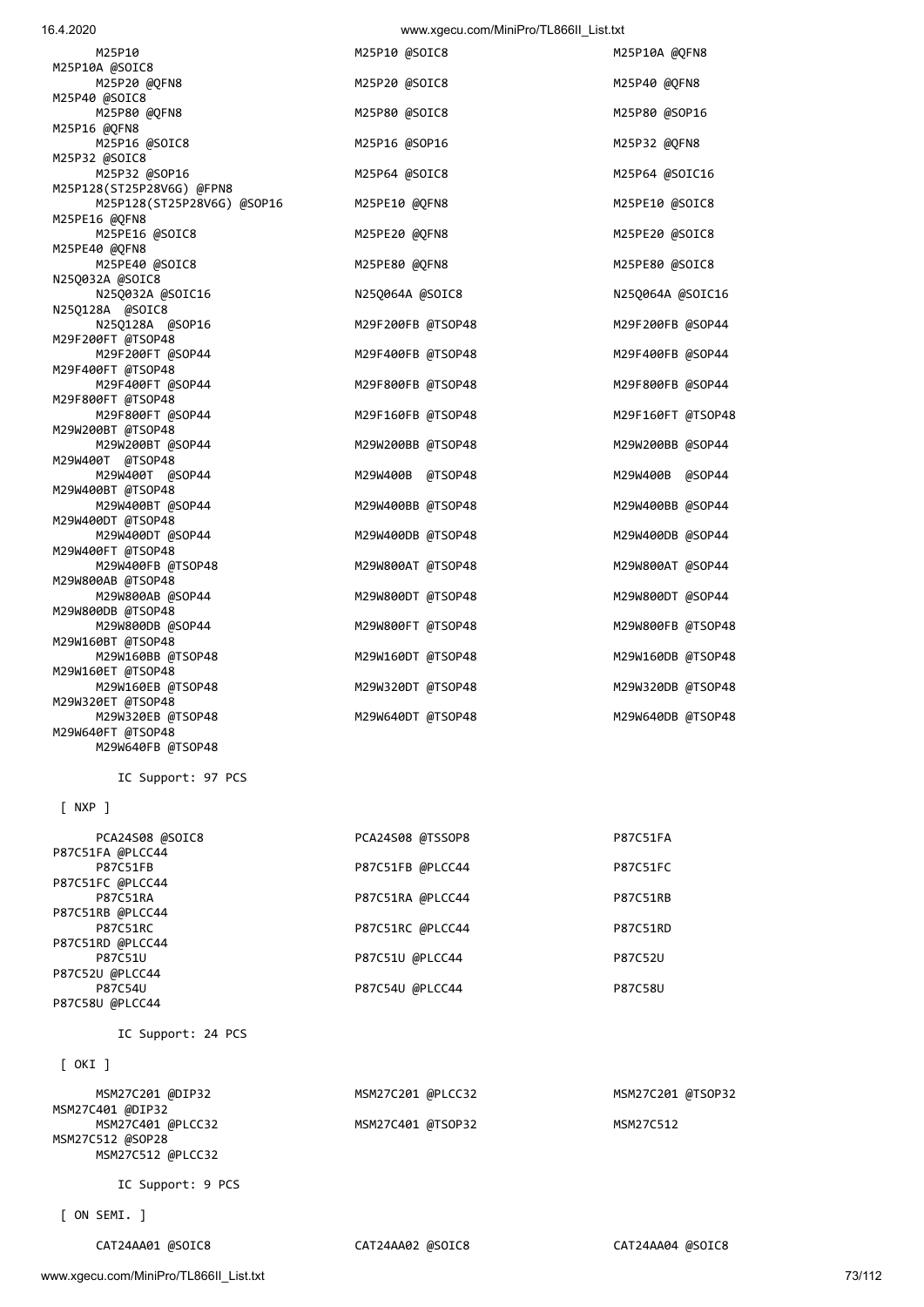```
      M25P10                              M25P10 @SOIC8                       M25P10A @QFN8
M25P10A @SOIC8
      M25P20 @QFN8                        M25P20 @SOIC8                       M25P40 @QFN8
M25P40 @SOIC8
      M25P80 @QFN8                        M25P80 @SOIC8                       M25P80 @SOP16
M25P16 @QFN8
      M25P16 @SOIC8                       M25P16 @SOP16                       M25P32 @QFN8
M25P32 @SOIC8
      M25P32 @SOP16                       M25P64 @SOIC8                       M25P64 @SOIC16
M25P128(ST25P28V6G) @FPN8
      M25P128(ST25P28V6G) @SOP16          M25PE10 @QFN8                       M25PE10 @SOIC8
M25PE16 @QFN8
      M25PE16 @SOIC8                      M25PE20 @QFN8                       M25PE20 @SOIC8
M25PE40 @QFN8
      M25PE40 @SOIC8                      M25PE80 @QFN8                       M25PE80 @SOIC8
N25Q032A @SOIC8
      N25Q032A @SOIC16                    N25Q064A @SOIC8                     N25Q064A @SOIC16
N25Q128A  @SOIC8
      N25Q128A  @SOP16                    M29F200FB @TSOP48                   M29F200FB @SOP44
M29F200FT @TSOP48
      M29F200FT @SOP44                    M29F400FB @TSOP48                   M29F400FB @SOP44
M29F400FT @TSOP48
      M29F400FT @SOP44                    M29F800FB @TSOP48                   M29F800FB @SOP44
M29F800FT @TSOP48
      M29F800FT @SOP44                    M29F160FB @TSOP48                   M29F160FT @TSOP48
M29W200BT @TSOP48
      M29W200BT @SOP44                    M29W200BB @TSOP48                   M29W200BB @SOP44
M29W400T  @TSOP48
      M29W400T  @SOP44                    M29W400B  @TSOP48                   M29W400B  @SOP44
M29W400BT @TSOP48
      M29W400BT @SOP44                    M29W400BB @TSOP48                   M29W400BB @SOP44
M29W400DT @TSOP48
      M29W400DT @SOP44                    M29W400DB @TSOP48                   M29W400DB @SOP44
M29W400FT @TSOP48
      M29W400FB @TSOP48                   M29W800AT @TSOP48                   M29W800AT @SOP44
M29W800AB @TSOP48
      M29W800AB @SOP44                    M29W800DT @TSOP48                   M29W800DT @SOP44
M29W800DB @TSOP48
      M29W800DB @SOP44                    M29W800FT @TSOP48                   M29W800FB @TSOP48
M29W160BT @TSOP48
      M29W160BB @TSOP48                   M29W160DT @TSOP48                   M29W160DB @TSOP48
M29W160ET @TSOP48
      M29W160EB @TSOP48                   M29W320DT @TSOP48                   M29W320DB @TSOP48
M29W320ET @TSOP48
      M29W320EB @TSOP48                   M29W640DT @TSOP48                   M29W640DB @TSOP48
M29W640FT @TSOP48
      M29W640FB @TSOP48

         IC Support: 97 PCS

 [ NXP ]

      PCA24S08 @SOIC8                     PCA24S08 @TSSOP8                    P87C51FA
P87C51FA @PLCC44
      P87C51FB                            P87C51FB @PLCC44                    P87C51FC
P87C51FC @PLCC44
      P87C51RA                            P87C51RA @PLCC44                    P87C51RB
P87C51RB @PLCC44
      P87C51RC                            P87C51RC @PLCC44                    P87C51RD
P87C51RD @PLCC44
      P87C51U                             P87C51U @PLCC44                     P87C52U
P87C52U @PLCC44
      P87C54U                             P87C54U @PLCC44                     P87C58U
P87C58U @PLCC44

         IC Support: 24 PCS

 [ OKI ]

      MSM27C201 @DIP32                    MSM27C201 @PLCC32                   MSM27C201 @TSOP32
MSM27C401 @DIP32
      MSM27C401 @PLCC32                   MSM27C401 @TSOP32                   MSM27C512
MSM27C512 @SOP28
      MSM27C512 @PLCC32

         IC Support: 9 PCS

 [ ON SEMI. ]

      CAT24AA01 @SOIC8                    CAT24AA02 @SOIC8                    CAT24AA04 @SOIC8
```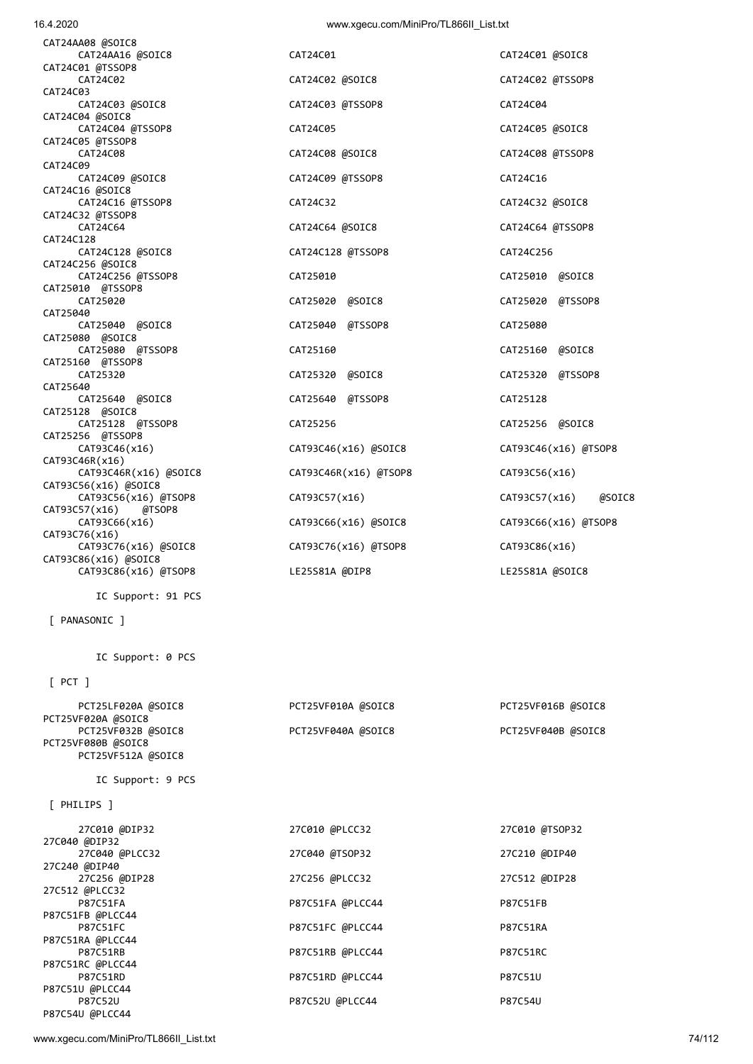CAT24AA08 @SOIC8
CAT24AA16 @SOIC8 CAT24C01 CAT24C01 @SOIC8
CAT24C01 @TSSOP8
CAT24C02 CAT24C02 @SOIC8 CAT24C02 @TSSOP8
CAT24C03
CAT24C03 @SOIC8 CAT24C03 @TSSOP8 CAT24C04
CAT24C04 @SOIC8
CAT24C04 @TSSOP8 CAT24C05 CAT24C05 @SOIC8
CAT24C05 @TSSOP8
CAT24C08 CAT24C08 @SOIC8 CAT24C08 @TSSOP8
CAT24C09
CAT24C09 @SOIC8 CAT24C09 @TSSOP8 CAT24C16
CAT24C16 @SOIC8
CAT24C16 @TSSOP8 CAT24C32 CAT24C32 @SOIC8
CAT24C32 @TSSOP8
CAT24C64 CAT24C64 @SOIC8 CAT24C64 @TSSOP8
CAT24C128
CAT24C128 @SOIC8 CAT24C128 @TSSOP8 CAT24C256
CAT24C256 @SOIC8
CAT24C256 @TSSOP8 CAT25010 CAT25010 @SOIC8
CAT25010 @TSSOP8
CAT25020 CAT25020 @SOIC8 CAT25020 @TSSOP8
CAT25040
CAT25040 @SOIC8 CAT25040 @TSSOP8 CAT25080
CAT25080 @SOIC8
CAT25080 @TSSOP8 CAT25160 CAT25160 @SOIC8
CAT25160 @TSSOP8
CAT25320 CAT25320 @SOIC8 CAT25320 @TSSOP8
CAT25640
CAT25640 @SOIC8 CAT25640 @TSSOP8 CAT25128
CAT25128 @SOIC8
CAT25128 @TSSOP8 CAT25256 CAT25256 @SOIC8
CAT25256 @TSSOP8
CAT93C46(x16) CAT93C46(x16) @SOIC8 CAT93C46(x16) @TSOP8
CAT93C46R(x16)
CAT93C46R(x16) @SOIC8 CAT93C46R(x16) @TSOP8 CAT93C56(x16)
CAT93C56(x16) @SOIC8
CAT93C56(x16) @TSOP8 CAT93C57(x16) CAT93C57(x16) @SOIC8
CAT93C57(x16) @TSOP8
CAT93C66(x16) CAT93C66(x16) @SOIC8 CAT93C66(x16) @TSOP8
CAT93C76(x16)
CAT93C76(x16) @SOIC8 CAT93C76(x16) @TSOP8 CAT93C86(x16)
CAT93C86(x16) @SOIC8
CAT93C86(x16) @TSOP8 LE25S81A @DIP8 LE25S81A @SOIC8

IC Support: 91 PCS

[ PANASONIC ]

IC Support: 0 PCS

[ PCT ]

PCT25LF020A @SOIC8 PCT25VF010A @SOIC8 PCT25VF016B @SOIC8
PCT25VF020A @SOIC8
PCT25VF032B @SOIC8 PCT25VF040A @SOIC8 PCT25VF040B @SOIC8
PCT25VF080B @SOIC8
PCT25VF512A @SOIC8

IC Support: 9 PCS

[ PHILIPS ]

27C010 @DIP32 27C010 @PLCC32 27C010 @TSOP32
27C040 @DIP32
27C040 @PLCC32 27C040 @TSOP32 27C210 @DIP40
27C240 @DIP40
27C256 @DIP28 27C256 @PLCC32 27C512 @DIP28
27C512 @PLCC32
P87C51FA P87C51FA @PLCC44 P87C51FB
P87C51FB @PLCC44
P87C51FC P87C51FC @PLCC44 P87C51RA
P87C51RA @PLCC44
P87C51RB P87C51RB @PLCC44 P87C51RC
P87C51RC @PLCC44
P87C51RD P87C51RD @PLCC44 P87C51U
P87C51U @PLCC44
P87C52U P87C52U @PLCC44 P87C54U
P87C54U @PLCC44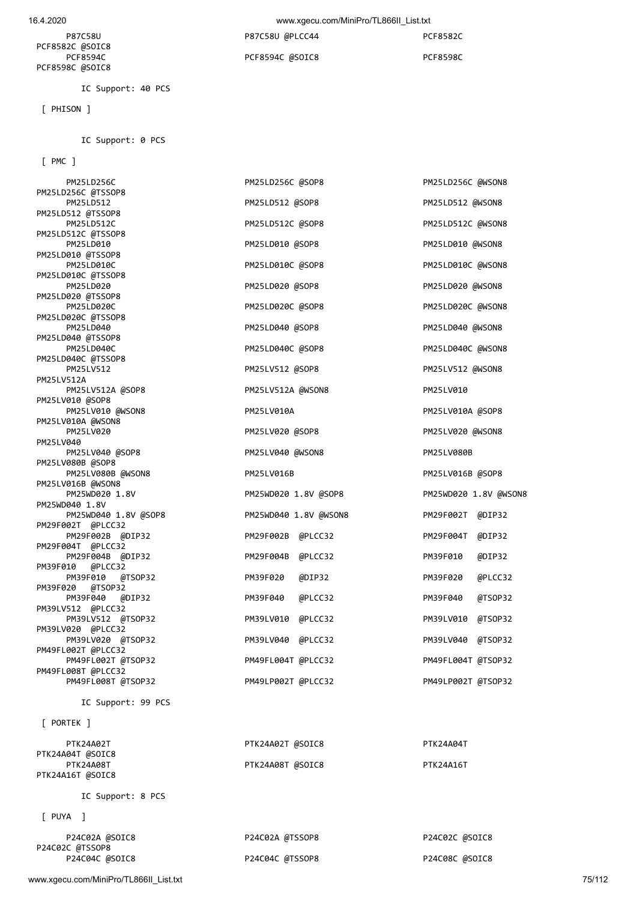```
      P87C58U                          P87C58U @PLCC44                    PCF8582C
 PCF8582C @SOIC8
      PCF8594C                         PCF8594C @SOIC8                    PCF8598C
 PCF8598C @SOIC8

         IC Support: 40 PCS

  [ PHISON ]


         IC Support: 0 PCS

  [ PMC ]

      PM25LD256C                       PM25LD256C @SOP8                   PM25LD256C @WSON8
 PM25LD256C @TSSOP8
      PM25LD512                        PM25LD512 @SOP8                    PM25LD512 @WSON8
 PM25LD512 @TSSOP8
      PM25LD512C                       PM25LD512C @SOP8                   PM25LD512C @WSON8
 PM25LD512C @TSSOP8
      PM25LD010                        PM25LD010 @SOP8                    PM25LD010 @WSON8
 PM25LD010 @TSSOP8
      PM25LD010C                       PM25LD010C @SOP8                   PM25LD010C @WSON8
 PM25LD010C @TSSOP8
      PM25LD020                        PM25LD020 @SOP8                    PM25LD020 @WSON8
 PM25LD020 @TSSOP8
      PM25LD020C                       PM25LD020C @SOP8                   PM25LD020C @WSON8
 PM25LD020C @TSSOP8
      PM25LD040                        PM25LD040 @SOP8                    PM25LD040 @WSON8
 PM25LD040 @TSSOP8
      PM25LD040C                       PM25LD040C @SOP8                   PM25LD040C @WSON8
 PM25LD040C @TSSOP8
      PM25LV512                        PM25LV512 @SOP8                    PM25LV512 @WSON8
 PM25LV512A
      PM25LV512A @SOP8                 PM25LV512A @WSON8                  PM25LV010
 PM25LV010 @SOP8
      PM25LV010 @WSON8                 PM25LV010A                         PM25LV010A @SOP8
 PM25LV010A @WSON8
      PM25LV020                        PM25LV020 @SOP8                    PM25LV020 @WSON8
 PM25LV040
      PM25LV040 @SOP8                  PM25LV040 @WSON8                   PM25LV080B
 PM25LV080B @SOP8
      PM25LV080B @WSON8                PM25LV016B                         PM25LV016B @SOP8
 PM25LV016B @WSON8
      PM25WD020 1.8V                   PM25WD020 1.8V @SOP8               PM25WD020 1.8V @WSON8
 PM25WD040 1.8V
      PM25WD040 1.8V @SOP8             PM25WD040 1.8V @WSON8              PM29F002T  @DIP32
 PM29F002T  @PLCC32
      PM29F002B  @DIP32                PM29F002B  @PLCC32                 PM29F004T  @DIP32
 PM29F004T  @PLCC32
      PM29F004B  @DIP32                PM29F004B  @PLCC32                 PM39F010   @DIP32
 PM39F010   @PLCC32
      PM39F010   @TSOP32               PM39F020   @DIP32                  PM39F020   @PLCC32
 PM39F020   @TSOP32
      PM39F040   @DIP32                PM39F040   @PLCC32                 PM39F040   @TSOP32
 PM39LV512  @PLCC32
      PM39LV512  @TSOP32               PM39LV010  @PLCC32                 PM39LV010  @TSOP32
 PM39LV020  @PLCC32
      PM39LV020  @TSOP32               PM39LV040  @PLCC32                 PM39LV040  @TSOP32
 PM49FL002T @PLCC32
      PM49FL002T @TSOP32               PM49FL004T @PLCC32                 PM49FL004T @TSOP32
 PM49FL008T @PLCC32
      PM49FL008T @TSOP32               PM49LP002T @PLCC32                 PM49LP002T @TSOP32

         IC Support: 99 PCS

  [ PORTEK ]

      PTK24A02T                        PTK24A02T @SOIC8                   PTK24A04T
 PTK24A04T @SOIC8
      PTK24A08T                        PTK24A08T @SOIC8                   PTK24A16T
 PTK24A16T @SOIC8

         IC Support: 8 PCS

  [ PUYA  ]

      P24C02A @SOIC8                   P24C02A @TSSOP8                    P24C02C @SOIC8
 P24C02C @TSSOP8
      P24C04C @SOIC8                   P24C04C @TSSOP8                    P24C08C @SOIC8
```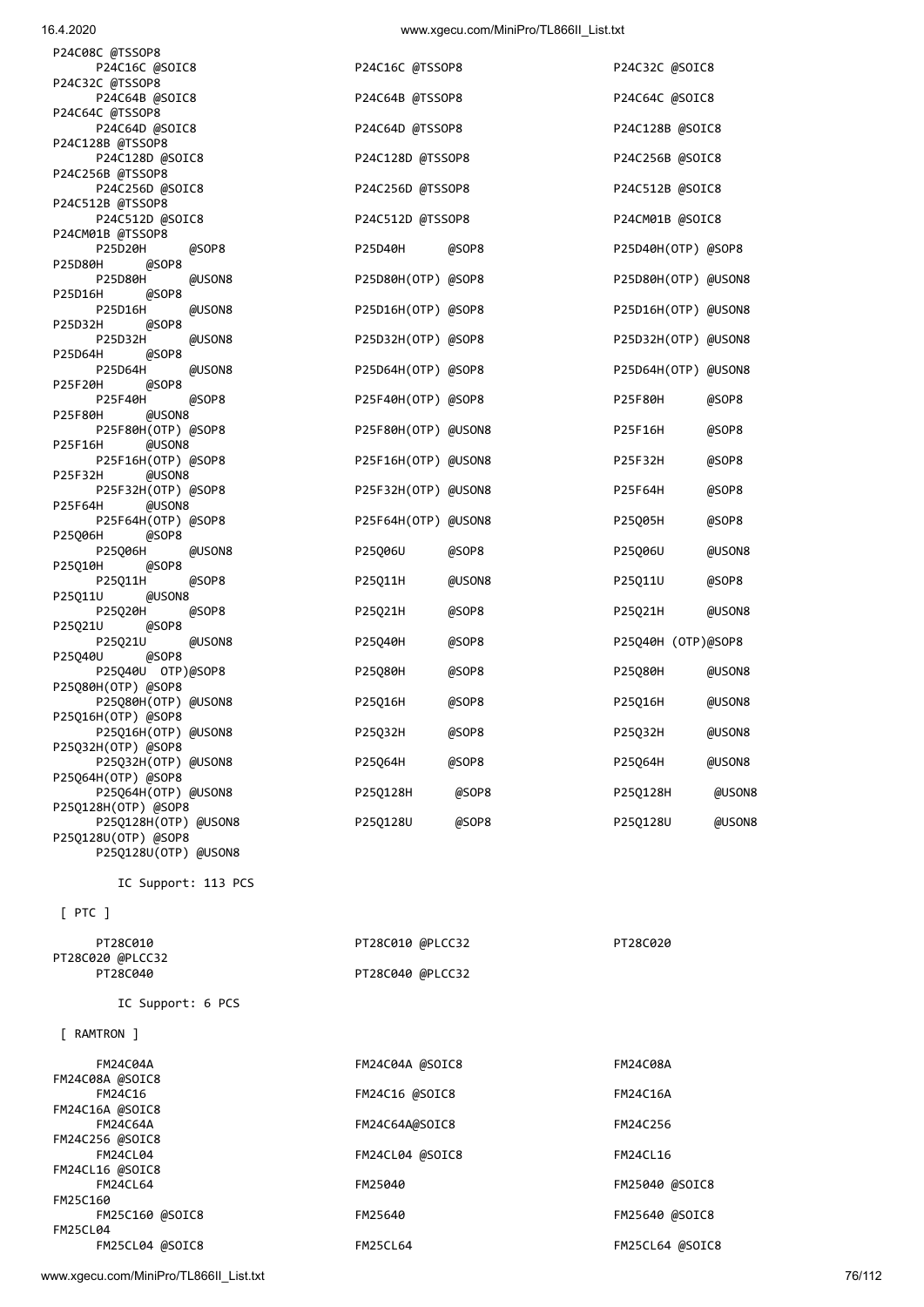```
P24C08C @TSSOP8
      P24C16C @SOIC8                    P24C16C @TSSOP8                   P24C32C @SOIC8
P24C32C @TSSOP8
      P24C64B @SOIC8                    P24C64B @TSSOP8                   P24C64C @SOIC8
P24C64C @TSSOP8
      P24C64D @SOIC8                    P24C64D @TSSOP8                   P24C128B @SOIC8
P24C128B @TSSOP8
      P24C128D @SOIC8                   P24C128D @TSSOP8                  P24C256B @SOIC8
P24C256B @TSSOP8
      P24C256D @SOIC8                   P24C256D @TSSOP8                  P24C512B @SOIC8
P24C512B @TSSOP8
      P24C512D @SOIC8                   P24C512D @TSSOP8                  P24CM01B @SOIC8
P24CM01B @TSSOP8
      P25D20H      @SOP8                P25D40H      @SOP8                P25D40H(OTP) @SOP8
P25D80H      @SOP8
      P25D80H      @USON8               P25D80H(OTP) @SOP8                P25D80H(OTP) @USON8
P25D16H      @SOP8
      P25D16H      @USON8               P25D16H(OTP) @SOP8                P25D16H(OTP) @USON8
P25D32H      @SOP8
      P25D32H      @USON8               P25D32H(OTP) @SOP8                P25D32H(OTP) @USON8
P25D64H      @SOP8
      P25D64H      @USON8               P25D64H(OTP) @SOP8                P25D64H(OTP) @USON8
P25F20H      @SOP8
      P25F40H      @SOP8                P25F40H(OTP) @SOP8                P25F80H      @SOP8
P25F80H      @USON8
      P25F80H(OTP) @SOP8                P25F80H(OTP) @USON8               P25F16H      @SOP8
P25F16H      @USON8
      P25F16H(OTP) @SOP8                P25F16H(OTP) @USON8               P25F32H      @SOP8
P25F32H      @USON8
      P25F32H(OTP) @SOP8                P25F32H(OTP) @USON8               P25F64H      @SOP8
P25F64H      @USON8
      P25F64H(OTP) @SOP8                P25F64H(OTP) @USON8               P25Q05H      @SOP8
P25Q06H      @SOP8
      P25Q06H      @USON8               P25Q06U      @SOP8                P25Q06U      @USON8
P25Q10H      @SOP8
      P25Q11H      @SOP8                P25Q11H      @USON8               P25Q11U      @SOP8
P25Q11U      @USON8
      P25Q20H      @SOP8                P25Q21H      @SOP8                P25Q21H      @USON8
P25Q21U      @SOP8
      P25Q21U      @USON8               P25Q40H      @SOP8                P25Q40H (OTP)@SOP8
P25Q40U      @SOP8
      P25Q40U  OTP)@SOP8                P25Q80H      @SOP8                P25Q80H      @USON8
P25Q80H(OTP) @SOP8
      P25Q80H(OTP) @USON8               P25Q16H      @SOP8                P25Q16H      @USON8
P25Q16H(OTP) @SOP8
      P25Q16H(OTP) @USON8               P25Q32H      @SOP8                P25Q32H      @USON8
P25Q32H(OTP) @SOP8
      P25Q32H(OTP) @USON8               P25Q64H      @SOP8                P25Q64H      @USON8
P25Q64H(OTP) @SOP8
      P25Q64H(OTP) @USON8               P25Q128H      @SOP8               P25Q128H      @USON8
P25Q128H(OTP) @SOP8
      P25Q128H(OTP) @USON8              P25Q128U      @SOP8               P25Q128U      @USON8
P25Q128U(OTP) @SOP8
      P25Q128U(OTP) @USON8

        IC Support: 113 PCS

 [ PTC ]

      PT28C010                          PT28C010 @PLCC32                  PT28C020
PT28C020 @PLCC32
      PT28C040                          PT28C040 @PLCC32

        IC Support: 6 PCS

 [ RAMTRON ]

      FM24C04A                          FM24C04A @SOIC8                   FM24C08A
FM24C08A @SOIC8
      FM24C16                           FM24C16 @SOIC8                    FM24C16A
FM24C16A @SOIC8
      FM24C64A                          FM24C64A@SOIC8                    FM24C256
FM24C256 @SOIC8
      FM24CL04                          FM24CL04 @SOIC8                   FM24CL16
FM24CL16 @SOIC8
      FM24CL64                          FM25040                           FM25040 @SOIC8
FM25C160
      FM25C160 @SOIC8                   FM25640                           FM25640 @SOIC8
FM25CL04
      FM25CL04 @SOIC8                   FM25CL64                          FM25CL64 @SOIC8
```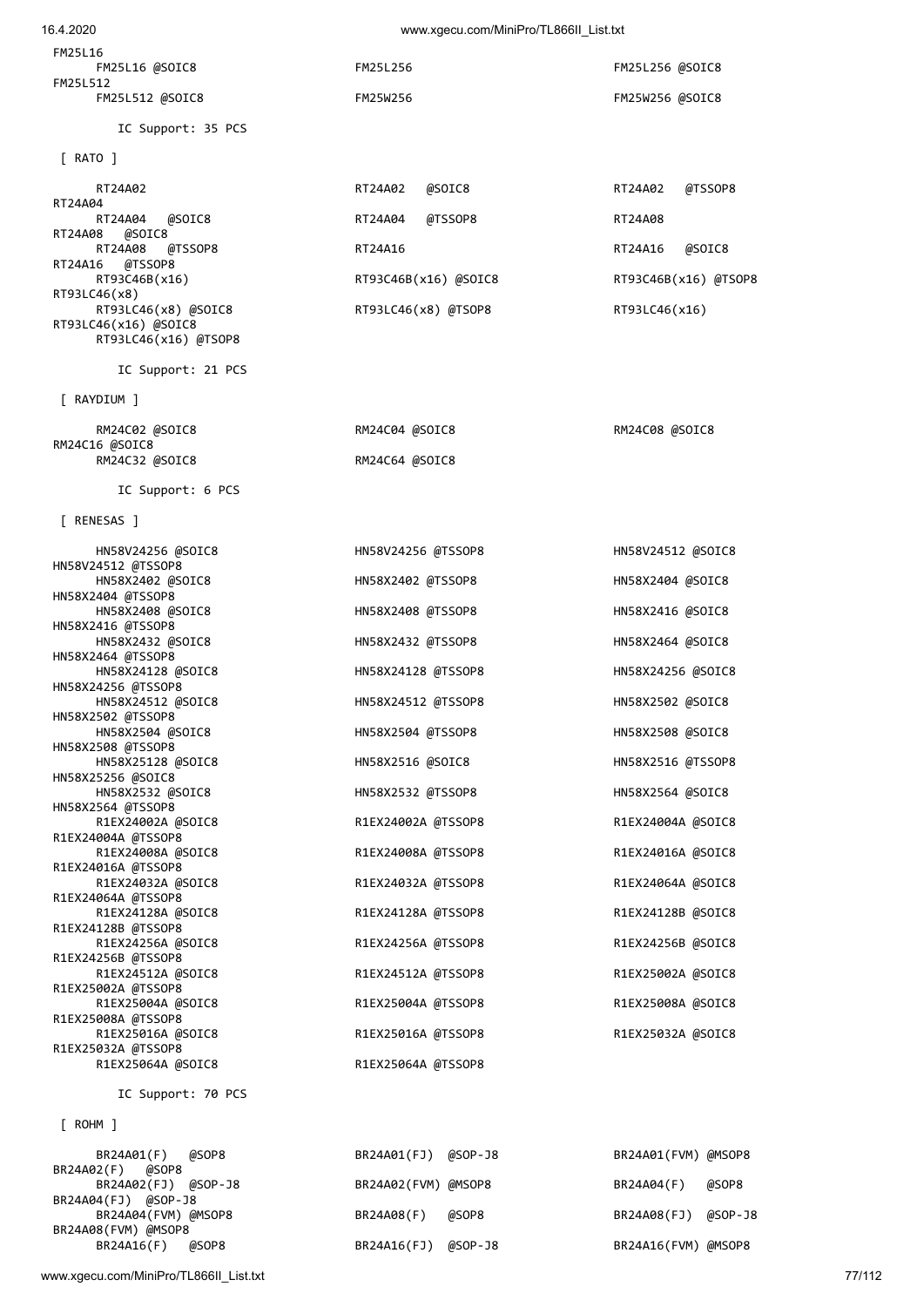```
FM25L16
     FM25L16 @SOIC8                  FM25L256                        FM25L256 @SOIC8
FM25L512
     FM25L512 @SOIC8                 FM25W256                        FM25W256 @SOIC8

       IC Support: 35 PCS

 [ RATO ]

     RT24A02                         RT24A02   @SOIC8                RT24A02   @TSSOP8
RT24A04
     RT24A04   @SOIC8                RT24A04   @TSSOP8               RT24A08
RT24A08   @SOIC8
     RT24A08   @TSSOP8               RT24A16                         RT24A16   @SOIC8
RT24A16   @TSSOP8
     RT93C46B(x16)                   RT93C46B(x16) @SOIC8            RT93C46B(x16) @TSOP8
RT93LC46(x8)
     RT93LC46(x8) @SOIC8             RT93LC46(x8) @TSOP8             RT93LC46(x16)
RT93LC46(x16) @SOIC8
     RT93LC46(x16) @TSOP8

       IC Support: 21 PCS

 [ RAYDIUM ]

     RM24C02 @SOIC8                  RM24C04 @SOIC8                  RM24C08 @SOIC8
RM24C16 @SOIC8
     RM24C32 @SOIC8                  RM24C64 @SOIC8

       IC Support: 6 PCS

 [ RENESAS ]

     HN58V24256 @SOIC8               HN58V24256 @TSSOP8              HN58V24512 @SOIC8
HN58V24512 @TSSOP8
     HN58X2402 @SOIC8                HN58X2402 @TSSOP8               HN58X2404 @SOIC8
HN58X2404 @TSSOP8
     HN58X2408 @SOIC8                HN58X2408 @TSSOP8               HN58X2416 @SOIC8
HN58X2416 @TSSOP8
     HN58X2432 @SOIC8                HN58X2432 @TSSOP8               HN58X2464 @SOIC8
HN58X2464 @TSSOP8
     HN58X24128 @SOIC8               HN58X24128 @TSSOP8              HN58X24256 @SOIC8
HN58X24256 @TSSOP8
     HN58X24512 @SOIC8               HN58X24512 @TSSOP8              HN58X2502 @SOIC8
HN58X2502 @TSSOP8
     HN58X2504 @SOIC8                HN58X2504 @TSSOP8               HN58X2508 @SOIC8
HN58X2508 @TSSOP8
     HN58X25128 @SOIC8               HN58X2516 @SOIC8                HN58X2516 @TSSOP8
HN58X25256 @SOIC8
     HN58X2532 @SOIC8                HN58X2532 @TSSOP8               HN58X2564 @SOIC8
HN58X2564 @TSSOP8
     R1EX24002A @SOIC8               R1EX24002A @TSSOP8              R1EX24004A @SOIC8
R1EX24004A @TSSOP8
     R1EX24008A @SOIC8               R1EX24008A @TSSOP8              R1EX24016A @SOIC8
R1EX24016A @TSSOP8
     R1EX24032A @SOIC8               R1EX24032A @TSSOP8              R1EX24064A @SOIC8
R1EX24064A @TSSOP8
     R1EX24128A @SOIC8               R1EX24128A @TSSOP8              R1EX24128B @SOIC8
R1EX24128B @TSSOP8
     R1EX24256A @SOIC8               R1EX24256A @TSSOP8              R1EX24256B @SOIC8
R1EX24256B @TSSOP8
     R1EX24512A @SOIC8               R1EX24512A @TSSOP8              R1EX25002A @SOIC8
R1EX25002A @TSSOP8
     R1EX25004A @SOIC8               R1EX25004A @TSSOP8              R1EX25008A @SOIC8
R1EX25008A @TSSOP8
     R1EX25016A @SOIC8               R1EX25016A @TSSOP8              R1EX25032A @SOIC8
R1EX25032A @TSSOP8
     R1EX25064A @SOIC8               R1EX25064A @TSSOP8

       IC Support: 70 PCS

 [ ROHM ]

     BR24A01(F)   @SOP8              BR24A01(FJ)  @SOP-J8            BR24A01(FVM) @MSOP8
BR24A02(F)   @SOP8
     BR24A02(FJ)  @SOP-J8            BR24A02(FVM) @MSOP8             BR24A04(F)   @SOP8
BR24A04(FJ)  @SOP-J8
     BR24A04(FVM) @MSOP8             BR24A08(F)   @SOP8              BR24A08(FJ)  @SOP-J8
BR24A08(FVM) @MSOP8
     BR24A16(F)   @SOP8              BR24A16(FJ)  @SOP-J8            BR24A16(FVM) @MSOP8
```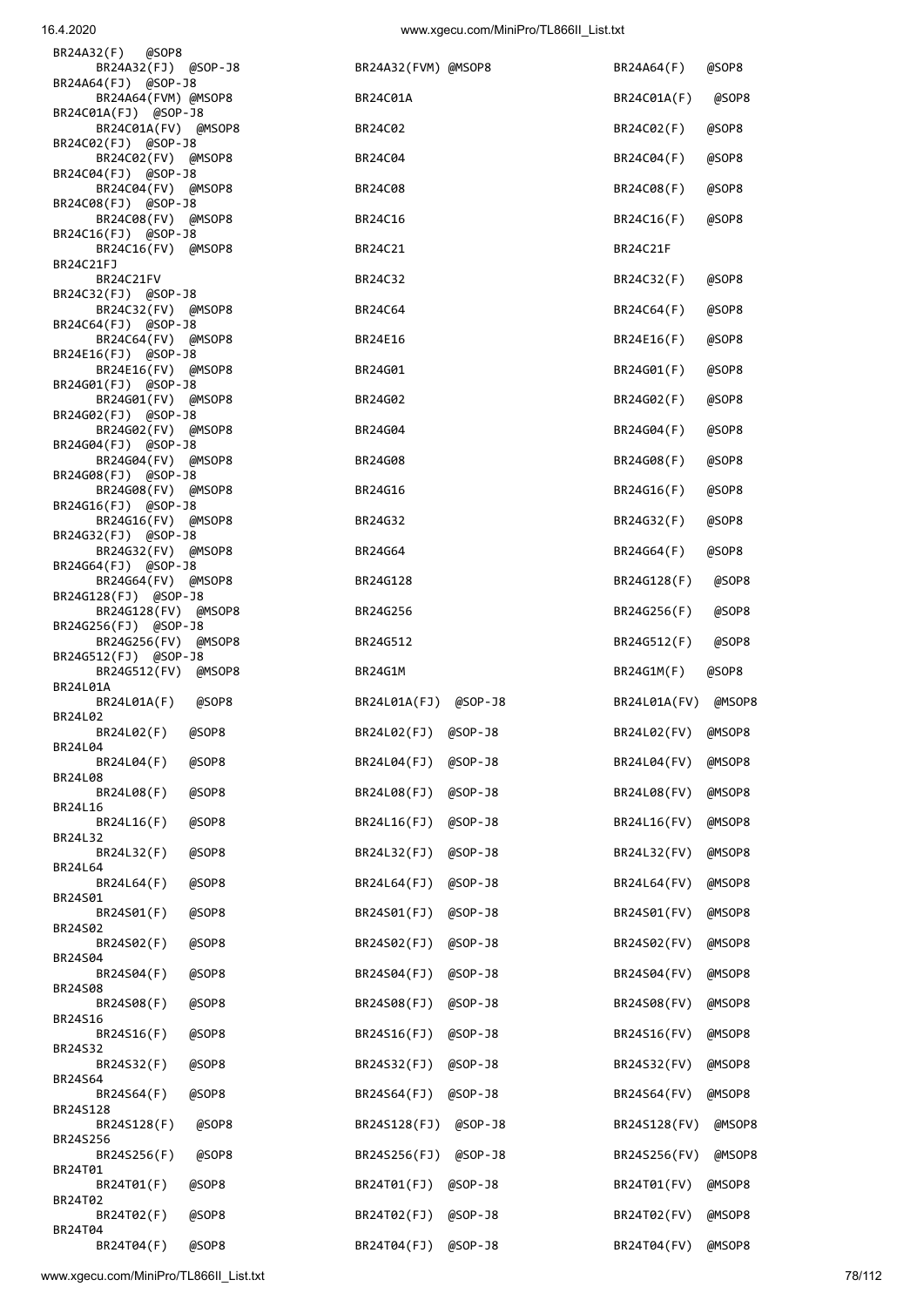```
BR24A32(F)  @SOP8
     BR24A32(FJ)  @SOP-J8              BR24A32(FVM) @MSOP8               BR24A64(F)   @SOP8
BR24A64(FJ)  @SOP-J8
     BR24A64(FVM) @MSOP8               BR24C01A                          BR24C01A(F)   @SOP8
BR24C01A(FJ)  @SOP-J8
     BR24C01A(FV)  @MSOP8              BR24C02                           BR24C02(F)   @SOP8
BR24C02(FJ)  @SOP-J8
     BR24C02(FV)  @MSOP8               BR24C04                           BR24C04(F)   @SOP8
BR24C04(FJ)  @SOP-J8
     BR24C04(FV)  @MSOP8               BR24C08                           BR24C08(F)   @SOP8
BR24C08(FJ)  @SOP-J8
     BR24C08(FV)  @MSOP8               BR24C16                           BR24C16(F)   @SOP8
BR24C16(FJ)  @SOP-J8
     BR24C16(FV)  @MSOP8               BR24C21                           BR24C21F
BR24C21FJ
     BR24C21FV                         BR24C32                           BR24C32(F)   @SOP8
BR24C32(FJ)  @SOP-J8
     BR24C32(FV)  @MSOP8               BR24C64                           BR24C64(F)   @SOP8
BR24C64(FJ)  @SOP-J8
     BR24C64(FV)  @MSOP8               BR24E16                           BR24E16(F)   @SOP8
BR24E16(FJ)  @SOP-J8
     BR24E16(FV)  @MSOP8               BR24G01                           BR24G01(F)   @SOP8
BR24G01(FJ)  @SOP-J8
     BR24G01(FV)  @MSOP8               BR24G02                           BR24G02(F)   @SOP8
BR24G02(FJ)  @SOP-J8
     BR24G02(FV)  @MSOP8               BR24G04                           BR24G04(F)   @SOP8
BR24G04(FJ)  @SOP-J8
     BR24G04(FV)  @MSOP8               BR24G08                           BR24G08(F)   @SOP8
BR24G08(FJ)  @SOP-J8
     BR24G08(FV)  @MSOP8               BR24G16                           BR24G16(F)   @SOP8
BR24G16(FJ)  @SOP-J8
     BR24G16(FV)  @MSOP8               BR24G32                           BR24G32(F)   @SOP8
BR24G32(FJ)  @SOP-J8
     BR24G32(FV)  @MSOP8               BR24G64                           BR24G64(F)   @SOP8
BR24G64(FJ)  @SOP-J8
     BR24G64(FV)  @MSOP8               BR24G128                          BR24G128(F)   @SOP8
BR24G128(FJ)  @SOP-J8
     BR24G128(FV)  @MSOP8              BR24G256                          BR24G256(F)   @SOP8
BR24G256(FJ)  @SOP-J8
     BR24G256(FV)  @MSOP8              BR24G512                          BR24G512(F)   @SOP8
BR24G512(FJ)  @SOP-J8
     BR24G512(FV)  @MSOP8              BR24G1M                           BR24G1M(F)   @SOP8
BR24L01A
     BR24L01A(F)   @SOP8               BR24L01A(FJ)  @SOP-J8             BR24L01A(FV)  @MSOP8
BR24L02
     BR24L02(F)   @SOP8                BR24L02(FJ)  @SOP-J8              BR24L02(FV)  @MSOP8
BR24L04
     BR24L04(F)   @SOP8                BR24L04(FJ)  @SOP-J8              BR24L04(FV)  @MSOP8
BR24L08
     BR24L08(F)   @SOP8                BR24L08(FJ)  @SOP-J8              BR24L08(FV)  @MSOP8
BR24L16
     BR24L16(F)   @SOP8                BR24L16(FJ)  @SOP-J8              BR24L16(FV)  @MSOP8
BR24L32
     BR24L32(F)   @SOP8                BR24L32(FJ)  @SOP-J8              BR24L32(FV)  @MSOP8
BR24L64
     BR24L64(F)   @SOP8                BR24L64(FJ)  @SOP-J8              BR24L64(FV)  @MSOP8
BR24S01
     BR24S01(F)   @SOP8                BR24S01(FJ)  @SOP-J8              BR24S01(FV)  @MSOP8
BR24S02
     BR24S02(F)   @SOP8                BR24S02(FJ)  @SOP-J8              BR24S02(FV)  @MSOP8
BR24S04
     BR24S04(F)   @SOP8                BR24S04(FJ)  @SOP-J8              BR24S04(FV)  @MSOP8
BR24S08
     BR24S08(F)   @SOP8                BR24S08(FJ)  @SOP-J8              BR24S08(FV)  @MSOP8
BR24S16
     BR24S16(F)   @SOP8                BR24S16(FJ)  @SOP-J8              BR24S16(FV)  @MSOP8
BR24S32
     BR24S32(F)   @SOP8                BR24S32(FJ)  @SOP-J8              BR24S32(FV)  @MSOP8
BR24S64
     BR24S64(F)   @SOP8                BR24S64(FJ)  @SOP-J8              BR24S64(FV)  @MSOP8
BR24S128
     BR24S128(F)   @SOP8               BR24S128(FJ)  @SOP-J8             BR24S128(FV)  @MSOP8
BR24S256
     BR24S256(F)   @SOP8               BR24S256(FJ)  @SOP-J8             BR24S256(FV)  @MSOP8
BR24T01
     BR24T01(F)   @SOP8                BR24T01(FJ)  @SOP-J8              BR24T01(FV)  @MSOP8
BR24T02
     BR24T02(F)   @SOP8                BR24T02(FJ)  @SOP-J8              BR24T02(FV)  @MSOP8
BR24T04
     BR24T04(F)   @SOP8                BR24T04(FJ)  @SOP-J8              BR24T04(FV)  @MSOP8
```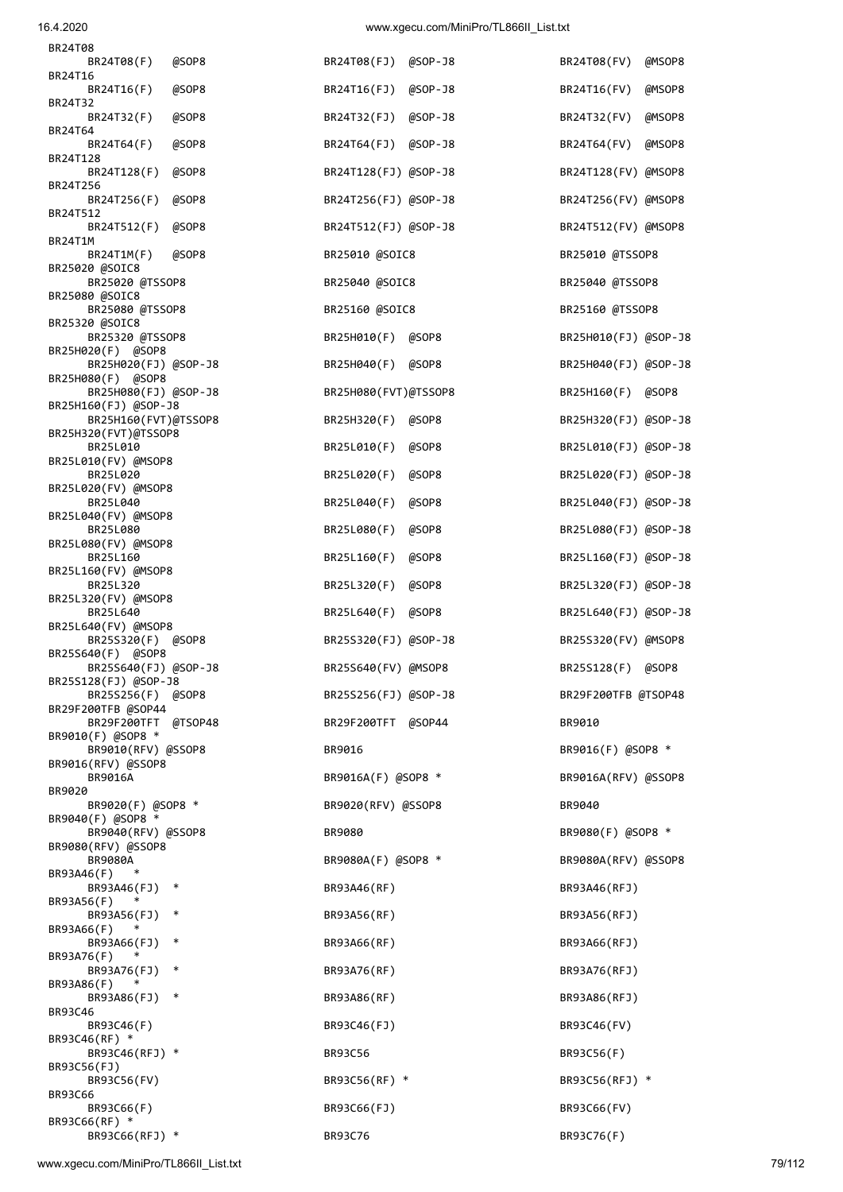```
BR24T08
      BR24T08(F)   @SOP8                BR24T08(FJ)  @SOP-J8                BR24T08(FV)  @MSOP8
BR24T16
      BR24T16(F)   @SOP8                BR24T16(FJ)  @SOP-J8                BR24T16(FV)  @MSOP8
BR24T32
      BR24T32(F)   @SOP8                BR24T32(FJ)  @SOP-J8                BR24T32(FV)  @MSOP8
BR24T64
      BR24T64(F)   @SOP8                BR24T64(FJ)  @SOP-J8                BR24T64(FV)  @MSOP8
BR24T128
      BR24T128(F)  @SOP8                BR24T128(FJ) @SOP-J8                BR24T128(FV) @MSOP8
BR24T256
      BR24T256(F)  @SOP8                BR24T256(FJ) @SOP-J8                BR24T256(FV) @MSOP8
BR24T512
      BR24T512(F)  @SOP8                BR24T512(FJ) @SOP-J8                BR24T512(FV) @MSOP8
BR24T1M
      BR24T1M(F)   @SOP8                BR25010 @SOIC8                      BR25010 @TSSOP8
BR25020 @SOIC8
      BR25020 @TSSOP8                   BR25040 @SOIC8                      BR25040 @TSSOP8
BR25080 @SOIC8
      BR25080 @TSSOP8                   BR25160 @SOIC8                      BR25160 @TSSOP8
BR25320 @SOIC8
      BR25320 @TSSOP8                   BR25H010(F)  @SOP8                  BR25H010(FJ) @SOP-J8
BR25H020(F)  @SOP8
      BR25H020(FJ) @SOP-J8              BR25H040(F)  @SOP8                  BR25H040(FJ) @SOP-J8
BR25H080(F)  @SOP8
      BR25H080(FJ) @SOP-J8              BR25H080(FVT)@TSSOP8                BR25H160(F)  @SOP8
BR25H160(FJ) @SOP-J8
      BR25H160(FVT)@TSSOP8              BR25H320(F)  @SOP8                  BR25H320(FJ) @SOP-J8
BR25H320(FVT)@TSSOP8
      BR25L010                          BR25L010(F)  @SOP8                  BR25L010(FJ) @SOP-J8
BR25L010(FV) @MSOP8
      BR25L020                          BR25L020(F)  @SOP8                  BR25L020(FJ) @SOP-J8
BR25L020(FV) @MSOP8
      BR25L040                          BR25L040(F)  @SOP8                  BR25L040(FJ) @SOP-J8
BR25L040(FV) @MSOP8
      BR25L080                          BR25L080(F)  @SOP8                  BR25L080(FJ) @SOP-J8
BR25L080(FV) @MSOP8
      BR25L160                          BR25L160(F)  @SOP8                  BR25L160(FJ) @SOP-J8
BR25L160(FV) @MSOP8
      BR25L320                          BR25L320(F)  @SOP8                  BR25L320(FJ) @SOP-J8
BR25L320(FV) @MSOP8
      BR25L640                          BR25L640(F)  @SOP8                  BR25L640(FJ) @SOP-J8
BR25L640(FV) @MSOP8
      BR25S320(F)  @SOP8                BR25S320(FJ) @SOP-J8                BR25S320(FV) @MSOP8
BR25S640(F)  @SOP8
      BR25S640(FJ) @SOP-J8              BR25S640(FV) @MSOP8                 BR25S128(F)  @SOP8
BR25S128(FJ) @SOP-J8
      BR25S256(F)  @SOP8                BR25S256(FJ) @SOP-J8                BR29F200TFB @TSOP48
BR29F200TFB @SOP44
      BR29F200TFT  @TSOP48              BR29F200TFT  @SOP44                 BR9010
BR9010(F) @SOP8 *
      BR9010(RFV) @SSOP8                BR9016                              BR9016(F) @SOP8 *
BR9016(RFV) @SSOP8
      BR9016A                           BR9016A(F) @SOP8 *                  BR9016A(RFV) @SSOP8
BR9020
      BR9020(F) @SOP8 *                 BR9020(RFV) @SSOP8                  BR9040
BR9040(F) @SOP8 *
      BR9040(RFV) @SSOP8                BR9080                              BR9080(F) @SOP8 *
BR9080(RFV) @SSOP8
      BR9080A                           BR9080A(F) @SOP8 *                  BR9080A(RFV) @SSOP8
BR93A46(F)   *
      BR93A46(FJ)  *                    BR93A46(RF)                         BR93A46(RFJ)
BR93A56(F)   *
      BR93A56(FJ)  *                    BR93A56(RF)                         BR93A56(RFJ)
BR93A66(F)   *
      BR93A66(FJ)  *                    BR93A66(RF)                         BR93A66(RFJ)
BR93A76(F)   *
      BR93A76(FJ)  *                    BR93A76(RF)                         BR93A76(RFJ)
BR93A86(F)   *
      BR93A86(FJ)  *                    BR93A86(RF)                         BR93A86(RFJ)
BR93C46
      BR93C46(F)                        BR93C46(FJ)                         BR93C46(FV)
BR93C46(RF) *
      BR93C46(RFJ) *                    BR93C56                             BR93C56(F)
BR93C56(FJ)
      BR93C56(FV)                       BR93C56(RF) *                       BR93C56(RFJ) *
BR93C66
      BR93C66(F)                        BR93C66(FJ)                         BR93C66(FV)
BR93C66(RF) *
      BR93C66(RFJ) *                    BR93C76                             BR93C76(F)
```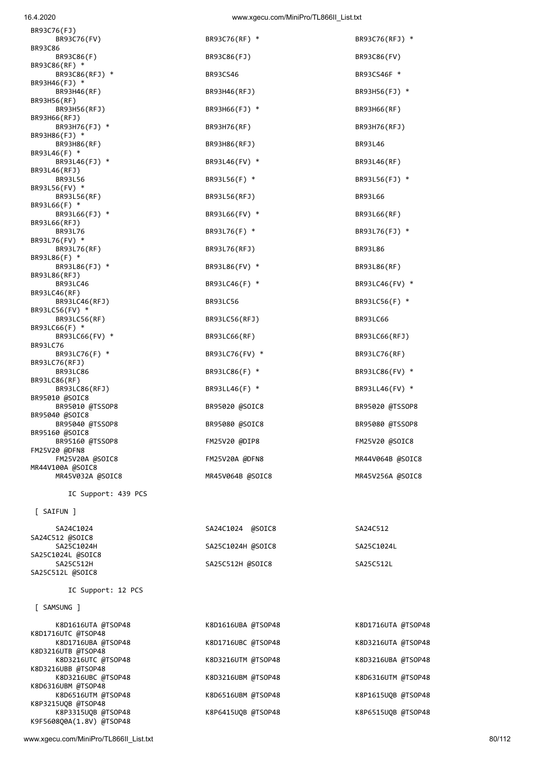```
BR93C76(FJ)
      BR93C76(FV)                         BR93C76(RF) *                         BR93C76(RFJ) *
BR93C86
      BR93C86(F)                          BR93C86(FJ)                           BR93C86(FV)
BR93C86(RF) *
      BR93C86(RFJ) *                      BR93CS46                              BR93CS46F *
BR93H46(FJ) *
      BR93H46(RF)                         BR93H46(RFJ)                          BR93H56(FJ) *
BR93H56(RF)
      BR93H56(RFJ)                        BR93H66(FJ) *                         BR93H66(RF)
BR93H66(RFJ)
      BR93H76(FJ) *                       BR93H76(RF)                           BR93H76(RFJ)
BR93H86(FJ) *
      BR93H86(RF)                         BR93H86(RFJ)                          BR93L46
BR93L46(F) *
      BR93L46(FJ) *                       BR93L46(FV) *                         BR93L46(RF)
BR93L46(RFJ)
      BR93L56                             BR93L56(F) *                          BR93L56(FJ) *
BR93L56(FV) *
      BR93L56(RF)                         BR93L56(RFJ)                          BR93L66
BR93L66(F) *
      BR93L66(FJ) *                       BR93L66(FV) *                         BR93L66(RF)
BR93L66(RFJ)
      BR93L76                             BR93L76(F) *                          BR93L76(FJ) *
BR93L76(FV) *
      BR93L76(RF)                         BR93L76(RFJ)                          BR93L86
BR93L86(F) *
      BR93L86(FJ) *                       BR93L86(FV) *                         BR93L86(RF)
BR93L86(RFJ)
      BR93LC46                            BR93LC46(F) *                         BR93LC46(FV) *
BR93LC46(RF)
      BR93LC46(RFJ)                       BR93LC56                              BR93LC56(F) *
BR93LC56(FV) *
      BR93LC56(RF)                        BR93LC56(RFJ)                         BR93LC66
BR93LC66(F) *
      BR93LC66(FV) *                      BR93LC66(RF)                          BR93LC66(RFJ)
BR93LC76
      BR93LC76(F) *                       BR93LC76(FV) *                        BR93LC76(RF)
BR93LC76(RFJ)
      BR93LC86                            BR93LC86(F) *                         BR93LC86(FV) *
BR93LC86(RF)
      BR93LC86(RFJ)                       BR93LL46(F) *                         BR93LL46(FV) *
BR95010 @SOIC8
      BR95010 @TSSOP8                     BR95020 @SOIC8                        BR95020 @TSSOP8
BR95040 @SOIC8
      BR95040 @TSSOP8                     BR95080 @SOIC8                        BR95080 @TSSOP8
BR95160 @SOIC8
      BR95160 @TSSOP8                     FM25V20 @DIP8                         FM25V20 @SOIC8
FM25V20 @DFN8
      FM25V20A @SOIC8                     FM25V20A @DFN8                        MR44V064B @SOIC8
MR44V100A @SOIC8
      MR45V032A @SOIC8                    MR45V064B @SOIC8                      MR45V256A @SOIC8

        IC Support: 439 PCS

 [ SAIFUN ]

      SA24C1024                           SA24C1024  @SOIC8                     SA24C512
SA24C512 @SOIC8
      SA25C1024H                          SA25C1024H @SOIC8                     SA25C1024L
SA25C1024L @SOIC8
      SA25C512H                           SA25C512H @SOIC8                      SA25C512L
SA25C512L @SOIC8

        IC Support: 12 PCS

 [ SAMSUNG ]

      K8D1616UTA @TSOP48                  K8D1616UBA @TSOP48                    K8D1716UTA @TSOP48
K8D1716UTC @TSOP48
      K8D1716UBA @TSOP48                  K8D1716UBC @TSOP48                    K8D3216UTA @TSOP48
K8D3216UTB @TSOP48
      K8D3216UTC @TSOP48                  K8D3216UTM @TSOP48                    K8D3216UBA @TSOP48
K8D3216UBB @TSOP48
      K8D3216UBC @TSOP48                  K8D3216UBM @TSOP48                    K8D6316UTM @TSOP48
K8D6316UBM @TSOP48
      K8D6516UTM @TSOP48                  K8D6516UBM @TSOP48                    K8P1615UQB @TSOP48
K8P3215UQB @TSOP48
      K8P3315UQB @TSOP48                  K8P6415UQB @TSOP48                    K8P6515UQB @TSOP48
K9F5608Q0A(1.8V) @TSOP48
```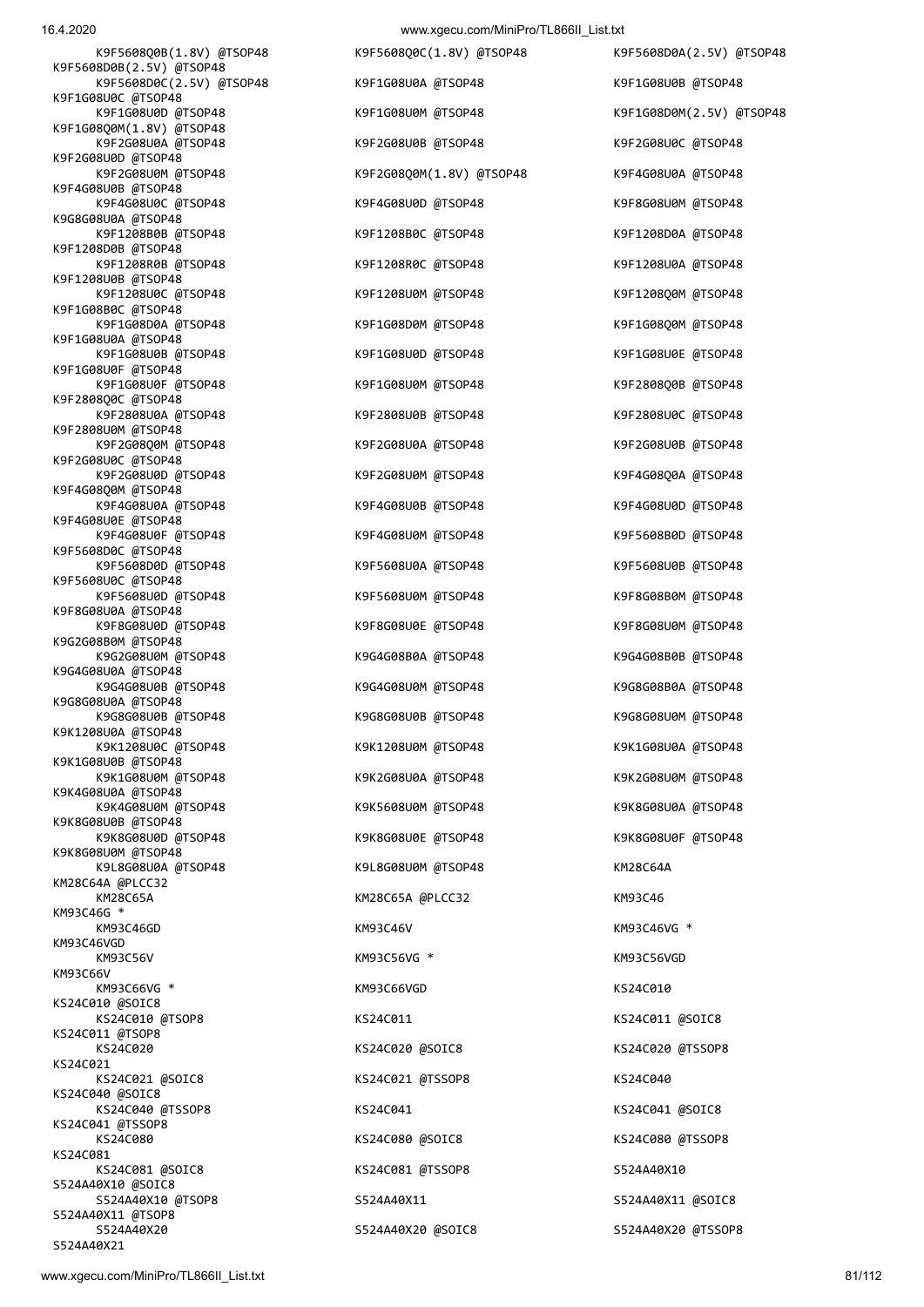K9F5608Q0B(1.8V) @TSOP48	K9F5608Q0C(1.8V) @TSOP48	K9F5608D0A(2.5V) @TSOP48
K9F5608D0B(2.5V) @TSOP48
K9F5608D0C(2.5V) @TSOP48	K9F1G08U0A @TSOP48	K9F1G08U0B @TSOP48
K9F1G08U0C @TSOP48
K9F1G08U0D @TSOP48	K9F1G08U0M @TSOP48	K9F1G08D0M(2.5V) @TSOP48
K9F1G08Q0M(1.8V) @TSOP48
K9F2G08U0A @TSOP48	K9F2G08U0B @TSOP48	K9F2G08U0C @TSOP48
K9F2G08U0D @TSOP48
K9F2G08U0M @TSOP48	K9F2G08Q0M(1.8V) @TSOP48	K9F4G08U0A @TSOP48
K9F4G08U0B @TSOP48
K9F4G08U0C @TSOP48	K9F4G08U0D @TSOP48	K9F8G08U0M @TSOP48
K9G8G08U0A @TSOP48
K9F1208B0B @TSOP48	K9F1208B0C @TSOP48	K9F1208D0A @TSOP48
K9F1208D0B @TSOP48
K9F1208R0B @TSOP48	K9F1208R0C @TSOP48	K9F1208U0A @TSOP48
K9F1208U0B @TSOP48
K9F1208U0C @TSOP48	K9F1208U0M @TSOP48	K9F1208Q0M @TSOP48
K9F1G08B0C @TSOP48
K9F1G08D0A @TSOP48	K9F1G08D0M @TSOP48	K9F1G08Q0M @TSOP48
K9F1G08U0A @TSOP48
K9F1G08U0B @TSOP48	K9F1G08U0D @TSOP48	K9F1G08U0E @TSOP48
K9F1G08U0F @TSOP48
K9F1G08U0F @TSOP48	K9F1G08U0M @TSOP48	K9F2808Q0B @TSOP48
K9F2808Q0C @TSOP48
K9F2808U0A @TSOP48	K9F2808U0B @TSOP48	K9F2808U0C @TSOP48
K9F2808U0M @TSOP48
K9F2G08Q0M @TSOP48	K9F2G08U0A @TSOP48	K9F2G08U0B @TSOP48
K9F2G08U0C @TSOP48
K9F2G08U0D @TSOP48	K9F2G08U0M @TSOP48	K9F4G08Q0A @TSOP48
K9F4G08Q0M @TSOP48
K9F4G08U0A @TSOP48	K9F4G08U0B @TSOP48	K9F4G08U0D @TSOP48
K9F4G08U0E @TSOP48
K9F4G08U0F @TSOP48	K9F4G08U0M @TSOP48	K9F5608B0D @TSOP48
K9F5608D0C @TSOP48
K9F5608D0D @TSOP48	K9F5608U0A @TSOP48	K9F5608U0B @TSOP48
K9F5608U0C @TSOP48
K9F5608U0D @TSOP48	K9F5608U0M @TSOP48	K9F8G08B0M @TSOP48
K9F8G08U0A @TSOP48
K9F8G08U0D @TSOP48	K9F8G08U0E @TSOP48	K9F8G08U0M @TSOP48
K9G2G08B0M @TSOP48
K9G2G08U0M @TSOP48	K9G4G08B0A @TSOP48	K9G4G08B0B @TSOP48
K9G4G08U0A @TSOP48
K9G4G08U0B @TSOP48	K9G4G08U0M @TSOP48	K9G8G08B0A @TSOP48
K9G8G08U0A @TSOP48
K9G8G08U0B @TSOP48	K9G8G08U0B @TSOP48	K9G8G08U0M @TSOP48
K9K1208U0A @TSOP48
K9K1208U0C @TSOP48	K9K1208U0M @TSOP48	K9K1G08U0A @TSOP48
K9K1G08U0B @TSOP48
K9K1G08U0M @TSOP48	K9K2G08U0A @TSOP48	K9K2G08U0M @TSOP48
K9K4G08U0A @TSOP48
K9K4G08U0M @TSOP48	K9K5608U0M @TSOP48	K9K8G08U0A @TSOP48
K9K8G08U0B @TSOP48
K9K8G08U0D @TSOP48	K9K8G08U0E @TSOP48	K9K8G08U0F @TSOP48
K9K8G08U0M @TSOP48
K9L8G08U0A @TSOP48	K9L8G08U0M @TSOP48	KM28C64A
KM28C64A @PLCC32
KM28C65A	KM28C65A @PLCC32	KM93C46
KM93C46G *
KM93C46GD	KM93C46V	KM93C46VG *
KM93C46VGD
KM93C56V	KM93C56VG *	KM93C56VGD
KM93C66V
KM93C66VG *	KM93C66VGD	KS24C010
KS24C010 @SOIC8
KS24C010 @TSOP8	KS24C011	KS24C011 @SOIC8
KS24C011 @TSOP8
KS24C020	KS24C020 @SOIC8	KS24C020 @TSSOP8
KS24C021
KS24C021 @SOIC8	KS24C021 @TSSOP8	KS24C040
KS24C040 @SOIC8
KS24C040 @TSSOP8	KS24C041	KS24C041 @SOIC8
KS24C041 @TSSOP8
KS24C080	KS24C080 @SOIC8	KS24C080 @TSSOP8
KS24C081
KS24C081 @SOIC8	KS24C081 @TSSOP8	S524A40X10
S524A40X10 @SOIC8
S524A40X10 @TSOP8	S524A40X11	S524A40X11 @SOIC8
S524A40X11 @TSOP8
S524A40X20	S524A40X20 @SOIC8	S524A40X20 @TSSOP8
S524A40X21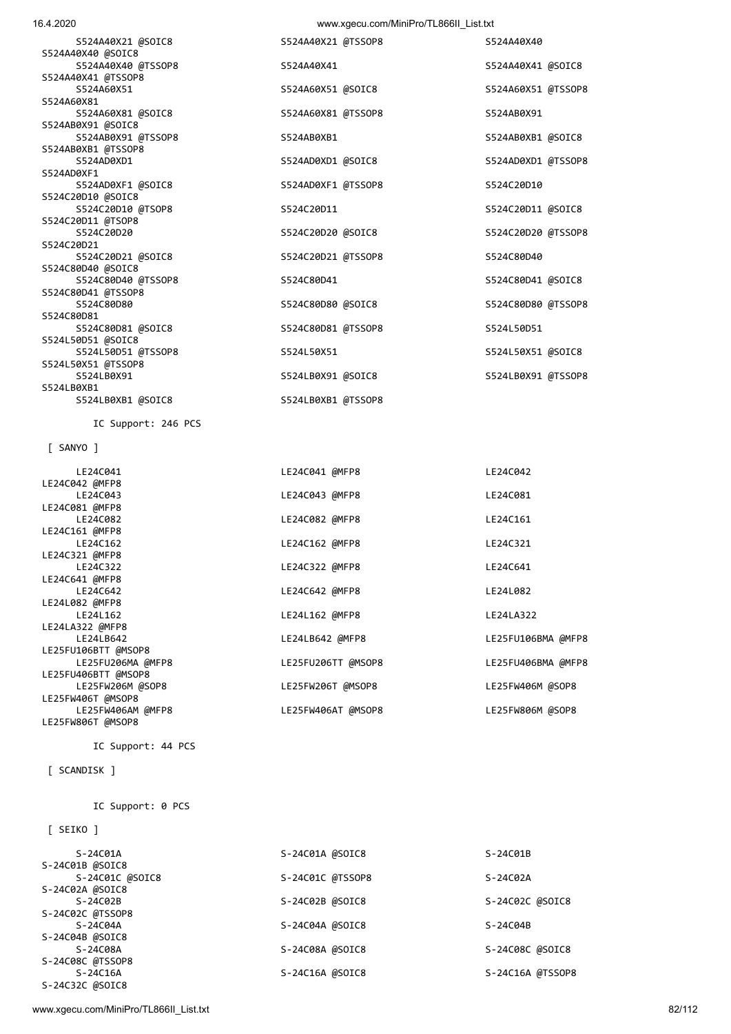```
      S524A40X21 @SOIC8                    S524A40X21 @TSSOP8                   S524A40X40
S524A40X40 @SOIC8
      S524A40X40 @TSSOP8                   S524A40X41                           S524A40X41 @SOIC8
S524A40X41 @TSSOP8
      S524A60X51                           S524A60X51 @SOIC8                    S524A60X51 @TSSOP8
S524A60X81
      S524A60X81 @SOIC8                    S524A60X81 @TSSOP8                   S524AB0X91
S524AB0X91 @SOIC8
      S524AB0X91 @TSSOP8                   S524AB0XB1                           S524AB0XB1 @SOIC8
S524AB0XB1 @TSSOP8
      S524AD0XD1                           S524AD0XD1 @SOIC8                    S524AD0XD1 @TSSOP8
S524AD0XF1
      S524AD0XF1 @SOIC8                    S524AD0XF1 @TSSOP8                   S524C20D10
S524C20D10 @SOIC8
      S524C20D10 @TSOP8                    S524C20D11                           S524C20D11 @SOIC8
S524C20D11 @TSOP8
      S524C20D20                           S524C20D20 @SOIC8                    S524C20D20 @TSSOP8
S524C20D21
      S524C20D21 @SOIC8                    S524C20D21 @TSSOP8                   S524C80D40
S524C80D40 @SOIC8
      S524C80D40 @TSSOP8                   S524C80D41                           S524C80D41 @SOIC8
S524C80D41 @TSSOP8
      S524C80D80                           S524C80D80 @SOIC8                    S524C80D80 @TSSOP8
S524C80D81
      S524C80D81 @SOIC8                    S524C80D81 @TSSOP8                   S524L50D51
S524L50D51 @SOIC8
      S524L50D51 @TSSOP8                   S524L50X51                           S524L50X51 @SOIC8
S524L50X51 @TSSOP8
      S524LB0X91                           S524LB0X91 @SOIC8                    S524LB0X91 @TSSOP8
S524LB0XB1
      S524LB0XB1 @SOIC8                    S524LB0XB1 @TSSOP8

        IC Support: 246 PCS

 [ SANYO ]

      LE24C041                             LE24C041 @MFP8                       LE24C042
LE24C042 @MFP8
      LE24C043                             LE24C043 @MFP8                       LE24C081
LE24C081 @MFP8
      LE24C082                             LE24C082 @MFP8                       LE24C161
LE24C161 @MFP8
      LE24C162                             LE24C162 @MFP8                       LE24C321
LE24C321 @MFP8
      LE24C322                             LE24C322 @MFP8                       LE24C641
LE24C641 @MFP8
      LE24C642                             LE24C642 @MFP8                       LE24L082
LE24L082 @MFP8
      LE24L162                             LE24L162 @MFP8                       LE24LA322
LE24LA322 @MFP8
      LE24LB642                            LE24LB642 @MFP8                      LE25FU106BMA @MFP8
LE25FU106BTT @MSOP8
      LE25FU206MA @MFP8                    LE25FU206TT @MSOP8                   LE25FU406BMA @MFP8
LE25FU406BTT @MSOP8
      LE25FW206M @SOP8                     LE25FW206T @MSOP8                    LE25FW406M @SOP8
LE25FW406T @MSOP8
      LE25FW406AM @MFP8                    LE25FW406AT @MSOP8                   LE25FW806M @SOP8
LE25FW806T @MSOP8

        IC Support: 44 PCS

 [ SCANDISK ]


        IC Support: 0 PCS

 [ SEIKO ]

      S-24C01A                             S-24C01A @SOIC8                      S-24C01B
S-24C01B @SOIC8
      S-24C01C @SOIC8                      S-24C01C @TSSOP8                     S-24C02A
S-24C02A @SOIC8
      S-24C02B                             S-24C02B @SOIC8                      S-24C02C @SOIC8
S-24C02C @TSSOP8
      S-24C04A                             S-24C04A @SOIC8                      S-24C04B
S-24C04B @SOIC8
      S-24C08A                             S-24C08A @SOIC8                      S-24C08C @SOIC8
S-24C08C @TSSOP8
      S-24C16A                             S-24C16A @SOIC8                      S-24C16A @TSSOP8
S-24C32C @SOIC8
```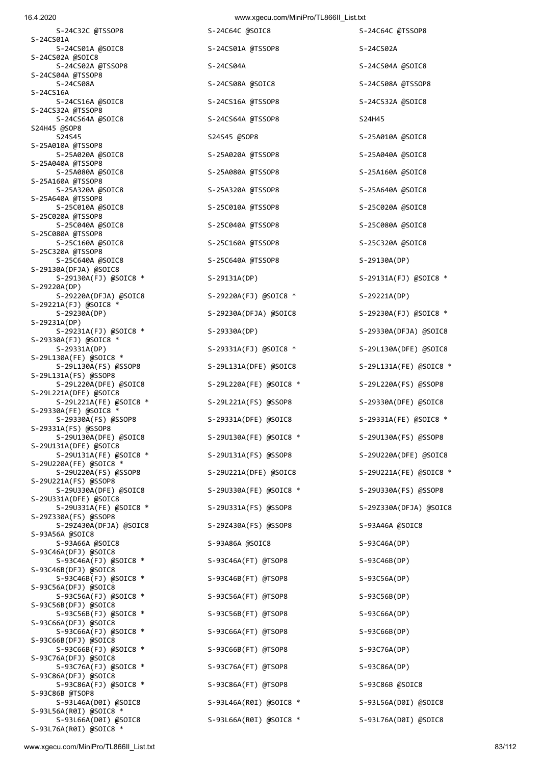```
S-24C32C @TSSOP8                S-24C64C @SOIC8                 S-24C64C @TSSOP8
S-24CS01A
S-24CS01A @SOIC8                S-24CS01A @TSSOP8               S-24CS02A
S-24CS02A @SOIC8
S-24CS02A @TSSOP8               S-24CS04A                       S-24CS04A @SOIC8
S-24CS04A @TSSOP8
S-24CS08A                       S-24CS08A @SOIC8                S-24CS08A @TSSOP8
S-24CS16A
S-24CS16A @SOIC8                S-24CS16A @TSSOP8               S-24CS32A @SOIC8
S-24CS32A @TSSOP8
S-24CS64A @SOIC8                S-24CS64A @TSSOP8               S24H45
S24H45 @SOP8
S24S45                          S24S45 @SOP8                    S-25A010A @SOIC8
S-25A010A @TSSOP8
S-25A020A @SOIC8                S-25A020A @TSSOP8               S-25A040A @SOIC8
S-25A040A @TSSOP8
S-25A080A @SOIC8                S-25A080A @TSSOP8               S-25A160A @SOIC8
S-25A160A @TSSOP8
S-25A320A @SOIC8                S-25A320A @TSSOP8               S-25A640A @SOIC8
S-25A640A @TSSOP8
S-25C010A @SOIC8                S-25C010A @TSSOP8               S-25C020A @SOIC8
S-25C020A @TSSOP8
S-25C040A @SOIC8                S-25C040A @TSSOP8               S-25C080A @SOIC8
S-25C080A @TSSOP8
S-25C160A @SOIC8                S-25C160A @TSSOP8               S-25C320A @SOIC8
S-25C320A @TSSOP8
S-25C640A @SOIC8                S-25C640A @TSSOP8               S-29130A(DP)
S-29130A(DFJA) @SOIC8
S-29130A(FJ) @SOIC8 *           S-29131A(DP)                    S-29131A(FJ) @SOIC8 *
S-29220A(DP)
S-29220A(DFJA) @SOIC8           S-29220A(FJ) @SOIC8 *           S-29221A(DP)
S-29221A(FJ) @SOIC8 *
S-29230A(DP)                    S-29230A(DFJA) @SOIC8           S-29230A(FJ) @SOIC8 *
S-29231A(DP)
S-29231A(FJ) @SOIC8 *           S-29330A(DP)                    S-29330A(DFJA) @SOIC8
S-29330A(FJ) @SOIC8 *
S-29331A(DP)                    S-29331A(FJ) @SOIC8 *           S-29L130A(DFE) @SOIC8
S-29L130A(FE) @SOIC8 *
S-29L130A(FS) @SSOP8            S-29L131A(DFE) @SOIC8           S-29L131A(FE) @SOIC8 *
S-29L131A(FS) @SSOP8
S-29L220A(DFE) @SOIC8           S-29L220A(FE) @SOIC8 *          S-29L220A(FS) @SSOP8
S-29L221A(DFE) @SOIC8
S-29L221A(FE) @SOIC8 *          S-29L221A(FS) @SSOP8            S-29330A(DFE) @SOIC8
S-29330A(FE) @SOIC8 *
S-29330A(FS) @SSOP8             S-29331A(DFE) @SOIC8            S-29331A(FE) @SOIC8 *
S-29331A(FS) @SSOP8
S-29U130A(DFE) @SOIC8           S-29U130A(FE) @SOIC8 *          S-29U130A(FS) @SSOP8
S-29U131A(DFE) @SOIC8
S-29U131A(FE) @SOIC8 *          S-29U131A(FS) @SSOP8            S-29U220A(DFE) @SOIC8
S-29U220A(FE) @SOIC8 *
S-29U220A(FS) @SSOP8            S-29U221A(DFE) @SOIC8           S-29U221A(FE) @SOIC8 *
S-29U221A(FS) @SSOP8
S-29U330A(DFE) @SOIC8           S-29U330A(FE) @SOIC8 *          S-29U330A(FS) @SSOP8
S-29U331A(DFE) @SOIC8
S-29U331A(FE) @SOIC8 *          S-29U331A(FS) @SSOP8            S-29Z330A(DFJA) @SOIC8
S-29Z330A(FS) @SSOP8
S-29Z430A(DFJA) @SOIC8          S-29Z430A(FS) @SSOP8            S-93A46A @SOIC8
S-93A56A @SOIC8
S-93A66A @SOIC8                 S-93A86A @SOIC8                 S-93C46A(DP)
S-93C46A(DFJ) @SOIC8
S-93C46A(FJ) @SOIC8 *           S-93C46A(FT) @TSOP8             S-93C46B(DP)
S-93C46B(DFJ) @SOIC8
S-93C46B(FJ) @SOIC8 *           S-93C46B(FT) @TSOP8             S-93C56A(DP)
S-93C56A(DFJ) @SOIC8
S-93C56A(FJ) @SOIC8 *           S-93C56A(FT) @TSOP8             S-93C56B(DP)
S-93C56B(DFJ) @SOIC8
S-93C56B(FJ) @SOIC8 *           S-93C56B(FT) @TSOP8             S-93C66A(DP)
S-93C66A(DFJ) @SOIC8
S-93C66A(FJ) @SOIC8 *           S-93C66A(FT) @TSOP8             S-93C66B(DP)
S-93C66B(DFJ) @SOIC8
S-93C66B(FJ) @SOIC8 *           S-93C66B(FT) @TSOP8             S-93C76A(DP)
S-93C76A(DFJ) @SOIC8
S-93C76A(FJ) @SOIC8 *           S-93C76A(FT) @TSOP8             S-93C86A(DP)
S-93C86A(DFJ) @SOIC8
S-93C86A(FJ) @SOIC8 *           S-93C86A(FT) @TSOP8             S-93C86B @SOIC8
S-93C86B @TSOP8
S-93L46A(D0I) @SOIC8            S-93L46A(R0I) @SOIC8 *          S-93L56A(D0I) @SOIC8
S-93L56A(R0I) @SOIC8 *
S-93L66A(D0I) @SOIC8            S-93L66A(R0I) @SOIC8 *          S-93L76A(D0I) @SOIC8
S-93L76A(R0I) @SOIC8 *
```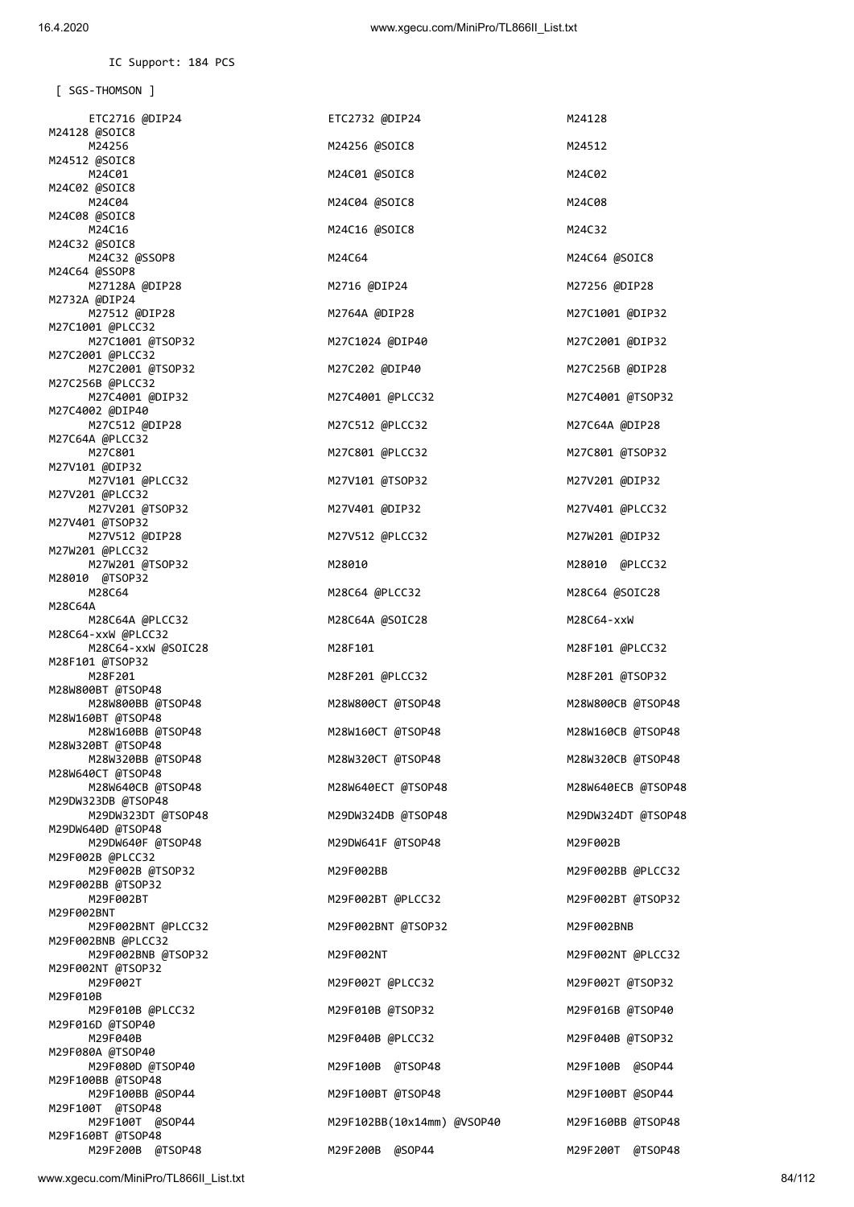IC Support: 184 PCS

[ SGS-THOMSON ]

```
      ETC2716 @DIP24                      ETC2732 @DIP24                      M24128
M24128 @SOIC8
      M24256                              M24256 @SOIC8                       M24512
M24512 @SOIC8
      M24C01                              M24C01 @SOIC8                       M24C02
M24C02 @SOIC8
      M24C04                              M24C04 @SOIC8                       M24C08
M24C08 @SOIC8
      M24C16                              M24C16 @SOIC8                       M24C32
M24C32 @SOIC8
      M24C32 @SSOP8                       M24C64                              M24C64 @SOIC8
M24C64 @SSOP8
      M27128A @DIP28                      M2716 @DIP24                        M27256 @DIP28
M2732A @DIP24
      M27512 @DIP28                       M2764A @DIP28                       M27C1001 @DIP32
M27C1001 @PLCC32
      M27C1001 @TSOP32                    M27C1024 @DIP40                     M27C2001 @DIP32
M27C2001 @PLCC32
      M27C2001 @TSOP32                    M27C202 @DIP40                      M27C256B @DIP28
M27C256B @PLCC32
      M27C4001 @DIP32                     M27C4001 @PLCC32                    M27C4001 @TSOP32
M27C4002 @DIP40
      M27C512 @DIP28                      M27C512 @PLCC32                     M27C64A @DIP28
M27C64A @PLCC32
      M27C801                             M27C801 @PLCC32                     M27C801 @TSOP32
M27V101 @DIP32
      M27V101 @PLCC32                     M27V101 @TSOP32                     M27V201 @DIP32
M27V201 @PLCC32
      M27V201 @TSOP32                     M27V401 @DIP32                      M27V401 @PLCC32
M27V401 @TSOP32
      M27V512 @DIP28                      M27V512 @PLCC32                     M27W201 @DIP32
M27W201 @PLCC32
      M27W201 @TSOP32                     M28010                              M28010  @PLCC32
M28010  @TSOP32
      M28C64                              M28C64 @PLCC32                      M28C64 @SOIC28
M28C64A
      M28C64A @PLCC32                     M28C64A @SOIC28                     M28C64-xxW
M28C64-xxW @PLCC32
      M28C64-xxW @SOIC28                  M28F101                             M28F101 @PLCC32
M28F101 @TSOP32
      M28F201                             M28F201 @PLCC32                     M28F201 @TSOP32
M28W800BT @TSOP48
      M28W800BB @TSOP48                   M28W800CT @TSOP48                   M28W800CB @TSOP48
M28W160BT @TSOP48
      M28W160BB @TSOP48                   M28W160CT @TSOP48                   M28W160CB @TSOP48
M28W320BT @TSOP48
      M28W320BB @TSOP48                   M28W320CT @TSOP48                   M28W320CB @TSOP48
M28W640CT @TSOP48
      M28W640CB @TSOP48                   M28W640ECT @TSOP48                  M28W640ECB @TSOP48
M29DW323DB @TSOP48
      M29DW323DT @TSOP48                  M29DW324DB @TSOP48                  M29DW324DT @TSOP48
M29DW640D @TSOP48
      M29DW640F @TSOP48                   M29DW641F @TSOP48                   M29F002B
M29F002B @PLCC32
      M29F002B @TSOP32                    M29F002BB                           M29F002BB @PLCC32
M29F002BB @TSOP32
      M29F002BT                           M29F002BT @PLCC32                   M29F002BT @TSOP32
M29F002BNT
      M29F002BNT @PLCC32                  M29F002BNT @TSOP32                  M29F002BNB
M29F002BNB @PLCC32
      M29F002BNB @TSOP32                  M29F002NT                           M29F002NT @PLCC32
M29F002NT @TSOP32
      M29F002T                            M29F002T @PLCC32                    M29F002T @TSOP32
M29F010B
      M29F010B @PLCC32                    M29F010B @TSOP32                    M29F016B @TSOP40
M29F016D @TSOP40
      M29F040B                            M29F040B @PLCC32                    M29F040B @TSOP32
M29F080A @TSOP40
      M29F080D @TSOP40                    M29F100B  @TSOP48                   M29F100B  @SOP44
M29F100BB @TSOP48
      M29F100BB @SOP44                    M29F100BT @TSOP48                   M29F100BT @SOP44
M29F100T  @TSOP48
      M29F100T  @SOP44                    M29F102BB(10x14mm) @VSOP40          M29F160BB @TSOP48
M29F160BT @TSOP48
      M29F200B  @TSOP48                   M29F200B  @SOP44                    M29F200T  @TSOP48
```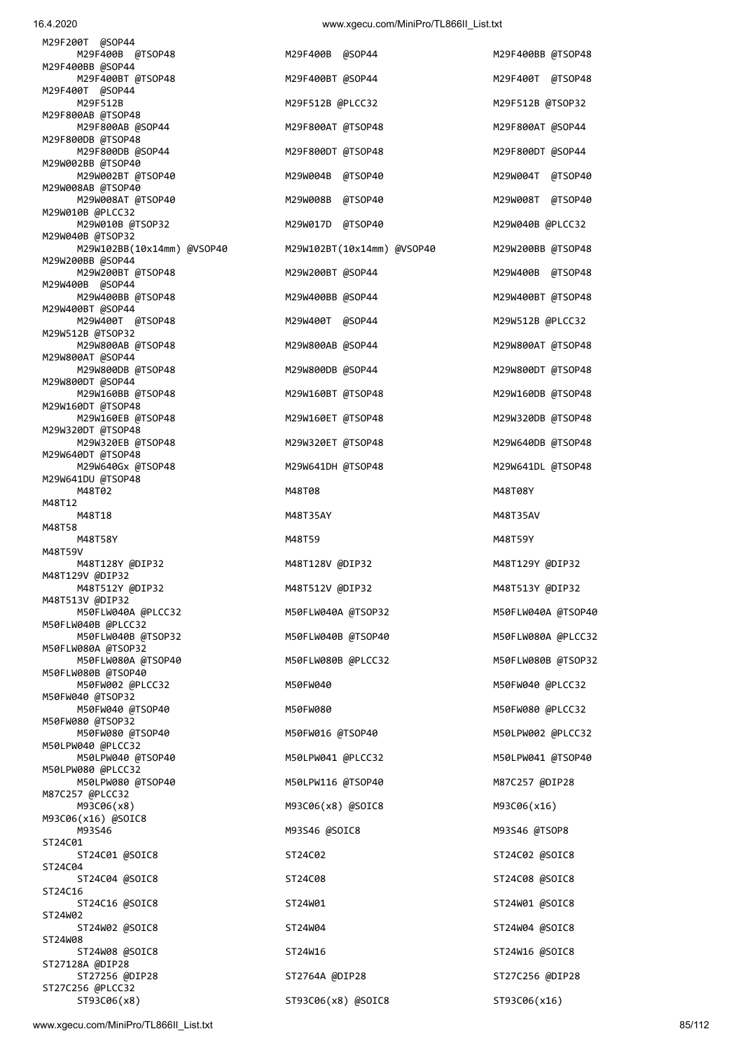```
M29F200T  @SOP44
     M29F400B  @TSOP48                 M29F400B  @SOP44                  M29F400BB @TSOP48
M29F400BB @SOP44
     M29F400BT @TSOP48                 M29F400BT @SOP44                  M29F400T  @TSOP48
M29F400T  @SOP44
     M29F512B                          M29F512B @PLCC32                  M29F512B @TSOP32
M29F800AB @TSOP48
     M29F800AB @SOP44                  M29F800AT @TSOP48                 M29F800AT @SOP44
M29F800DB @TSOP48
     M29F800DB @SOP44                  M29F800DT @TSOP48                 M29F800DT @SOP44
M29W002BB @TSOP40
     M29W002BT @TSOP40                 M29W004B  @TSOP40                 M29W004T  @TSOP40
M29W008AB @TSOP40
     M29W008AT @TSOP40                 M29W008B  @TSOP40                 M29W008T  @TSOP40
M29W010B @PLCC32
     M29W010B @TSOP32                  M29W017D  @TSOP40                 M29W040B @PLCC32
M29W040B @TSOP32
     M29W102BB(10x14mm) @VSOP40        M29W102BT(10x14mm) @VSOP40        M29W200BB @TSOP48
M29W200BB @SOP44
     M29W200BT @TSOP48                 M29W200BT @SOP44                  M29W400B  @TSOP48
M29W400B  @SOP44
     M29W400BB @TSOP48                 M29W400BB @SOP44                  M29W400BT @TSOP48
M29W400BT @SOP44
     M29W400T  @TSOP48                 M29W400T  @SOP44                  M29W512B @PLCC32
M29W512B @TSOP32
     M29W800AB @TSOP48                 M29W800AB @SOP44                  M29W800AT @TSOP48
M29W800AT @SOP44
     M29W800DB @TSOP48                 M29W800DB @SOP44                  M29W800DT @TSOP48
M29W800DT @SOP44
     M29W160BB @TSOP48                 M29W160BT @TSOP48                 M29W160DB @TSOP48
M29W160DT @TSOP48
     M29W160EB @TSOP48                 M29W160ET @TSOP48                 M29W320DB @TSOP48
M29W320DT @TSOP48
     M29W320EB @TSOP48                 M29W320ET @TSOP48                 M29W640DB @TSOP48
M29W640DT @TSOP48
     M29W640Gx @TSOP48                 M29W641DH @TSOP48                 M29W641DL @TSOP48
M29W641DU @TSOP48
     M48T02                            M48T08                            M48T08Y
M48T12
     M48T18                            M48T35AY                          M48T35AV
M48T58
     M48T58Y                           M48T59                            M48T59Y
M48T59V
     M48T128Y @DIP32                   M48T128V @DIP32                   M48T129Y @DIP32
M48T129V @DIP32
     M48T512Y @DIP32                   M48T512V @DIP32                   M48T513Y @DIP32
M48T513V @DIP32
     M50FLW040A @PLCC32                M50FLW040A @TSOP32                M50FLW040A @TSOP40
M50FLW040B @PLCC32
     M50FLW040B @TSOP32                M50FLW040B @TSOP40                M50FLW080A @PLCC32
M50FLW080A @TSOP32
     M50FLW080A @TSOP40                M50FLW080B @PLCC32                M50FLW080B @TSOP32
M50FLW080B @TSOP40
     M50FW002 @PLCC32                  M50FW040                          M50FW040 @PLCC32
M50FW040 @TSOP32
     M50FW040 @TSOP40                  M50FW080                          M50FW080 @PLCC32
M50FW080 @TSOP32
     M50FW080 @TSOP40                  M50FW016 @TSOP40                  M50LPW002 @PLCC32
M50LPW040 @PLCC32
     M50LPW040 @TSOP40                 M50LPW041 @PLCC32                 M50LPW041 @TSOP40
M50LPW080 @PLCC32
     M50LPW080 @TSOP40                 M50LPW116 @TSOP40                 M87C257 @DIP28
M87C257 @PLCC32
     M93C06(x8)                        M93C06(x8) @SOIC8                 M93C06(x16)
M93C06(x16) @SOIC8
     M93S46                            M93S46 @SOIC8                     M93S46 @TSOP8
ST24C01
     ST24C01 @SOIC8                    ST24C02                           ST24C02 @SOIC8
ST24C04
     ST24C04 @SOIC8                    ST24C08                           ST24C08 @SOIC8
ST24C16
     ST24C16 @SOIC8                    ST24W01                           ST24W01 @SOIC8
ST24W02
     ST24W02 @SOIC8                    ST24W04                           ST24W04 @SOIC8
ST24W08
     ST24W08 @SOIC8                    ST24W16                           ST24W16 @SOIC8
ST27128A @DIP28
     ST27256 @DIP28                    ST2764A @DIP28                    ST27C256 @DIP28
ST27C256 @PLCC32
     ST93C06(x8)                       ST93C06(x8) @SOIC8                ST93C06(x16)
```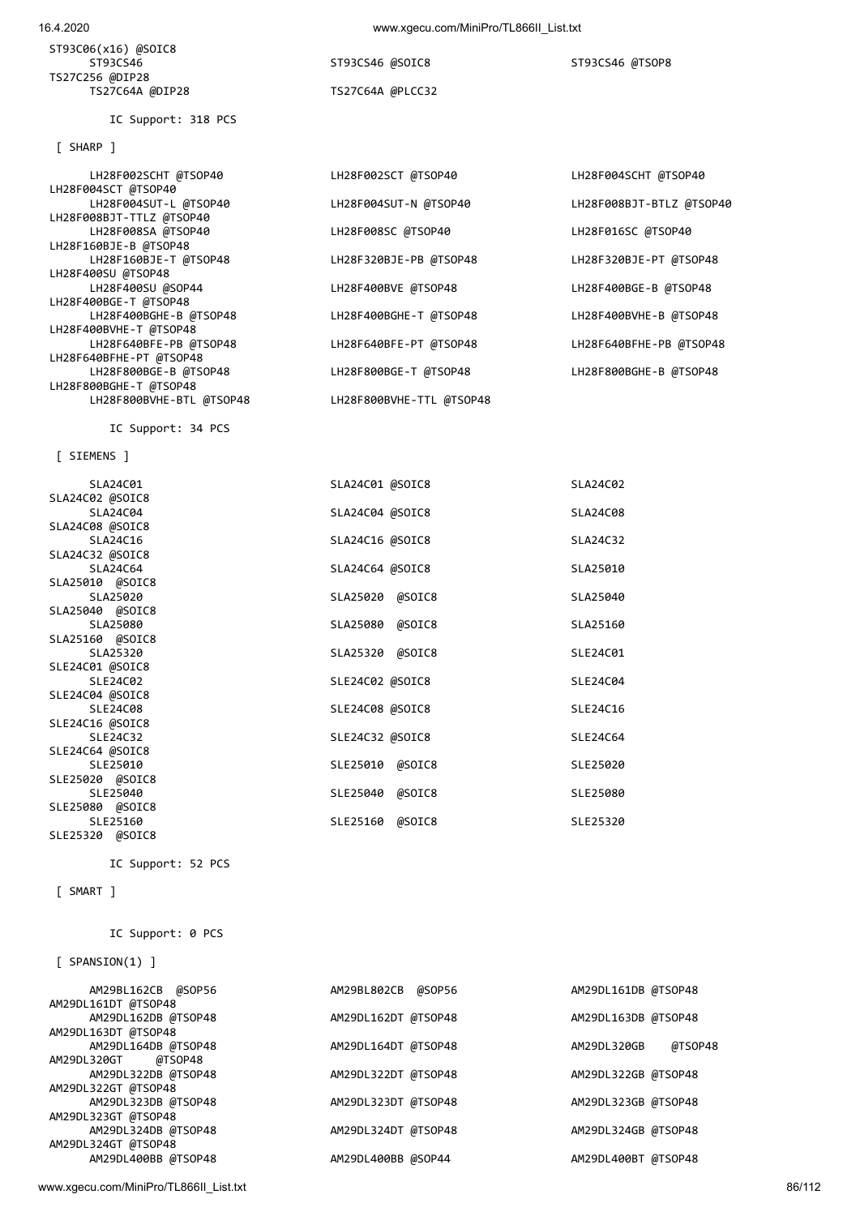```
ST93C06(x16) @SOIC8
      ST93CS46                          ST93CS46 @SOIC8                   ST93CS46 @TSOP8
TS27C256 @DIP28
      TS27C64A @DIP28                   TS27C64A @PLCC32

        IC Support: 318 PCS

 [ SHARP ]

      LH28F002SCHT @TSOP40              LH28F002SCT @TSOP40               LH28F004SCHT @TSOP40
LH28F004SCT @TSOP40
      LH28F004SUT-L @TSOP40             LH28F004SUT-N @TSOP40             LH28F008BJT-BTLZ @TSOP40
LH28F008BJT-TTLZ @TSOP40
      LH28F008SA @TSOP40                LH28F008SC @TSOP40                LH28F016SC @TSOP40
LH28F160BJE-B @TSOP48
      LH28F160BJE-T @TSOP48             LH28F320BJE-PB @TSOP48            LH28F320BJE-PT @TSOP48
LH28F400SU @TSOP48
      LH28F400SU @SOP44                 LH28F400BVE @TSOP48               LH28F400BGE-B @TSOP48
LH28F400BGE-T @TSOP48
      LH28F400BGHE-B @TSOP48            LH28F400BGHE-T @TSOP48            LH28F400BVHE-B @TSOP48
LH28F400BVHE-T @TSOP48
      LH28F640BFE-PB @TSOP48            LH28F640BFE-PT @TSOP48            LH28F640BFHE-PB @TSOP48
LH28F640BFHE-PT @TSOP48
      LH28F800BGE-B @TSOP48             LH28F800BGE-T @TSOP48             LH28F800BGHE-B @TSOP48
LH28F800BGHE-T @TSOP48
      LH28F800BVHE-BTL @TSOP48          LH28F800BVHE-TTL @TSOP48

        IC Support: 34 PCS

 [ SIEMENS ]

      SLA24C01                          SLA24C01 @SOIC8                   SLA24C02
SLA24C02 @SOIC8
      SLA24C04                          SLA24C04 @SOIC8                   SLA24C08
SLA24C08 @SOIC8
      SLA24C16                          SLA24C16 @SOIC8                   SLA24C32
SLA24C32 @SOIC8
      SLA24C64                          SLA24C64 @SOIC8                   SLA25010
SLA25010  @SOIC8
      SLA25020                          SLA25020  @SOIC8                  SLA25040
SLA25040  @SOIC8
      SLA25080                          SLA25080  @SOIC8                  SLA25160
SLA25160  @SOIC8
      SLA25320                          SLA25320  @SOIC8                  SLE24C01
SLE24C01 @SOIC8
      SLE24C02                          SLE24C02 @SOIC8                   SLE24C04
SLE24C04 @SOIC8
      SLE24C08                          SLE24C08 @SOIC8                   SLE24C16
SLE24C16 @SOIC8
      SLE24C32                          SLE24C32 @SOIC8                   SLE24C64
SLE24C64 @SOIC8
      SLE25010                          SLE25010  @SOIC8                  SLE25020
SLE25020  @SOIC8
      SLE25040                          SLE25040  @SOIC8                  SLE25080
SLE25080  @SOIC8
      SLE25160                          SLE25160  @SOIC8                  SLE25320
SLE25320  @SOIC8

        IC Support: 52 PCS

 [ SMART ]


        IC Support: 0 PCS

 [ SPANSION(1) ]

      AM29BL162CB  @SOP56               AM29BL802CB  @SOP56               AM29DL161DB @TSOP48
AM29DL161DT @TSOP48
      AM29DL162DB @TSOP48               AM29DL162DT @TSOP48               AM29DL163DB @TSOP48
AM29DL163DT @TSOP48
      AM29DL164DB @TSOP48               AM29DL164DT @TSOP48               AM29DL320GB    @TSOP48
AM29DL320GT    @TSOP48
      AM29DL322DB @TSOP48               AM29DL322DT @TSOP48               AM29DL322GB @TSOP48
AM29DL322GT @TSOP48
      AM29DL323DB @TSOP48               AM29DL323DT @TSOP48               AM29DL323GB @TSOP48
AM29DL323GT @TSOP48
      AM29DL324DB @TSOP48               AM29DL324DT @TSOP48               AM29DL324GB @TSOP48
AM29DL324GT @TSOP48
      AM29DL400BB @TSOP48               AM29DL400BB @SOP44                AM29DL400BT @TSOP48
```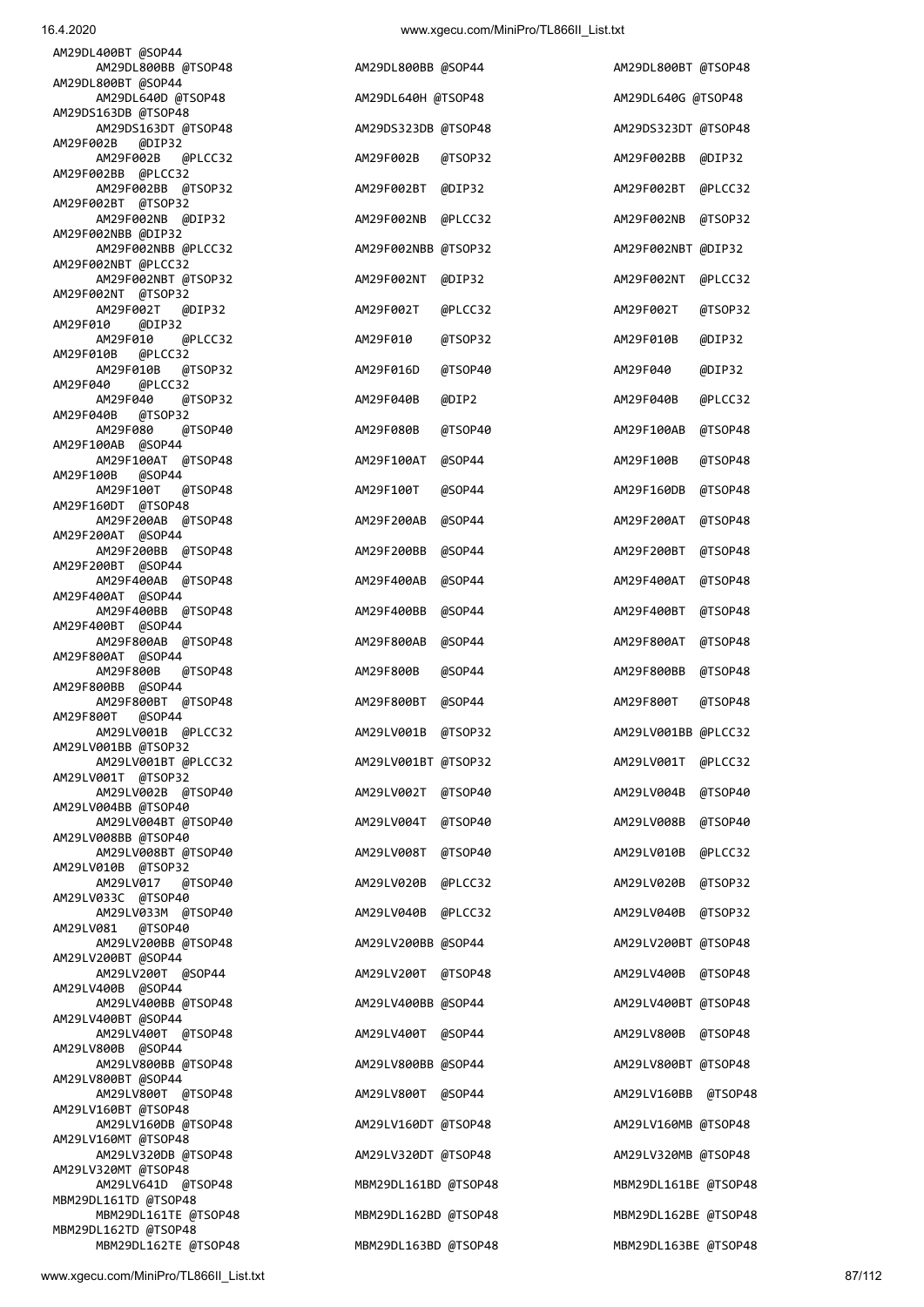```
AM29DL400BT @SOP44
      AM29DL800BB @TSOP48              AM29DL800BB @SOP44               AM29DL800BT @TSOP48
AM29DL800BT @SOP44
      AM29DL640D @TSOP48               AM29DL640H @TSOP48               AM29DL640G @TSOP48
AM29DS163DB @TSOP48
      AM29DS163DT @TSOP48              AM29DS323DB @TSOP48              AM29DS323DT @TSOP48
AM29F002B  @DIP32
      AM29F002B  @PLCC32               AM29F002B  @TSOP32               AM29F002BB @DIP32
AM29F002BB @PLCC32
      AM29F002BB @TSOP32               AM29F002BT @DIP32                AM29F002BT @PLCC32
AM29F002BT @TSOP32
      AM29F002NB @DIP32                AM29F002NB @PLCC32               AM29F002NB @TSOP32
AM29F002NBB @DIP32
      AM29F002NBB @PLCC32              AM29F002NBB @TSOP32              AM29F002NBT @DIP32
AM29F002NBT @PLCC32
      AM29F002NBT @TSOP32              AM29F002NT @DIP32                AM29F002NT @PLCC32
AM29F002NT @TSOP32
      AM29F002T  @DIP32                AM29F002T  @PLCC32               AM29F002T  @TSOP32
AM29F010   @DIP32
      AM29F010   @PLCC32               AM29F010   @TSOP32               AM29F010B  @DIP32
AM29F010B  @PLCC32
      AM29F010B  @TSOP32               AM29F016D  @TSOP40               AM29F040   @DIP32
AM29F040   @PLCC32
      AM29F040   @TSOP32               AM29F040B  @DIP2                 AM29F040B  @PLCC32
AM29F040B  @TSOP32
      AM29F080   @TSOP40               AM29F080B  @TSOP40               AM29F100AB @TSOP48
AM29F100AB @SOP44
      AM29F100AT @TSOP48               AM29F100AT @SOP44                AM29F100B  @TSOP48
AM29F100B  @SOP44
      AM29F100T  @TSOP48               AM29F100T  @SOP44                AM29F160DB @TSOP48
AM29F160DT @TSOP48
      AM29F200AB @TSOP48               AM29F200AB @SOP44                AM29F200AT @TSOP48
AM29F200AT @SOP44
      AM29F200BB @TSOP48               AM29F200BB @SOP44                AM29F200BT @TSOP48
AM29F200BT @SOP44
      AM29F400AB @TSOP48               AM29F400AB @SOP44                AM29F400AT @TSOP48
AM29F400AT @SOP44
      AM29F400BB @TSOP48               AM29F400BB @SOP44                AM29F400BT @TSOP48
AM29F400BT @SOP44
      AM29F800AB @TSOP48               AM29F800AB @SOP44                AM29F800AT @TSOP48
AM29F800AT @SOP44
      AM29F800B  @TSOP48               AM29F800B  @SOP44                AM29F800BB @TSOP48
AM29F800BB @SOP44
      AM29F800BT @TSOP48               AM29F800BT @SOP44                AM29F800T  @TSOP48
AM29F800T  @SOP44
      AM29LV001B @PLCC32               AM29LV001B @TSOP32               AM29LV001BB @PLCC32
AM29LV001BB @TSOP32
      AM29LV001BT @PLCC32              AM29LV001BT @TSOP32              AM29LV001T @PLCC32
AM29LV001T @TSOP32
      AM29LV002B @TSOP40               AM29LV002T @TSOP40               AM29LV004B @TSOP40
AM29LV004BB @TSOP40
      AM29LV004BT @TSOP40              AM29LV004T @TSOP40               AM29LV008B @TSOP40
AM29LV008BB @TSOP40
      AM29LV008BT @TSOP40              AM29LV008T @TSOP40               AM29LV010B @PLCC32
AM29LV010B @TSOP32
      AM29LV017  @TSOP40               AM29LV020B @PLCC32               AM29LV020B @TSOP32
AM29LV033C @TSOP40
      AM29LV033M @TSOP40               AM29LV040B @PLCC32               AM29LV040B @TSOP32
AM29LV081  @TSOP40
      AM29LV200BB @TSOP48              AM29LV200BB @SOP44               AM29LV200BT @TSOP48
AM29LV200BT @SOP44
      AM29LV200T @SOP44                AM29LV200T @TSOP48               AM29LV400B @TSOP48
AM29LV400B @SOP44
      AM29LV400BB @TSOP48              AM29LV400BB @SOP44               AM29LV400BT @TSOP48
AM29LV400BT @SOP44
      AM29LV400T @TSOP48               AM29LV400T @SOP44                AM29LV800B @TSOP48
AM29LV800B @SOP44
      AM29LV800BB @TSOP48              AM29LV800BB @SOP44               AM29LV800BT @TSOP48
AM29LV800BT @SOP44
      AM29LV800T @TSOP48               AM29LV800T @SOP44                AM29LV160BB  @TSOP48
AM29LV160BT @TSOP48
      AM29LV160DB @TSOP48              AM29LV160DT @TSOP48              AM29LV160MB @TSOP48
AM29LV160MT @TSOP48
      AM29LV320DB @TSOP48              AM29LV320DT @TSOP48              AM29LV320MB @TSOP48
AM29LV320MT @TSOP48
      AM29LV641D @TSOP48               MBM29DL161BD @TSOP48             MBM29DL161BE @TSOP48
MBM29DL161TD @TSOP48
      MBM29DL161TE @TSOP48             MBM29DL162BD @TSOP48             MBM29DL162BE @TSOP48
MBM29DL162TD @TSOP48
      MBM29DL162TE @TSOP48             MBM29DL163BD @TSOP48             MBM29DL163BE @TSOP48
```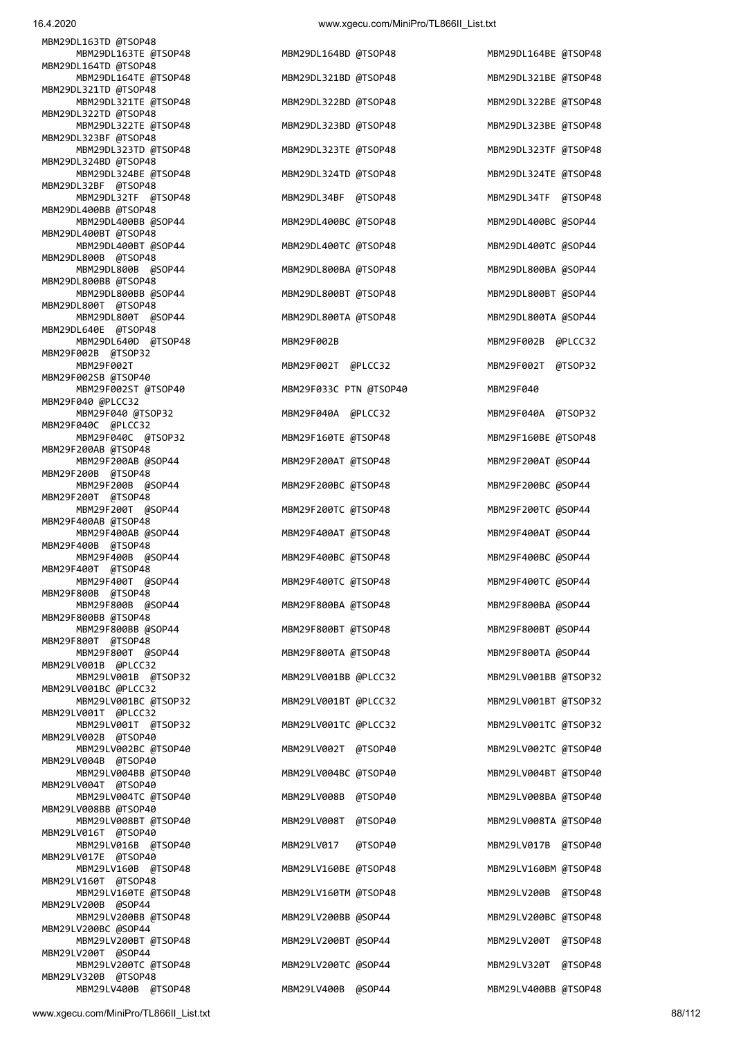```
MBM29DL163TD @TSOP48
     MBM29DL163TE @TSOP48            MBM29DL164BD @TSOP48            MBM29DL164BE @TSOP48
MBM29DL164TD @TSOP48
     MBM29DL164TE @TSOP48            MBM29DL321BD @TSOP48            MBM29DL321BE @TSOP48
MBM29DL321TD @TSOP48
     MBM29DL321TE @TSOP48            MBM29DL322BD @TSOP48            MBM29DL322BE @TSOP48
MBM29DL322TD @TSOP48
     MBM29DL322TE @TSOP48            MBM29DL323BD @TSOP48            MBM29DL323BE @TSOP48
MBM29DL323BF @TSOP48
     MBM29DL323TD @TSOP48            MBM29DL323TE @TSOP48            MBM29DL323TF @TSOP48
MBM29DL324BD @TSOP48
     MBM29DL324BE @TSOP48            MBM29DL324TD @TSOP48            MBM29DL324TE @TSOP48
MBM29DL32BF  @TSOP48
     MBM29DL32TF  @TSOP48            MBM29DL34BF  @TSOP48            MBM29DL34TF  @TSOP48
MBM29DL400BB @TSOP48
     MBM29DL400BB @SOP44             MBM29DL400BC @TSOP48            MBM29DL400BC @SOP44
MBM29DL400BT @TSOP48
     MBM29DL400BT @SOP44             MBM29DL400TC @TSOP48            MBM29DL400TC @SOP44
MBM29DL800B  @TSOP48
     MBM29DL800B  @SOP44             MBM29DL800BA @TSOP48            MBM29DL800BA @SOP44
MBM29DL800BB @TSOP48
     MBM29DL800BB @SOP44             MBM29DL800BT @TSOP48            MBM29DL800BT @SOP44
MBM29DL800T  @TSOP48
     MBM29DL800T  @SOP44             MBM29DL800TA @TSOP48            MBM29DL800TA @SOP44
MBM29DL640E  @TSOP48
     MBM29DL640D  @TSOP48            MBM29F002B                      MBM29F002B  @PLCC32
MBM29F002B  @TSOP32
     MBM29F002T                      MBM29F002T  @PLCC32             MBM29F002T  @TSOP32
MBM29F002SB @TSOP40
     MBM29F002ST @TSOP40             MBM29F033C PTN @TSOP40          MBM29F040
MBM29F040 @PLCC32
     MBM29F040 @TSOP32               MBM29F040A  @PLCC32             MBM29F040A  @TSOP32
MBM29F040C  @PLCC32
     MBM29F040C  @TSOP32             MBM29F160TE @TSOP48             MBM29F160BE @TSOP48
MBM29F200AB @TSOP48
     MBM29F200AB @SOP44              MBM29F200AT @TSOP48             MBM29F200AT @SOP44
MBM29F200B  @TSOP48
     MBM29F200B  @SOP44              MBM29F200BC @TSOP48             MBM29F200BC @SOP44
MBM29F200T  @TSOP48
     MBM29F200T  @SOP44              MBM29F200TC @TSOP48             MBM29F200TC @SOP44
MBM29F400AB @TSOP48
     MBM29F400AB @SOP44              MBM29F400AT @TSOP48             MBM29F400AT @SOP44
MBM29F400B  @TSOP48
     MBM29F400B  @SOP44              MBM29F400BC @TSOP48             MBM29F400BC @SOP44
MBM29F400T  @TSOP48
     MBM29F400T  @SOP44              MBM29F400TC @TSOP48             MBM29F400TC @SOP44
MBM29F800B  @TSOP48
     MBM29F800B  @SOP44              MBM29F800BA @TSOP48             MBM29F800BA @SOP44
MBM29F800BB @TSOP48
     MBM29F800BB @SOP44              MBM29F800BT @TSOP48             MBM29F800BT @SOP44
MBM29F800T  @TSOP48
     MBM29F800T  @SOP44              MBM29F800TA @TSOP48             MBM29F800TA @SOP44
MBM29LV001B  @PLCC32
     MBM29LV001B  @TSOP32            MBM29LV001BB @PLCC32            MBM29LV001BB @TSOP32
MBM29LV001BC @PLCC32
     MBM29LV001BC @TSOP32            MBM29LV001BT @PLCC32            MBM29LV001BT @TSOP32
MBM29LV001T  @PLCC32
     MBM29LV001T  @TSOP32            MBM29LV001TC @PLCC32            MBM29LV001TC @TSOP32
MBM29LV002B  @TSOP40
     MBM29LV002BC @TSOP40            MBM29LV002T  @TSOP40            MBM29LV002TC @TSOP40
MBM29LV004B  @TSOP40
     MBM29LV004BB @TSOP40            MBM29LV004BC @TSOP40            MBM29LV004BT @TSOP40
MBM29LV004T  @TSOP40
     MBM29LV004TC @TSOP40            MBM29LV008B  @TSOP40            MBM29LV008BA @TSOP40
MBM29LV008BB @TSOP40
     MBM29LV008BT @TSOP40            MBM29LV008T  @TSOP40            MBM29LV008TA @TSOP40
MBM29LV016T  @TSOP40
     MBM29LV016B  @TSOP40            MBM29LV017   @TSOP40            MBM29LV017B  @TSOP40
MBM29LV017E  @TSOP40
     MBM29LV160B  @TSOP48            MBM29LV160BE @TSOP48            MBM29LV160BM @TSOP48
MBM29LV160T  @TSOP48
     MBM29LV160TE @TSOP48            MBM29LV160TM @TSOP48            MBM29LV200B  @TSOP48
MBM29LV200B  @SOP44
     MBM29LV200BB @TSOP48            MBM29LV200BB @SOP44             MBM29LV200BC @TSOP48
MBM29LV200BC @SOP44
     MBM29LV200BT @TSOP48            MBM29LV200BT @SOP44             MBM29LV200T  @TSOP48
MBM29LV200T  @SOP44
     MBM29LV200TC @TSOP48            MBM29LV200TC @SOP44             MBM29LV320T  @TSOP48
MBM29LV320B  @TSOP48
     MBM29LV400B  @TSOP48            MBM29LV400B  @SOP44             MBM29LV400BB @TSOP48
```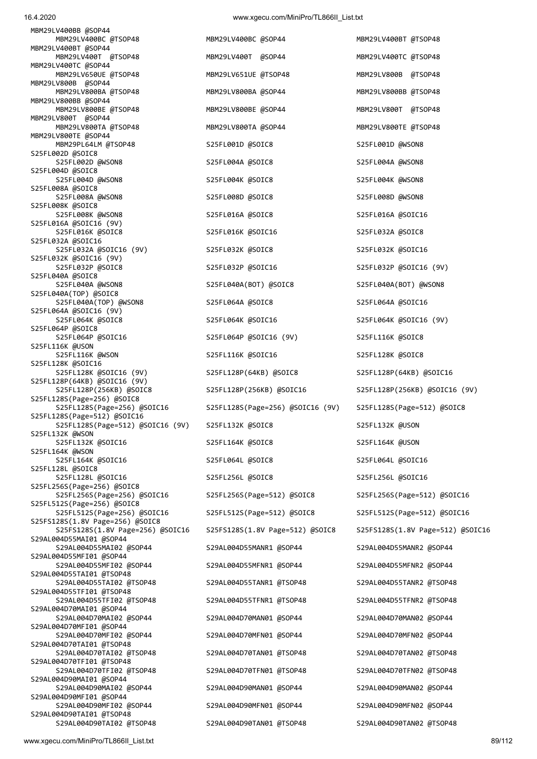```
MBM29LV400BB @SOP44
      MBM29LV400BC @TSOP48             MBM29LV400BC @SOP44              MBM29LV400BT @TSOP48
MBM29LV400BT @SOP44
      MBM29LV400T  @TSOP48             MBM29LV400T  @SOP44              MBM29LV400TC @TSOP48
MBM29LV400TC @SOP44
      MBM29LV650UE @TSOP48             MBM29LV651UE @TSOP48             MBM29LV800B  @TSOP48
MBM29LV800B  @SOP44
      MBM29LV800BA @TSOP48             MBM29LV800BA @SOP44              MBM29LV800BB @TSOP48
MBM29LV800BB @SOP44
      MBM29LV800BE @TSOP48             MBM29LV800BE @SOP44              MBM29LV800T  @TSOP48
MBM29LV800T  @SOP44
      MBM29LV800TA @TSOP48             MBM29LV800TA @SOP44              MBM29LV800TE @TSOP48
MBM29LV800TE @SOP44
      MBM29PL64LM @TSOP48              S25FL001D @SOIC8                 S25FL001D @WSON8
S25FL002D @SOIC8
      S25FL002D @WSON8                 S25FL004A @SOIC8                 S25FL004A @WSON8
S25FL004D @SOIC8
      S25FL004D @WSON8                 S25FL004K @SOIC8                 S25FL004K @WSON8
S25FL008A @SOIC8
      S25FL008A @WSON8                 S25FL008D @SOIC8                 S25FL008D @WSON8
S25FL008K @SOIC8
      S25FL008K @WSON8                 S25FL016A @SOIC8                 S25FL016A @SOIC16
S25FL016A @SOIC16 (9V)
      S25FL016K @SOIC8                 S25FL016K @SOIC16                S25FL032A @SOIC8
S25FL032A @SOIC16
      S25FL032A @SOIC16 (9V)           S25FL032K @SOIC8                 S25FL032K @SOIC16
S25FL032K @SOIC16 (9V)
      S25FL032P @SOIC8                 S25FL032P @SOIC16                S25FL032P @SOIC16 (9V)
S25FL040A @SOIC8
      S25FL040A @WSON8                 S25FL040A(BOT) @SOIC8            S25FL040A(BOT) @WSON8
S25FL040A(TOP) @SOIC8
      S25FL040A(TOP) @WSON8            S25FL064A @SOIC8                 S25FL064A @SOIC16
S25FL064A @SOIC16 (9V)
      S25FL064K @SOIC8                 S25FL064K @SOIC16                S25FL064K @SOIC16 (9V)
S25FL064P @SOIC8
      S25FL064P @SOIC16                S25FL064P @SOIC16 (9V)           S25FL116K @SOIC8
S25FL116K @USON
      S25FL116K @WSON                  S25FL116K @SOIC16                S25FL128K @SOIC8
S25FL128K @SOIC16
      S25FL128K @SOIC16 (9V)           S25FL128P(64KB) @SOIC8           S25FL128P(64KB) @SOIC16
S25FL128P(64KB) @SOIC16 (9V)
      S25FL128P(256KB) @SOIC8          S25FL128P(256KB) @SOIC16         S25FL128P(256KB) @SOIC16 (9V)
S25FL128S(Page=256) @SOIC8
      S25FL128S(Page=256) @SOIC16      S25FL128S(Page=256) @SOIC16 (9V)    S25FL128S(Page=512) @SOIC8
S25FL128S(Page=512) @SOIC16
      S25FL128S(Page=512) @SOIC16 (9V)    S25FL132K @SOIC8              S25FL132K @USON
S25FL132K @WSON
      S25FL132K @SOIC16                S25FL164K @SOIC8                 S25FL164K @USON
S25FL164K @WSON
      S25FL164K @SOIC16                S25FL064L @SOIC8                 S25FL064L @SOIC16
S25FL128L @SOIC8
      S25FL128L @SOIC16                S25FL256L @SOIC8                 S25FL256L @SOIC16
S25FL256S(Page=256) @SOIC8
      S25FL256S(Page=256) @SOIC16      S25FL256S(Page=512) @SOIC8       S25FL256S(Page=512) @SOIC16
S25FL512S(Page=256) @SOIC8
      S25FL512S(Page=256) @SOIC16      S25FL512S(Page=512) @SOIC8       S25FL512S(Page=512) @SOIC16
S25FS128S(1.8V Page=256) @SOIC8
      S25FS128S(1.8V Page=256) @SOIC16    S25FS128S(1.8V Page=512) @SOIC8    S25FS128S(1.8V Page=512) @SOIC16
S29AL004D55MAI01 @SOP44
      S29AL004D55MAI02 @SOP44          S29AL004D55MANR1 @SOP44          S29AL004D55MANR2 @SOP44
S29AL004D55MFI01 @SOP44
      S29AL004D55MFI02 @SOP44          S29AL004D55MFNR1 @SOP44          S29AL004D55MFNR2 @SOP44
S29AL004D55TAI01 @TSOP48
      S29AL004D55TAI02 @TSOP48         S29AL004D55TANR1 @TSOP48         S29AL004D55TANR2 @TSOP48
S29AL004D55TFI01 @TSOP48
      S29AL004D55TFI02 @TSOP48         S29AL004D55TFNR1 @TSOP48         S29AL004D55TFNR2 @TSOP48
S29AL004D70MAI01 @SOP44
      S29AL004D70MAI02 @SOP44          S29AL004D70MAN01 @SOP44          S29AL004D70MAN02 @SOP44
S29AL004D70MFI01 @SOP44
      S29AL004D70MFI02 @SOP44          S29AL004D70MFN01 @SOP44          S29AL004D70MFN02 @SOP44
S29AL004D70TAI01 @TSOP48
      S29AL004D70TAI02 @TSOP48         S29AL004D70TAN01 @TSOP48         S29AL004D70TAN02 @TSOP48
S29AL004D70TFI01 @TSOP48
      S29AL004D70TFI02 @TSOP48         S29AL004D70TFN01 @TSOP48         S29AL004D70TFN02 @TSOP48
S29AL004D90MAI01 @SOP44
      S29AL004D90MAI02 @SOP44          S29AL004D90MAN01 @SOP44          S29AL004D90MAN02 @SOP44
S29AL004D90MFI01 @SOP44
      S29AL004D90MFI02 @SOP44          S29AL004D90MFN01 @SOP44          S29AL004D90MFN02 @SOP44
S29AL004D90TAI01 @TSOP48
      S29AL004D90TAI02 @TSOP48         S29AL004D90TAN01 @TSOP48         S29AL004D90TAN02 @TSOP48
```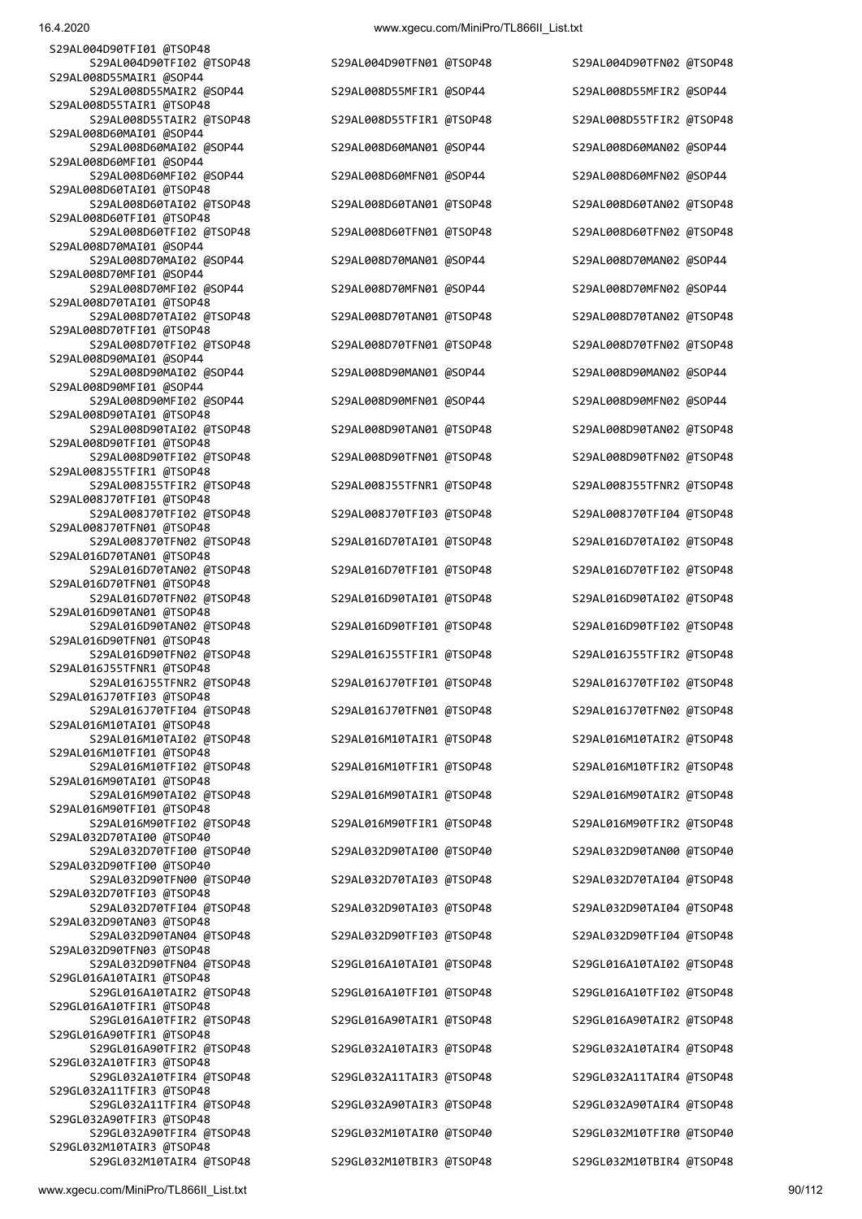```
S29AL004D90TFI01 @TSOP48
    S29AL004D90TFI02 @TSOP48        S29AL004D90TFN01 @TSOP48        S29AL004D90TFN02 @TSOP48
S29AL008D55MAIR1 @SOP44
    S29AL008D55MAIR2 @SOP44         S29AL008D55MFIR1 @SOP44         S29AL008D55MFIR2 @SOP44
S29AL008D55TAIR1 @TSOP48
    S29AL008D55TAIR2 @TSOP48        S29AL008D55TFIR1 @TSOP48        S29AL008D55TFIR2 @TSOP48
S29AL008D60MAI01 @SOP44
    S29AL008D60MAI02 @SOP44         S29AL008D60MAN01 @SOP44         S29AL008D60MAN02 @SOP44
S29AL008D60MFI01 @SOP44
    S29AL008D60MFI02 @SOP44         S29AL008D60MFN01 @SOP44         S29AL008D60MFN02 @SOP44
S29AL008D60TAI01 @TSOP48
    S29AL008D60TAI02 @TSOP48        S29AL008D60TAN01 @TSOP48        S29AL008D60TAN02 @TSOP48
S29AL008D60TFI01 @TSOP48
    S29AL008D60TFI02 @TSOP48        S29AL008D60TFN01 @TSOP48        S29AL008D60TFN02 @TSOP48
S29AL008D70MAI01 @SOP44
    S29AL008D70MAI02 @SOP44         S29AL008D70MAN01 @SOP44         S29AL008D70MAN02 @SOP44
S29AL008D70MFI01 @SOP44
    S29AL008D70MFI02 @SOP44         S29AL008D70MFN01 @SOP44         S29AL008D70MFN02 @SOP44
S29AL008D70TAI01 @TSOP48
    S29AL008D70TAI02 @TSOP48        S29AL008D70TAN01 @TSOP48        S29AL008D70TAN02 @TSOP48
S29AL008D70TFI01 @TSOP48
    S29AL008D70TFI02 @TSOP48        S29AL008D70TFN01 @TSOP48        S29AL008D70TFN02 @TSOP48
S29AL008D90MAI01 @SOP44
    S29AL008D90MAI02 @SOP44         S29AL008D90MAN01 @SOP44         S29AL008D90MAN02 @SOP44
S29AL008D90MFI01 @SOP44
    S29AL008D90MFI02 @SOP44         S29AL008D90MFN01 @SOP44         S29AL008D90MFN02 @SOP44
S29AL008D90TAI01 @TSOP48
    S29AL008D90TAI02 @TSOP48        S29AL008D90TAN01 @TSOP48        S29AL008D90TAN02 @TSOP48
S29AL008D90TFI01 @TSOP48
    S29AL008D90TFI02 @TSOP48        S29AL008D90TFN01 @TSOP48        S29AL008D90TFN02 @TSOP48
S29AL008J55TFIR1 @TSOP48
    S29AL008J55TFIR2 @TSOP48        S29AL008J55TFNR1 @TSOP48        S29AL008J55TFNR2 @TSOP48
S29AL008J70TFI01 @TSOP48
    S29AL008J70TFI02 @TSOP48        S29AL008J70TFI03 @TSOP48        S29AL008J70TFI04 @TSOP48
S29AL008J70TFN01 @TSOP48
    S29AL008J70TFN02 @TSOP48        S29AL016D70TAI01 @TSOP48        S29AL016D70TAI02 @TSOP48
S29AL016D70TAN01 @TSOP48
    S29AL016D70TAN02 @TSOP48        S29AL016D70TFI01 @TSOP48        S29AL016D70TFI02 @TSOP48
S29AL016D70TFN01 @TSOP48
    S29AL016D70TFN02 @TSOP48        S29AL016D90TAI01 @TSOP48        S29AL016D90TAI02 @TSOP48
S29AL016D90TAN01 @TSOP48
    S29AL016D90TAN02 @TSOP48        S29AL016D90TFI01 @TSOP48        S29AL016D90TFI02 @TSOP48
S29AL016D90TFN01 @TSOP48
    S29AL016D90TFN02 @TSOP48        S29AL016J55TFIR1 @TSOP48        S29AL016J55TFIR2 @TSOP48
S29AL016J55TFNR1 @TSOP48
    S29AL016J55TFNR2 @TSOP48        S29AL016J70TFI01 @TSOP48        S29AL016J70TFI02 @TSOP48
S29AL016J70TFI03 @TSOP48
    S29AL016J70TFI04 @TSOP48        S29AL016J70TFN01 @TSOP48        S29AL016J70TFN02 @TSOP48
S29AL016M10TAI01 @TSOP48
    S29AL016M10TAI02 @TSOP48        S29AL016M10TAIR1 @TSOP48        S29AL016M10TAIR2 @TSOP48
S29AL016M10TFI01 @TSOP48
    S29AL016M10TFI02 @TSOP48        S29AL016M10TFIR1 @TSOP48        S29AL016M10TFIR2 @TSOP48
S29AL016M90TAI01 @TSOP48
    S29AL016M90TAI02 @TSOP48        S29AL016M90TAIR1 @TSOP48        S29AL016M90TAIR2 @TSOP48
S29AL016M90TFI01 @TSOP48
    S29AL016M90TFI02 @TSOP48        S29AL016M90TFIR1 @TSOP48        S29AL016M90TFIR2 @TSOP48
S29AL032D70TAI00 @TSOP40
    S29AL032D70TFI00 @TSOP40        S29AL032D90TAI00 @TSOP40        S29AL032D90TAN00 @TSOP40
S29AL032D90TFI00 @TSOP40
    S29AL032D90TFN00 @TSOP40        S29AL032D70TAI03 @TSOP48        S29AL032D70TAI04 @TSOP48
S29AL032D70TFI03 @TSOP48
    S29AL032D70TFI04 @TSOP48        S29AL032D90TAI03 @TSOP48        S29AL032D90TAI04 @TSOP48
S29AL032D90TAN03 @TSOP48
    S29AL032D90TAN04 @TSOP48        S29AL032D90TFI03 @TSOP48        S29AL032D90TFI04 @TSOP48
S29AL032D90TFN03 @TSOP48
    S29AL032D90TFN04 @TSOP48        S29GL016A10TAI01 @TSOP48        S29GL016A10TAI02 @TSOP48
S29GL016A10TAIR1 @TSOP48
    S29GL016A10TAIR2 @TSOP48        S29GL016A10TFI01 @TSOP48        S29GL016A10TFI02 @TSOP48
S29GL016A10TFIR1 @TSOP48
    S29GL016A10TFIR2 @TSOP48        S29GL016A90TAIR1 @TSOP48        S29GL016A90TAIR2 @TSOP48
S29GL016A90TFIR1 @TSOP48
    S29GL016A90TFIR2 @TSOP48        S29GL032A10TAIR3 @TSOP48        S29GL032A10TAIR4 @TSOP48
S29GL032A10TFIR3 @TSOP48
    S29GL032A10TFIR4 @TSOP48        S29GL032A11TAIR3 @TSOP48        S29GL032A11TAIR4 @TSOP48
S29GL032A11TFIR3 @TSOP48
    S29GL032A11TFIR4 @TSOP48        S29GL032A90TAIR3 @TSOP48        S29GL032A90TAIR4 @TSOP48
S29GL032A90TFIR3 @TSOP48
    S29GL032A90TFIR4 @TSOP48        S29GL032M10TAIR0 @TSOP40        S29GL032M10TFIR0 @TSOP40
S29GL032M10TAIR3 @TSOP48
    S29GL032M10TAIR4 @TSOP48        S29GL032M10TBIR3 @TSOP48        S29GL032M10TBIR4 @TSOP48
```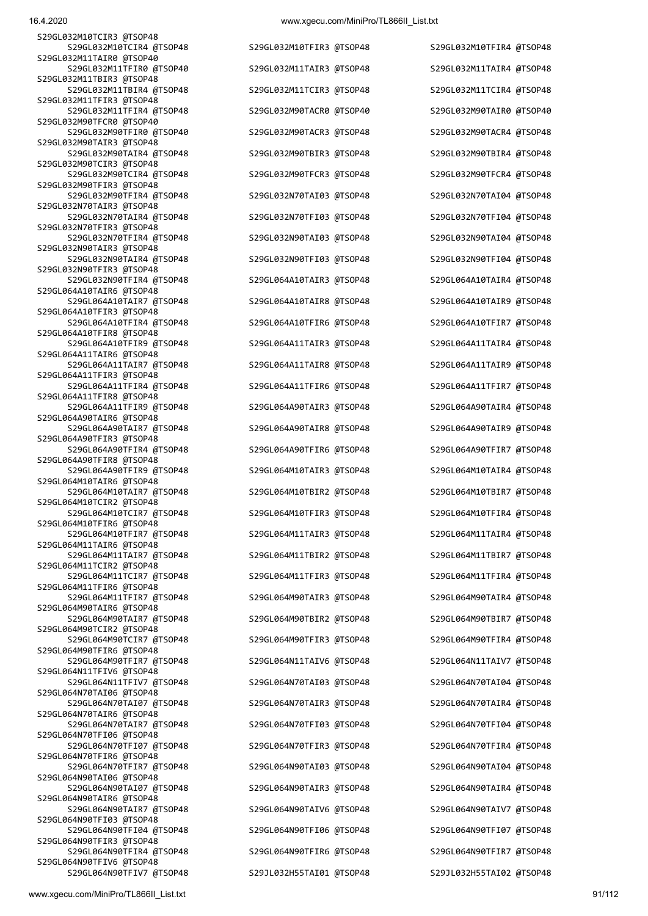```
S29GL032M10TCIR3 @TSOP48
    S29GL032M10TCIR4 @TSOP48        S29GL032M10TFIR3 @TSOP48        S29GL032M10TFIR4 @TSOP48
S29GL032M11TAIR0 @TSOP40
    S29GL032M11TFIR0 @TSOP40        S29GL032M11TAIR3 @TSOP48        S29GL032M11TAIR4 @TSOP48
S29GL032M11TBIR3 @TSOP48
    S29GL032M11TBIR4 @TSOP48        S29GL032M11TCIR3 @TSOP48        S29GL032M11TCIR4 @TSOP48
S29GL032M11TFIR3 @TSOP48
    S29GL032M11TFIR4 @TSOP48        S29GL032M90TACR0 @TSOP40        S29GL032M90TAIR0 @TSOP40
S29GL032M90TFCR0 @TSOP40
    S29GL032M90TFIR0 @TSOP40        S29GL032M90TACR3 @TSOP48        S29GL032M90TACR4 @TSOP48
S29GL032M90TAIR3 @TSOP48
    S29GL032M90TAIR4 @TSOP48        S29GL032M90TBIR3 @TSOP48        S29GL032M90TBIR4 @TSOP48
S29GL032M90TCIR3 @TSOP48
    S29GL032M90TCIR4 @TSOP48        S29GL032M90TFCR3 @TSOP48        S29GL032M90TFCR4 @TSOP48
S29GL032M90TFIR3 @TSOP48
    S29GL032M90TFIR4 @TSOP48        S29GL032N70TAI03 @TSOP48        S29GL032N70TAI04 @TSOP48
S29GL032N70TAIR3 @TSOP48
    S29GL032N70TAIR4 @TSOP48        S29GL032N70TFI03 @TSOP48        S29GL032N70TFI04 @TSOP48
S29GL032N70TFIR3 @TSOP48
    S29GL032N70TFIR4 @TSOP48        S29GL032N90TAI03 @TSOP48        S29GL032N90TAI04 @TSOP48
S29GL032N90TAIR3 @TSOP48
    S29GL032N90TAIR4 @TSOP48        S29GL032N90TFI03 @TSOP48        S29GL032N90TFI04 @TSOP48
S29GL032N90TFIR3 @TSOP48
    S29GL032N90TFIR4 @TSOP48        S29GL064A10TAIR3 @TSOP48        S29GL064A10TAIR4 @TSOP48
S29GL064A10TAIR6 @TSOP48
    S29GL064A10TAIR7 @TSOP48        S29GL064A10TAIR8 @TSOP48        S29GL064A10TAIR9 @TSOP48
S29GL064A10TFIR3 @TSOP48
    S29GL064A10TFIR4 @TSOP48        S29GL064A10TFIR6 @TSOP48        S29GL064A10TFIR7 @TSOP48
S29GL064A10TFIR8 @TSOP48
    S29GL064A10TFIR9 @TSOP48        S29GL064A11TAIR3 @TSOP48        S29GL064A11TAIR4 @TSOP48
S29GL064A11TAIR6 @TSOP48
    S29GL064A11TAIR7 @TSOP48        S29GL064A11TAIR8 @TSOP48        S29GL064A11TAIR9 @TSOP48
S29GL064A11TFIR3 @TSOP48
    S29GL064A11TFIR4 @TSOP48        S29GL064A11TFIR6 @TSOP48        S29GL064A11TFIR7 @TSOP48
S29GL064A11TFIR8 @TSOP48
    S29GL064A11TFIR9 @TSOP48        S29GL064A90TAIR3 @TSOP48        S29GL064A90TAIR4 @TSOP48
S29GL064A90TAIR6 @TSOP48
    S29GL064A90TAIR7 @TSOP48        S29GL064A90TAIR8 @TSOP48        S29GL064A90TAIR9 @TSOP48
S29GL064A90TFIR3 @TSOP48
    S29GL064A90TFIR4 @TSOP48        S29GL064A90TFIR6 @TSOP48        S29GL064A90TFIR7 @TSOP48
S29GL064A90TFIR8 @TSOP48
    S29GL064A90TFIR9 @TSOP48        S29GL064M10TAIR3 @TSOP48        S29GL064M10TAIR4 @TSOP48
S29GL064M10TAIR6 @TSOP48
    S29GL064M10TAIR7 @TSOP48        S29GL064M10TBIR2 @TSOP48        S29GL064M10TBIR7 @TSOP48
S29GL064M10TCIR2 @TSOP48
    S29GL064M10TCIR7 @TSOP48        S29GL064M10TFIR3 @TSOP48        S29GL064M10TFIR4 @TSOP48
S29GL064M10TFIR6 @TSOP48
    S29GL064M10TFIR7 @TSOP48        S29GL064M11TAIR3 @TSOP48        S29GL064M11TAIR4 @TSOP48
S29GL064M11TAIR6 @TSOP48
    S29GL064M11TAIR7 @TSOP48        S29GL064M11TBIR2 @TSOP48        S29GL064M11TBIR7 @TSOP48
S29GL064M11TCIR2 @TSOP48
    S29GL064M11TCIR7 @TSOP48        S29GL064M11TFIR3 @TSOP48        S29GL064M11TFIR4 @TSOP48
S29GL064M11TFIR6 @TSOP48
    S29GL064M11TFIR7 @TSOP48        S29GL064M90TAIR3 @TSOP48        S29GL064M90TAIR4 @TSOP48
S29GL064M90TAIR6 @TSOP48
    S29GL064M90TAIR7 @TSOP48        S29GL064M90TBIR2 @TSOP48        S29GL064M90TBIR7 @TSOP48
S29GL064M90TCIR2 @TSOP48
    S29GL064M90TCIR7 @TSOP48        S29GL064M90TFIR3 @TSOP48        S29GL064M90TFIR4 @TSOP48
S29GL064M90TFIR6 @TSOP48
    S29GL064M90TFIR7 @TSOP48        S29GL064N11TAIV6 @TSOP48        S29GL064N11TAIV7 @TSOP48
S29GL064N11TFIV6 @TSOP48
    S29GL064N11TFIV7 @TSOP48        S29GL064N70TAI03 @TSOP48        S29GL064N70TAI04 @TSOP48
S29GL064N70TAI06 @TSOP48
    S29GL064N70TAI07 @TSOP48        S29GL064N70TAIR3 @TSOP48        S29GL064N70TAIR4 @TSOP48
S29GL064N70TAIR6 @TSOP48
    S29GL064N70TAIR7 @TSOP48        S29GL064N70TFI03 @TSOP48        S29GL064N70TFI04 @TSOP48
S29GL064N70TFI06 @TSOP48
    S29GL064N70TFI07 @TSOP48        S29GL064N70TFIR3 @TSOP48        S29GL064N70TFIR4 @TSOP48
S29GL064N70TFIR6 @TSOP48
    S29GL064N70TFIR7 @TSOP48        S29GL064N90TAI03 @TSOP48        S29GL064N90TAI04 @TSOP48
S29GL064N90TAI06 @TSOP48
    S29GL064N90TAI07 @TSOP48        S29GL064N90TAIR3 @TSOP48        S29GL064N90TAIR4 @TSOP48
S29GL064N90TAIR6 @TSOP48
    S29GL064N90TAIR7 @TSOP48        S29GL064N90TAIV6 @TSOP48        S29GL064N90TAIV7 @TSOP48
S29GL064N90TFI03 @TSOP48
    S29GL064N90TFI04 @TSOP48        S29GL064N90TFI06 @TSOP48        S29GL064N90TFI07 @TSOP48
S29GL064N90TFIR3 @TSOP48
    S29GL064N90TFIR4 @TSOP48        S29GL064N90TFIR6 @TSOP48        S29GL064N90TFIR7 @TSOP48
S29GL064N90TFIV6 @TSOP48
    S29GL064N90TFIV7 @TSOP48        S29JL032H55TAI01 @TSOP48        S29JL032H55TAI02 @TSOP48
```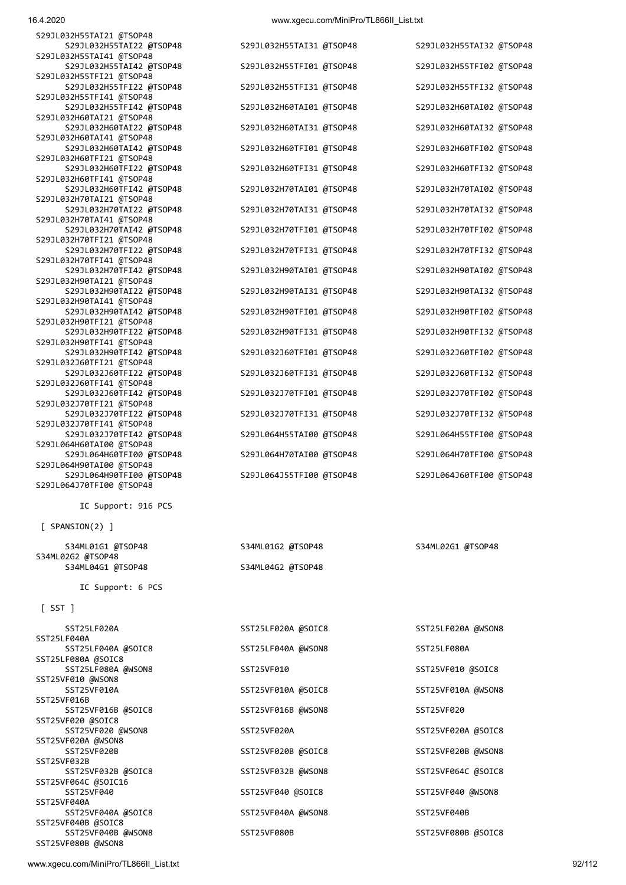S29JL032H55TAI21 @TSOP48
S29JL032H55TAI22 @TSOP48 S29JL032H55TAI31 @TSOP48 S29JL032H55TAI32 @TSOP48
S29JL032H55TAI41 @TSOP48
S29JL032H55TAI42 @TSOP48 S29JL032H55TFI01 @TSOP48 S29JL032H55TFI02 @TSOP48
S29JL032H55TFI21 @TSOP48
S29JL032H55TFI22 @TSOP48 S29JL032H55TFI31 @TSOP48 S29JL032H55TFI32 @TSOP48
S29JL032H55TFI41 @TSOP48
S29JL032H55TFI42 @TSOP48 S29JL032H60TAI01 @TSOP48 S29JL032H60TAI02 @TSOP48
S29JL032H60TAI21 @TSOP48
S29JL032H60TAI22 @TSOP48 S29JL032H60TAI31 @TSOP48 S29JL032H60TAI32 @TSOP48
S29JL032H60TAI41 @TSOP48
S29JL032H60TAI42 @TSOP48 S29JL032H60TFI01 @TSOP48 S29JL032H60TFI02 @TSOP48
S29JL032H60TFI21 @TSOP48
S29JL032H60TFI22 @TSOP48 S29JL032H60TFI31 @TSOP48 S29JL032H60TFI32 @TSOP48
S29JL032H60TFI41 @TSOP48
S29JL032H60TFI42 @TSOP48 S29JL032H70TAI01 @TSOP48 S29JL032H70TAI02 @TSOP48
S29JL032H70TAI21 @TSOP48
S29JL032H70TAI22 @TSOP48 S29JL032H70TAI31 @TSOP48 S29JL032H70TAI32 @TSOP48
S29JL032H70TAI41 @TSOP48
S29JL032H70TAI42 @TSOP48 S29JL032H70TFI01 @TSOP48 S29JL032H70TFI02 @TSOP48
S29JL032H70TFI21 @TSOP48
S29JL032H70TFI22 @TSOP48 S29JL032H70TFI31 @TSOP48 S29JL032H70TFI32 @TSOP48
S29JL032H70TFI41 @TSOP48
S29JL032H70TFI42 @TSOP48 S29JL032H90TAI01 @TSOP48 S29JL032H90TAI02 @TSOP48
S29JL032H90TAI21 @TSOP48
S29JL032H90TAI22 @TSOP48 S29JL032H90TAI31 @TSOP48 S29JL032H90TAI32 @TSOP48
S29JL032H90TAI41 @TSOP48
S29JL032H90TAI42 @TSOP48 S29JL032H90TFI01 @TSOP48 S29JL032H90TFI02 @TSOP48
S29JL032H90TFI21 @TSOP48
S29JL032H90TFI22 @TSOP48 S29JL032H90TFI31 @TSOP48 S29JL032H90TFI32 @TSOP48
S29JL032H90TFI41 @TSOP48
S29JL032H90TFI42 @TSOP48 S29JL032J60TFI01 @TSOP48 S29JL032J60TFI02 @TSOP48
S29JL032J60TFI21 @TSOP48
S29JL032J60TFI22 @TSOP48 S29JL032J60TFI31 @TSOP48 S29JL032J60TFI32 @TSOP48
S29JL032J60TFI41 @TSOP48
S29JL032J60TFI42 @TSOP48 S29JL032J70TFI01 @TSOP48 S29JL032J70TFI02 @TSOP48
S29JL032J70TFI21 @TSOP48
S29JL032J70TFI22 @TSOP48 S29JL032J70TFI31 @TSOP48 S29JL032J70TFI32 @TSOP48
S29JL032J70TFI41 @TSOP48
S29JL032J70TFI42 @TSOP48 S29JL064H55TAI00 @TSOP48 S29JL064H55TFI00 @TSOP48
S29JL064H60TAI00 @TSOP48
S29JL064H60TFI00 @TSOP48 S29JL064H70TAI00 @TSOP48 S29JL064H70TFI00 @TSOP48
S29JL064H90TAI00 @TSOP48
S29JL064H90TFI00 @TSOP48 S29JL064J55TFI00 @TSOP48 S29JL064J60TFI00 @TSOP48
S29JL064J70TFI00 @TSOP48

IC Support: 916 PCS

[ SPANSION(2) ]

S34ML01G1 @TSOP48 S34ML01G2 @TSOP48 S34ML02G1 @TSOP48
S34ML02G2 @TSOP48
S34ML04G1 @TSOP48 S34ML04G2 @TSOP48

IC Support: 6 PCS

[ SST ]

SST25LF020A SST25LF020A @SOIC8 SST25LF020A @WSON8
SST25LF040A
SST25LF040A @SOIC8 SST25LF040A @WSON8 SST25LF080A
SST25LF080A @SOIC8
SST25LF080A @WSON8 SST25VF010 SST25VF010 @SOIC8
SST25VF010 @WSON8
SST25VF010A SST25VF010A @SOIC8 SST25VF010A @WSON8
SST25VF016B
SST25VF016B @SOIC8 SST25VF016B @WSON8 SST25VF020
SST25VF020 @SOIC8
SST25VF020 @WSON8 SST25VF020A SST25VF020A @SOIC8
SST25VF020A @WSON8
SST25VF020B SST25VF020B @SOIC8 SST25VF020B @WSON8
SST25VF032B
SST25VF032B @SOIC8 SST25VF032B @WSON8 SST25VF064C @SOIC8
SST25VF064C @SOIC16
SST25VF040 SST25VF040 @SOIC8 SST25VF040 @WSON8
SST25VF040A
SST25VF040A @SOIC8 SST25VF040A @WSON8 SST25VF040B
SST25VF040B @SOIC8
SST25VF040B @WSON8 SST25VF080B SST25VF080B @SOIC8
SST25VF080B @WSON8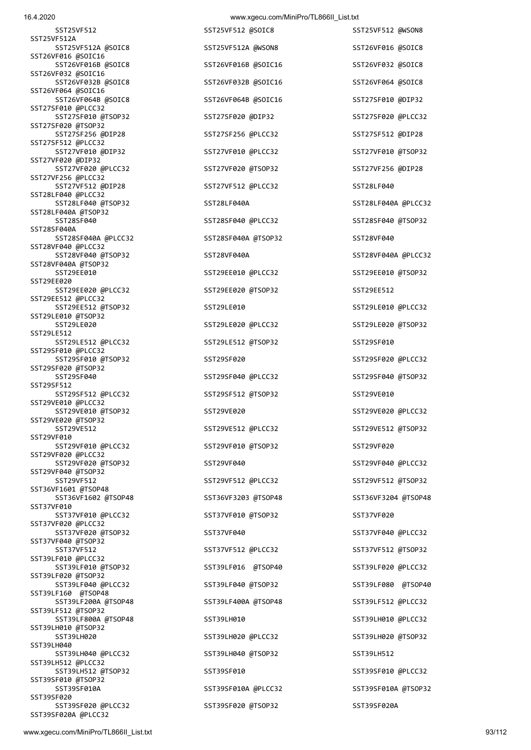SST25VF512
SST25VF512 @SOIC8
SST25VF512 @WSON8
SST25VF512A
SST25VF512A @SOIC8
SST25VF512A @WSON8
SST26VF016 @SOIC8
SST26VF016 @SOIC16
SST26VF016B @SOIC8
SST26VF016B @SOIC16
SST26VF032 @SOIC8
SST26VF032 @SOIC16
SST26VF032B @SOIC8
SST26VF032B @SOIC16
SST26VF064 @SOIC8
SST26VF064 @SOIC16
SST26VF064B @SOIC8
SST26VF064B @SOIC16
SST27SF010 @DIP32
SST27SF010 @PLCC32
SST27SF010 @TSOP32
SST27SF020 @DIP32
SST27SF020 @PLCC32
SST27SF020 @TSOP32
SST27SF256 @DIP28
SST27SF256 @PLCC32
SST27SF512 @DIP28
SST27SF512 @PLCC32
SST27VF010 @DIP32
SST27VF010 @PLCC32
SST27VF010 @TSOP32
SST27VF020 @DIP32
SST27VF020 @PLCC32
SST27VF020 @TSOP32
SST27VF256 @DIP28
SST27VF256 @PLCC32
SST27VF512 @DIP28
SST27VF512 @PLCC32
SST28LF040
SST28LF040 @PLCC32
SST28LF040 @TSOP32
SST28LF040A
SST28LF040A @PLCC32
SST28LF040A @TSOP32
SST28SF040
SST28SF040 @PLCC32
SST28SF040 @TSOP32
SST28SF040A
SST28SF040A @PLCC32
SST28SF040A @TSOP32
SST28VF040
SST28VF040 @PLCC32
SST28VF040 @TSOP32
SST28VF040A
SST28VF040A @PLCC32
SST28VF040A @TSOP32
SST29EE010
SST29EE010 @PLCC32
SST29EE010 @TSOP32
SST29EE020
SST29EE020 @PLCC32
SST29EE020 @TSOP32
SST29EE512
SST29EE512 @PLCC32
SST29EE512 @TSOP32
SST29LE010
SST29LE010 @PLCC32
SST29LE010 @TSOP32
SST29LE020
SST29LE020 @PLCC32
SST29LE020 @TSOP32
SST29LE512
SST29LE512 @PLCC32
SST29LE512 @TSOP32
SST29SF010
SST29SF010 @PLCC32
SST29SF010 @TSOP32
SST29SF020
SST29SF020 @PLCC32
SST29SF020 @TSOP32
SST29SF040
SST29SF040 @PLCC32
SST29SF040 @TSOP32
SST29SF512
SST29SF512 @PLCC32
SST29SF512 @TSOP32
SST29VE010
SST29VE010 @PLCC32
SST29VE010 @TSOP32
SST29VE020
SST29VE020 @PLCC32
SST29VE020 @TSOP32
SST29VE512
SST29VE512 @PLCC32
SST29VE512 @TSOP32
SST29VF010
SST29VF010 @PLCC32
SST29VF010 @TSOP32
SST29VF020
SST29VF020 @PLCC32
SST29VF020 @TSOP32
SST29VF040
SST29VF040 @PLCC32
SST29VF040 @TSOP32
SST29VF512
SST29VF512 @PLCC32
SST29VF512 @TSOP32
SST36VF1601 @TSOP48
SST36VF1602 @TSOP48
SST36VF3203 @TSOP48
SST36VF3204 @TSOP48
SST37VF010
SST37VF010 @PLCC32
SST37VF010 @TSOP32
SST37VF020
SST37VF020 @PLCC32
SST37VF020 @TSOP32
SST37VF040
SST37VF040 @PLCC32
SST37VF040 @TSOP32
SST37VF512
SST37VF512 @PLCC32
SST37VF512 @TSOP32
SST39LF010 @PLCC32
SST39LF010 @TSOP32
SST39LF016 @TSOP40
SST39LF020 @PLCC32
SST39LF020 @TSOP32
SST39LF040 @PLCC32
SST39LF040 @TSOP32
SST39LF080 @TSOP40
SST39LF160 @TSOP48
SST39LF200A @TSOP48
SST39LF400A @TSOP48
SST39LF512 @PLCC32
SST39LF512 @TSOP32
SST39LF800A @TSOP48
SST39LH010
SST39LH010 @PLCC32
SST39LH010 @TSOP32
SST39LH020
SST39LH020 @PLCC32
SST39LH020 @TSOP32
SST39LH040
SST39LH040 @PLCC32
SST39LH040 @TSOP32
SST39LH512
SST39LH512 @PLCC32
SST39LH512 @TSOP32
SST39SF010
SST39SF010 @PLCC32
SST39SF010 @TSOP32
SST39SF010A
SST39SF010A @PLCC32
SST39SF010A @TSOP32
SST39SF020
SST39SF020 @PLCC32
SST39SF020 @TSOP32
SST39SF020A
SST39SF020A @PLCC32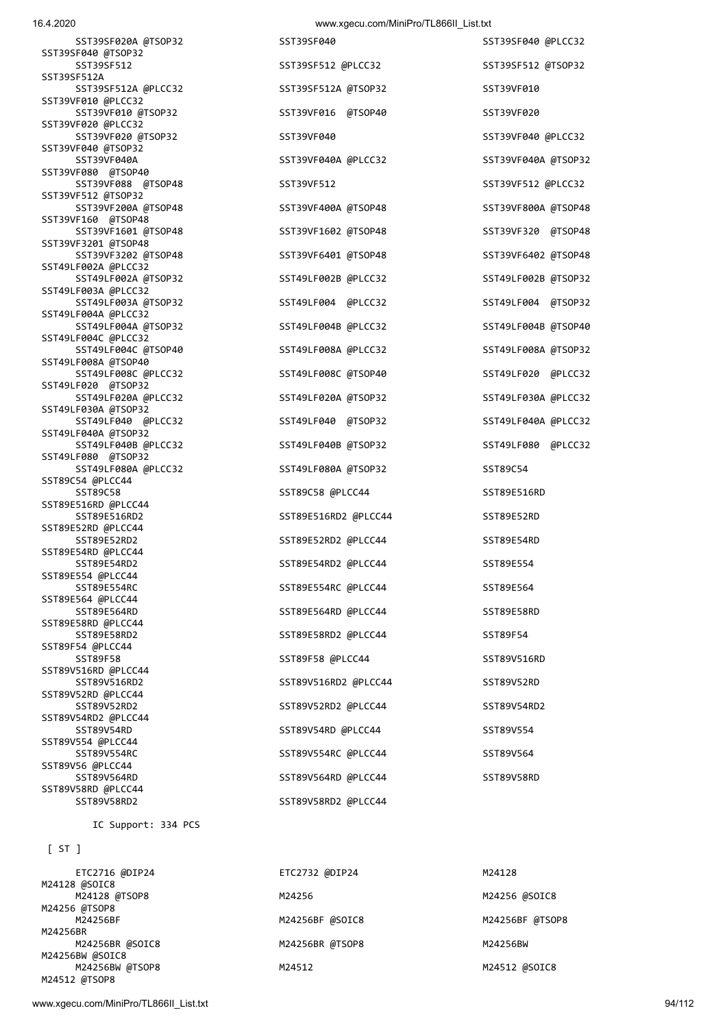```
    SST39SF020A @TSOP32             SST39SF040                      SST39SF040 @PLCC32
SST39SF040 @TSOP32
    SST39SF512                      SST39SF512 @PLCC32              SST39SF512 @TSOP32
SST39SF512A
    SST39SF512A @PLCC32             SST39SF512A @TSOP32             SST39VF010
SST39VF010 @PLCC32
    SST39VF010 @TSOP32              SST39VF016  @TSOP40             SST39VF020
SST39VF020 @PLCC32
    SST39VF020 @TSOP32              SST39VF040                      SST39VF040 @PLCC32
SST39VF040 @TSOP32
    SST39VF040A                     SST39VF040A @PLCC32             SST39VF040A @TSOP32
SST39VF080  @TSOP40
    SST39VF088  @TSOP48             SST39VF512                      SST39VF512 @PLCC32
SST39VF512 @TSOP32
    SST39VF200A @TSOP48             SST39VF400A @TSOP48             SST39VF800A @TSOP48
SST39VF160  @TSOP48
    SST39VF1601 @TSOP48             SST39VF1602 @TSOP48             SST39VF320  @TSOP48
SST39VF3201 @TSOP48
    SST39VF3202 @TSOP48             SST39VF6401 @TSOP48             SST39VF6402 @TSOP48
SST49LF002A @PLCC32
    SST49LF002A @TSOP32             SST49LF002B @PLCC32             SST49LF002B @TSOP32
SST49LF003A @PLCC32
    SST49LF003A @TSOP32             SST49LF004  @PLCC32             SST49LF004  @TSOP32
SST49LF004A @PLCC32
    SST49LF004A @TSOP32             SST49LF004B @PLCC32             SST49LF004B @TSOP40
SST49LF004C @PLCC32
    SST49LF004C @TSOP40             SST49LF008A @PLCC32             SST49LF008A @TSOP32
SST49LF008A @TSOP40
    SST49LF008C @PLCC32             SST49LF008C @TSOP40             SST49LF020  @PLCC32
SST49LF020  @TSOP32
    SST49LF020A @PLCC32             SST49LF020A @TSOP32             SST49LF030A @PLCC32
SST49LF030A @TSOP32
    SST49LF040  @PLCC32             SST49LF040  @TSOP32             SST49LF040A @PLCC32
SST49LF040A @TSOP32
    SST49LF040B @PLCC32             SST49LF040B @TSOP32             SST49LF080  @PLCC32
SST49LF080  @TSOP32
    SST49LF080A @PLCC32             SST49LF080A @TSOP32             SST89C54
SST89C54 @PLCC44
    SST89C58                        SST89C58 @PLCC44                SST89E516RD
SST89E516RD @PLCC44
    SST89E516RD2                    SST89E516RD2 @PLCC44            SST89E52RD
SST89E52RD @PLCC44
    SST89E52RD2                     SST89E52RD2 @PLCC44             SST89E54RD
SST89E54RD @PLCC44
    SST89E54RD2                     SST89E54RD2 @PLCC44             SST89E554
SST89E554 @PLCC44
    SST89E554RC                     SST89E554RC @PLCC44             SST89E564
SST89E564 @PLCC44
    SST89E564RD                     SST89E564RD @PLCC44             SST89E58RD
SST89E58RD @PLCC44
    SST89E58RD2                     SST89E58RD2 @PLCC44             SST89F54
SST89F54 @PLCC44
    SST89F58                        SST89F58 @PLCC44                SST89V516RD
SST89V516RD @PLCC44
    SST89V516RD2                    SST89V516RD2 @PLCC44            SST89V52RD
SST89V52RD @PLCC44
    SST89V52RD2                     SST89V52RD2 @PLCC44             SST89V54RD2
SST89V54RD2 @PLCC44
    SST89V54RD                      SST89V54RD @PLCC44              SST89V554
SST89V554 @PLCC44
    SST89V554RC                     SST89V554RC @PLCC44             SST89V564
SST89V56 @PLCC44
    SST89V564RD                     SST89V564RD @PLCC44             SST89V58RD
SST89V58RD @PLCC44
    SST89V58RD2                     SST89V58RD2 @PLCC44

      IC Support: 334 PCS

 [ ST ]

    ETC2716 @DIP24                  ETC2732 @DIP24                  M24128
M24128 @SOIC8
    M24128 @TSOP8                   M24256                          M24256 @SOIC8
M24256 @TSOP8
    M24256BF                        M24256BF @SOIC8                 M24256BF @TSOP8
M24256BR
    M24256BR @SOIC8                 M24256BR @TSOP8                 M24256BW
M24256BW @SOIC8
    M24256BW @TSOP8                 M24512                          M24512 @SOIC8
M24512 @TSOP8
```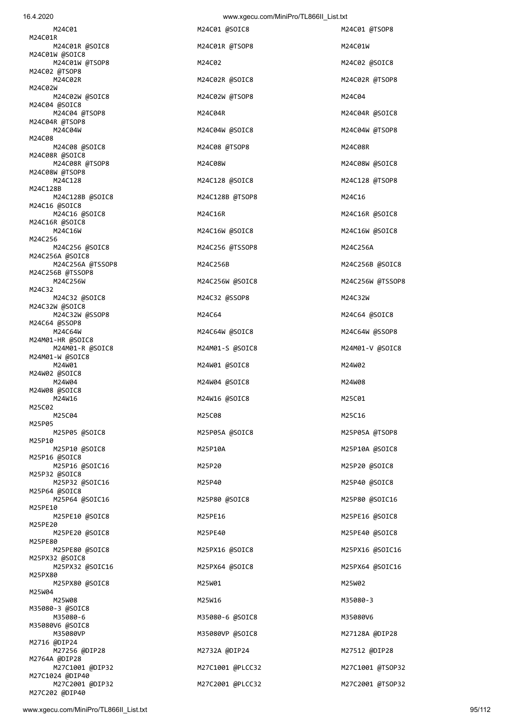M24C01
M24C01 @SOIC8
M24C01 @TSOP8
M24C01R
M24C01R @SOIC8
M24C01R @TSOP8
M24C01W
M24C01W @SOIC8
M24C01W @TSOP8
M24C02
M24C02 @SOIC8
M24C02 @TSOP8
M24C02R
M24C02R @SOIC8
M24C02R @TSOP8
M24C02W
M24C02W @SOIC8
M24C02W @TSOP8
M24C04
M24C04 @SOIC8
M24C04 @TSOP8
M24C04R
M24C04R @SOIC8
M24C04R @TSOP8
M24C04W
M24C04W @SOIC8
M24C04W @TSOP8
M24C08
M24C08 @SOIC8
M24C08 @TSOP8
M24C08R
M24C08R @SOIC8
M24C08R @TSOP8
M24C08W
M24C08W @SOIC8
M24C08W @TSOP8
M24C128
M24C128 @SOIC8
M24C128 @TSOP8
M24C128B
M24C128B @SOIC8
M24C128B @TSOP8
M24C16
M24C16 @SOIC8
M24C16 @SOIC8
M24C16R
M24C16R @SOIC8
M24C16R @SOIC8
M24C16W
M24C16W @SOIC8
M24C16W @SOIC8
M24C256
M24C256 @SOIC8
M24C256 @TSSOP8
M24C256A
M24C256A @SOIC8
M24C256A @TSSOP8
M24C256B
M24C256B @SOIC8
M24C256B @TSSOP8
M24C256W
M24C256W @SOIC8
M24C256W @TSSOP8
M24C32
M24C32 @SOIC8
M24C32 @SSOP8
M24C32W
M24C32W @SOIC8
M24C32W @SSOP8
M24C64
M24C64 @SOIC8
M24C64 @SSOP8
M24C64W
M24C64W @SOIC8
M24C64W @SSOP8
M24M01-HR @SOIC8
M24M01-R @SOIC8
M24M01-S @SOIC8
M24M01-V @SOIC8
M24M01-W @SOIC8
M24W01
M24W01 @SOIC8
M24W02
M24W02 @SOIC8
M24W04
M24W04 @SOIC8
M24W08
M24W08 @SOIC8
M24W16
M24W16 @SOIC8
M25C01
M25C02
M25C04
M25C08
M25C16
M25P05
M25P05 @SOIC8
M25P05A @SOIC8
M25P05A @TSOP8
M25P10
M25P10 @SOIC8
M25P10A
M25P10A @SOIC8
M25P16 @SOIC8
M25P16 @SOIC16
M25P20
M25P20 @SOIC8
M25P32 @SOIC8
M25P32 @SOIC16
M25P40
M25P40 @SOIC8
M25P64 @SOIC8
M25P64 @SOIC16
M25P80 @SOIC8
M25P80 @SOIC16
M25PE10
M25PE10 @SOIC8
M25PE16
M25PE16 @SOIC8
M25PE20
M25PE20 @SOIC8
M25PE40
M25PE40 @SOIC8
M25PE80
M25PE80 @SOIC8
M25PX16 @SOIC8
M25PX16 @SOIC16
M25PX32 @SOIC8
M25PX32 @SOIC16
M25PX64 @SOIC8
M25PX64 @SOIC16
M25PX80
M25PX80 @SOIC8
M25W01
M25W02
M25W04
M25W08
M25W16
M35080-3
M35080-3 @SOIC8
M35080-6
M35080-6 @SOIC8
M35080V6
M35080V6 @SOIC8
M35080VP
M35080VP @SOIC8
M27128A @DIP28
M2716 @DIP24
M27256 @DIP28
M2732A @DIP24
M27512 @DIP28
M2764A @DIP28
M27C1001 @DIP32
M27C1001 @PLCC32
M27C1001 @TSOP32
M27C1024 @DIP40
M27C2001 @DIP32
M27C2001 @PLCC32
M27C2001 @TSOP32
M27C202 @DIP40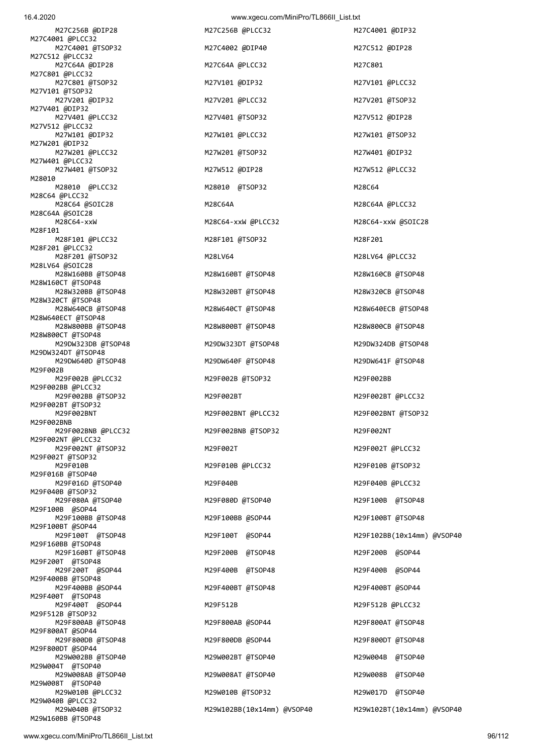```
M27C256B @DIP28                M27C256B @PLCC32               M27C4001 @DIP32
M27C4001 @PLCC32
M27C4001 @TSOP32               M27C4002 @DIP40                M27C512 @DIP28
M27C512 @PLCC32
M27C64A @DIP28                 M27C64A @PLCC32                M27C801
M27C801 @PLCC32
M27C801 @TSOP32                M27V101 @DIP32                 M27V101 @PLCC32
M27V101 @TSOP32
M27V201 @DIP32                 M27V201 @PLCC32                M27V201 @TSOP32
M27V401 @DIP32
M27V401 @PLCC32                M27V401 @TSOP32                M27V512 @DIP28
M27V512 @PLCC32
M27W101 @DIP32                 M27W101 @PLCC32                M27W101 @TSOP32
M27W201 @DIP32
M27W201 @PLCC32                M27W201 @TSOP32                M27W401 @DIP32
M27W401 @PLCC32
M27W401 @TSOP32                M27W512 @DIP28                 M27W512 @PLCC32
M28010
M28010  @PLCC32                M28010  @TSOP32                M28C64
M28C64 @PLCC32
M28C64 @SOIC28                 M28C64A                        M28C64A @PLCC32
M28C64A @SOIC28
M28C64-xxW                     M28C64-xxW @PLCC32             M28C64-xxW @SOIC28
M28F101
M28F101 @PLCC32                M28F101 @TSOP32                M28F201
M28F201 @PLCC32
M28F201 @TSOP32                M28LV64                        M28LV64 @PLCC32
M28LV64 @SOIC28
M28W160BB @TSOP48              M28W160BT @TSOP48              M28W160CB @TSOP48
M28W160CT @TSOP48
M28W320BB @TSOP48              M28W320BT @TSOP48              M28W320CB @TSOP48
M28W320CT @TSOP48
M28W640CB @TSOP48              M28W640CT @TSOP48              M28W640ECB @TSOP48
M28W640ECT @TSOP48
M28W800BB @TSOP48              M28W800BT @TSOP48              M28W800CB @TSOP48
M28W800CT @TSOP48
M29DW323DB @TSOP48             M29DW323DT @TSOP48             M29DW324DB @TSOP48
M29DW324DT @TSOP48
M29DW640D @TSOP48              M29DW640F @TSOP48              M29DW641F @TSOP48
M29F002B
M29F002B @PLCC32               M29F002B @TSOP32               M29F002BB
M29F002BB @PLCC32
M29F002BB @TSOP32              M29F002BT                      M29F002BT @PLCC32
M29F002BT @TSOP32
M29F002BNT                     M29F002BNT @PLCC32             M29F002BNT @TSOP32
M29F002BNB
M29F002BNB @PLCC32             M29F002BNB @TSOP32             M29F002NT
M29F002NT @PLCC32
M29F002NT @TSOP32              M29F002T                       M29F002T @PLCC32
M29F002T @TSOP32
M29F010B                       M29F010B @PLCC32               M29F010B @TSOP32
M29F016B @TSOP40
M29F016D @TSOP40               M29F040B                       M29F040B @PLCC32
M29F040B @TSOP32
M29F080A @TSOP40               M29F080D @TSOP40               M29F100B  @TSOP48
M29F100B  @SOP44
M29F100BB @TSOP48              M29F100BB @SOP44               M29F100BT @TSOP48
M29F100BT @SOP44
M29F100T  @TSOP48              M29F100T  @SOP44               M29F102BB(10x14mm) @VSOP40
M29F160BB @TSOP48
M29F160BT @TSOP48              M29F200B  @TSOP48              M29F200B  @SOP44
M29F200T  @TSOP48
M29F200T  @SOP44               M29F400B  @TSOP48              M29F400B  @SOP44
M29F400BB @TSOP48
M29F400BB @SOP44               M29F400BT @TSOP48              M29F400BT @SOP44
M29F400T  @TSOP48
M29F400T  @SOP44               M29F512B                       M29F512B @PLCC32
M29F512B @TSOP32
M29F800AB @TSOP48              M29F800AB @SOP44               M29F800AT @TSOP48
M29F800AT @SOP44
M29F800DB @TSOP48              M29F800DB @SOP44               M29F800DT @TSOP48
M29F800DT @SOP44
M29W002BB @TSOP40              M29W002BT @TSOP40              M29W004B  @TSOP40
M29W004T  @TSOP40
M29W008AB @TSOP40              M29W008AT @TSOP40              M29W008B  @TSOP40
M29W008T  @TSOP40
M29W010B @PLCC32               M29W010B @TSOP32               M29W017D  @TSOP40
M29W040B @PLCC32
M29W040B @TSOP32               M29W102BB(10x14mm) @VSOP40     M29W102BT(10x14mm) @VSOP40
M29W160BB @TSOP48
```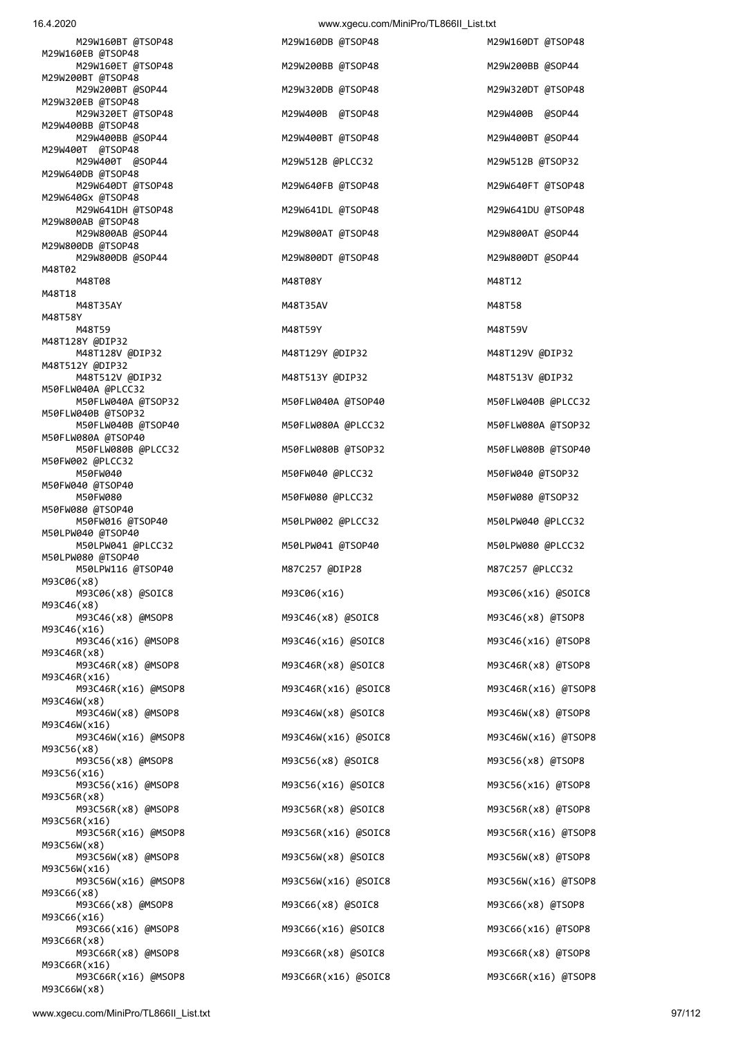```
M29W160BT @TSOP48                 M29W160DB @TSOP48                 M29W160DT @TSOP48
M29W160EB @TSOP48
   M29W160ET @TSOP48                 M29W200BB @TSOP48                 M29W200BB @SOP44
M29W200BT @TSOP48
   M29W200BT @SOP44                  M29W320DB @TSOP48                 M29W320DT @TSOP48
M29W320EB @TSOP48
   M29W320ET @TSOP48                 M29W400B  @TSOP48                 M29W400B  @SOP44
M29W400BB @TSOP48
   M29W400BB @SOP44                  M29W400BT @TSOP48                 M29W400BT @SOP44
M29W400T  @TSOP48
   M29W400T  @SOP44                  M29W512B @PLCC32                  M29W512B @TSOP32
M29W640DB @TSOP48
   M29W640DT @TSOP48                 M29W640FB @TSOP48                 M29W640FT @TSOP48
M29W640Gx @TSOP48
   M29W641DH @TSOP48                 M29W641DL @TSOP48                 M29W641DU @TSOP48
M29W800AB @TSOP48
   M29W800AB @SOP44                  M29W800AT @TSOP48                 M29W800AT @SOP44
M29W800DB @TSOP48
   M29W800DB @SOP44                  M29W800DT @TSOP48                 M29W800DT @SOP44
M48T02
   M48T08                            M48T08Y                           M48T12
M48T18
   M48T35AY                          M48T35AV                          M48T58
M48T58Y
   M48T59                            M48T59Y                           M48T59V
M48T128Y @DIP32
   M48T128V @DIP32                   M48T129Y @DIP32                   M48T129V @DIP32
M48T512Y @DIP32
   M48T512V @DIP32                   M48T513Y @DIP32                   M48T513V @DIP32
M50FLW040A @PLCC32
   M50FLW040A @TSOP32                M50FLW040A @TSOP40                M50FLW040B @PLCC32
M50FLW040B @TSOP32
   M50FLW040B @TSOP40                M50FLW080A @PLCC32                M50FLW080A @TSOP32
M50FLW080A @TSOP40
   M50FLW080B @PLCC32                M50FLW080B @TSOP32                M50FLW080B @TSOP40
M50FW002 @PLCC32
   M50FW040                          M50FW040 @PLCC32                  M50FW040 @TSOP32
M50FW040 @TSOP40
   M50FW080                          M50FW080 @PLCC32                  M50FW080 @TSOP32
M50FW080 @TSOP40
   M50FW016 @TSOP40                  M50LPW002 @PLCC32                 M50LPW040 @PLCC32
M50LPW040 @TSOP40
   M50LPW041 @PLCC32                 M50LPW041 @TSOP40                 M50LPW080 @PLCC32
M50LPW080 @TSOP40
   M50LPW116 @TSOP40                 M87C257 @DIP28                    M87C257 @PLCC32
M93C06(x8)
   M93C06(x8) @SOIC8                 M93C06(x16)                       M93C06(x16) @SOIC8
M93C46(x8)
   M93C46(x8) @MSOP8                 M93C46(x8) @SOIC8                 M93C46(x8) @TSOP8
M93C46(x16)
   M93C46(x16) @MSOP8                M93C46(x16) @SOIC8                M93C46(x16) @TSOP8
M93C46R(x8)
   M93C46R(x8) @MSOP8                M93C46R(x8) @SOIC8                M93C46R(x8) @TSOP8
M93C46R(x16)
   M93C46R(x16) @MSOP8               M93C46R(x16) @SOIC8               M93C46R(x16) @TSOP8
M93C46W(x8)
   M93C46W(x8) @MSOP8                M93C46W(x8) @SOIC8                M93C46W(x8) @TSOP8
M93C46W(x16)
   M93C46W(x16) @MSOP8               M93C46W(x16) @SOIC8               M93C46W(x16) @TSOP8
M93C56(x8)
   M93C56(x8) @MSOP8                 M93C56(x8) @SOIC8                 M93C56(x8) @TSOP8
M93C56(x16)
   M93C56(x16) @MSOP8                M93C56(x16) @SOIC8                M93C56(x16) @TSOP8
M93C56R(x8)
   M93C56R(x8) @MSOP8                M93C56R(x8) @SOIC8                M93C56R(x8) @TSOP8
M93C56R(x16)
   M93C56R(x16) @MSOP8               M93C56R(x16) @SOIC8               M93C56R(x16) @TSOP8
M93C56W(x8)
   M93C56W(x8) @MSOP8                M93C56W(x8) @SOIC8                M93C56W(x8) @TSOP8
M93C56W(x16)
   M93C56W(x16) @MSOP8               M93C56W(x16) @SOIC8               M93C56W(x16) @TSOP8
M93C66(x8)
   M93C66(x8) @MSOP8                 M93C66(x8) @SOIC8                 M93C66(x8) @TSOP8
M93C66(x16)
   M93C66(x16) @MSOP8                M93C66(x16) @SOIC8                M93C66(x16) @TSOP8
M93C66R(x8)
   M93C66R(x8) @MSOP8                M93C66R(x8) @SOIC8                M93C66R(x8) @TSOP8
M93C66R(x16)
   M93C66R(x16) @MSOP8               M93C66R(x16) @SOIC8               M93C66R(x16) @TSOP8
M93C66W(x8)
```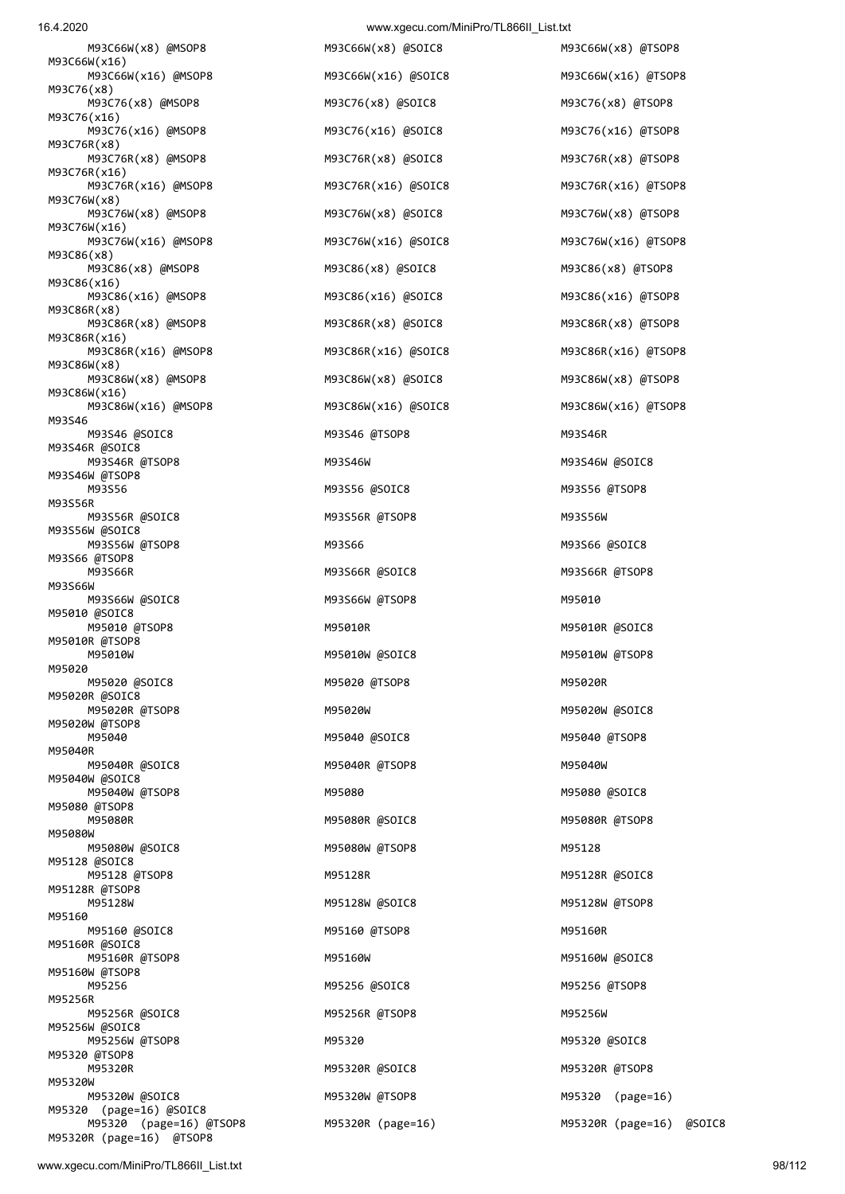```
M93C66W(x8) @MSOP8    M93C66W(x8) @SOIC8    M93C66W(x8) @TSOP8
M93C66W(x16)
M93C66W(x16) @MSOP8    M93C66W(x16) @SOIC8    M93C66W(x16) @TSOP8
M93C76(x8)
M93C76(x8) @MSOP8    M93C76(x8) @SOIC8    M93C76(x8) @TSOP8
M93C76(x16)
M93C76(x16) @MSOP8    M93C76(x16) @SOIC8    M93C76(x16) @TSOP8
M93C76R(x8)
M93C76R(x8) @MSOP8    M93C76R(x8) @SOIC8    M93C76R(x8) @TSOP8
M93C76R(x16)
M93C76R(x16) @MSOP8    M93C76R(x16) @SOIC8    M93C76R(x16) @TSOP8
M93C76W(x8)
M93C76W(x8) @MSOP8    M93C76W(x8) @SOIC8    M93C76W(x8) @TSOP8
M93C76W(x16)
M93C76W(x16) @MSOP8    M93C76W(x16) @SOIC8    M93C76W(x16) @TSOP8
M93C86(x8)
M93C86(x8) @MSOP8    M93C86(x8) @SOIC8    M93C86(x8) @TSOP8
M93C86(x16)
M93C86(x16) @MSOP8    M93C86(x16) @SOIC8    M93C86(x16) @TSOP8
M93C86R(x8)
M93C86R(x8) @MSOP8    M93C86R(x8) @SOIC8    M93C86R(x8) @TSOP8
M93C86R(x16)
M93C86R(x16) @MSOP8    M93C86R(x16) @SOIC8    M93C86R(x16) @TSOP8
M93C86W(x8)
M93C86W(x8) @MSOP8    M93C86W(x8) @SOIC8    M93C86W(x8) @TSOP8
M93C86W(x16)
M93C86W(x16) @MSOP8    M93C86W(x16) @SOIC8    M93C86W(x16) @TSOP8
M93S46
M93S46 @SOIC8    M93S46 @TSOP8    M93S46R
M93S46R @SOIC8
M93S46R @TSOP8    M93S46W    M93S46W @SOIC8
M93S46W @TSOP8
M93S56    M93S56 @SOIC8    M93S56 @TSOP8
M93S56R
M93S56R @SOIC8    M93S56R @TSOP8    M93S56W
M93S56W @SOIC8
M93S56W @TSOP8    M93S66    M93S66 @SOIC8
M93S66 @TSOP8
M93S66R    M93S66R @SOIC8    M93S66R @TSOP8
M93S66W
M93S66W @SOIC8    M93S66W @TSOP8    M95010
M95010 @SOIC8
M95010 @TSOP8    M95010R    M95010R @SOIC8
M95010R @TSOP8
M95010W    M95010W @SOIC8    M95010W @TSOP8
M95020
M95020 @SOIC8    M95020 @TSOP8    M95020R
M95020R @SOIC8
M95020R @TSOP8    M95020W    M95020W @SOIC8
M95020W @TSOP8
M95040    M95040 @SOIC8    M95040 @TSOP8
M95040R
M95040R @SOIC8    M95040R @TSOP8    M95040W
M95040W @SOIC8
M95040W @TSOP8    M95080    M95080 @SOIC8
M95080 @TSOP8
M95080R    M95080R @SOIC8    M95080R @TSOP8
M95080W
M95080W @SOIC8    M95080W @TSOP8    M95128
M95128 @SOIC8
M95128 @TSOP8    M95128R    M95128R @SOIC8
M95128R @TSOP8
M95128W    M95128W @SOIC8    M95128W @TSOP8
M95160
M95160 @SOIC8    M95160 @TSOP8    M95160R
M95160R @SOIC8
M95160R @TSOP8    M95160W    M95160W @SOIC8
M95160W @TSOP8
M95256    M95256 @SOIC8    M95256 @TSOP8
M95256R
M95256R @SOIC8    M95256R @TSOP8    M95256W
M95256W @SOIC8
M95256W @TSOP8    M95320    M95320 @SOIC8
M95320 @TSOP8
M95320R    M95320R @SOIC8    M95320R @TSOP8
M95320W
M95320W @SOIC8    M95320W @TSOP8    M95320  (page=16)
M95320  (page=16) @SOIC8
M95320  (page=16) @TSOP8    M95320R (page=16)    M95320R (page=16)  @SOIC8
M95320R (page=16)  @TSOP8
```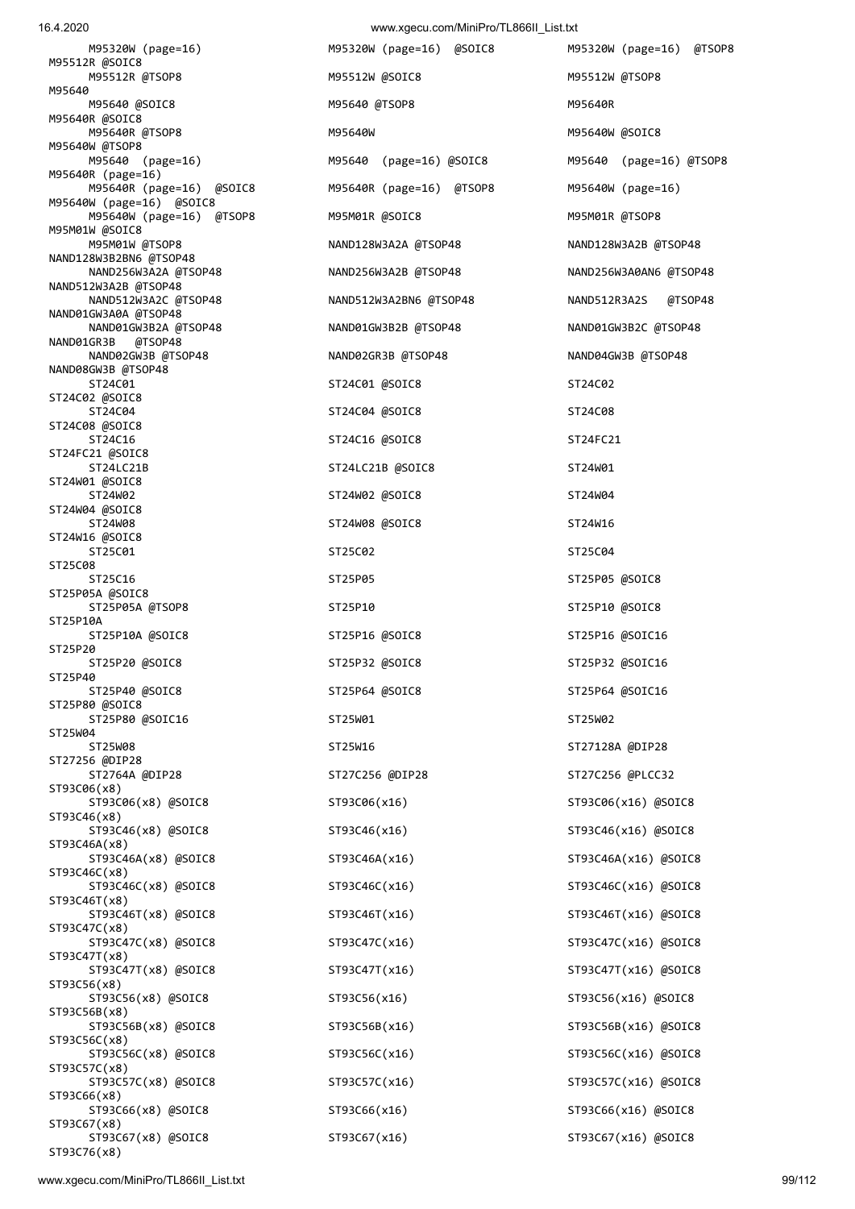```
M95320W (page=16)           M95320W (page=16)  @SOIC8        M95320W (page=16)  @TSOP8
M95512R @SOIC8
M95512R @TSOP8              M95512W @SOIC8                   M95512W @TSOP8
M95640
M95640 @SOIC8               M95640 @TSOP8                    M95640R
M95640R @SOIC8
M95640R @TSOP8              M95640W                          M95640W @SOIC8
M95640W @TSOP8
M95640  (page=16)           M95640  (page=16) @SOIC8         M95640  (page=16) @TSOP8
M95640R (page=16)
M95640R (page=16)  @SOIC8   M95640R (page=16)  @TSOP8        M95640W (page=16)
M95640W (page=16)  @SOIC8
M95640W (page=16)  @TSOP8   M95M01R @SOIC8                   M95M01R @TSOP8
M95M01W @SOIC8
M95M01W @TSOP8              NAND128W3A2A @TSOP48             NAND128W3A2B @TSOP48
NAND128W3B2BN6 @TSOP48
NAND256W3A2A @TSOP48        NAND256W3A2B @TSOP48             NAND256W3A0AN6 @TSOP48
NAND512W3A2B @TSOP48
NAND512W3A2C @TSOP48        NAND512W3A2BN6 @TSOP48           NAND512R3A2S   @TSOP48
NAND01GW3A0A @TSOP48
NAND01GW3B2A @TSOP48        NAND01GW3B2B @TSOP48             NAND01GW3B2C @TSOP48
NAND01GR3B   @TSOP48
NAND02GW3B @TSOP48          NAND02GR3B @TSOP48               NAND04GW3B @TSOP48
NAND08GW3B @TSOP48
ST24C01                     ST24C01 @SOIC8                   ST24C02
ST24C02 @SOIC8
ST24C04                     ST24C04 @SOIC8                   ST24C08
ST24C08 @SOIC8
ST24C16                     ST24C16 @SOIC8                   ST24FC21
ST24FC21 @SOIC8
ST24LC21B                   ST24LC21B @SOIC8                 ST24W01
ST24W01 @SOIC8
ST24W02                     ST24W02 @SOIC8                   ST24W04
ST24W04 @SOIC8
ST24W08                     ST24W08 @SOIC8                   ST24W16
ST24W16 @SOIC8
ST25C01                     ST25C02                          ST25C04
ST25C08
ST25C16                     ST25P05                          ST25P05 @SOIC8
ST25P05A @SOIC8
ST25P05A @TSOP8             ST25P10                          ST25P10 @SOIC8
ST25P10A
ST25P10A @SOIC8             ST25P16 @SOIC8                   ST25P16 @SOIC16
ST25P20
ST25P20 @SOIC8              ST25P32 @SOIC8                   ST25P32 @SOIC16
ST25P40
ST25P40 @SOIC8              ST25P64 @SOIC8                   ST25P64 @SOIC16
ST25P80 @SOIC8
ST25P80 @SOIC16             ST25W01                          ST25W02
ST25W04
ST25W08                     ST25W16                          ST27128A @DIP28
ST27256 @DIP28
ST2764A @DIP28              ST27C256 @DIP28                  ST27C256 @PLCC32
ST93C06(x8)
ST93C06(x8) @SOIC8          ST93C06(x16)                     ST93C06(x16) @SOIC8
ST93C46(x8)
ST93C46(x8) @SOIC8          ST93C46(x16)                     ST93C46(x16) @SOIC8
ST93C46A(x8)
ST93C46A(x8) @SOIC8         ST93C46A(x16)                    ST93C46A(x16) @SOIC8
ST93C46C(x8)
ST93C46C(x8) @SOIC8         ST93C46C(x16)                    ST93C46C(x16) @SOIC8
ST93C46T(x8)
ST93C46T(x8) @SOIC8         ST93C46T(x16)                    ST93C46T(x16) @SOIC8
ST93C47C(x8)
ST93C47C(x8) @SOIC8         ST93C47C(x16)                    ST93C47C(x16) @SOIC8
ST93C47T(x8)
ST93C47T(x8) @SOIC8         ST93C47T(x16)                    ST93C47T(x16) @SOIC8
ST93C56(x8)
ST93C56(x8) @SOIC8          ST93C56(x16)                     ST93C56(x16) @SOIC8
ST93C56B(x8)
ST93C56B(x8) @SOIC8         ST93C56B(x16)                    ST93C56B(x16) @SOIC8
ST93C56C(x8)
ST93C56C(x8) @SOIC8         ST93C56C(x16)                    ST93C56C(x16) @SOIC8
ST93C57C(x8)
ST93C57C(x8) @SOIC8         ST93C57C(x16)                    ST93C57C(x16) @SOIC8
ST93C66(x8)
ST93C66(x8) @SOIC8          ST93C66(x16)                     ST93C66(x16) @SOIC8
ST93C67(x8)
ST93C67(x8) @SOIC8          ST93C67(x16)                     ST93C67(x16) @SOIC8
ST93C76(x8)
```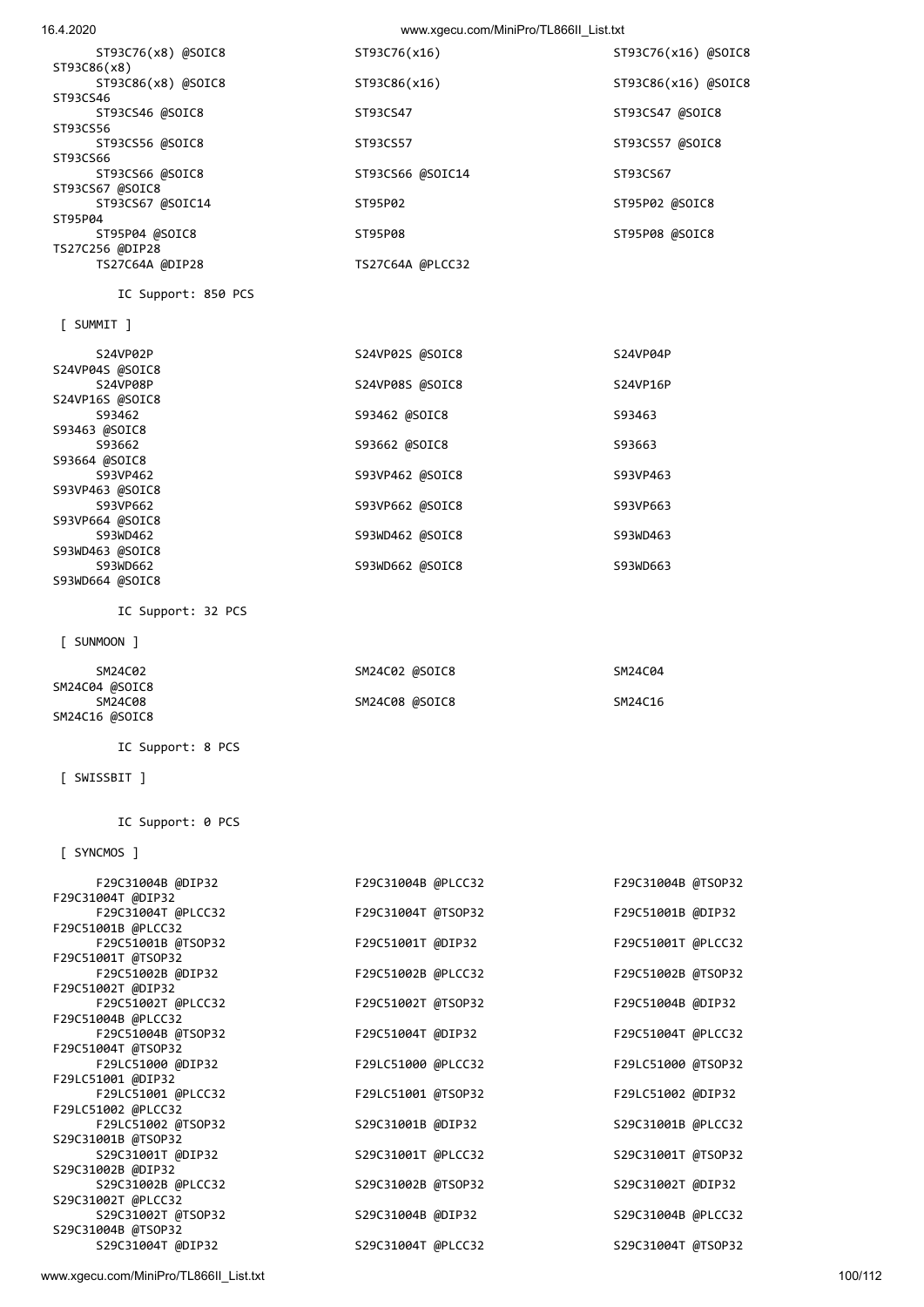```
      ST93C76(x8) @SOIC8                ST93C76(x16)                      ST93C76(x16) @SOIC8
ST93C86(x8)
      ST93C86(x8) @SOIC8                ST93C86(x16)                      ST93C86(x16) @SOIC8
ST93CS46
      ST93CS46 @SOIC8                   ST93CS47                          ST93CS47 @SOIC8
ST93CS56
      ST93CS56 @SOIC8                   ST93CS57                          ST93CS57 @SOIC8
ST93CS66
      ST93CS66 @SOIC8                   ST93CS66 @SOIC14                  ST93CS67
ST93CS67 @SOIC8
      ST93CS67 @SOIC14                  ST95P02                           ST95P02 @SOIC8
ST95P04
      ST95P04 @SOIC8                    ST95P08                           ST95P08 @SOIC8
TS27C256 @DIP28
      TS27C64A @DIP28                   TS27C64A @PLCC32

        IC Support: 850 PCS

 [ SUMMIT ]

      S24VP02P                          S24VP02S @SOIC8                   S24VP04P
S24VP04S @SOIC8
      S24VP08P                          S24VP08S @SOIC8                   S24VP16P
S24VP16S @SOIC8
      S93462                            S93462 @SOIC8                     S93463
S93463 @SOIC8
      S93662                            S93662 @SOIC8                     S93663
S93664 @SOIC8
      S93VP462                          S93VP462 @SOIC8                   S93VP463
S93VP463 @SOIC8
      S93VP662                          S93VP662 @SOIC8                   S93VP663
S93VP664 @SOIC8
      S93WD462                          S93WD462 @SOIC8                   S93WD463
S93WD463 @SOIC8
      S93WD662                          S93WD662 @SOIC8                   S93WD663
S93WD664 @SOIC8

        IC Support: 32 PCS

 [ SUNMOON ]

      SM24C02                           SM24C02 @SOIC8                    SM24C04
SM24C04 @SOIC8
      SM24C08                           SM24C08 @SOIC8                    SM24C16
SM24C16 @SOIC8

        IC Support: 8 PCS

 [ SWISSBIT ]


        IC Support: 0 PCS

 [ SYNCMOS ]

      F29C31004B @DIP32                 F29C31004B @PLCC32                F29C31004B @TSOP32
F29C31004T @DIP32
      F29C31004T @PLCC32                F29C31004T @TSOP32                F29C51001B @DIP32
F29C51001B @PLCC32
      F29C51001B @TSOP32                F29C51001T @DIP32                 F29C51001T @PLCC32
F29C51001T @TSOP32
      F29C51002B @DIP32                 F29C51002B @PLCC32                F29C51002B @TSOP32
F29C51002T @DIP32
      F29C51002T @PLCC32                F29C51002T @TSOP32                F29C51004B @DIP32
F29C51004B @PLCC32
      F29C51004B @TSOP32                F29C51004T @DIP32                 F29C51004T @PLCC32
F29C51004T @TSOP32
      F29LC51000 @DIP32                 F29LC51000 @PLCC32                F29LC51000 @TSOP32
F29LC51001 @DIP32
      F29LC51001 @PLCC32                F29LC51001 @TSOP32                F29LC51002 @DIP32
F29LC51002 @PLCC32
      F29LC51002 @TSOP32                S29C31001B @DIP32                 S29C31001B @PLCC32
S29C31001B @TSOP32
      S29C31001T @DIP32                 S29C31001T @PLCC32                S29C31001T @TSOP32
S29C31002B @DIP32
      S29C31002B @PLCC32                S29C31002B @TSOP32                S29C31002T @DIP32
S29C31002T @PLCC32
      S29C31002T @TSOP32                S29C31004B @DIP32                 S29C31004B @PLCC32
S29C31004B @TSOP32
      S29C31004T @DIP32                 S29C31004T @PLCC32                S29C31004T @TSOP32
```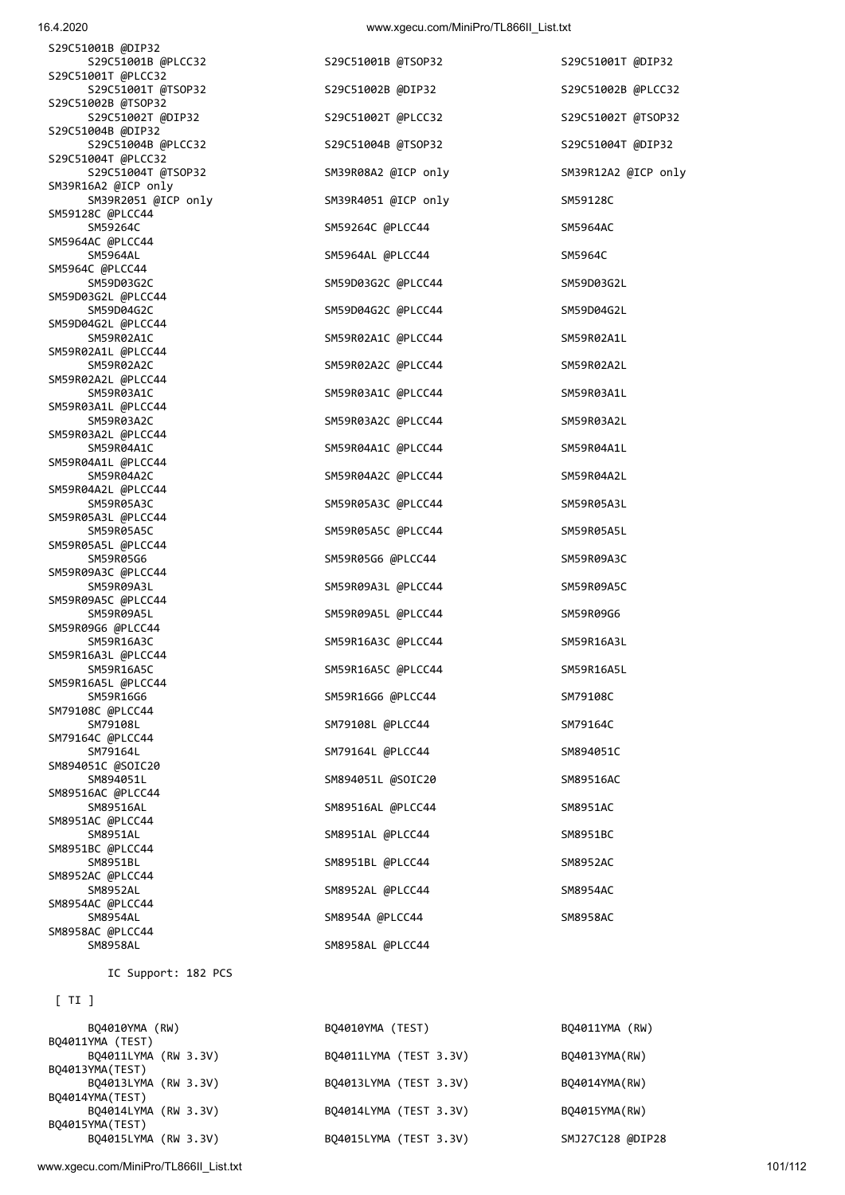S29C51001B @DIP32
S29C51001B @PLCC32 S29C51001B @TSOP32 S29C51001T @DIP32
S29C51001T @PLCC32
S29C51001T @TSOP32 S29C51002B @DIP32 S29C51002B @PLCC32
S29C51002B @TSOP32
S29C51002T @DIP32 S29C51002T @PLCC32 S29C51002T @TSOP32
S29C51004B @DIP32
S29C51004B @PLCC32 S29C51004B @TSOP32 S29C51004T @DIP32
S29C51004T @PLCC32
S29C51004T @TSOP32 SM39R08A2 @ICP only SM39R12A2 @ICP only
SM39R16A2 @ICP only
SM39R2051 @ICP only SM39R4051 @ICP only SM59128C
SM59128C @PLCC44
SM59264C SM59264C @PLCC44 SM5964AC
SM5964AC @PLCC44
SM5964AL SM5964AL @PLCC44 SM5964C
SM5964C @PLCC44
SM59D03G2C SM59D03G2C @PLCC44 SM59D03G2L
SM59D03G2L @PLCC44
SM59D04G2C SM59D04G2C @PLCC44 SM59D04G2L
SM59D04G2L @PLCC44
SM59R02A1C SM59R02A1C @PLCC44 SM59R02A1L
SM59R02A1L @PLCC44
SM59R02A2C SM59R02A2C @PLCC44 SM59R02A2L
SM59R02A2L @PLCC44
SM59R03A1C SM59R03A1C @PLCC44 SM59R03A1L
SM59R03A1L @PLCC44
SM59R03A2C SM59R03A2C @PLCC44 SM59R03A2L
SM59R03A2L @PLCC44
SM59R04A1C SM59R04A1C @PLCC44 SM59R04A1L
SM59R04A1L @PLCC44
SM59R04A2C SM59R04A2C @PLCC44 SM59R04A2L
SM59R04A2L @PLCC44
SM59R05A3C SM59R05A3C @PLCC44 SM59R05A3L
SM59R05A3L @PLCC44
SM59R05A5C SM59R05A5C @PLCC44 SM59R05A5L
SM59R05A5L @PLCC44
SM59R05G6 SM59R05G6 @PLCC44 SM59R09A3C
SM59R09A3C @PLCC44
SM59R09A3L SM59R09A3L @PLCC44 SM59R09A5C
SM59R09A5C @PLCC44
SM59R09A5L SM59R09A5L @PLCC44 SM59R09G6
SM59R09G6 @PLCC44
SM59R16A3C SM59R16A3C @PLCC44 SM59R16A3L
SM59R16A3L @PLCC44
SM59R16A5C SM59R16A5C @PLCC44 SM59R16A5L
SM59R16A5L @PLCC44
SM59R16G6 SM59R16G6 @PLCC44 SM79108C
SM79108C @PLCC44
SM79108L SM79108L @PLCC44 SM79164C
SM79164C @PLCC44
SM79164L SM79164L @PLCC44 SM894051C
SM894051C @SOIC20
SM894051L SM894051L @SOIC20 SM89516AC
SM89516AC @PLCC44
SM89516AL SM89516AL @PLCC44 SM8951AC
SM8951AC @PLCC44
SM8951AL SM8951AL @PLCC44 SM8951BC
SM8951BC @PLCC44
SM8951BL SM8951BL @PLCC44 SM8952AC
SM8952AC @PLCC44
SM8952AL SM8952AL @PLCC44 SM8954AC
SM8954AC @PLCC44
SM8954AL SM8954A @PLCC44 SM8958AC
SM8958AC @PLCC44
SM8958AL SM8958AL @PLCC44

IC Support: 182 PCS

[ TI ]

BQ4010YMA (RW) BQ4010YMA (TEST) BQ4011YMA (RW)
BQ4011YMA (TEST)
BQ4011LYMA (RW 3.3V) BQ4011LYMA (TEST 3.3V) BQ4013YMA(RW)
BQ4013YMA(TEST)
BQ4013LYMA (RW 3.3V) BQ4013LYMA (TEST 3.3V) BQ4014YMA(RW)
BQ4014YMA(TEST)
BQ4014LYMA (RW 3.3V) BQ4014LYMA (TEST 3.3V) BQ4015YMA(RW)
BQ4015YMA(TEST)
BQ4015LYMA (RW 3.3V) BQ4015LYMA (TEST 3.3V) SMJ27C128 @DIP28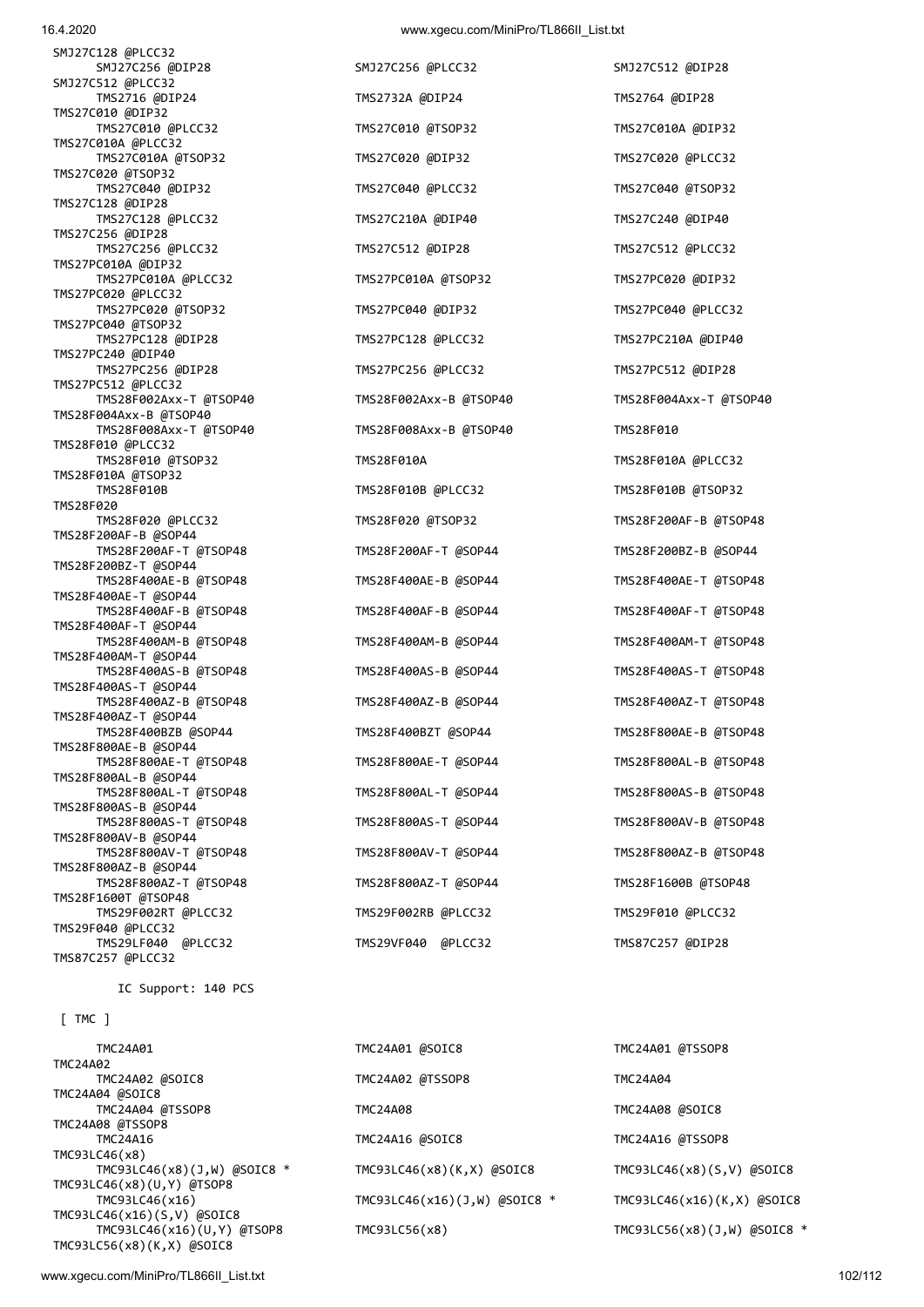SMJ27C128 @PLCC32
SMJ27C256 @DIP28
SMJ27C256 @PLCC32
SMJ27C512 @DIP28
SMJ27C512 @PLCC32
TMS2716 @DIP24
TMS2732A @DIP24
TMS2764 @DIP28
TMS27C010 @DIP32
TMS27C010 @PLCC32
TMS27C010 @TSOP32
TMS27C010A @DIP32
TMS27C010A @PLCC32
TMS27C010A @TSOP32
TMS27C020 @DIP32
TMS27C020 @PLCC32
TMS27C020 @TSOP32
TMS27C040 @DIP32
TMS27C040 @PLCC32
TMS27C040 @TSOP32
TMS27C128 @DIP28
TMS27C128 @PLCC32
TMS27C210A @DIP40
TMS27C240 @DIP40
TMS27C256 @DIP28
TMS27C256 @PLCC32
TMS27C512 @DIP28
TMS27C512 @PLCC32
TMS27PC010A @DIP32
TMS27PC010A @PLCC32
TMS27PC010A @TSOP32
TMS27PC020 @DIP32
TMS27PC020 @PLCC32
TMS27PC020 @TSOP32
TMS27PC040 @DIP32
TMS27PC040 @PLCC32
TMS27PC040 @TSOP32
TMS27PC128 @DIP28
TMS27PC128 @PLCC32
TMS27PC210A @DIP40
TMS27PC240 @DIP40
TMS27PC256 @DIP28
TMS27PC256 @PLCC32
TMS27PC512 @DIP28
TMS27PC512 @PLCC32
TMS28F002Axx-T @TSOP40
TMS28F002Axx-B @TSOP40
TMS28F004Axx-T @TSOP40
TMS28F004Axx-B @TSOP40
TMS28F008Axx-T @TSOP40
TMS28F008Axx-B @TSOP40
TMS28F010
TMS28F010 @PLCC32
TMS28F010 @TSOP32
TMS28F010A
TMS28F010A @PLCC32
TMS28F010A @TSOP32
TMS28F010B
TMS28F010B @PLCC32
TMS28F010B @TSOP32
TMS28F020
TMS28F020 @PLCC32
TMS28F020 @TSOP32
TMS28F200AF-B @TSOP48
TMS28F200AF-B @SOP44
TMS28F200AF-T @TSOP48
TMS28F200AF-T @SOP44
TMS28F200BZ-B @SOP44
TMS28F200BZ-T @SOP44
TMS28F400AE-B @TSOP48
TMS28F400AE-B @SOP44
TMS28F400AE-T @TSOP48
TMS28F400AE-T @SOP44
TMS28F400AF-B @TSOP48
TMS28F400AF-B @SOP44
TMS28F400AF-T @TSOP48
TMS28F400AF-T @SOP44
TMS28F400AM-B @TSOP48
TMS28F400AM-B @SOP44
TMS28F400AM-T @TSOP48
TMS28F400AM-T @SOP44
TMS28F400AS-B @TSOP48
TMS28F400AS-B @SOP44
TMS28F400AS-T @TSOP48
TMS28F400AS-T @SOP44
TMS28F400AZ-B @TSOP48
TMS28F400AZ-B @SOP44
TMS28F400AZ-T @TSOP48
TMS28F400AZ-T @SOP44
TMS28F400BZB @SOP44
TMS28F400BZT @SOP44
TMS28F800AE-B @TSOP48
TMS28F800AE-B @SOP44
TMS28F800AE-T @TSOP48
TMS28F800AE-T @SOP44
TMS28F800AL-B @TSOP48
TMS28F800AL-B @SOP44
TMS28F800AL-T @TSOP48
TMS28F800AL-T @SOP44
TMS28F800AS-B @TSOP48
TMS28F800AS-B @SOP44
TMS28F800AS-T @TSOP48
TMS28F800AS-T @SOP44
TMS28F800AV-B @TSOP48
TMS28F800AV-B @SOP44
TMS28F800AV-T @TSOP48
TMS28F800AV-T @SOP44
TMS28F800AZ-B @TSOP48
TMS28F800AZ-B @SOP44
TMS28F800AZ-T @TSOP48
TMS28F800AZ-T @SOP44
TMS28F1600B @TSOP48
TMS28F1600T @TSOP48
TMS29F002RT @PLCC32
TMS29F002RB @PLCC32
TMS29F010 @PLCC32
TMS29F040 @PLCC32
TMS29LF040  @PLCC32
TMS29VF040  @PLCC32
TMS87C257 @DIP28
TMS87C257 @PLCC32

IC Support: 140 PCS

[ TMC ]

TMC24A01
TMC24A01 @SOIC8
TMC24A01 @TSSOP8
TMC24A02
TMC24A02 @SOIC8
TMC24A02 @TSSOP8
TMC24A04
TMC24A04 @SOIC8
TMC24A04 @TSSOP8
TMC24A08
TMC24A08 @SOIC8
TMC24A08 @TSSOP8
TMC24A16
TMC24A16 @SOIC8
TMC24A16 @TSSOP8
TMC93LC46(x8)
TMC93LC46(x8)(J,W) @SOIC8 *
TMC93LC46(x8)(K,X) @SOIC8
TMC93LC46(x8)(S,V) @SOIC8
TMC93LC46(x8)(U,Y) @TSOP8
TMC93LC46(x16)
TMC93LC46(x16)(J,W) @SOIC8 *
TMC93LC46(x16)(K,X) @SOIC8
TMC93LC46(x16)(S,V) @SOIC8
TMC93LC46(x16)(U,Y) @TSOP8
TMC93LC56(x8)
TMC93LC56(x8)(J,W) @SOIC8 *
TMC93LC56(x8)(K,X) @SOIC8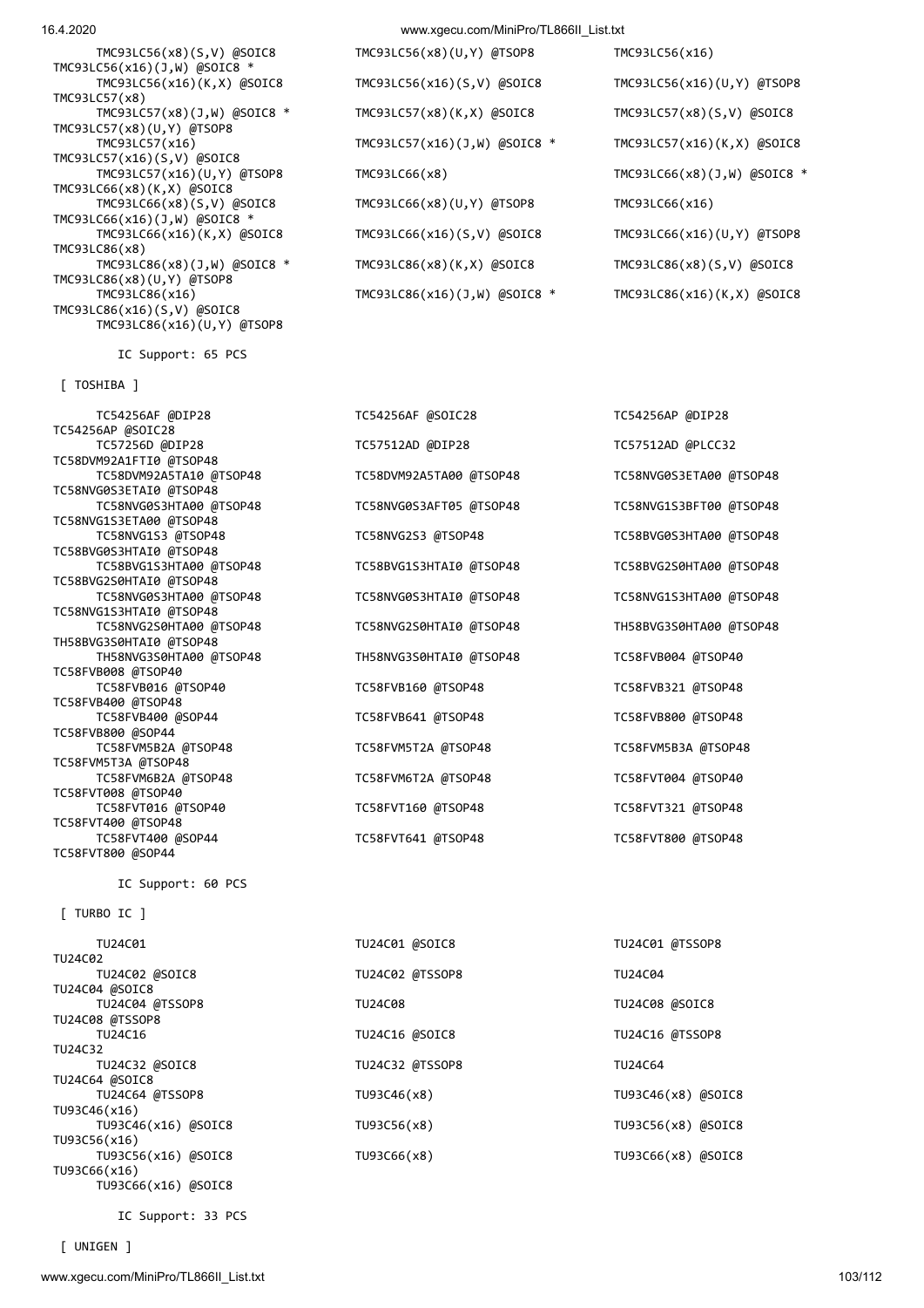TMC93LC56(x8)(S,V) @SOIC8	TMC93LC56(x8)(U,Y) @TSOP8	TMC93LC56(x16)
TMC93LC56(x16)(J,W) @SOIC8 *
TMC93LC56(x16)(K,X) @SOIC8	TMC93LC56(x16)(S,V) @SOIC8	TMC93LC56(x16)(U,Y) @TSOP8
TMC93LC57(x8)
TMC93LC57(x8)(J,W) @SOIC8 *	TMC93LC57(x8)(K,X) @SOIC8	TMC93LC57(x8)(S,V) @SOIC8
TMC93LC57(x8)(U,Y) @TSOP8
TMC93LC57(x16)	TMC93LC57(x16)(J,W) @SOIC8 *	TMC93LC57(x16)(K,X) @SOIC8
TMC93LC57(x16)(S,V) @SOIC8
TMC93LC57(x16)(U,Y) @TSOP8	TMC93LC66(x8)	TMC93LC66(x8)(J,W) @SOIC8 *
TMC93LC66(x8)(K,X) @SOIC8
TMC93LC66(x8)(S,V) @SOIC8	TMC93LC66(x8)(U,Y) @TSOP8	TMC93LC66(x16)
TMC93LC66(x16)(J,W) @SOIC8 *
TMC93LC66(x16)(K,X) @SOIC8	TMC93LC66(x16)(S,V) @SOIC8	TMC93LC66(x16)(U,Y) @TSOP8
TMC93LC86(x8)
TMC93LC86(x8)(J,W) @SOIC8 *	TMC93LC86(x8)(K,X) @SOIC8	TMC93LC86(x8)(S,V) @SOIC8
TMC93LC86(x8)(U,Y) @TSOP8
TMC93LC86(x16)	TMC93LC86(x16)(J,W) @SOIC8 *	TMC93LC86(x16)(K,X) @SOIC8
TMC93LC86(x16)(S,V) @SOIC8
TMC93LC86(x16)(U,Y) @TSOP8

IC Support: 65 PCS

[ TOSHIBA ]

TC54256AF @DIP28	TC54256AF @SOIC28	TC54256AP @DIP28
TC54256AP @SOIC28
TC57256D @DIP28	TC57512AD @DIP28	TC57512AD @PLCC32
TC58DVM92A1FTI0 @TSOP48
TC58DVM92A5TA10 @TSOP48	TC58DVM92A5TA00 @TSOP48	TC58NVG0S3ETA00 @TSOP48
TC58NVG0S3ETAI0 @TSOP48
TC58NVG0S3HTA00 @TSOP48	TC58NVG0S3AFT05 @TSOP48	TC58NVG1S3BFT00 @TSOP48
TC58NVG1S3ETA00 @TSOP48
TC58NVG1S3 @TSOP48	TC58NVG2S3 @TSOP48	TC58BVG0S3HTA00 @TSOP48
TC58BVG0S3HTAI0 @TSOP48
TC58BVG1S3HTA00 @TSOP48	TC58BVG1S3HTAI0 @TSOP48	TC58BVG2S0HTA00 @TSOP48
TC58BVG2S0HTAI0 @TSOP48
TC58NVG0S3HTA00 @TSOP48	TC58NVG0S3HTAI0 @TSOP48	TC58NVG1S3HTA00 @TSOP48
TC58NVG1S3HTAI0 @TSOP48
TC58NVG2S0HTA00 @TSOP48	TC58NVG2S0HTAI0 @TSOP48	TH58BVG3S0HTA00 @TSOP48
TH58BVG3S0HTAI0 @TSOP48
TH58NVG3S0HTA00 @TSOP48	TH58NVG3S0HTAI0 @TSOP48	TC58FVB004 @TSOP40
TC58FVB008 @TSOP40
TC58FVB016 @TSOP40	TC58FVB160 @TSOP48	TC58FVB321 @TSOP48
TC58FVB400 @TSOP48
TC58FVB400 @SOP44	TC58FVB641 @TSOP48	TC58FVB800 @TSOP48
TC58FVB800 @SOP44
TC58FVM5B2A @TSOP48	TC58FVM5T2A @TSOP48	TC58FVM5B3A @TSOP48
TC58FVM5T3A @TSOP48
TC58FVM6B2A @TSOP48	TC58FVM6T2A @TSOP48	TC58FVT004 @TSOP40
TC58FVT008 @TSOP40
TC58FVT016 @TSOP40	TC58FVT160 @TSOP48	TC58FVT321 @TSOP48
TC58FVT400 @TSOP48
TC58FVT400 @SOP44	TC58FVT641 @TSOP48	TC58FVT800 @TSOP48
TC58FVT800 @SOP44

IC Support: 60 PCS

[ TURBO IC ]

TU24C01	TU24C01 @SOIC8	TU24C01 @TSSOP8
TU24C02
TU24C02 @SOIC8	TU24C02 @TSSOP8	TU24C04
TU24C04 @SOIC8
TU24C04 @TSSOP8	TU24C08	TU24C08 @SOIC8
TU24C08 @TSSOP8
TU24C16	TU24C16 @SOIC8	TU24C16 @TSSOP8
TU24C32
TU24C32 @SOIC8	TU24C32 @TSSOP8	TU24C64
TU24C64 @SOIC8
TU24C64 @TSSOP8	TU93C46(x8)	TU93C46(x8) @SOIC8
TU93C46(x16)
TU93C46(x16) @SOIC8	TU93C56(x8)	TU93C56(x8) @SOIC8
TU93C56(x16)
TU93C56(x16) @SOIC8	TU93C66(x8)	TU93C66(x8) @SOIC8
TU93C66(x16)
TU93C66(x16) @SOIC8

IC Support: 33 PCS

[ UNIGEN ]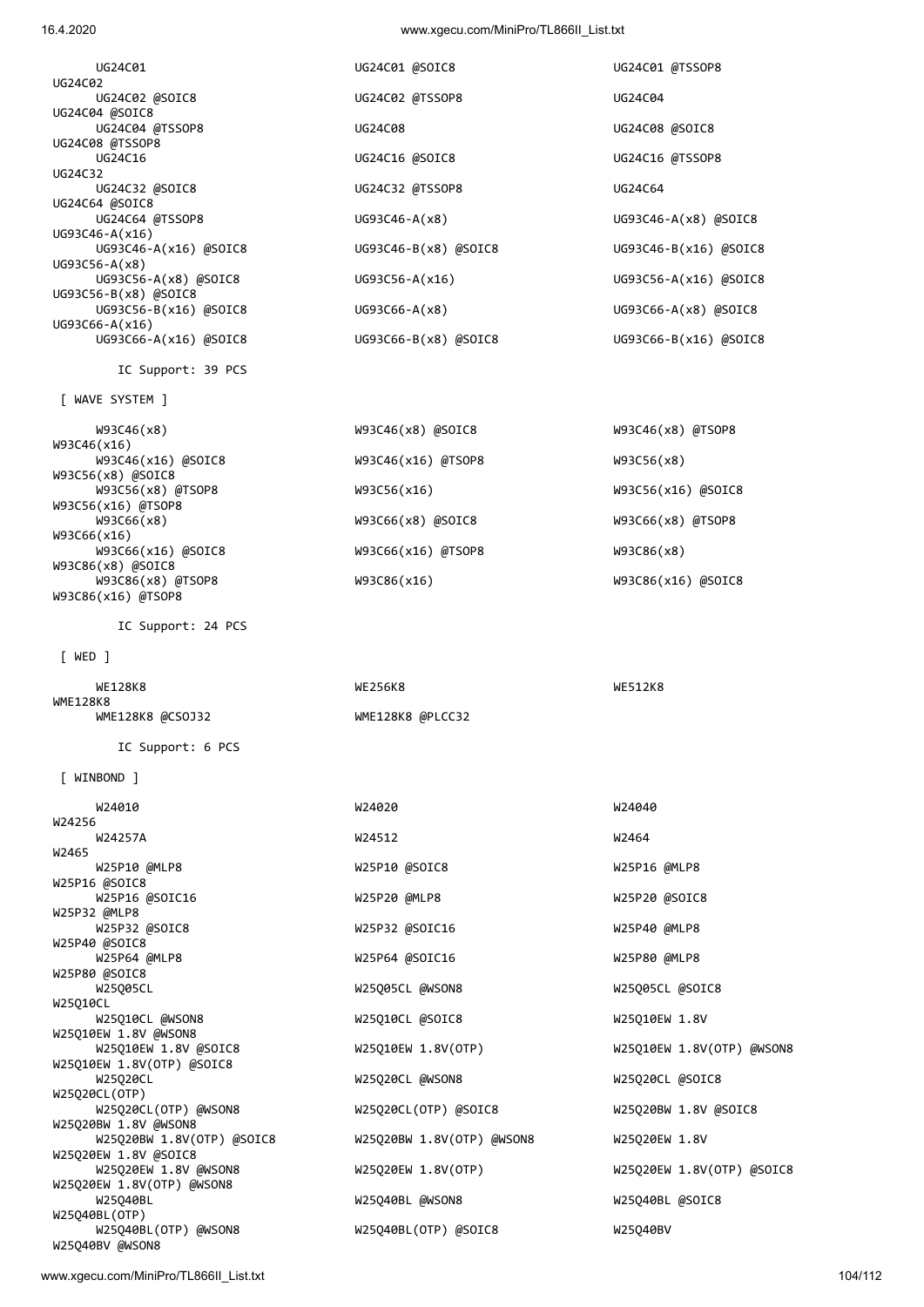```
      UG24C01                          UG24C01 @SOIC8                   UG24C01 @TSSOP8
UG24C02
      UG24C02 @SOIC8                   UG24C02 @TSSOP8                  UG24C04
UG24C04 @SOIC8
      UG24C04 @TSSOP8                  UG24C08                          UG24C08 @SOIC8
UG24C08 @TSSOP8
      UG24C16                          UG24C16 @SOIC8                   UG24C16 @TSSOP8
UG24C32
      UG24C32 @SOIC8                   UG24C32 @TSSOP8                  UG24C64
UG24C64 @SOIC8
      UG24C64 @TSSOP8                  UG93C46-A(x8)                    UG93C46-A(x8) @SOIC8
UG93C46-A(x16)
      UG93C46-A(x16) @SOIC8            UG93C46-B(x8) @SOIC8             UG93C46-B(x16) @SOIC8
UG93C56-A(x8)
      UG93C56-A(x8) @SOIC8             UG93C56-A(x16)                   UG93C56-A(x16) @SOIC8
UG93C56-B(x8) @SOIC8
      UG93C56-B(x16) @SOIC8            UG93C66-A(x8)                    UG93C66-A(x8) @SOIC8
UG93C66-A(x16)
      UG93C66-A(x16) @SOIC8            UG93C66-B(x8) @SOIC8             UG93C66-B(x16) @SOIC8

        IC Support: 39 PCS

 [ WAVE SYSTEM ]

      W93C46(x8)                       W93C46(x8) @SOIC8                W93C46(x8) @TSOP8
W93C46(x16)
      W93C46(x16) @SOIC8               W93C46(x16) @TSOP8               W93C56(x8)
W93C56(x8) @SOIC8
      W93C56(x8) @TSOP8                W93C56(x16)                      W93C56(x16) @SOIC8
W93C56(x16) @TSOP8
      W93C66(x8)                       W93C66(x8) @SOIC8                W93C66(x8) @TSOP8
W93C66(x16)
      W93C66(x16) @SOIC8               W93C66(x16) @TSOP8               W93C86(x8)
W93C86(x8) @SOIC8
      W93C86(x8) @TSOP8                W93C86(x16)                      W93C86(x16) @SOIC8
W93C86(x16) @TSOP8

        IC Support: 24 PCS

 [ WED ]

      WE128K8                          WE256K8                          WE512K8
WME128K8
      WME128K8 @CSOJ32                 WME128K8 @PLCC32

        IC Support: 6 PCS

 [ WINBOND ]

      W24010                           W24020                           W24040
W24256
      W24257A                          W24512                           W2464
W2465
      W25P10 @MLP8                     W25P10 @SOIC8                    W25P16 @MLP8
W25P16 @SOIC8
      W25P16 @SOIC16                   W25P20 @MLP8                     W25P20 @SOIC8
W25P32 @MLP8
      W25P32 @SOIC8                    W25P32 @SOIC16                   W25P40 @MLP8
W25P40 @SOIC8
      W25P64 @MLP8                     W25P64 @SOIC16                   W25P80 @MLP8
W25P80 @SOIC8
      W25Q05CL                         W25Q05CL @WSON8                  W25Q05CL @SOIC8
W25Q10CL
      W25Q10CL @WSON8                  W25Q10CL @SOIC8                  W25Q10EW 1.8V
W25Q10EW 1.8V @WSON8
      W25Q10EW 1.8V @SOIC8             W25Q10EW 1.8V(OTP)               W25Q10EW 1.8V(OTP) @WSON8
W25Q10EW 1.8V(OTP) @SOIC8
      W25Q20CL                         W25Q20CL @WSON8                  W25Q20CL @SOIC8
W25Q20CL(OTP)
      W25Q20CL(OTP) @WSON8             W25Q20CL(OTP) @SOIC8             W25Q20BW 1.8V @SOIC8
W25Q20BW 1.8V @WSON8
      W25Q20BW 1.8V(OTP) @SOIC8        W25Q20BW 1.8V(OTP) @WSON8        W25Q20EW 1.8V
W25Q20EW 1.8V @SOIC8
      W25Q20EW 1.8V @WSON8             W25Q20EW 1.8V(OTP)               W25Q20EW 1.8V(OTP) @SOIC8
W25Q20EW 1.8V(OTP) @WSON8
      W25Q40BL                         W25Q40BL @WSON8                  W25Q40BL @SOIC8
W25Q40BL(OTP)
      W25Q40BL(OTP) @WSON8             W25Q40BL(OTP) @SOIC8             W25Q40BV
W25Q40BV @WSON8
```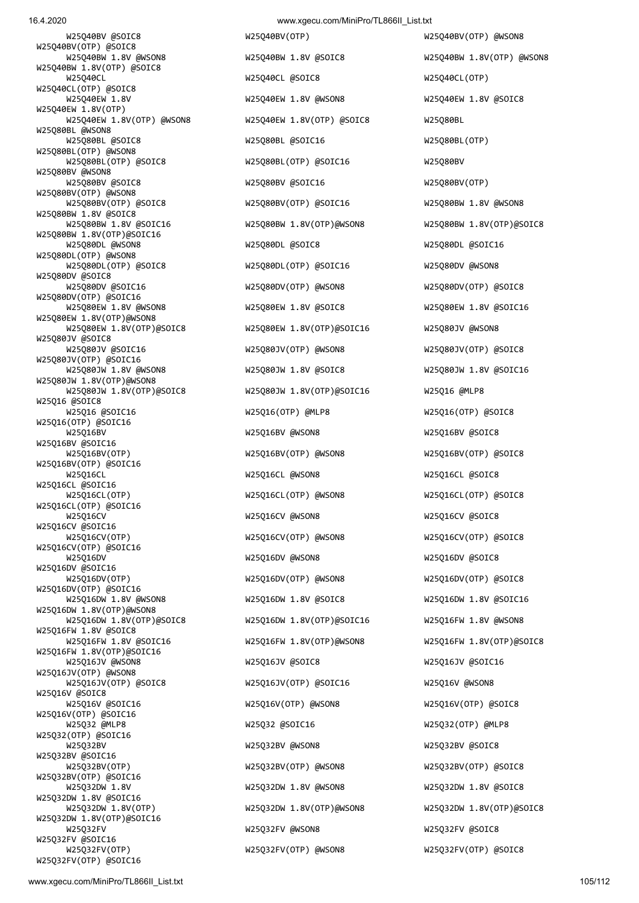```
W25Q40BV @SOIC8                W25Q40BV(OTP)                W25Q40BV(OTP) @WSON8
W25Q40BV(OTP) @SOIC8
W25Q40BW 1.8V @WSON8           W25Q40BW 1.8V @SOIC8         W25Q40BW 1.8V(OTP) @WSON8
W25Q40BW 1.8V(OTP) @SOIC8
W25Q40CL                       W25Q40CL @SOIC8              W25Q40CL(OTP)
W25Q40CL(OTP) @SOIC8
W25Q40EW 1.8V                  W25Q40EW 1.8V @WSON8         W25Q40EW 1.8V @SOIC8
W25Q40EW 1.8V(OTP)
W25Q40EW 1.8V(OTP) @WSON8      W25Q40EW 1.8V(OTP) @SOIC8    W25Q80BL
W25Q80BL @WSON8
W25Q80BL @SOIC8                W25Q80BL @SOIC16             W25Q80BL(OTP)
W25Q80BL(OTP) @WSON8
W25Q80BL(OTP) @SOIC8           W25Q80BL(OTP) @SOIC16        W25Q80BV
W25Q80BV @WSON8
W25Q80BV @SOIC8                W25Q80BV @SOIC16             W25Q80BV(OTP)
W25Q80BV(OTP) @WSON8
W25Q80BV(OTP) @SOIC8           W25Q80BV(OTP) @SOIC16        W25Q80BW 1.8V @WSON8
W25Q80BW 1.8V @SOIC8
W25Q80BW 1.8V @SOIC16          W25Q80BW 1.8V(OTP)@WSON8     W25Q80BW 1.8V(OTP)@SOIC8
W25Q80BW 1.8V(OTP)@SOIC16
W25Q80DL @WSON8                W25Q80DL @SOIC8              W25Q80DL @SOIC16
W25Q80DL(OTP) @WSON8
W25Q80DL(OTP) @SOIC8           W25Q80DL(OTP) @SOIC16        W25Q80DV @WSON8
W25Q80DV @SOIC8
W25Q80DV @SOIC16               W25Q80DV(OTP) @WSON8         W25Q80DV(OTP) @SOIC8
W25Q80DV(OTP) @SOIC16
W25Q80EW 1.8V @WSON8           W25Q80EW 1.8V @SOIC8         W25Q80EW 1.8V @SOIC16
W25Q80EW 1.8V(OTP)@WSON8
W25Q80EW 1.8V(OTP)@SOIC8       W25Q80EW 1.8V(OTP)@SOIC16    W25Q80JV @WSON8
W25Q80JV @SOIC8
W25Q80JV @SOIC16               W25Q80JV(OTP) @WSON8         W25Q80JV(OTP) @SOIC8
W25Q80JV(OTP) @SOIC16
W25Q80JW 1.8V @WSON8           W25Q80JW 1.8V @SOIC8         W25Q80JW 1.8V @SOIC16
W25Q80JW 1.8V(OTP)@WSON8
W25Q80JW 1.8V(OTP)@SOIC8       W25Q80JW 1.8V(OTP)@SOIC16    W25Q16 @MLP8
W25Q16 @SOIC8
W25Q16 @SOIC16                 W25Q16(OTP) @MLP8            W25Q16(OTP) @SOIC8
W25Q16(OTP) @SOIC16
W25Q16BV                       W25Q16BV @WSON8              W25Q16BV @SOIC8
W25Q16BV @SOIC16
W25Q16BV(OTP)                  W25Q16BV(OTP) @WSON8         W25Q16BV(OTP) @SOIC8
W25Q16BV(OTP) @SOIC16
W25Q16CL                       W25Q16CL @WSON8              W25Q16CL @SOIC8
W25Q16CL @SOIC16
W25Q16CL(OTP)                  W25Q16CL(OTP) @WSON8         W25Q16CL(OTP) @SOIC8
W25Q16CL(OTP) @SOIC16
W25Q16CV                       W25Q16CV @WSON8              W25Q16CV @SOIC8
W25Q16CV @SOIC16
W25Q16CV(OTP)                  W25Q16CV(OTP) @WSON8         W25Q16CV(OTP) @SOIC8
W25Q16CV(OTP) @SOIC16
W25Q16DV                       W25Q16DV @WSON8              W25Q16DV @SOIC8
W25Q16DV @SOIC16
W25Q16DV(OTP)                  W25Q16DV(OTP) @WSON8         W25Q16DV(OTP) @SOIC8
W25Q16DV(OTP) @SOIC16
W25Q16DW 1.8V @WSON8           W25Q16DW 1.8V @SOIC8         W25Q16DW 1.8V @SOIC16
W25Q16DW 1.8V(OTP)@WSON8
W25Q16DW 1.8V(OTP)@SOIC8       W25Q16DW 1.8V(OTP)@SOIC16    W25Q16FW 1.8V @WSON8
W25Q16FW 1.8V @SOIC8
W25Q16FW 1.8V @SOIC16          W25Q16FW 1.8V(OTP)@WSON8     W25Q16FW 1.8V(OTP)@SOIC8
W25Q16FW 1.8V(OTP)@SOIC16
W25Q16JV @WSON8                W25Q16JV @SOIC8              W25Q16JV @SOIC16
W25Q16JV(OTP) @WSON8
W25Q16JV(OTP) @SOIC8           W25Q16JV(OTP) @SOIC16        W25Q16V @WSON8
W25Q16V @SOIC8
W25Q16V @SOIC16                W25Q16V(OTP) @WSON8          W25Q16V(OTP) @SOIC8
W25Q16V(OTP) @SOIC16
W25Q32 @MLP8                   W25Q32 @SOIC16               W25Q32(OTP) @MLP8
W25Q32(OTP) @SOIC16
W25Q32BV                       W25Q32BV @WSON8              W25Q32BV @SOIC8
W25Q32BV @SOIC16
W25Q32BV(OTP)                  W25Q32BV(OTP) @WSON8         W25Q32BV(OTP) @SOIC8
W25Q32BV(OTP) @SOIC16
W25Q32DW 1.8V                  W25Q32DW 1.8V @WSON8         W25Q32DW 1.8V @SOIC8
W25Q32DW 1.8V @SOIC16
W25Q32DW 1.8V(OTP)             W25Q32DW 1.8V(OTP)@WSON8     W25Q32DW 1.8V(OTP)@SOIC8
W25Q32DW 1.8V(OTP)@SOIC16
W25Q32FV                       W25Q32FV @WSON8              W25Q32FV @SOIC8
W25Q32FV @SOIC16
W25Q32FV(OTP)                  W25Q32FV(OTP) @WSON8         W25Q32FV(OTP) @SOIC8
W25Q32FV(OTP) @SOIC16
```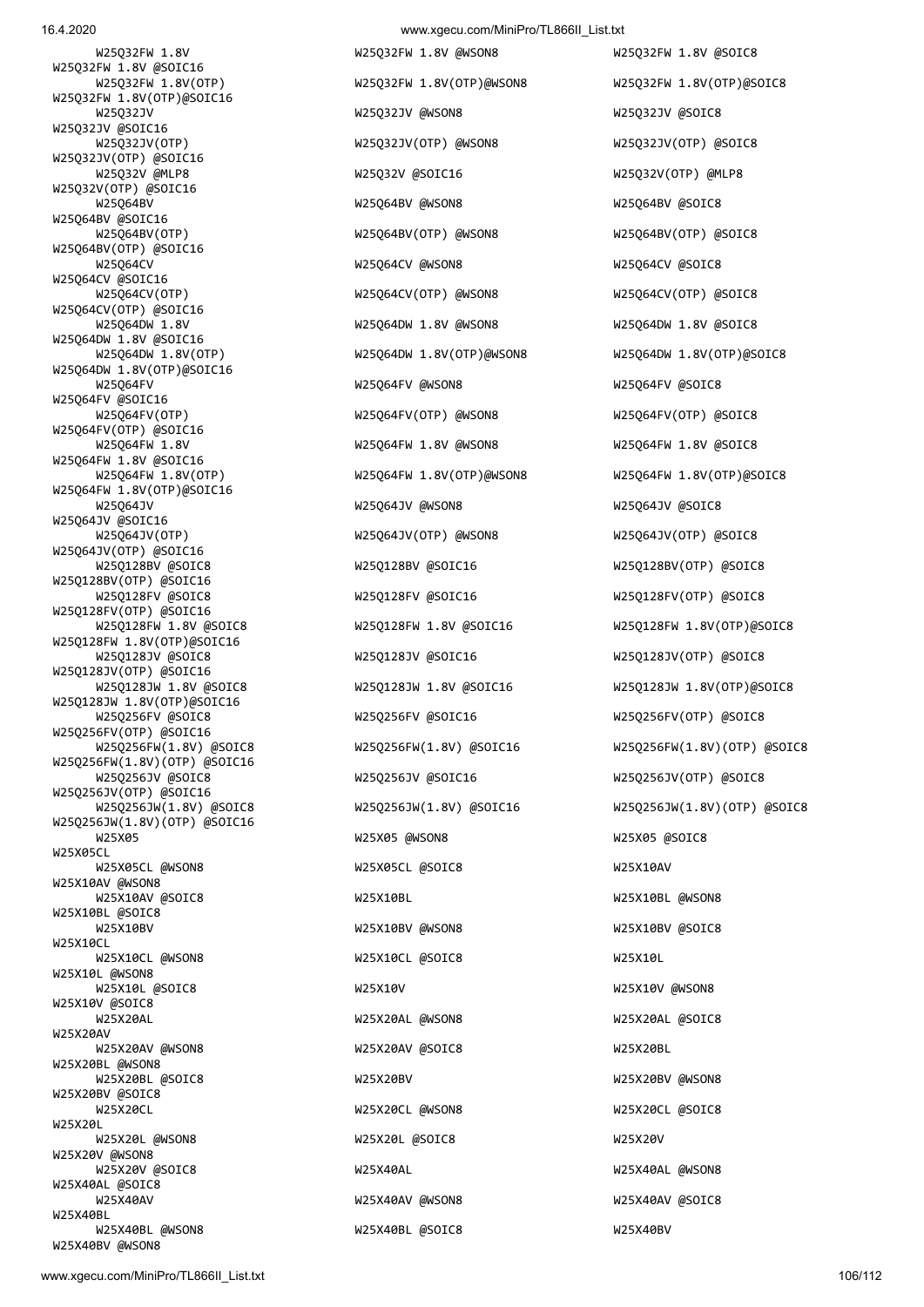```
W25Q32FW 1.8V                  W25Q32FW 1.8V @WSON8          W25Q32FW 1.8V @SOIC8
W25Q32FW 1.8V @SOIC16
W25Q32FW 1.8V(OTP)             W25Q32FW 1.8V(OTP)@WSON8      W25Q32FW 1.8V(OTP)@SOIC8
W25Q32FW 1.8V(OTP)@SOIC16
W25Q32JV                       W25Q32JV @WSON8               W25Q32JV @SOIC8
W25Q32JV @SOIC16
W25Q32JV(OTP)                  W25Q32JV(OTP) @WSON8          W25Q32JV(OTP) @SOIC8
W25Q32JV(OTP) @SOIC16
W25Q32V @MLP8                  W25Q32V @SOIC16               W25Q32V(OTP) @MLP8
W25Q32V(OTP) @SOIC16
W25Q64BV                       W25Q64BV @WSON8               W25Q64BV @SOIC8
W25Q64BV @SOIC16
W25Q64BV(OTP)                  W25Q64BV(OTP) @WSON8          W25Q64BV(OTP) @SOIC8
W25Q64BV(OTP) @SOIC16
W25Q64CV                       W25Q64CV @WSON8               W25Q64CV @SOIC8
W25Q64CV @SOIC16
W25Q64CV(OTP)                  W25Q64CV(OTP) @WSON8          W25Q64CV(OTP) @SOIC8
W25Q64CV(OTP) @SOIC16
W25Q64DW 1.8V                  W25Q64DW 1.8V @WSON8          W25Q64DW 1.8V @SOIC8
W25Q64DW 1.8V @SOIC16
W25Q64DW 1.8V(OTP)             W25Q64DW 1.8V(OTP)@WSON8      W25Q64DW 1.8V(OTP)@SOIC8
W25Q64DW 1.8V(OTP)@SOIC16
W25Q64FV                       W25Q64FV @WSON8               W25Q64FV @SOIC8
W25Q64FV @SOIC16
W25Q64FV(OTP)                  W25Q64FV(OTP) @WSON8          W25Q64FV(OTP) @SOIC8
W25Q64FV(OTP) @SOIC16
W25Q64FW 1.8V                  W25Q64FW 1.8V @WSON8          W25Q64FW 1.8V @SOIC8
W25Q64FW 1.8V @SOIC16
W25Q64FW 1.8V(OTP)             W25Q64FW 1.8V(OTP)@WSON8      W25Q64FW 1.8V(OTP)@SOIC8
W25Q64FW 1.8V(OTP)@SOIC16
W25Q64JV                       W25Q64JV @WSON8               W25Q64JV @SOIC8
W25Q64JV @SOIC16
W25Q64JV(OTP)                  W25Q64JV(OTP) @WSON8          W25Q64JV(OTP) @SOIC8
W25Q64JV(OTP) @SOIC16
W25Q128BV @SOIC8               W25Q128BV @SOIC16             W25Q128BV(OTP) @SOIC8
W25Q128BV(OTP) @SOIC16
W25Q128FV @SOIC8               W25Q128FV @SOIC16             W25Q128FV(OTP) @SOIC8
W25Q128FV(OTP) @SOIC16
W25Q128FW 1.8V @SOIC8          W25Q128FW 1.8V @SOIC16        W25Q128FW 1.8V(OTP)@SOIC8
W25Q128FW 1.8V(OTP)@SOIC16
W25Q128JV @SOIC8               W25Q128JV @SOIC16             W25Q128JV(OTP) @SOIC8
W25Q128JV(OTP) @SOIC16
W25Q128JW 1.8V @SOIC8          W25Q128JW 1.8V @SOIC16        W25Q128JW 1.8V(OTP)@SOIC8
W25Q128JW 1.8V(OTP)@SOIC16
W25Q256FV @SOIC8               W25Q256FV @SOIC16             W25Q256FV(OTP) @SOIC8
W25Q256FV(OTP) @SOIC16
W25Q256FW(1.8V) @SOIC8         W25Q256FW(1.8V) @SOIC16       W25Q256FW(1.8V)(OTP) @SOIC8
W25Q256FW(1.8V)(OTP) @SOIC16
W25Q256JV @SOIC8               W25Q256JV @SOIC16             W25Q256JV(OTP) @SOIC8
W25Q256JV(OTP) @SOIC16
W25Q256JW(1.8V) @SOIC8         W25Q256JW(1.8V) @SOIC16       W25Q256JW(1.8V)(OTP) @SOIC8
W25Q256JW(1.8V)(OTP) @SOIC16
W25X05                         W25X05 @WSON8                 W25X05 @SOIC8
W25X05CL
W25X05CL @WSON8                W25X05CL @SOIC8               W25X10AV
W25X10AV @WSON8
W25X10AV @SOIC8                W25X10BL                      W25X10BL @WSON8
W25X10BL @SOIC8
W25X10BV                       W25X10BV @WSON8               W25X10BV @SOIC8
W25X10CL
W25X10CL @WSON8                W25X10CL @SOIC8               W25X10L
W25X10L @WSON8
W25X10L @SOIC8                 W25X10V                       W25X10V @WSON8
W25X10V @SOIC8
W25X20AL                       W25X20AL @WSON8               W25X20AL @SOIC8
W25X20AV
W25X20AV @WSON8                W25X20AV @SOIC8               W25X20BL
W25X20BL @WSON8
W25X20BL @SOIC8                W25X20BV                      W25X20BV @WSON8
W25X20BV @SOIC8
W25X20CL                       W25X20CL @WSON8               W25X20CL @SOIC8
W25X20L
W25X20L @WSON8                 W25X20L @SOIC8                W25X20V
W25X20V @WSON8
W25X20V @SOIC8                 W25X40AL                      W25X40AL @WSON8
W25X40AL @SOIC8
W25X40AV                       W25X40AV @WSON8               W25X40AV @SOIC8
W25X40BL
W25X40BL @WSON8                W25X40BL @SOIC8               W25X40BV
W25X40BV @WSON8
```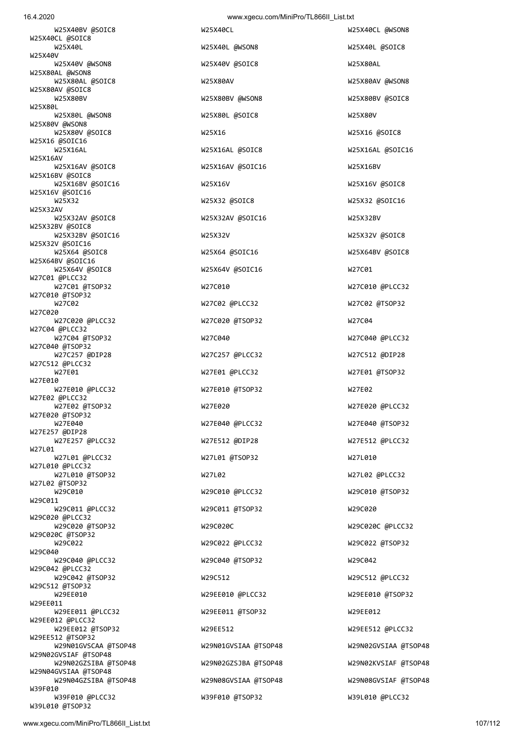W25X40BV @SOIC8
W25X40CL
W25X40CL @WSON8
W25X40CL @SOIC8
W25X40L
W25X40L @WSON8
W25X40L @SOIC8
W25X40V
W25X40V @WSON8
W25X40V @SOIC8
W25X80AL
W25X80AL @WSON8
W25X80AL @SOIC8
W25X80AV
W25X80AV @WSON8
W25X80AV @SOIC8
W25X80BV
W25X80BV @WSON8
W25X80BV @SOIC8
W25X80L
W25X80L @WSON8
W25X80L @SOIC8
W25X80V
W25X80V @WSON8
W25X80V @SOIC8
W25X16
W25X16 @SOIC8
W25X16 @SOIC16
W25X16AL
W25X16AL @SOIC8
W25X16AL @SOIC16
W25X16AV
W25X16AV @SOIC8
W25X16AV @SOIC16
W25X16BV
W25X16BV @SOIC8
W25X16BV @SOIC16
W25X16V
W25X16V @SOIC8
W25X16V @SOIC16
W25X32
W25X32 @SOIC8
W25X32 @SOIC16
W25X32AV
W25X32AV @SOIC8
W25X32AV @SOIC16
W25X32BV
W25X32BV @SOIC8
W25X32BV @SOIC16
W25X32V
W25X32V @SOIC8
W25X32V @SOIC16
W25X64 @SOIC8
W25X64 @SOIC16
W25X64BV @SOIC8
W25X64BV @SOIC16
W25X64V @SOIC8
W25X64V @SOIC16
W27C01
W27C01 @PLCC32
W27C01 @TSOP32
W27C010
W27C010 @PLCC32
W27C010 @TSOP32
W27C02
W27C02 @PLCC32
W27C02 @TSOP32
W27C020
W27C020 @PLCC32
W27C020 @TSOP32
W27C04
W27C04 @PLCC32
W27C04 @TSOP32
W27C040
W27C040 @PLCC32
W27C040 @TSOP32
W27C257 @DIP28
W27C257 @PLCC32
W27C512 @DIP28
W27C512 @PLCC32
W27E01
W27E01 @PLCC32
W27E01 @TSOP32
W27E010
W27E010 @PLCC32
W27E010 @TSOP32
W27E02
W27E02 @PLCC32
W27E02 @TSOP32
W27E020
W27E020 @PLCC32
W27E020 @TSOP32
W27E040
W27E040 @PLCC32
W27E040 @TSOP32
W27E257 @DIP28
W27E257 @PLCC32
W27E512 @DIP28
W27E512 @PLCC32
W27L01
W27L01 @PLCC32
W27L01 @TSOP32
W27L010
W27L010 @PLCC32
W27L010 @TSOP32
W27L02
W27L02 @PLCC32
W27L02 @TSOP32
W29C010
W29C010 @PLCC32
W29C010 @TSOP32
W29C011
W29C011 @PLCC32
W29C011 @TSOP32
W29C020
W29C020 @PLCC32
W29C020 @TSOP32
W29C020C
W29C020C @PLCC32
W29C020C @TSOP32
W29C022
W29C022 @PLCC32
W29C022 @TSOP32
W29C040
W29C040 @PLCC32
W29C040 @TSOP32
W29C042
W29C042 @PLCC32
W29C042 @TSOP32
W29C512
W29C512 @PLCC32
W29C512 @TSOP32
W29EE010
W29EE010 @PLCC32
W29EE010 @TSOP32
W29EE011
W29EE011 @PLCC32
W29EE011 @TSOP32
W29EE012
W29EE012 @PLCC32
W29EE012 @TSOP32
W29EE512
W29EE512 @PLCC32
W29EE512 @TSOP32
W29N01GVSCAA @TSOP48
W29N01GVSIAA @TSOP48
W29N02GVSIAA @TSOP48
W29N02GVSIAF @TSOP48
W29N02GZSIBA @TSOP48
W29N02GZSJBA @TSOP48
W29N02KVSIAF @TSOP48
W29N04GVSIAA @TSOP48
W29N04GZSIBA @TSOP48
W29N08GVSIAA @TSOP48
W29N08GVSIAF @TSOP48
W39F010
W39F010 @PLCC32
W39F010 @TSOP32
W39L010 @PLCC32
W39L010 @TSOP32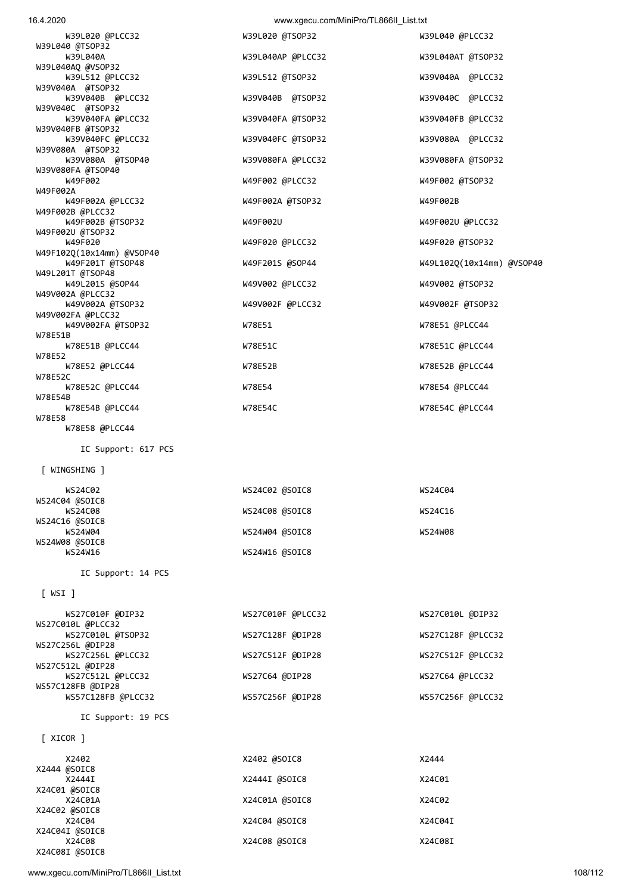```
      W39L020 @PLCC32                 W39L020 @TSOP32                 W39L040 @PLCC32
W39L040 @TSOP32
      W39L040A                        W39L040AP @PLCC32               W39L040AT @TSOP32
W39L040AQ @VSOP32
      W39L512 @PLCC32                 W39L512 @TSOP32                 W39V040A  @PLCC32
W39V040A  @TSOP32
      W39V040B  @PLCC32               W39V040B  @TSOP32               W39V040C  @PLCC32
W39V040C  @TSOP32
      W39V040FA @PLCC32               W39V040FA @TSOP32               W39V040FB @PLCC32
W39V040FB @TSOP32
      W39V040FC @PLCC32               W39V040FC @TSOP32               W39V080A  @PLCC32
W39V080A  @TSOP32
      W39V080A  @TSOP40               W39V080FA @PLCC32               W39V080FA @TSOP32
W39V080FA @TSOP40
      W49F002                         W49F002 @PLCC32                 W49F002 @TSOP32
W49F002A
      W49F002A @PLCC32                W49F002A @TSOP32                W49F002B
W49F002B @PLCC32
      W49F002B @TSOP32                W49F002U                        W49F002U @PLCC32
W49F002U @TSOP32
      W49F020                         W49F020 @PLCC32                 W49F020 @TSOP32
W49F102Q(10x14mm) @VSOP40
      W49F201T @TSOP48                W49F201S @SOP44                 W49L102Q(10x14mm) @VSOP40
W49L201T @TSOP48
      W49L201S @SOP44                 W49V002 @PLCC32                 W49V002 @TSOP32
W49V002A @PLCC32
      W49V002A @TSOP32                W49V002F @PLCC32                W49V002F @TSOP32
W49V002FA @PLCC32
      W49V002FA @TSOP32               W78E51                          W78E51 @PLCC44
W78E51B
      W78E51B @PLCC44                 W78E51C                         W78E51C @PLCC44
W78E52
      W78E52 @PLCC44                  W78E52B                         W78E52B @PLCC44
W78E52C
      W78E52C @PLCC44                 W78E54                          W78E54 @PLCC44
W78E54B
      W78E54B @PLCC44                 W78E54C                         W78E54C @PLCC44
W78E58
      W78E58 @PLCC44

        IC Support: 617 PCS

 [ WINGSHING ]

      WS24C02                         WS24C02 @SOIC8                  WS24C04
WS24C04 @SOIC8
      WS24C08                         WS24C08 @SOIC8                  WS24C16
WS24C16 @SOIC8
      WS24W04                         WS24W04 @SOIC8                  WS24W08
WS24W08 @SOIC8
      WS24W16                         WS24W16 @SOIC8

        IC Support: 14 PCS

 [ WSI ]

      WS27C010F @DIP32                WS27C010F @PLCC32               WS27C010L @DIP32
WS27C010L @PLCC32
      WS27C010L @TSOP32               WS27C128F @DIP28                WS27C128F @PLCC32
WS27C256L @DIP28
      WS27C256L @PLCC32               WS27C512F @DIP28                WS27C512F @PLCC32
WS27C512L @DIP28
      WS27C512L @PLCC32               WS27C64 @DIP28                  WS27C64 @PLCC32
WS57C128FB @DIP28
      WS57C128FB @PLCC32              WS57C256F @DIP28                WS57C256F @PLCC32

        IC Support: 19 PCS

 [ XICOR ]

      X2402                           X2402 @SOIC8                    X2444
X2444 @SOIC8
      X2444I                          X2444I @SOIC8                   X24C01
X24C01 @SOIC8
      X24C01A                         X24C01A @SOIC8                  X24C02
X24C02 @SOIC8
      X24C04                          X24C04 @SOIC8                   X24C04I
X24C04I @SOIC8
      X24C08                          X24C08 @SOIC8                   X24C08I
X24C08I @SOIC8
```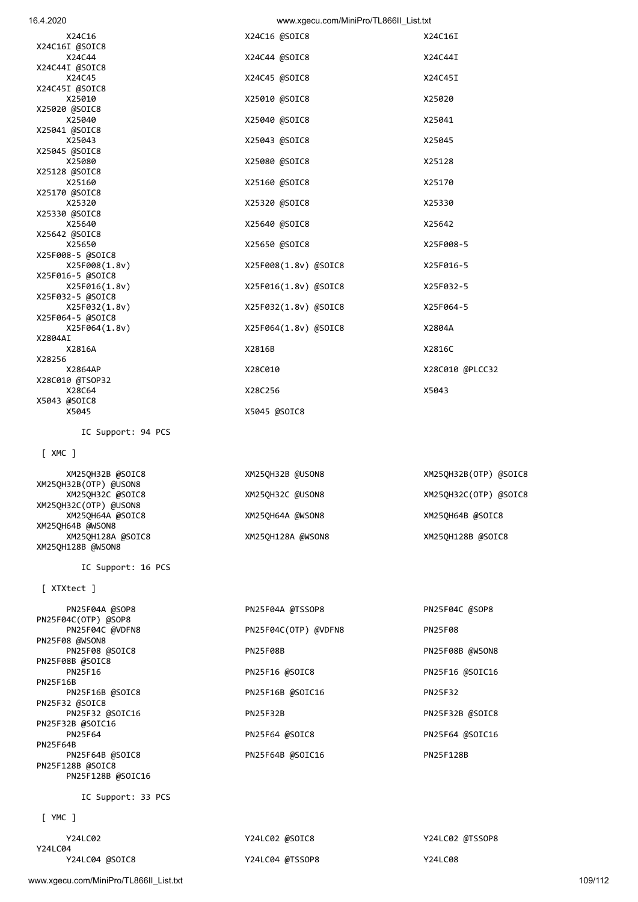```
      X24C16                             X24C16 @SOIC8                      X24C16I
X24C16I @SOIC8
      X24C44                             X24C44 @SOIC8                      X24C44I
X24C44I @SOIC8
      X24C45                             X24C45 @SOIC8                      X24C45I
X24C45I @SOIC8
      X25010                             X25010 @SOIC8                      X25020
X25020 @SOIC8
      X25040                             X25040 @SOIC8                      X25041
X25041 @SOIC8
      X25043                             X25043 @SOIC8                      X25045
X25045 @SOIC8
      X25080                             X25080 @SOIC8                      X25128
X25128 @SOIC8
      X25160                             X25160 @SOIC8                      X25170
X25170 @SOIC8
      X25320                             X25320 @SOIC8                      X25330
X25330 @SOIC8
      X25640                             X25640 @SOIC8                      X25642
X25642 @SOIC8
      X25650                             X25650 @SOIC8                      X25F008-5
X25F008-5 @SOIC8
      X25F008(1.8v)                      X25F008(1.8v) @SOIC8               X25F016-5
X25F016-5 @SOIC8
      X25F016(1.8v)                      X25F016(1.8v) @SOIC8               X25F032-5
X25F032-5 @SOIC8
      X25F032(1.8v)                      X25F032(1.8v) @SOIC8               X25F064-5
X25F064-5 @SOIC8
      X25F064(1.8v)                      X25F064(1.8v) @SOIC8               X2804A
X2804AI
      X2816A                             X2816B                             X2816C
X28256
      X2864AP                            X28C010                            X28C010 @PLCC32
X28C010 @TSOP32
      X28C64                             X28C256                            X5043
X5043 @SOIC8
      X5045                              X5045 @SOIC8

        IC Support: 94 PCS

 [ XMC ]

      XM25QH32B @SOIC8                   XM25QH32B @USON8                   XM25QH32B(OTP) @SOIC8
XM25QH32B(OTP) @USON8
      XM25QH32C @SOIC8                   XM25QH32C @USON8                   XM25QH32C(OTP) @SOIC8
XM25QH32C(OTP) @USON8
      XM25QH64A @SOIC8                   XM25QH64A @WSON8                   XM25QH64B @SOIC8
XM25QH64B @WSON8
      XM25QH128A @SOIC8                  XM25QH128A @WSON8                  XM25QH128B @SOIC8
XM25QH128B @WSON8

        IC Support: 16 PCS

 [ XTXtect ]

      PN25F04A @SOP8                     PN25F04A @TSSOP8                   PN25F04C @SOP8
PN25F04C(OTP) @SOP8
      PN25F04C @VDFN8                    PN25F04C(OTP) @VDFN8               PN25F08
PN25F08 @WSON8
      PN25F08 @SOIC8                     PN25F08B                           PN25F08B @WSON8
PN25F08B @SOIC8
      PN25F16                            PN25F16 @SOIC8                     PN25F16 @SOIC16
PN25F16B
      PN25F16B @SOIC8                    PN25F16B @SOIC16                   PN25F32
PN25F32 @SOIC8
      PN25F32 @SOIC16                    PN25F32B                           PN25F32B @SOIC8
PN25F32B @SOIC16
      PN25F64                            PN25F64 @SOIC8                     PN25F64 @SOIC16
PN25F64B
      PN25F64B @SOIC8                    PN25F64B @SOIC16                   PN25F128B
PN25F128B @SOIC8
      PN25F128B @SOIC16

        IC Support: 33 PCS

 [ YMC ]

      Y24LC02                            Y24LC02 @SOIC8                     Y24LC02 @TSSOP8
Y24LC04
      Y24LC04 @SOIC8                     Y24LC04 @TSSOP8                    Y24LC08
```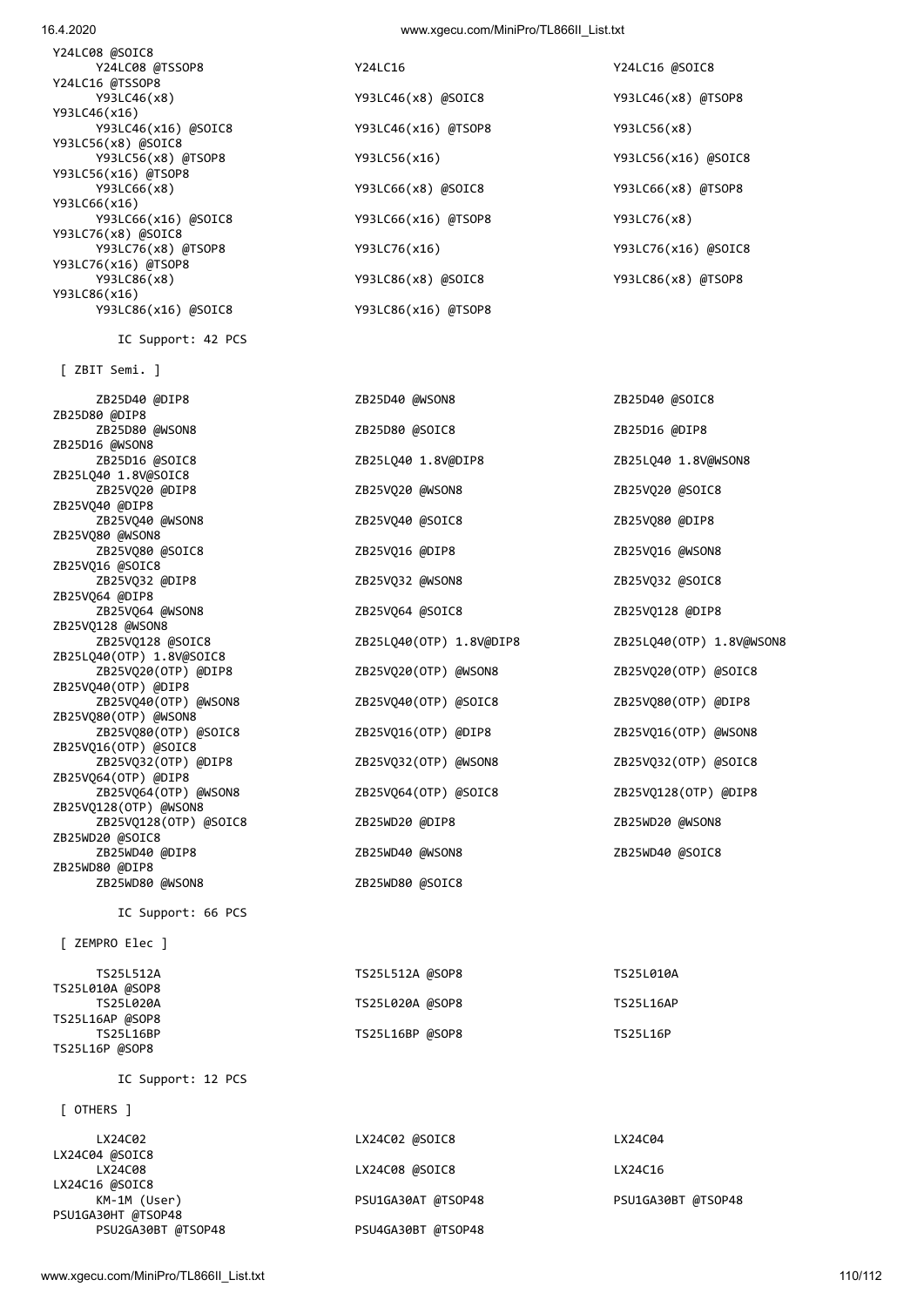Y24LC08 @SOIC8
Y24LC08 @TSSOP8 Y24LC16 Y24LC16 @SOIC8
Y24LC16 @TSSOP8
Y93LC46(x8) Y93LC46(x8) @SOIC8 Y93LC46(x8) @TSOP8
Y93LC46(x16)
Y93LC46(x16) @SOIC8 Y93LC46(x16) @TSOP8 Y93LC56(x8)
Y93LC56(x8) @SOIC8
Y93LC56(x8) @TSOP8 Y93LC56(x16) Y93LC56(x16) @SOIC8
Y93LC56(x16) @TSOP8
Y93LC66(x8) Y93LC66(x8) @SOIC8 Y93LC66(x8) @TSOP8
Y93LC66(x16)
Y93LC66(x16) @SOIC8 Y93LC66(x16) @TSOP8 Y93LC76(x8)
Y93LC76(x8) @SOIC8
Y93LC76(x8) @TSOP8 Y93LC76(x16) Y93LC76(x16) @SOIC8
Y93LC76(x16) @TSOP8
Y93LC86(x8) Y93LC86(x8) @SOIC8 Y93LC86(x8) @TSOP8
Y93LC86(x16)
Y93LC86(x16) @SOIC8 Y93LC86(x16) @TSOP8

IC Support: 42 PCS

[ ZBIT Semi. ]

ZB25D40 @DIP8 ZB25D40 @WSON8 ZB25D40 @SOIC8
ZB25D80 @DIP8
ZB25D80 @WSON8 ZB25D80 @SOIC8 ZB25D16 @DIP8
ZB25D16 @WSON8
ZB25D16 @SOIC8 ZB25LQ40 1.8V@DIP8 ZB25LQ40 1.8V@WSON8
ZB25LQ40 1.8V@SOIC8
ZB25VQ20 @DIP8 ZB25VQ20 @WSON8 ZB25VQ20 @SOIC8
ZB25VQ40 @DIP8
ZB25VQ40 @WSON8 ZB25VQ40 @SOIC8 ZB25VQ80 @DIP8
ZB25VQ80 @WSON8
ZB25VQ80 @SOIC8 ZB25VQ16 @DIP8 ZB25VQ16 @WSON8
ZB25VQ16 @SOIC8
ZB25VQ32 @DIP8 ZB25VQ32 @WSON8 ZB25VQ32 @SOIC8
ZB25VQ64 @DIP8
ZB25VQ64 @WSON8 ZB25VQ64 @SOIC8 ZB25VQ128 @DIP8
ZB25VQ128 @WSON8
ZB25VQ128 @SOIC8 ZB25LQ40(OTP) 1.8V@DIP8 ZB25LQ40(OTP) 1.8V@WSON8
ZB25LQ40(OTP) 1.8V@SOIC8
ZB25VQ20(OTP) @DIP8 ZB25VQ20(OTP) @WSON8 ZB25VQ20(OTP) @SOIC8
ZB25VQ40(OTP) @DIP8
ZB25VQ40(OTP) @WSON8 ZB25VQ40(OTP) @SOIC8 ZB25VQ80(OTP) @DIP8
ZB25VQ80(OTP) @WSON8
ZB25VQ80(OTP) @SOIC8 ZB25VQ16(OTP) @DIP8 ZB25VQ16(OTP) @WSON8
ZB25VQ16(OTP) @SOIC8
ZB25VQ32(OTP) @DIP8 ZB25VQ32(OTP) @WSON8 ZB25VQ32(OTP) @SOIC8
ZB25VQ64(OTP) @DIP8
ZB25VQ64(OTP) @WSON8 ZB25VQ64(OTP) @SOIC8 ZB25VQ128(OTP) @DIP8
ZB25VQ128(OTP) @WSON8
ZB25VQ128(OTP) @SOIC8 ZB25WD20 @DIP8 ZB25WD20 @WSON8
ZB25WD20 @SOIC8
ZB25WD40 @DIP8 ZB25WD40 @WSON8 ZB25WD40 @SOIC8
ZB25WD80 @DIP8
ZB25WD80 @WSON8 ZB25WD80 @SOIC8

IC Support: 66 PCS

[ ZEMPRO Elec ]

TS25L512A TS25L512A @SOP8 TS25L010A
TS25L010A @SOP8
TS25L020A TS25L020A @SOP8 TS25L16AP
TS25L16AP @SOP8
TS25L16BP TS25L16BP @SOP8 TS25L16P
TS25L16P @SOP8

IC Support: 12 PCS

[ OTHERS ]

LX24C02 LX24C02 @SOIC8 LX24C04
LX24C04 @SOIC8
LX24C08 LX24C08 @SOIC8 LX24C16
LX24C16 @SOIC8
KM-1M (User) PSU1GA30AT @TSOP48 PSU1GA30BT @TSOP48
PSU1GA30HT @TSOP48
PSU2GA30BT @TSOP48 PSU4GA30BT @TSOP48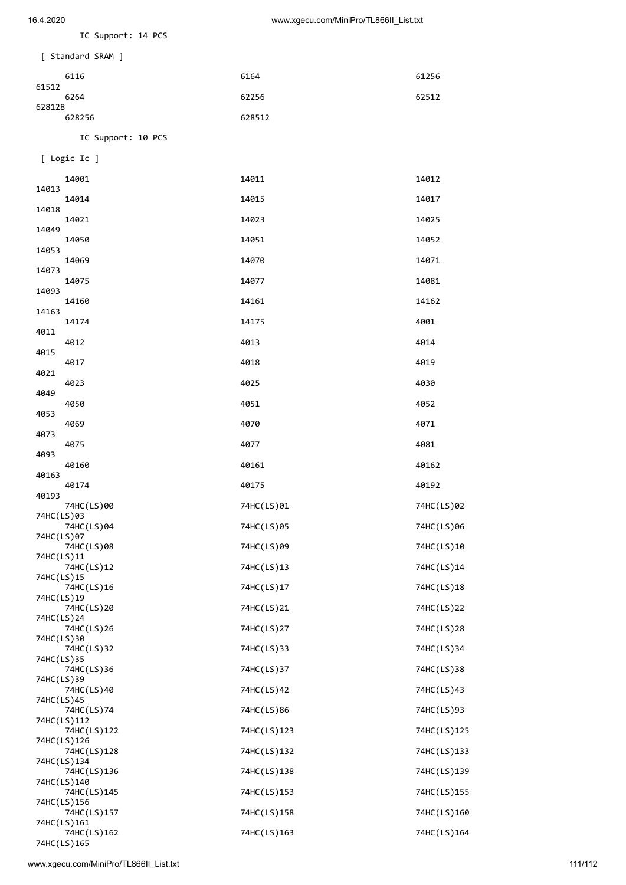IC Support: 14 PCS

[ Standard SRAM ]

```
    6116                6164                61256
61512
    6264                62256               62512
628128
    628256              628512
```

IC Support: 10 PCS

[ Logic Ic ]

```
    14001               14011               14012
14013
    14014               14015               14017
14018
    14021               14023               14025
14049
    14050               14051               14052
14053
    14069               14070               14071
14073
    14075               14077               14081
14093
    14160               14161               14162
14163
    14174               14175               4001
4011
    4012                4013                4014
4015
    4017                4018                4019
4021
    4023                4025                4030
4049
    4050                4051                4052
4053
    4069                4070                4071
4073
    4075                4077                4081
4093
    40160               40161               40162
40163
    40174               40175               40192
40193
    74HC(LS)00          74HC(LS)01          74HC(LS)02
74HC(LS)03
    74HC(LS)04          74HC(LS)05          74HC(LS)06
74HC(LS)07
    74HC(LS)08          74HC(LS)09          74HC(LS)10
74HC(LS)11
    74HC(LS)12          74HC(LS)13          74HC(LS)14
74HC(LS)15
    74HC(LS)16          74HC(LS)17          74HC(LS)18
74HC(LS)19
    74HC(LS)20          74HC(LS)21          74HC(LS)22
74HC(LS)24
    74HC(LS)26          74HC(LS)27          74HC(LS)28
74HC(LS)30
    74HC(LS)32          74HC(LS)33          74HC(LS)34
74HC(LS)35
    74HC(LS)36          74HC(LS)37          74HC(LS)38
74HC(LS)39
    74HC(LS)40          74HC(LS)42          74HC(LS)43
74HC(LS)45
    74HC(LS)74          74HC(LS)86          74HC(LS)93
74HC(LS)112
    74HC(LS)122         74HC(LS)123         74HC(LS)125
74HC(LS)126
    74HC(LS)128         74HC(LS)132         74HC(LS)133
74HC(LS)134
    74HC(LS)136         74HC(LS)138         74HC(LS)139
74HC(LS)140
    74HC(LS)145         74HC(LS)153         74HC(LS)155
74HC(LS)156
    74HC(LS)157         74HC(LS)158         74HC(LS)160
74HC(LS)161
    74HC(LS)162         74HC(LS)163         74HC(LS)164
74HC(LS)165
```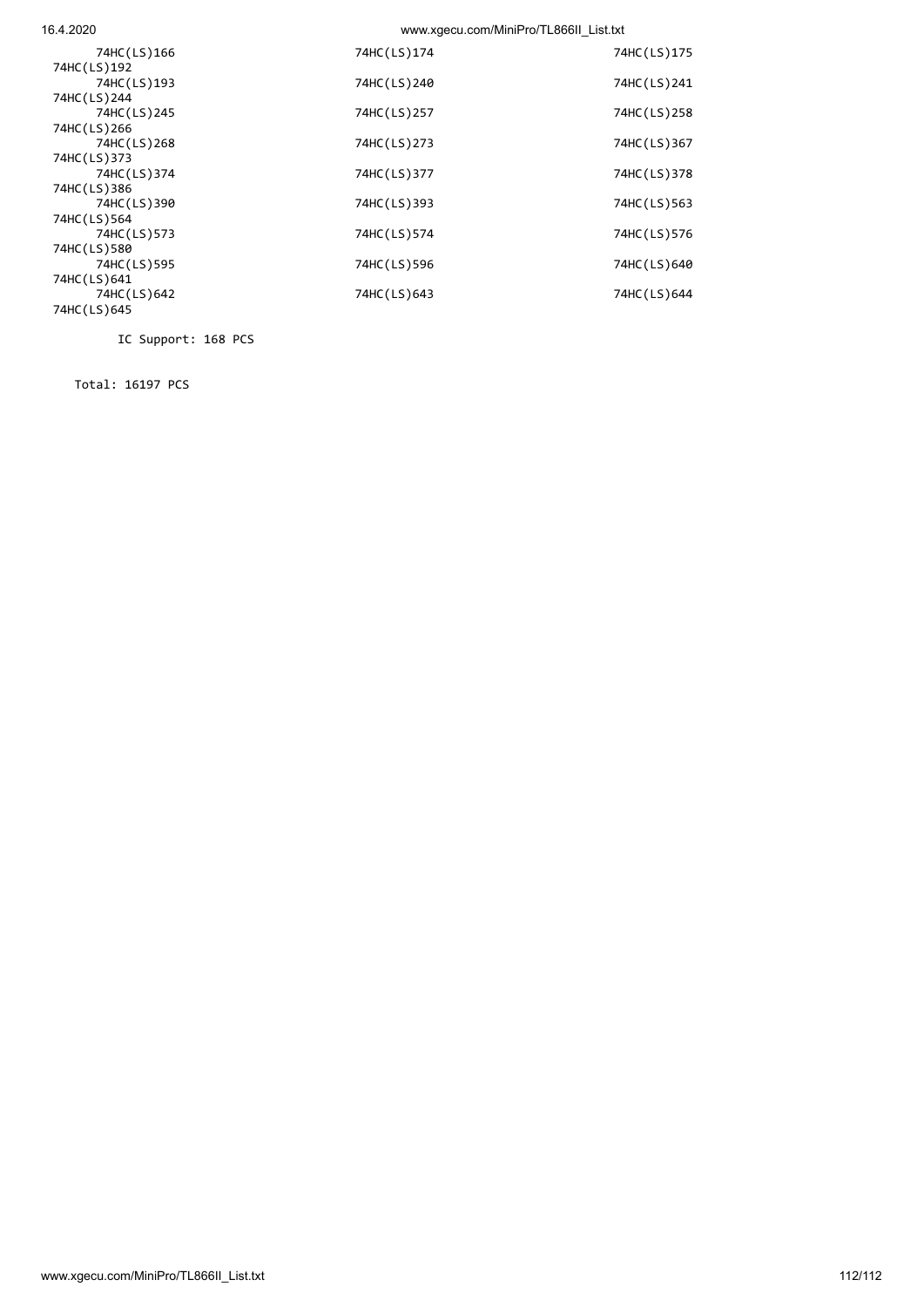```
    74HC(LS)166                         74HC(LS)174                         74HC(LS)175
74HC(LS)192
    74HC(LS)193                         74HC(LS)240                         74HC(LS)241
74HC(LS)244
    74HC(LS)245                         74HC(LS)257                         74HC(LS)258
74HC(LS)266
    74HC(LS)268                         74HC(LS)273                         74HC(LS)367
74HC(LS)373
    74HC(LS)374                         74HC(LS)377                         74HC(LS)378
74HC(LS)386
    74HC(LS)390                         74HC(LS)393                         74HC(LS)563
74HC(LS)564
    74HC(LS)573                         74HC(LS)574                         74HC(LS)576
74HC(LS)580
    74HC(LS)595                         74HC(LS)596                         74HC(LS)640
74HC(LS)641
    74HC(LS)642                         74HC(LS)643                         74HC(LS)644
74HC(LS)645

        IC Support: 168 PCS

    Total: 16197 PCS
```